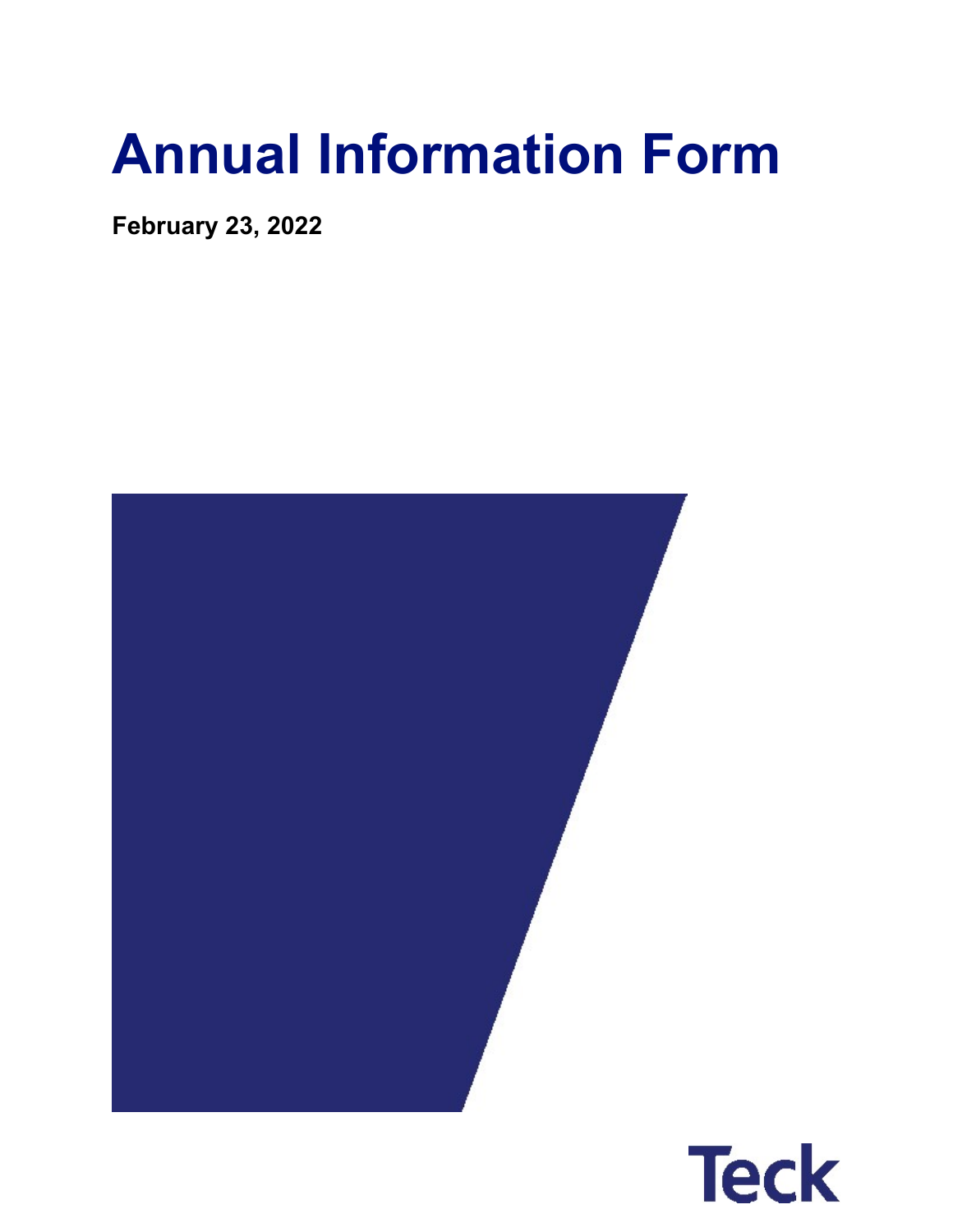# Annual Information Form

**February 23, 2022**

Teck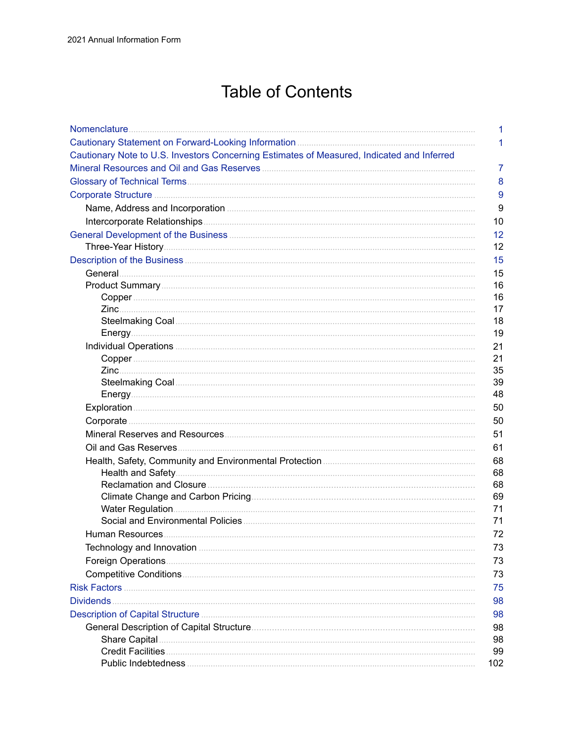# Table of Contents

| | |
|---|---|
| Nomenclature | 1 |
| Cautionary Statement on Forward-Looking Information | 1 |
| Cautionary Note to U.S. Investors Concerning Estimates of Measured, Indicated and Inferred Mineral Resources and Oil and Gas Reserves | 7 |
| Glossary of Technical Terms | 8 |
| Corporate Structure | 9 |
| Name, Address and Incorporation | 9 |
| Intercorporate Relationships | 10 |
| General Development of the Business | 12 |
| Three-Year History | 12 |
| Description of the Business | 15 |
| General | 15 |
| Product Summary | 16 |
| Copper | 16 |
| Zinc | 17 |
| Steelmaking Coal | 18 |
| Energy | 19 |
| Individual Operations | 21 |
| Copper | 21 |
| Zinc | 35 |
| Steelmaking Coal | 39 |
| Energy | 48 |
| Exploration | 50 |
| Corporate | 50 |
| Mineral Reserves and Resources | 51 |
| Oil and Gas Reserves | 61 |
| Health, Safety, Community and Environmental Protection | 68 |
| Health and Safety | 68 |
| Reclamation and Closure | 68 |
| Climate Change and Carbon Pricing | 69 |
| Water Regulation | 71 |
| Social and Environmental Policies | 71 |
| Human Resources | 72 |
| Technology and Innovation | 73 |
| Foreign Operations | 73 |
| Competitive Conditions | 73 |
| Risk Factors | 75 |
| Dividends | 98 |
| Description of Capital Structure | 98 |
| General Description of Capital Structure | 98 |
| Share Capital | 98 |
| Credit Facilities | 99 |
| Public Indebtedness | 102 |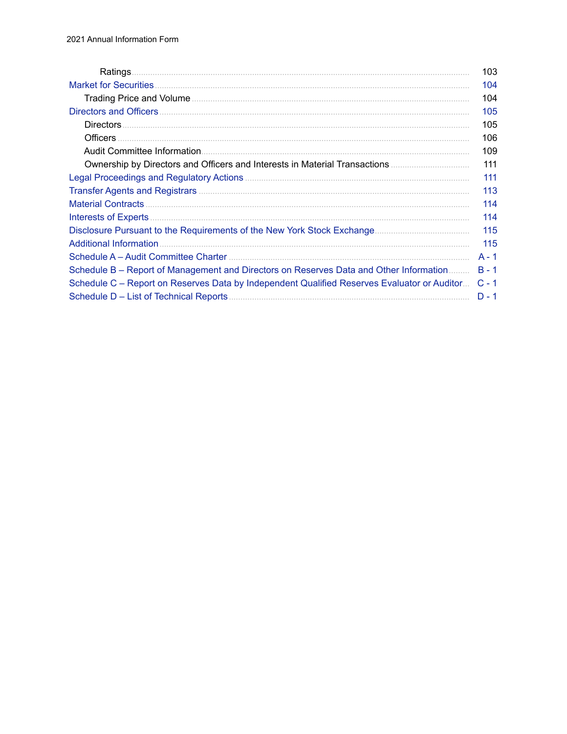| | |
|---|---|
| Ratings | 103 |
| Market for Securities | 104 |
| Trading Price and Volume | 104 |
| Directors and Officers | 105 |
| Directors | 105 |
| Officers | 106 |
| Audit Committee Information | 109 |
| Ownership by Directors and Officers and Interests in Material Transactions | 111 |
| Legal Proceedings and Regulatory Actions | 111 |
| Transfer Agents and Registrars | 113 |
| Material Contracts | 114 |
| Interests of Experts | 114 |
| Disclosure Pursuant to the Requirements of the New York Stock Exchange | 115 |
| Additional Information | 115 |
| Schedule A – Audit Committee Charter | A - 1 |
| Schedule B – Report of Management and Directors on Reserves Data and Other Information | B - 1 |
| Schedule C – Report on Reserves Data by Independent Qualified Reserves Evaluator or Auditor | C - 1 |
| Schedule D – List of Technical Reports | D - 1 |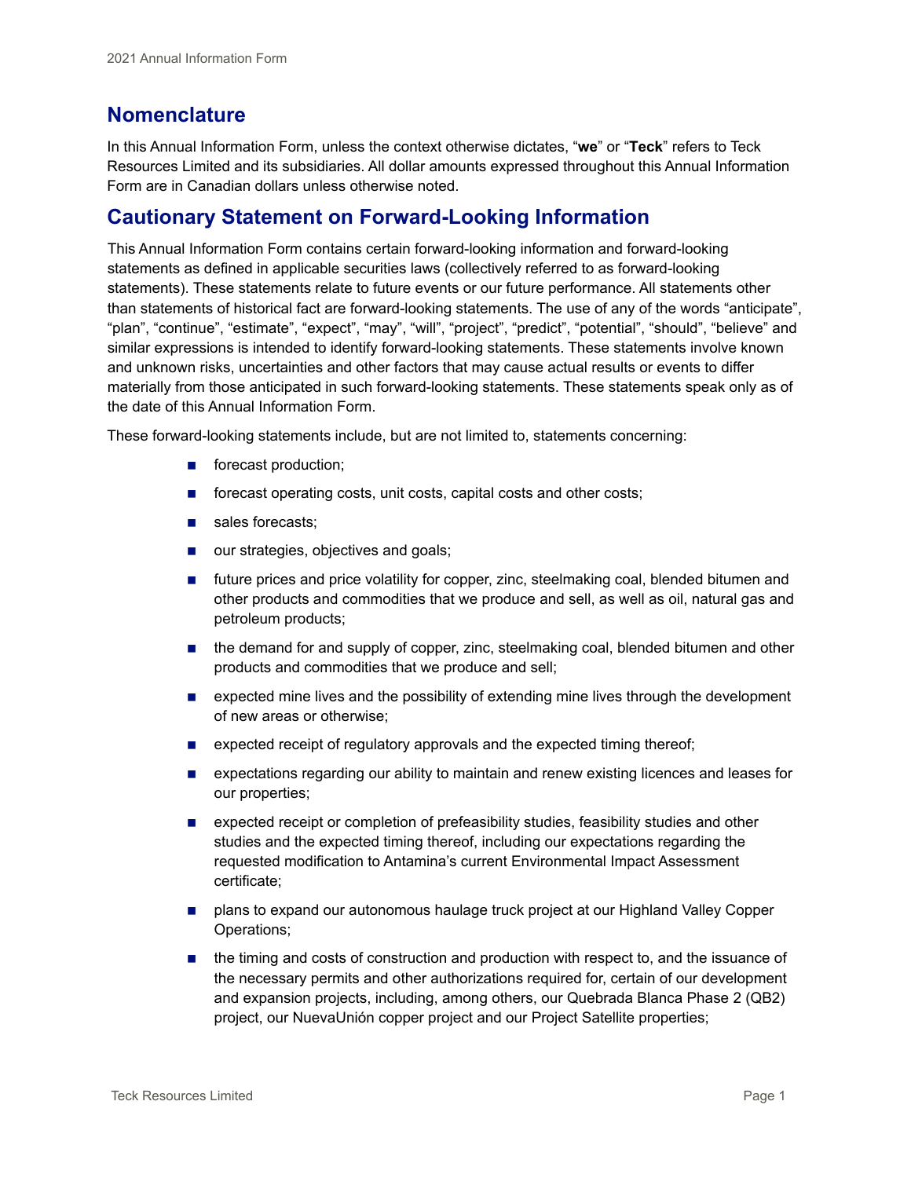## Nomenclature

In this Annual Information Form, unless the context otherwise dictates, "**we**" or "**Teck**" refers to Teck Resources Limited and its subsidiaries. All dollar amounts expressed throughout this Annual Information Form are in Canadian dollars unless otherwise noted.

## Cautionary Statement on Forward-Looking Information

This Annual Information Form contains certain forward-looking information and forward-looking statements as defined in applicable securities laws (collectively referred to as forward-looking statements). These statements relate to future events or our future performance. All statements other than statements of historical fact are forward-looking statements. The use of any of the words "anticipate", "plan", "continue", "estimate", "expect", "may", "will", "project", "predict", "potential", "should", "believe" and similar expressions is intended to identify forward-looking statements. These statements involve known and unknown risks, uncertainties and other factors that may cause actual results or events to differ materially from those anticipated in such forward-looking statements. These statements speak only as of the date of this Annual Information Form.

These forward-looking statements include, but are not limited to, statements concerning:

- forecast production;
- forecast operating costs, unit costs, capital costs and other costs;
- sales forecasts;
- our strategies, objectives and goals;
- future prices and price volatility for copper, zinc, steelmaking coal, blended bitumen and other products and commodities that we produce and sell, as well as oil, natural gas and petroleum products;
- the demand for and supply of copper, zinc, steelmaking coal, blended bitumen and other products and commodities that we produce and sell;
- expected mine lives and the possibility of extending mine lives through the development of new areas or otherwise;
- expected receipt of regulatory approvals and the expected timing thereof;
- expectations regarding our ability to maintain and renew existing licences and leases for our properties;
- expected receipt or completion of prefeasibility studies, feasibility studies and other studies and the expected timing thereof, including our expectations regarding the requested modification to Antamina's current Environmental Impact Assessment certificate;
- plans to expand our autonomous haulage truck project at our Highland Valley Copper Operations;
- the timing and costs of construction and production with respect to, and the issuance of the necessary permits and other authorizations required for, certain of our development and expansion projects, including, among others, our Quebrada Blanca Phase 2 (QB2) project, our NuevaUnión copper project and our Project Satellite properties;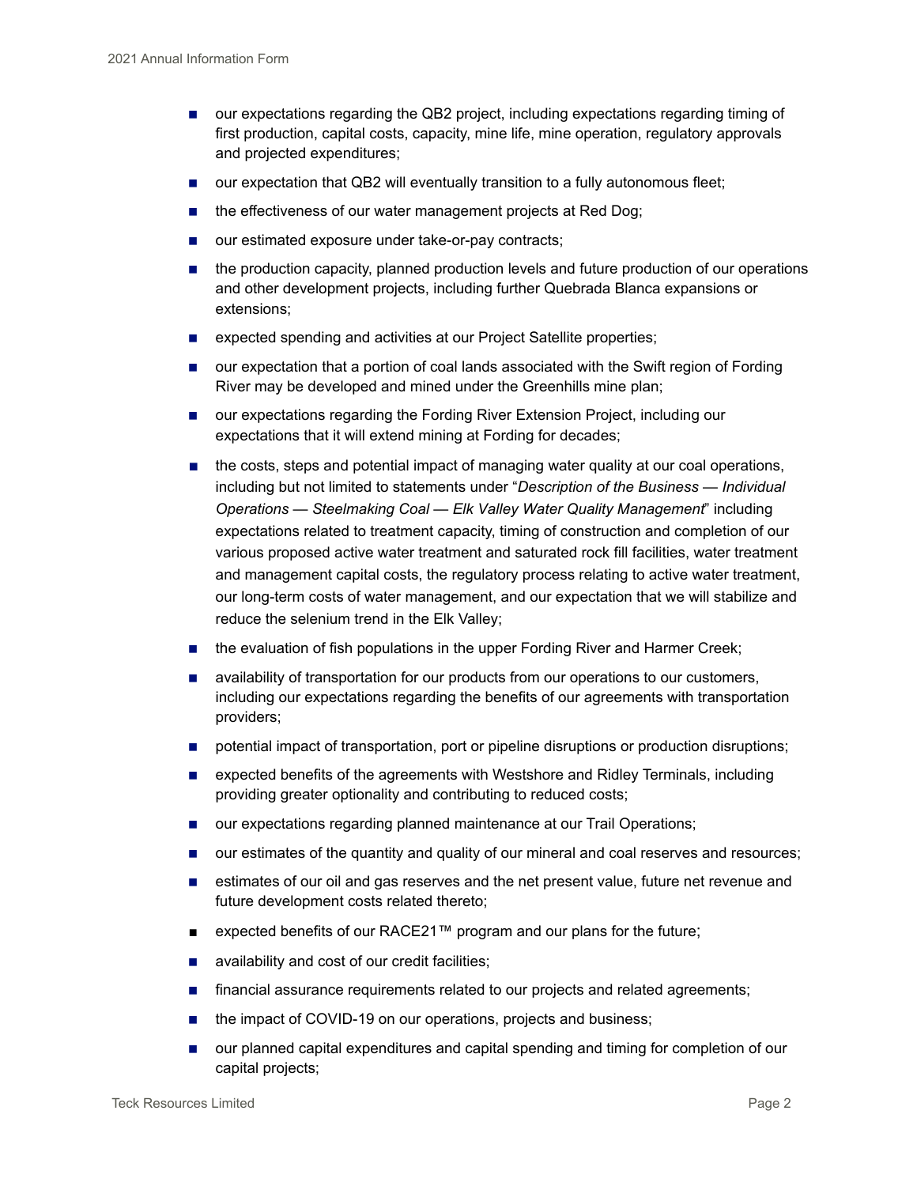- our expectations regarding the QB2 project, including expectations regarding timing of first production, capital costs, capacity, mine life, mine operation, regulatory approvals and projected expenditures;
- our expectation that QB2 will eventually transition to a fully autonomous fleet;
- the effectiveness of our water management projects at Red Dog;
- our estimated exposure under take-or-pay contracts;
- the production capacity, planned production levels and future production of our operations and other development projects, including further Quebrada Blanca expansions or extensions;
- expected spending and activities at our Project Satellite properties;
- our expectation that a portion of coal lands associated with the Swift region of Fording River may be developed and mined under the Greenhills mine plan;
- our expectations regarding the Fording River Extension Project, including our expectations that it will extend mining at Fording for decades;
- the costs, steps and potential impact of managing water quality at our coal operations, including but not limited to statements under "*Description of the Business — Individual Operations — Steelmaking Coal — Elk Valley Water Quality Management*" including expectations related to treatment capacity, timing of construction and completion of our various proposed active water treatment and saturated rock fill facilities, water treatment and management capital costs, the regulatory process relating to active water treatment, our long-term costs of water management, and our expectation that we will stabilize and reduce the selenium trend in the Elk Valley;
- the evaluation of fish populations in the upper Fording River and Harmer Creek;
- availability of transportation for our products from our operations to our customers, including our expectations regarding the benefits of our agreements with transportation providers;
- potential impact of transportation, port or pipeline disruptions or production disruptions;
- expected benefits of the agreements with Westshore and Ridley Terminals, including providing greater optionality and contributing to reduced costs;
- our expectations regarding planned maintenance at our Trail Operations;
- our estimates of the quantity and quality of our mineral and coal reserves and resources;
- estimates of our oil and gas reserves and the net present value, future net revenue and future development costs related thereto;
- expected benefits of our RACE21™ program and our plans for the future;
- availability and cost of our credit facilities;
- financial assurance requirements related to our projects and related agreements;
- the impact of COVID-19 on our operations, projects and business;
- our planned capital expenditures and capital spending and timing for completion of our capital projects;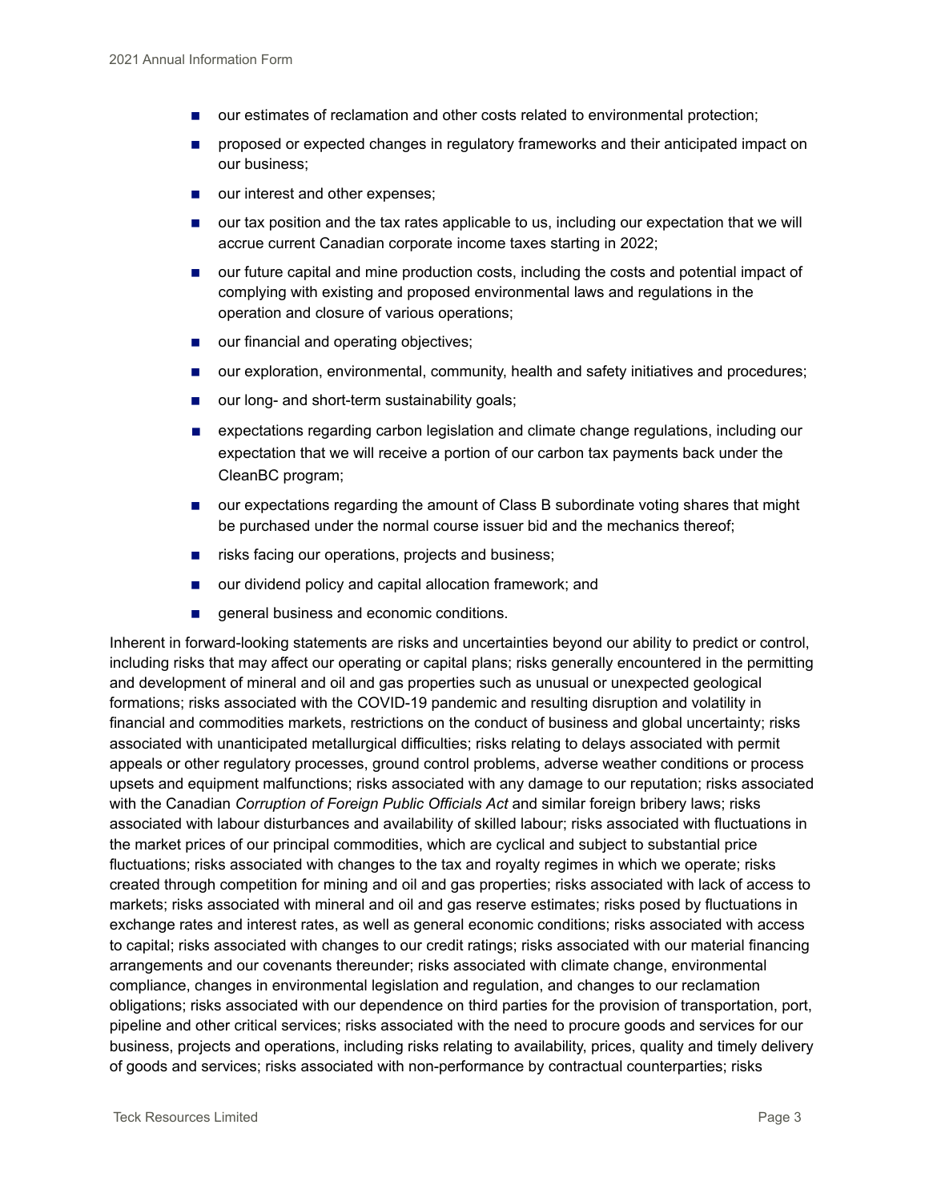- our estimates of reclamation and other costs related to environmental protection;
- proposed or expected changes in regulatory frameworks and their anticipated impact on our business;
- our interest and other expenses;
- our tax position and the tax rates applicable to us, including our expectation that we will accrue current Canadian corporate income taxes starting in 2022;
- our future capital and mine production costs, including the costs and potential impact of complying with existing and proposed environmental laws and regulations in the operation and closure of various operations;
- our financial and operating objectives;
- our exploration, environmental, community, health and safety initiatives and procedures;
- our long- and short-term sustainability goals;
- expectations regarding carbon legislation and climate change regulations, including our expectation that we will receive a portion of our carbon tax payments back under the CleanBC program;
- our expectations regarding the amount of Class B subordinate voting shares that might be purchased under the normal course issuer bid and the mechanics thereof;
- risks facing our operations, projects and business;
- our dividend policy and capital allocation framework; and
- general business and economic conditions.

Inherent in forward-looking statements are risks and uncertainties beyond our ability to predict or control, including risks that may affect our operating or capital plans; risks generally encountered in the permitting and development of mineral and oil and gas properties such as unusual or unexpected geological formations; risks associated with the COVID-19 pandemic and resulting disruption and volatility in financial and commodities markets, restrictions on the conduct of business and global uncertainty; risks associated with unanticipated metallurgical difficulties; risks relating to delays associated with permit appeals or other regulatory processes, ground control problems, adverse weather conditions or process upsets and equipment malfunctions; risks associated with any damage to our reputation; risks associated with the Canadian *Corruption of Foreign Public Officials Act* and similar foreign bribery laws; risks associated with labour disturbances and availability of skilled labour; risks associated with fluctuations in the market prices of our principal commodities, which are cyclical and subject to substantial price fluctuations; risks associated with changes to the tax and royalty regimes in which we operate; risks created through competition for mining and oil and gas properties; risks associated with lack of access to markets; risks associated with mineral and oil and gas reserve estimates; risks posed by fluctuations in exchange rates and interest rates, as well as general economic conditions; risks associated with access to capital; risks associated with changes to our credit ratings; risks associated with our material financing arrangements and our covenants thereunder; risks associated with climate change, environmental compliance, changes in environmental legislation and regulation, and changes to our reclamation obligations; risks associated with our dependence on third parties for the provision of transportation, port, pipeline and other critical services; risks associated with the need to procure goods and services for our business, projects and operations, including risks relating to availability, prices, quality and timely delivery of goods and services; risks associated with non-performance by contractual counterparties; risks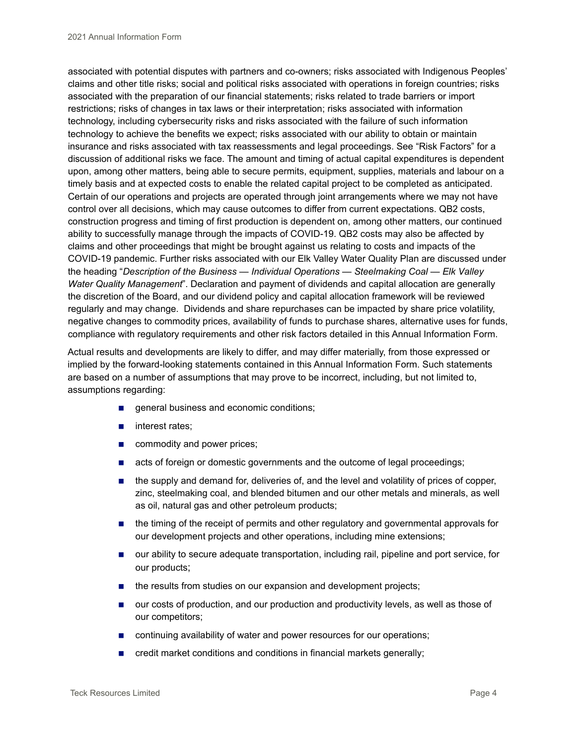associated with potential disputes with partners and co-owners; risks associated with Indigenous Peoples' claims and other title risks; social and political risks associated with operations in foreign countries; risks associated with the preparation of our financial statements; risks related to trade barriers or import restrictions; risks of changes in tax laws or their interpretation; risks associated with information technology, including cybersecurity risks and risks associated with the failure of such information technology to achieve the benefits we expect; risks associated with our ability to obtain or maintain insurance and risks associated with tax reassessments and legal proceedings. See "Risk Factors" for a discussion of additional risks we face. The amount and timing of actual capital expenditures is dependent upon, among other matters, being able to secure permits, equipment, supplies, materials and labour on a timely basis and at expected costs to enable the related capital project to be completed as anticipated. Certain of our operations and projects are operated through joint arrangements where we may not have control over all decisions, which may cause outcomes to differ from current expectations. QB2 costs, construction progress and timing of first production is dependent on, among other matters, our continued ability to successfully manage through the impacts of COVID-19. QB2 costs may also be affected by claims and other proceedings that might be brought against us relating to costs and impacts of the COVID-19 pandemic. Further risks associated with our Elk Valley Water Quality Plan are discussed under the heading "*Description of the Business — Individual Operations — Steelmaking Coal — Elk Valley Water Quality Management*". Declaration and payment of dividends and capital allocation are generally the discretion of the Board, and our dividend policy and capital allocation framework will be reviewed regularly and may change. Dividends and share repurchases can be impacted by share price volatility, negative changes to commodity prices, availability of funds to purchase shares, alternative uses for funds, compliance with regulatory requirements and other risk factors detailed in this Annual Information Form.

Actual results and developments are likely to differ, and may differ materially, from those expressed or implied by the forward-looking statements contained in this Annual Information Form. Such statements are based on a number of assumptions that may prove to be incorrect, including, but not limited to, assumptions regarding:

- general business and economic conditions;
- interest rates;
- commodity and power prices;
- acts of foreign or domestic governments and the outcome of legal proceedings;
- the supply and demand for, deliveries of, and the level and volatility of prices of copper, zinc, steelmaking coal, and blended bitumen and our other metals and minerals, as well as oil, natural gas and other petroleum products;
- the timing of the receipt of permits and other regulatory and governmental approvals for our development projects and other operations, including mine extensions;
- our ability to secure adequate transportation, including rail, pipeline and port service, for our products;
- the results from studies on our expansion and development projects;
- our costs of production, and our production and productivity levels, as well as those of our competitors;
- continuing availability of water and power resources for our operations;
- credit market conditions and conditions in financial markets generally;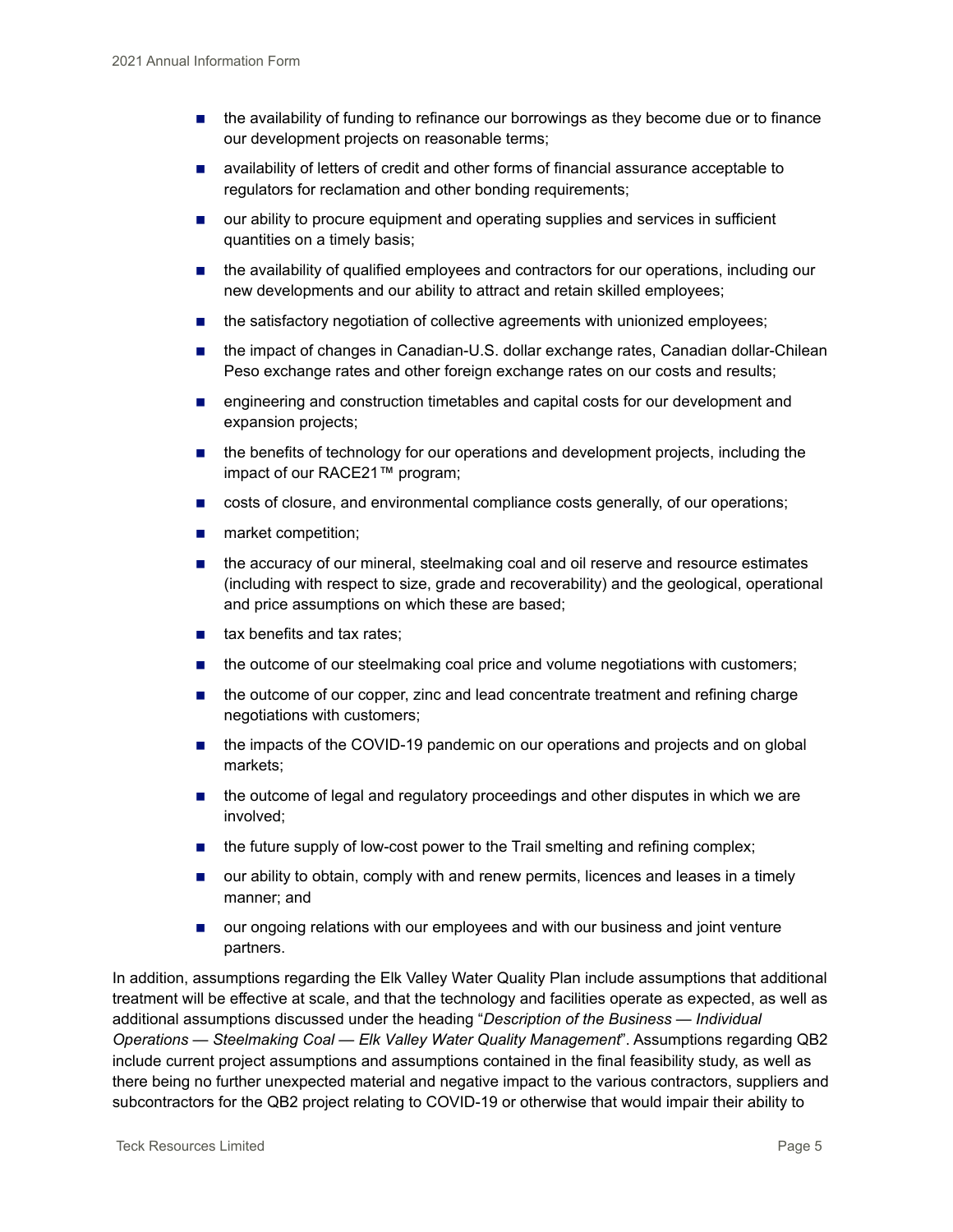- the availability of funding to refinance our borrowings as they become due or to finance our development projects on reasonable terms;
- availability of letters of credit and other forms of financial assurance acceptable to regulators for reclamation and other bonding requirements;
- our ability to procure equipment and operating supplies and services in sufficient quantities on a timely basis;
- the availability of qualified employees and contractors for our operations, including our new developments and our ability to attract and retain skilled employees;
- the satisfactory negotiation of collective agreements with unionized employees;
- the impact of changes in Canadian-U.S. dollar exchange rates, Canadian dollar-Chilean Peso exchange rates and other foreign exchange rates on our costs and results;
- engineering and construction timetables and capital costs for our development and expansion projects;
- the benefits of technology for our operations and development projects, including the impact of our RACE21™ program;
- costs of closure, and environmental compliance costs generally, of our operations;
- market competition;
- the accuracy of our mineral, steelmaking coal and oil reserve and resource estimates (including with respect to size, grade and recoverability) and the geological, operational and price assumptions on which these are based;
- tax benefits and tax rates;
- the outcome of our steelmaking coal price and volume negotiations with customers;
- the outcome of our copper, zinc and lead concentrate treatment and refining charge negotiations with customers;
- the impacts of the COVID-19 pandemic on our operations and projects and on global markets;
- the outcome of legal and regulatory proceedings and other disputes in which we are involved;
- the future supply of low-cost power to the Trail smelting and refining complex;
- our ability to obtain, comply with and renew permits, licences and leases in a timely manner; and
- our ongoing relations with our employees and with our business and joint venture partners.

In addition, assumptions regarding the Elk Valley Water Quality Plan include assumptions that additional treatment will be effective at scale, and that the technology and facilities operate as expected, as well as additional assumptions discussed under the heading "*Description of the Business — Individual Operations — Steelmaking Coal — Elk Valley Water Quality Management*". Assumptions regarding QB2 include current project assumptions and assumptions contained in the final feasibility study, as well as there being no further unexpected material and negative impact to the various contractors, suppliers and subcontractors for the QB2 project relating to COVID-19 or otherwise that would impair their ability to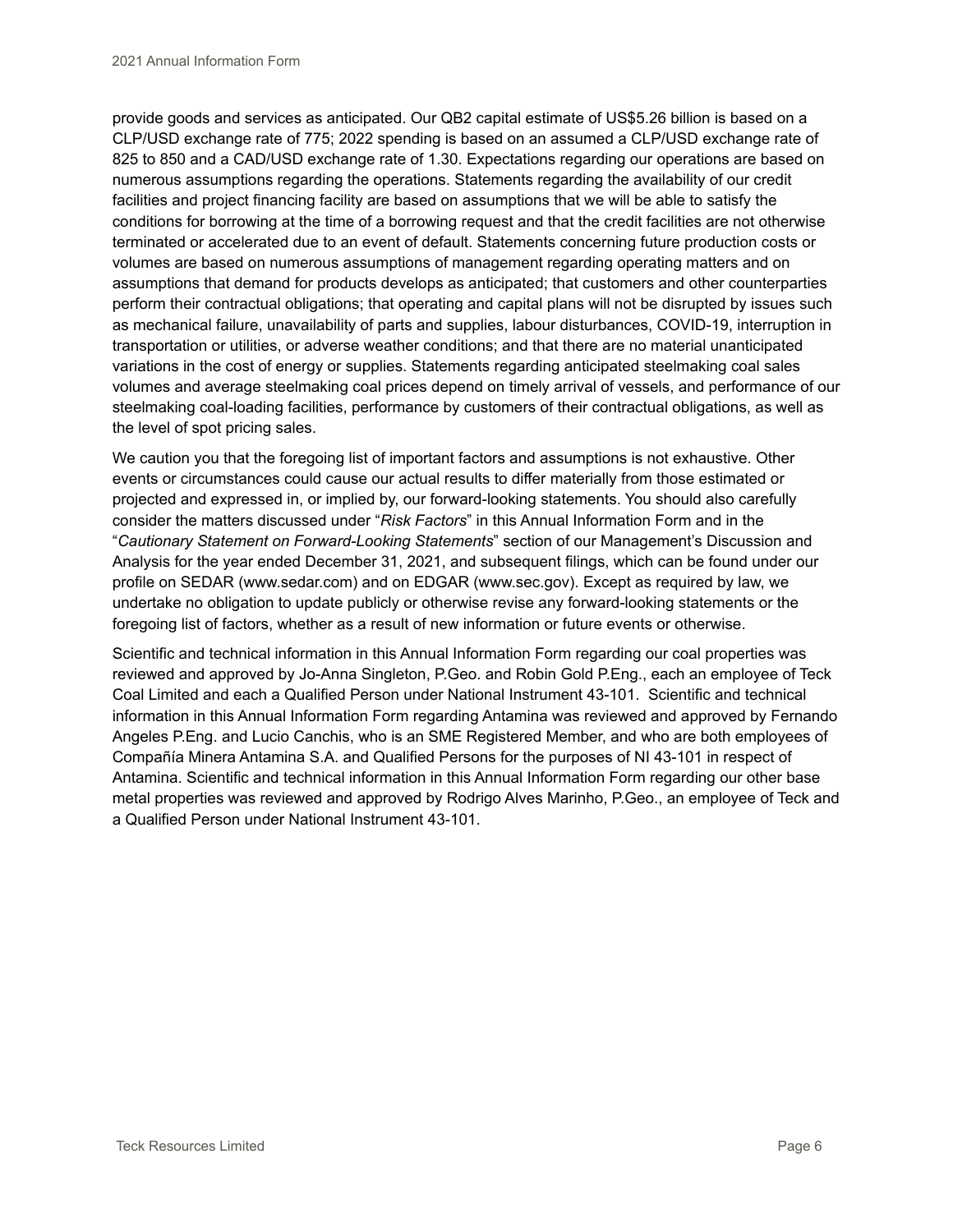provide goods and services as anticipated. Our QB2 capital estimate of US$5.26 billion is based on a CLP/USD exchange rate of 775; 2022 spending is based on an assumed a CLP/USD exchange rate of 825 to 850 and a CAD/USD exchange rate of 1.30. Expectations regarding our operations are based on numerous assumptions regarding the operations. Statements regarding the availability of our credit facilities and project financing facility are based on assumptions that we will be able to satisfy the conditions for borrowing at the time of a borrowing request and that the credit facilities are not otherwise terminated or accelerated due to an event of default. Statements concerning future production costs or volumes are based on numerous assumptions of management regarding operating matters and on assumptions that demand for products develops as anticipated; that customers and other counterparties perform their contractual obligations; that operating and capital plans will not be disrupted by issues such as mechanical failure, unavailability of parts and supplies, labour disturbances, COVID-19, interruption in transportation or utilities, or adverse weather conditions; and that there are no material unanticipated variations in the cost of energy or supplies. Statements regarding anticipated steelmaking coal sales volumes and average steelmaking coal prices depend on timely arrival of vessels, and performance of our steelmaking coal-loading facilities, performance by customers of their contractual obligations, as well as the level of spot pricing sales.

We caution you that the foregoing list of important factors and assumptions is not exhaustive. Other events or circumstances could cause our actual results to differ materially from those estimated or projected and expressed in, or implied by, our forward-looking statements. You should also carefully consider the matters discussed under "*Risk Factors*" in this Annual Information Form and in the "*Cautionary Statement on Forward-Looking Statements*" section of our Management's Discussion and Analysis for the year ended December 31, 2021, and subsequent filings, which can be found under our profile on SEDAR (www.sedar.com) and on EDGAR (www.sec.gov). Except as required by law, we undertake no obligation to update publicly or otherwise revise any forward-looking statements or the foregoing list of factors, whether as a result of new information or future events or otherwise.

Scientific and technical information in this Annual Information Form regarding our coal properties was reviewed and approved by Jo-Anna Singleton, P.Geo. and Robin Gold P.Eng., each an employee of Teck Coal Limited and each a Qualified Person under National Instrument 43-101. Scientific and technical information in this Annual Information Form regarding Antamina was reviewed and approved by Fernando Angeles P.Eng. and Lucio Canchis, who is an SME Registered Member, and who are both employees of Compañía Minera Antamina S.A. and Qualified Persons for the purposes of NI 43-101 in respect of Antamina. Scientific and technical information in this Annual Information Form regarding our other base metal properties was reviewed and approved by Rodrigo Alves Marinho, P.Geo., an employee of Teck and a Qualified Person under National Instrument 43-101.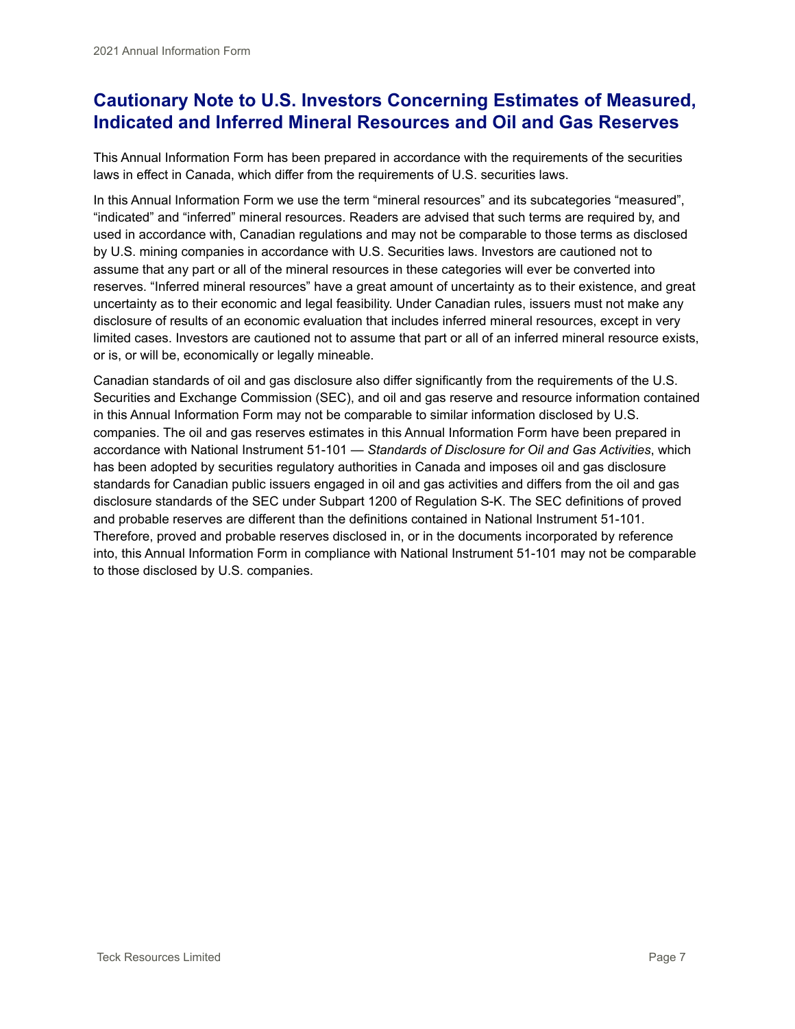## Cautionary Note to U.S. Investors Concerning Estimates of Measured, Indicated and Inferred Mineral Resources and Oil and Gas Reserves

This Annual Information Form has been prepared in accordance with the requirements of the securities laws in effect in Canada, which differ from the requirements of U.S. securities laws.

In this Annual Information Form we use the term "mineral resources" and its subcategories "measured", "indicated" and "inferred" mineral resources. Readers are advised that such terms are required by, and used in accordance with, Canadian regulations and may not be comparable to those terms as disclosed by U.S. mining companies in accordance with U.S. Securities laws. Investors are cautioned not to assume that any part or all of the mineral resources in these categories will ever be converted into reserves. "Inferred mineral resources" have a great amount of uncertainty as to their existence, and great uncertainty as to their economic and legal feasibility. Under Canadian rules, issuers must not make any disclosure of results of an economic evaluation that includes inferred mineral resources, except in very limited cases. Investors are cautioned not to assume that part or all of an inferred mineral resource exists, or is, or will be, economically or legally mineable.

Canadian standards of oil and gas disclosure also differ significantly from the requirements of the U.S. Securities and Exchange Commission (SEC), and oil and gas reserve and resource information contained in this Annual Information Form may not be comparable to similar information disclosed by U.S. companies. The oil and gas reserves estimates in this Annual Information Form have been prepared in accordance with National Instrument 51-101 — *Standards of Disclosure for Oil and Gas Activities*, which has been adopted by securities regulatory authorities in Canada and imposes oil and gas disclosure standards for Canadian public issuers engaged in oil and gas activities and differs from the oil and gas disclosure standards of the SEC under Subpart 1200 of Regulation S-K. The SEC definitions of proved and probable reserves are different than the definitions contained in National Instrument 51-101. Therefore, proved and probable reserves disclosed in, or in the documents incorporated by reference into, this Annual Information Form in compliance with National Instrument 51-101 may not be comparable to those disclosed by U.S. companies.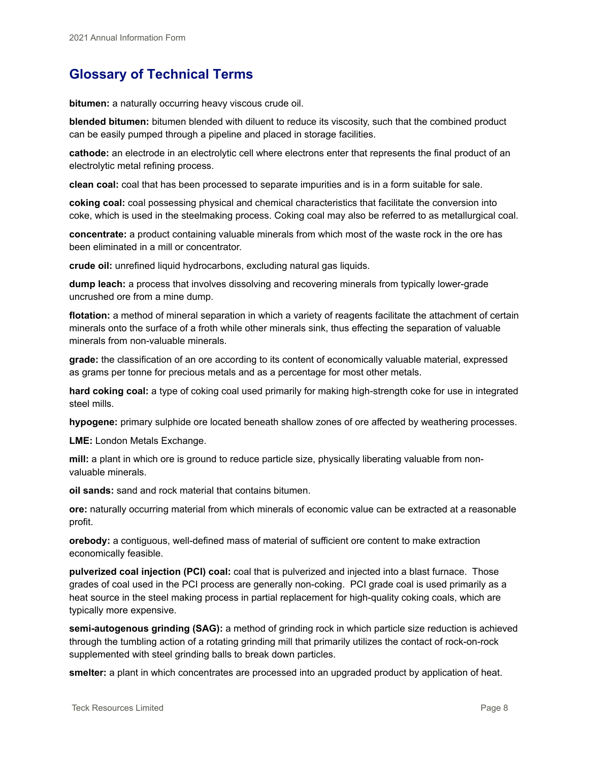## Glossary of Technical Terms

**bitumen:** a naturally occurring heavy viscous crude oil.

**blended bitumen:** bitumen blended with diluent to reduce its viscosity, such that the combined product can be easily pumped through a pipeline and placed in storage facilities.

**cathode:** an electrode in an electrolytic cell where electrons enter that represents the final product of an electrolytic metal refining process.

**clean coal:** coal that has been processed to separate impurities and is in a form suitable for sale.

**coking coal:** coal possessing physical and chemical characteristics that facilitate the conversion into coke, which is used in the steelmaking process. Coking coal may also be referred to as metallurgical coal.

**concentrate:** a product containing valuable minerals from which most of the waste rock in the ore has been eliminated in a mill or concentrator.

**crude oil:** unrefined liquid hydrocarbons, excluding natural gas liquids.

**dump leach:** a process that involves dissolving and recovering minerals from typically lower-grade uncrushed ore from a mine dump.

**flotation:** a method of mineral separation in which a variety of reagents facilitate the attachment of certain minerals onto the surface of a froth while other minerals sink, thus effecting the separation of valuable minerals from non-valuable minerals.

**grade:** the classification of an ore according to its content of economically valuable material, expressed as grams per tonne for precious metals and as a percentage for most other metals.

**hard coking coal:** a type of coking coal used primarily for making high-strength coke for use in integrated steel mills.

**hypogene:** primary sulphide ore located beneath shallow zones of ore affected by weathering processes.

**LME:** London Metals Exchange.

**mill:** a plant in which ore is ground to reduce particle size, physically liberating valuable from non-valuable minerals.

**oil sands:** sand and rock material that contains bitumen.

**ore:** naturally occurring material from which minerals of economic value can be extracted at a reasonable profit.

**orebody:** a contiguous, well-defined mass of material of sufficient ore content to make extraction economically feasible.

**pulverized coal injection (PCI) coal:** coal that is pulverized and injected into a blast furnace. Those grades of coal used in the PCI process are generally non-coking. PCI grade coal is used primarily as a heat source in the steel making process in partial replacement for high-quality coking coals, which are typically more expensive.

**semi-autogenous grinding (SAG):** a method of grinding rock in which particle size reduction is achieved through the tumbling action of a rotating grinding mill that primarily utilizes the contact of rock-on-rock supplemented with steel grinding balls to break down particles.

**smelter:** a plant in which concentrates are processed into an upgraded product by application of heat.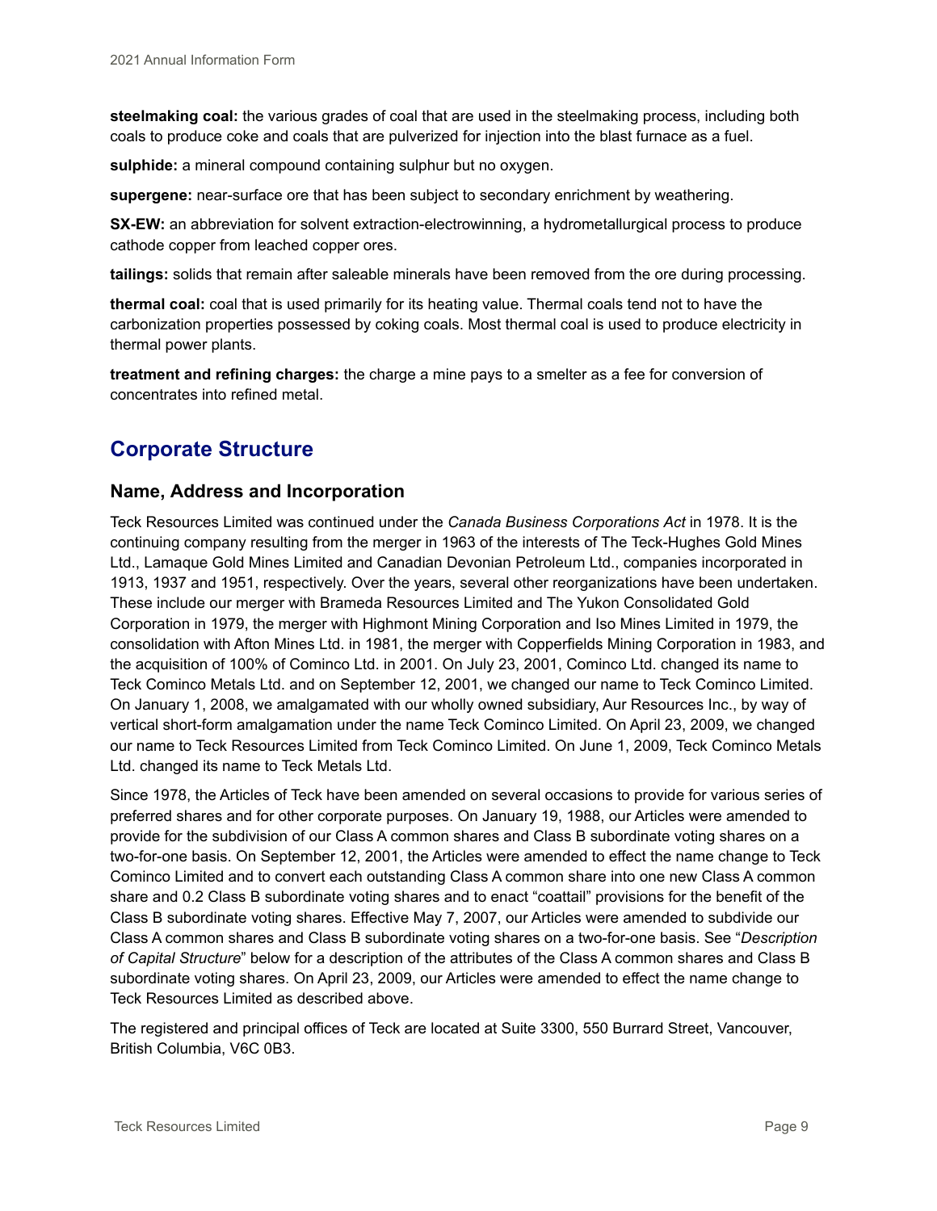**steelmaking coal:** the various grades of coal that are used in the steelmaking process, including both coals to produce coke and coals that are pulverized for injection into the blast furnace as a fuel.

**sulphide:** a mineral compound containing sulphur but no oxygen.

**supergene:** near-surface ore that has been subject to secondary enrichment by weathering.

**SX-EW:** an abbreviation for solvent extraction-electrowinning, a hydrometallurgical process to produce cathode copper from leached copper ores.

**tailings:** solids that remain after saleable minerals have been removed from the ore during processing.

**thermal coal:** coal that is used primarily for its heating value. Thermal coals tend not to have the carbonization properties possessed by coking coals. Most thermal coal is used to produce electricity in thermal power plants.

**treatment and refining charges:** the charge a mine pays to a smelter as a fee for conversion of concentrates into refined metal.

# Corporate Structure

## Name, Address and Incorporation

Teck Resources Limited was continued under the *Canada Business Corporations Act* in 1978. It is the continuing company resulting from the merger in 1963 of the interests of The Teck-Hughes Gold Mines Ltd., Lamaque Gold Mines Limited and Canadian Devonian Petroleum Ltd., companies incorporated in 1913, 1937 and 1951, respectively. Over the years, several other reorganizations have been undertaken. These include our merger with Brameda Resources Limited and The Yukon Consolidated Gold Corporation in 1979, the merger with Highmont Mining Corporation and Iso Mines Limited in 1979, the consolidation with Afton Mines Ltd. in 1981, the merger with Copperfields Mining Corporation in 1983, and the acquisition of 100% of Cominco Ltd. in 2001. On July 23, 2001, Cominco Ltd. changed its name to Teck Cominco Metals Ltd. and on September 12, 2001, we changed our name to Teck Cominco Limited. On January 1, 2008, we amalgamated with our wholly owned subsidiary, Aur Resources Inc., by way of vertical short-form amalgamation under the name Teck Cominco Limited. On April 23, 2009, we changed our name to Teck Resources Limited from Teck Cominco Limited. On June 1, 2009, Teck Cominco Metals Ltd. changed its name to Teck Metals Ltd.

Since 1978, the Articles of Teck have been amended on several occasions to provide for various series of preferred shares and for other corporate purposes. On January 19, 1988, our Articles were amended to provide for the subdivision of our Class A common shares and Class B subordinate voting shares on a two-for-one basis. On September 12, 2001, the Articles were amended to effect the name change to Teck Cominco Limited and to convert each outstanding Class A common share into one new Class A common share and 0.2 Class B subordinate voting shares and to enact "coattail" provisions for the benefit of the Class B subordinate voting shares. Effective May 7, 2007, our Articles were amended to subdivide our Class A common shares and Class B subordinate voting shares on a two-for-one basis. See "*Description of Capital Structure*" below for a description of the attributes of the Class A common shares and Class B subordinate voting shares. On April 23, 2009, our Articles were amended to effect the name change to Teck Resources Limited as described above.

The registered and principal offices of Teck are located at Suite 3300, 550 Burrard Street, Vancouver, British Columbia, V6C 0B3.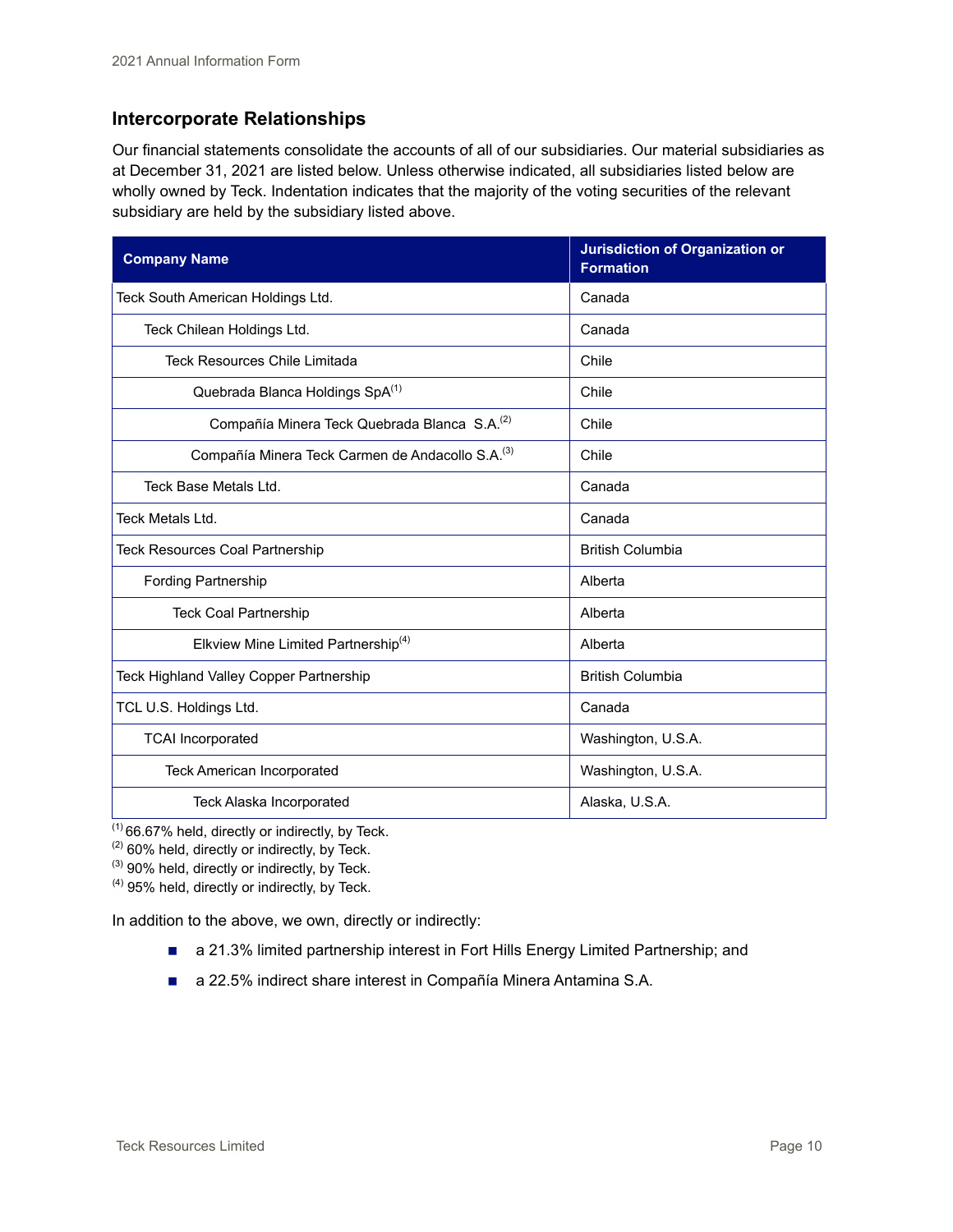## Intercorporate Relationships

Our financial statements consolidate the accounts of all of our subsidiaries. Our material subsidiaries as at December 31, 2021 are listed below. Unless otherwise indicated, all subsidiaries listed below are wholly owned by Teck. Indentation indicates that the majority of the voting securities of the relevant subsidiary are held by the subsidiary listed above.

| Company Name | Jurisdiction of Organization or Formation |
|---|---|
| Teck South American Holdings Ltd. | Canada |
| &nbsp;&nbsp;&nbsp;&nbsp;Teck Chilean Holdings Ltd. | Canada |
| &nbsp;&nbsp;&nbsp;&nbsp;&nbsp;&nbsp;&nbsp;&nbsp;Teck Resources Chile Limitada | Chile |
| &nbsp;&nbsp;&nbsp;&nbsp;&nbsp;&nbsp;&nbsp;&nbsp;&nbsp;&nbsp;&nbsp;&nbsp;Quebrada Blanca Holdings SpA[1] | Chile |
| &nbsp;&nbsp;&nbsp;&nbsp;&nbsp;&nbsp;&nbsp;&nbsp;&nbsp;&nbsp;&nbsp;&nbsp;&nbsp;&nbsp;&nbsp;&nbsp;Compañía Minera Teck Quebrada Blanca S.A.[2] | Chile |
| &nbsp;&nbsp;&nbsp;&nbsp;&nbsp;&nbsp;&nbsp;&nbsp;&nbsp;&nbsp;&nbsp;&nbsp;Compañía Minera Teck Carmen de Andacollo S.A.[3] | Chile |
| &nbsp;&nbsp;&nbsp;&nbsp;Teck Base Metals Ltd. | Canada |
| Teck Metals Ltd. | Canada |
| Teck Resources Coal Partnership | British Columbia |
| &nbsp;&nbsp;&nbsp;&nbsp;Fording Partnership | Alberta |
| &nbsp;&nbsp;&nbsp;&nbsp;&nbsp;&nbsp;&nbsp;&nbsp;Teck Coal Partnership | Alberta |
| &nbsp;&nbsp;&nbsp;&nbsp;&nbsp;&nbsp;&nbsp;&nbsp;&nbsp;&nbsp;&nbsp;&nbsp;Elkview Mine Limited Partnership[4] | Alberta |
| Teck Highland Valley Copper Partnership | British Columbia |
| TCL U.S. Holdings Ltd. | Canada |
| &nbsp;&nbsp;&nbsp;&nbsp;TCAI Incorporated | Washington, U.S.A. |
| &nbsp;&nbsp;&nbsp;&nbsp;&nbsp;&nbsp;&nbsp;&nbsp;Teck American Incorporated | Washington, U.S.A. |
| &nbsp;&nbsp;&nbsp;&nbsp;&nbsp;&nbsp;&nbsp;&nbsp;&nbsp;&nbsp;&nbsp;&nbsp;Teck Alaska Incorporated | Alaska, U.S.A. |

[1] 66.67% held, directly or indirectly, by Teck.
[2] 60% held, directly or indirectly, by Teck.
[3] 90% held, directly or indirectly, by Teck.
[4] 95% held, directly or indirectly, by Teck.

In addition to the above, we own, directly or indirectly:

- a 21.3% limited partnership interest in Fort Hills Energy Limited Partnership; and
- a 22.5% indirect share interest in Compañía Minera Antamina S.A.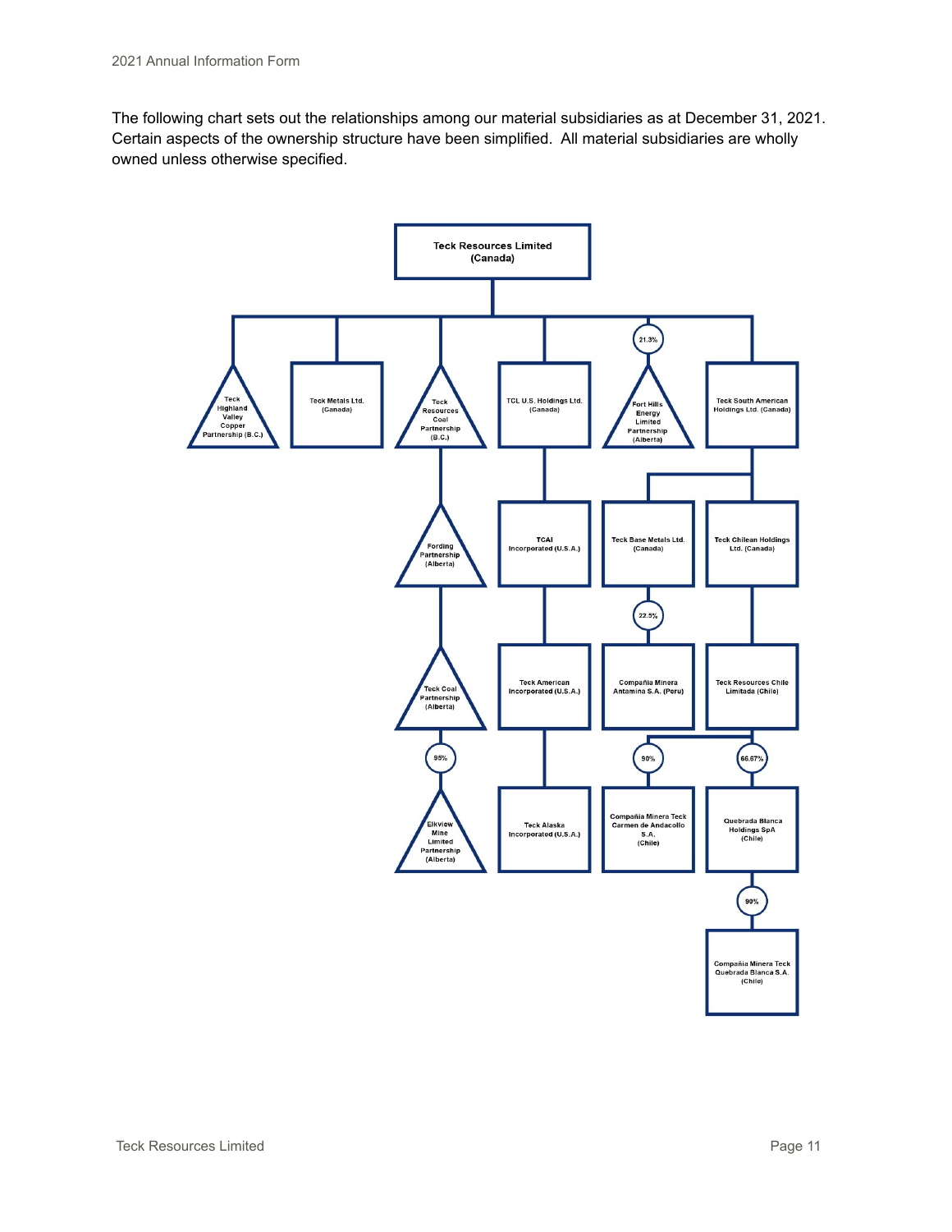The following chart sets out the relationships among our material subsidiaries as at December 31, 2021. Certain aspects of the ownership structure have been simplified. All material subsidiaries are wholly owned unless otherwise specified.

- **Teck Resources Limited (Canada)**
  - Teck Highland Valley Copper Partnership (B.C.)
  - Teck Metals Ltd. (Canada)
  - Teck Resources Coal Partnership (B.C.)
    - Fording Partnership (Alberta)
      - Teck Coal Partnership (Alberta)
        - 95% — Elkview Mine Limited Partnership (Alberta)
  - TCL U.S. Holdings Ltd. (Canada)
    - TCAI Incorporated (U.S.A.)
      - Teck American Incorporated (U.S.A.)
        - Teck Alaska Incorporated (U.S.A.)
  - 21.3% — Fort Hills Energy Limited Partnership (Alberta)
  - Teck South American Holdings Ltd. (Canada)
    - Teck Base Metals Ltd. (Canada)
      - 22.5% — Compañia Minera Antamina S.A. (Peru)
    - Teck Chilean Holdings Ltd. (Canada)
      - Teck Resources Chile Limitada (Chile)
        - 90% — Compañia Minera Teck Carmen de Andacollo S.A. (Chile)
        - 66.67% — Quebrada Blanca Holdings SpA (Chile)
          - 90% — Compañia Minera Teck Quebrada Blanca S.A. (Chile)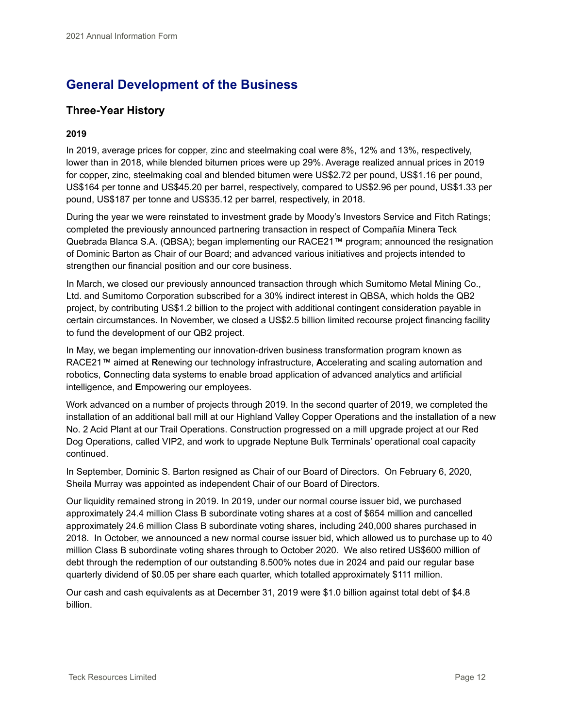# General Development of the Business

## Three-Year History

### 2019

In 2019, average prices for copper, zinc and steelmaking coal were 8%, 12% and 13%, respectively, lower than in 2018, while blended bitumen prices were up 29%. Average realized annual prices in 2019 for copper, zinc, steelmaking coal and blended bitumen were US$2.72 per pound, US$1.16 per pound, US$164 per tonne and US$45.20 per barrel, respectively, compared to US$2.96 per pound, US$1.33 per pound, US$187 per tonne and US$35.12 per barrel, respectively, in 2018.

During the year we were reinstated to investment grade by Moody's Investors Service and Fitch Ratings; completed the previously announced partnering transaction in respect of Compañía Minera Teck Quebrada Blanca S.A. (QBSA); began implementing our RACE21™ program; announced the resignation of Dominic Barton as Chair of our Board; and advanced various initiatives and projects intended to strengthen our financial position and our core business.

In March, we closed our previously announced transaction through which Sumitomo Metal Mining Co., Ltd. and Sumitomo Corporation subscribed for a 30% indirect interest in QBSA, which holds the QB2 project, by contributing US$1.2 billion to the project with additional contingent consideration payable in certain circumstances. In November, we closed a US$2.5 billion limited recourse project financing facility to fund the development of our QB2 project.

In May, we began implementing our innovation-driven business transformation program known as RACE21™ aimed at **R**enewing our technology infrastructure, **A**ccelerating and scaling automation and robotics, **C**onnecting data systems to enable broad application of advanced analytics and artificial intelligence, and **E**mpowering our employees.

Work advanced on a number of projects through 2019. In the second quarter of 2019, we completed the installation of an additional ball mill at our Highland Valley Copper Operations and the installation of a new No. 2 Acid Plant at our Trail Operations. Construction progressed on a mill upgrade project at our Red Dog Operations, called VIP2, and work to upgrade Neptune Bulk Terminals' operational coal capacity continued.

In September, Dominic S. Barton resigned as Chair of our Board of Directors. On February 6, 2020, Sheila Murray was appointed as independent Chair of our Board of Directors.

Our liquidity remained strong in 2019. In 2019, under our normal course issuer bid, we purchased approximately 24.4 million Class B subordinate voting shares at a cost of $654 million and cancelled approximately 24.6 million Class B subordinate voting shares, including 240,000 shares purchased in 2018. In October, we announced a new normal course issuer bid, which allowed us to purchase up to 40 million Class B subordinate voting shares through to October 2020. We also retired US$600 million of debt through the redemption of our outstanding 8.500% notes due in 2024 and paid our regular base quarterly dividend of $0.05 per share each quarter, which totalled approximately $111 million.

Our cash and cash equivalents as at December 31, 2019 were $1.0 billion against total debt of $4.8 billion.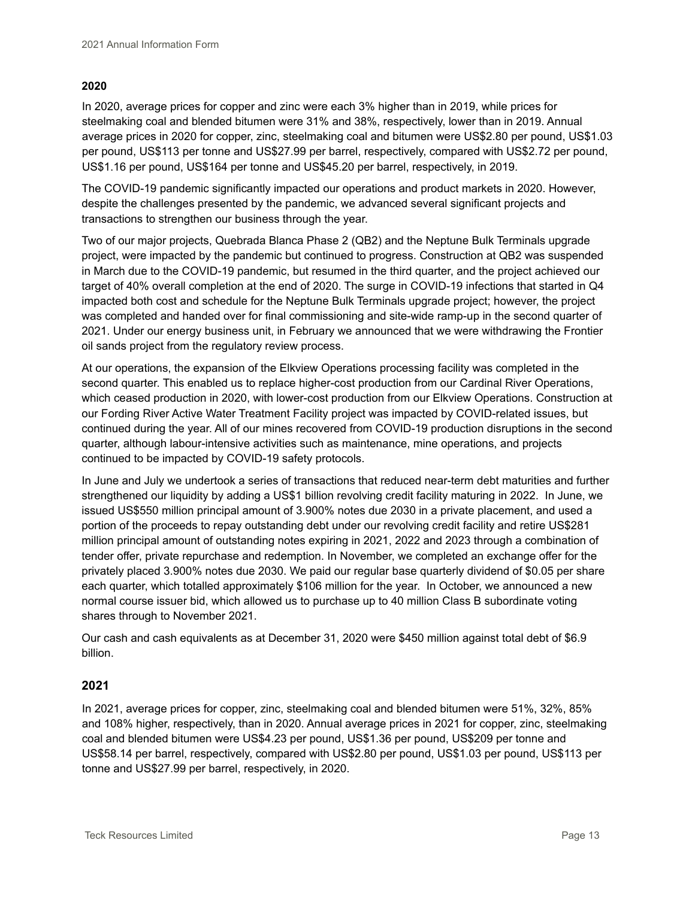## 2020

In 2020, average prices for copper and zinc were each 3% higher than in 2019, while prices for steelmaking coal and blended bitumen were 31% and 38%, respectively, lower than in 2019. Annual average prices in 2020 for copper, zinc, steelmaking coal and bitumen were US$2.80 per pound, US$1.03 per pound, US$113 per tonne and US$27.99 per barrel, respectively, compared with US$2.72 per pound, US$1.16 per pound, US$164 per tonne and US$45.20 per barrel, respectively, in 2019.

The COVID-19 pandemic significantly impacted our operations and product markets in 2020. However, despite the challenges presented by the pandemic, we advanced several significant projects and transactions to strengthen our business through the year.

Two of our major projects, Quebrada Blanca Phase 2 (QB2) and the Neptune Bulk Terminals upgrade project, were impacted by the pandemic but continued to progress. Construction at QB2 was suspended in March due to the COVID-19 pandemic, but resumed in the third quarter, and the project achieved our target of 40% overall completion at the end of 2020. The surge in COVID-19 infections that started in Q4 impacted both cost and schedule for the Neptune Bulk Terminals upgrade project; however, the project was completed and handed over for final commissioning and site-wide ramp-up in the second quarter of 2021. Under our energy business unit, in February we announced that we were withdrawing the Frontier oil sands project from the regulatory review process.

At our operations, the expansion of the Elkview Operations processing facility was completed in the second quarter. This enabled us to replace higher-cost production from our Cardinal River Operations, which ceased production in 2020, with lower-cost production from our Elkview Operations. Construction at our Fording River Active Water Treatment Facility project was impacted by COVID-related issues, but continued during the year. All of our mines recovered from COVID-19 production disruptions in the second quarter, although labour-intensive activities such as maintenance, mine operations, and projects continued to be impacted by COVID-19 safety protocols.

In June and July we undertook a series of transactions that reduced near-term debt maturities and further strengthened our liquidity by adding a US$1 billion revolving credit facility maturing in 2022. In June, we issued US$550 million principal amount of 3.900% notes due 2030 in a private placement, and used a portion of the proceeds to repay outstanding debt under our revolving credit facility and retire US$281 million principal amount of outstanding notes expiring in 2021, 2022 and 2023 through a combination of tender offer, private repurchase and redemption. In November, we completed an exchange offer for the privately placed 3.900% notes due 2030. We paid our regular base quarterly dividend of $0.05 per share each quarter, which totalled approximately $106 million for the year. In October, we announced a new normal course issuer bid, which allowed us to purchase up to 40 million Class B subordinate voting shares through to November 2021.

Our cash and cash equivalents as at December 31, 2020 were $450 million against total debt of $6.9 billion.

## 2021

In 2021, average prices for copper, zinc, steelmaking coal and blended bitumen were 51%, 32%, 85% and 108% higher, respectively, than in 2020. Annual average prices in 2021 for copper, zinc, steelmaking coal and blended bitumen were US$4.23 per pound, US$1.36 per pound, US$209 per tonne and US$58.14 per barrel, respectively, compared with US$2.80 per pound, US$1.03 per pound, US$113 per tonne and US$27.99 per barrel, respectively, in 2020.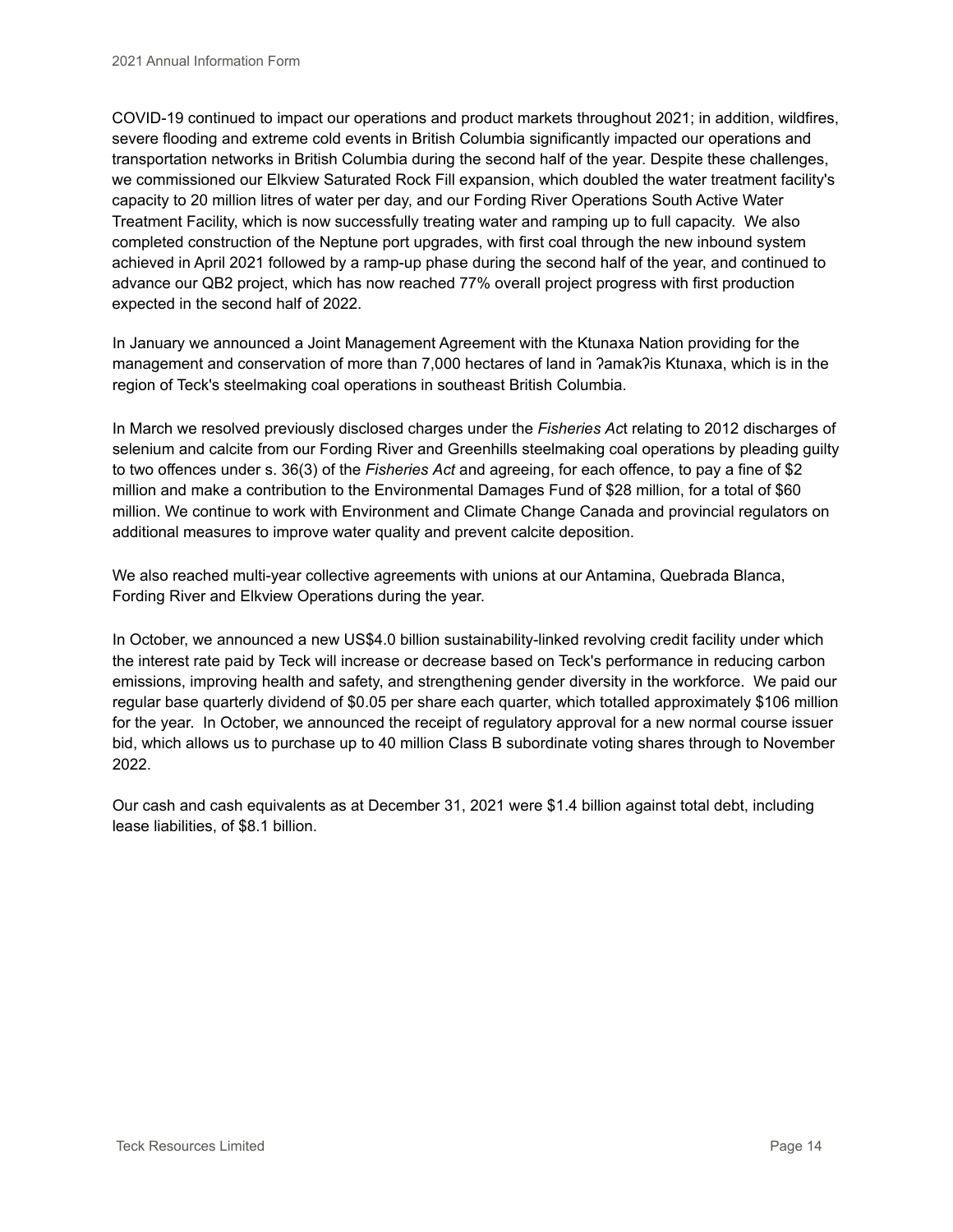COVID-19 continued to impact our operations and product markets throughout 2021; in addition, wildfires, severe flooding and extreme cold events in British Columbia significantly impacted our operations and transportation networks in British Columbia during the second half of the year. Despite these challenges, we commissioned our Elkview Saturated Rock Fill expansion, which doubled the water treatment facility's capacity to 20 million litres of water per day, and our Fording River Operations South Active Water Treatment Facility, which is now successfully treating water and ramping up to full capacity. We also completed construction of the Neptune port upgrades, with first coal through the new inbound system achieved in April 2021 followed by a ramp-up phase during the second half of the year, and continued to advance our QB2 project, which has now reached 77% overall project progress with first production expected in the second half of 2022.

In January we announced a Joint Management Agreement with the Ktunaxa Nation providing for the management and conservation of more than 7,000 hectares of land in ʔamakʔis Ktunaxa, which is in the region of Teck's steelmaking coal operations in southeast British Columbia.

In March we resolved previously disclosed charges under the *Fisheries Act* relating to 2012 discharges of selenium and calcite from our Fording River and Greenhills steelmaking coal operations by pleading guilty to two offences under s. 36(3) of the *Fisheries Act* and agreeing, for each offence, to pay a fine of $2 million and make a contribution to the Environmental Damages Fund of $28 million, for a total of $60 million. We continue to work with Environment and Climate Change Canada and provincial regulators on additional measures to improve water quality and prevent calcite deposition.

We also reached multi-year collective agreements with unions at our Antamina, Quebrada Blanca, Fording River and Elkview Operations during the year.

In October, we announced a new US$4.0 billion sustainability-linked revolving credit facility under which the interest rate paid by Teck will increase or decrease based on Teck's performance in reducing carbon emissions, improving health and safety, and strengthening gender diversity in the workforce. We paid our regular base quarterly dividend of $0.05 per share each quarter, which totalled approximately $106 million for the year. In October, we announced the receipt of regulatory approval for a new normal course issuer bid, which allows us to purchase up to 40 million Class B subordinate voting shares through to November 2022.

Our cash and cash equivalents as at December 31, 2021 were $1.4 billion against total debt, including lease liabilities, of $8.1 billion.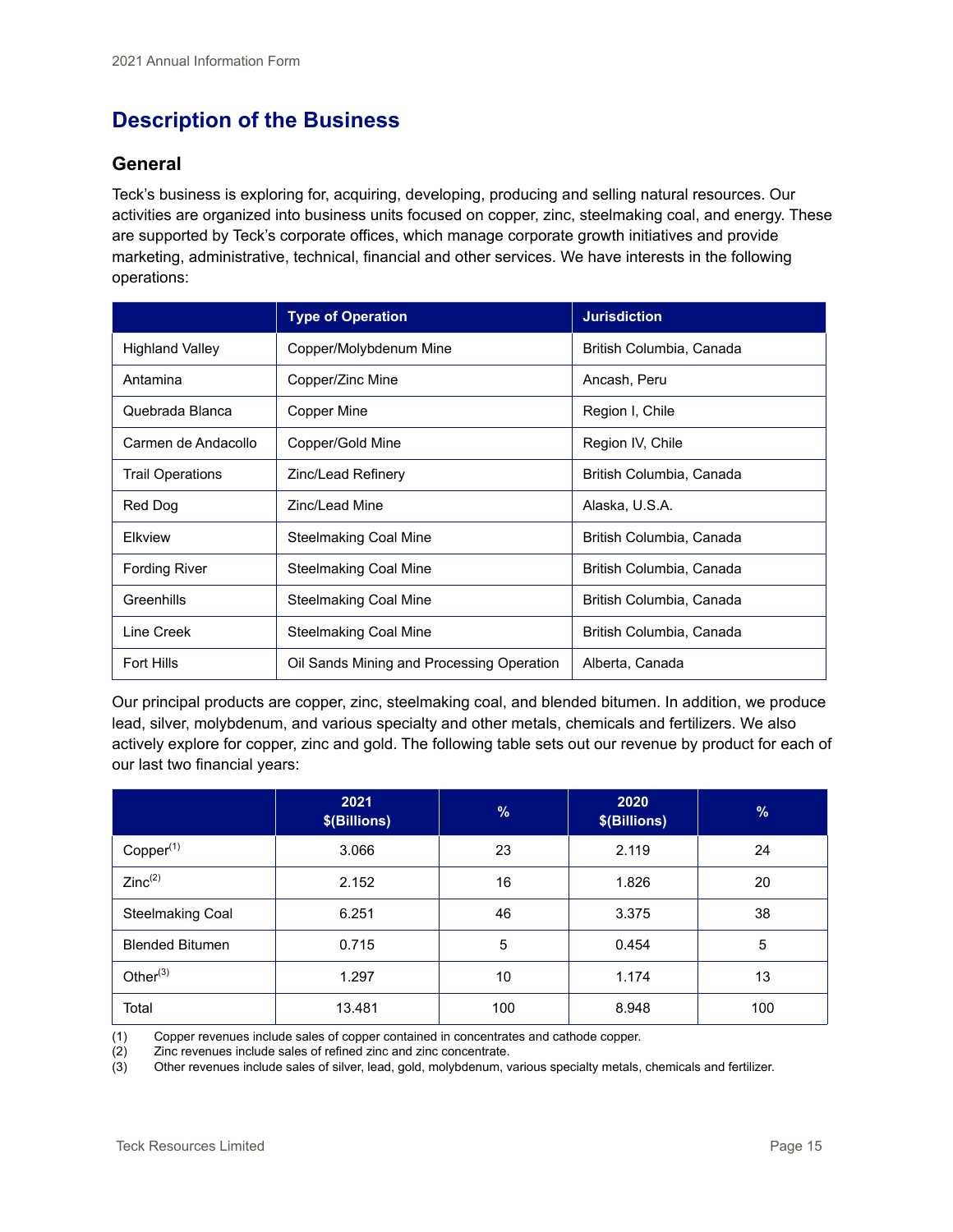# Description of the Business

## General

Teck's business is exploring for, acquiring, developing, producing and selling natural resources. Our activities are organized into business units focused on copper, zinc, steelmaking coal, and energy. These are supported by Teck's corporate offices, which manage corporate growth initiatives and provide marketing, administrative, technical, financial and other services. We have interests in the following operations:

| | Type of Operation | Jurisdiction |
|---|---|---|
| Highland Valley | Copper/Molybdenum Mine | British Columbia, Canada |
| Antamina | Copper/Zinc Mine | Ancash, Peru |
| Quebrada Blanca | Copper Mine | Region I, Chile |
| Carmen de Andacollo | Copper/Gold Mine | Region IV, Chile |
| Trail Operations | Zinc/Lead Refinery | British Columbia, Canada |
| Red Dog | Zinc/Lead Mine | Alaska, U.S.A. |
| Elkview | Steelmaking Coal Mine | British Columbia, Canada |
| Fording River | Steelmaking Coal Mine | British Columbia, Canada |
| Greenhills | Steelmaking Coal Mine | British Columbia, Canada |
| Line Creek | Steelmaking Coal Mine | British Columbia, Canada |
| Fort Hills | Oil Sands Mining and Processing Operation | Alberta, Canada |

Our principal products are copper, zinc, steelmaking coal, and blended bitumen. In addition, we produce lead, silver, molybdenum, and various specialty and other metals, chemicals and fertilizers. We also actively explore for copper, zinc and gold. The following table sets out our revenue by product for each of our last two financial years:

| | 2021 $(Billions) | % | 2020 $(Billions) | % |
|---|---|---|---|---|
| Copper[1] | 3.066 | 23 | 2.119 | 24 |
| Zinc[2] | 2.152 | 16 | 1.826 | 20 |
| Steelmaking Coal | 6.251 | 46 | 3.375 | 38 |
| Blended Bitumen | 0.715 | 5 | 0.454 | 5 |
| Other[3] | 1.297 | 10 | 1.174 | 13 |
| Total | 13.481 | 100 | 8.948 | 100 |

(1) Copper revenues include sales of copper contained in concentrates and cathode copper.
(2) Zinc revenues include sales of refined zinc and zinc concentrate.
(3) Other revenues include sales of silver, lead, gold, molybdenum, various specialty metals, chemicals and fertilizer.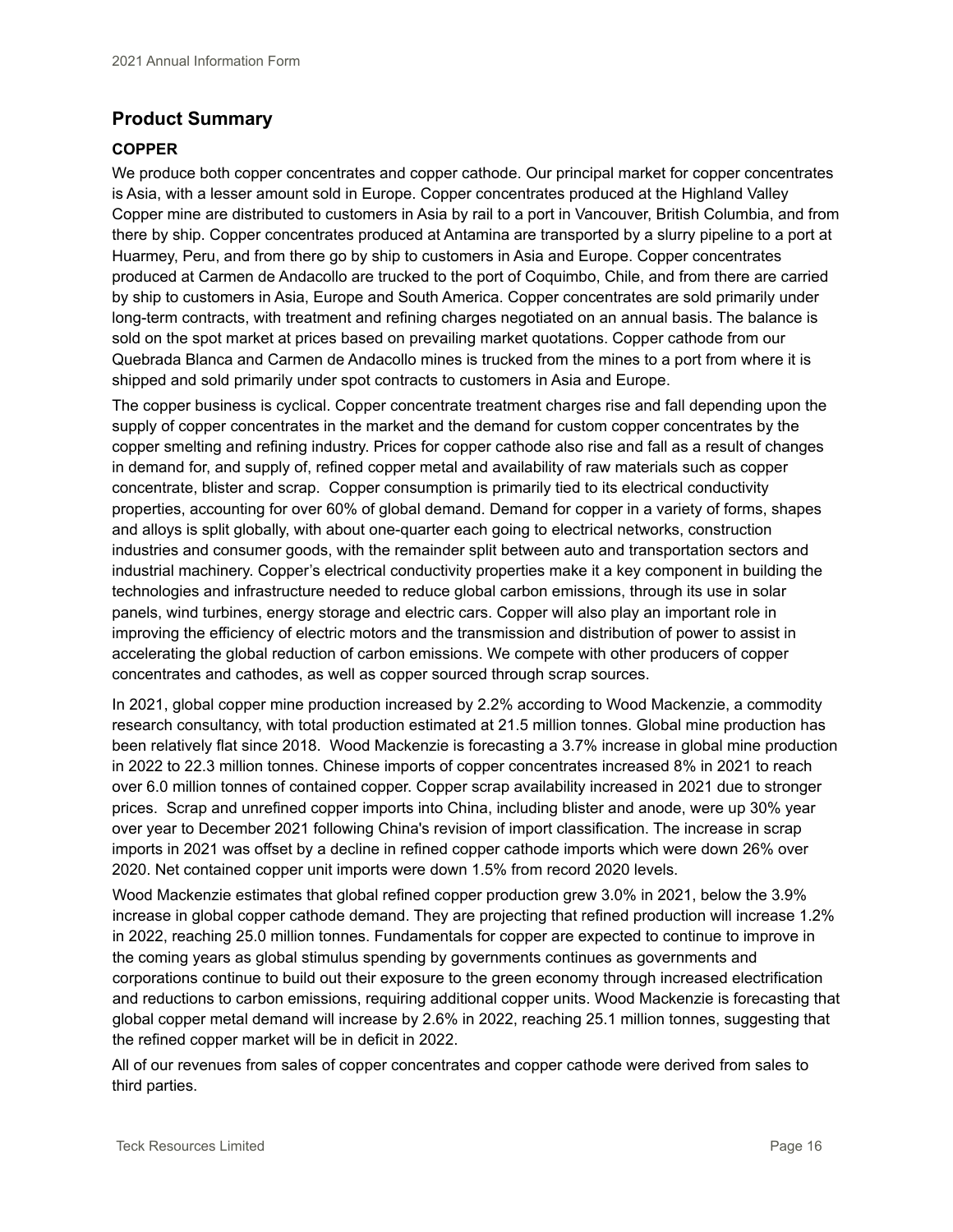## Product Summary

### COPPER

We produce both copper concentrates and copper cathode. Our principal market for copper concentrates is Asia, with a lesser amount sold in Europe. Copper concentrates produced at the Highland Valley Copper mine are distributed to customers in Asia by rail to a port in Vancouver, British Columbia, and from there by ship. Copper concentrates produced at Antamina are transported by a slurry pipeline to a port at Huarmey, Peru, and from there go by ship to customers in Asia and Europe. Copper concentrates produced at Carmen de Andacollo are trucked to the port of Coquimbo, Chile, and from there are carried by ship to customers in Asia, Europe and South America. Copper concentrates are sold primarily under long-term contracts, with treatment and refining charges negotiated on an annual basis. The balance is sold on the spot market at prices based on prevailing market quotations. Copper cathode from our Quebrada Blanca and Carmen de Andacollo mines is trucked from the mines to a port from where it is shipped and sold primarily under spot contracts to customers in Asia and Europe.

The copper business is cyclical. Copper concentrate treatment charges rise and fall depending upon the supply of copper concentrates in the market and the demand for custom copper concentrates by the copper smelting and refining industry. Prices for copper cathode also rise and fall as a result of changes in demand for, and supply of, refined copper metal and availability of raw materials such as copper concentrate, blister and scrap. Copper consumption is primarily tied to its electrical conductivity properties, accounting for over 60% of global demand. Demand for copper in a variety of forms, shapes and alloys is split globally, with about one-quarter each going to electrical networks, construction industries and consumer goods, with the remainder split between auto and transportation sectors and industrial machinery. Copper's electrical conductivity properties make it a key component in building the technologies and infrastructure needed to reduce global carbon emissions, through its use in solar panels, wind turbines, energy storage and electric cars. Copper will also play an important role in improving the efficiency of electric motors and the transmission and distribution of power to assist in accelerating the global reduction of carbon emissions. We compete with other producers of copper concentrates and cathodes, as well as copper sourced through scrap sources.

In 2021, global copper mine production increased by 2.2% according to Wood Mackenzie, a commodity research consultancy, with total production estimated at 21.5 million tonnes. Global mine production has been relatively flat since 2018. Wood Mackenzie is forecasting a 3.7% increase in global mine production in 2022 to 22.3 million tonnes. Chinese imports of copper concentrates increased 8% in 2021 to reach over 6.0 million tonnes of contained copper. Copper scrap availability increased in 2021 due to stronger prices. Scrap and unrefined copper imports into China, including blister and anode, were up 30% year over year to December 2021 following China's revision of import classification. The increase in scrap imports in 2021 was offset by a decline in refined copper cathode imports which were down 26% over 2020. Net contained copper unit imports were down 1.5% from record 2020 levels.

Wood Mackenzie estimates that global refined copper production grew 3.0% in 2021, below the 3.9% increase in global copper cathode demand. They are projecting that refined production will increase 1.2% in 2022, reaching 25.0 million tonnes. Fundamentals for copper are expected to continue to improve in the coming years as global stimulus spending by governments continues as governments and corporations continue to build out their exposure to the green economy through increased electrification and reductions to carbon emissions, requiring additional copper units. Wood Mackenzie is forecasting that global copper metal demand will increase by 2.6% in 2022, reaching 25.1 million tonnes, suggesting that the refined copper market will be in deficit in 2022.

All of our revenues from sales of copper concentrates and copper cathode were derived from sales to third parties.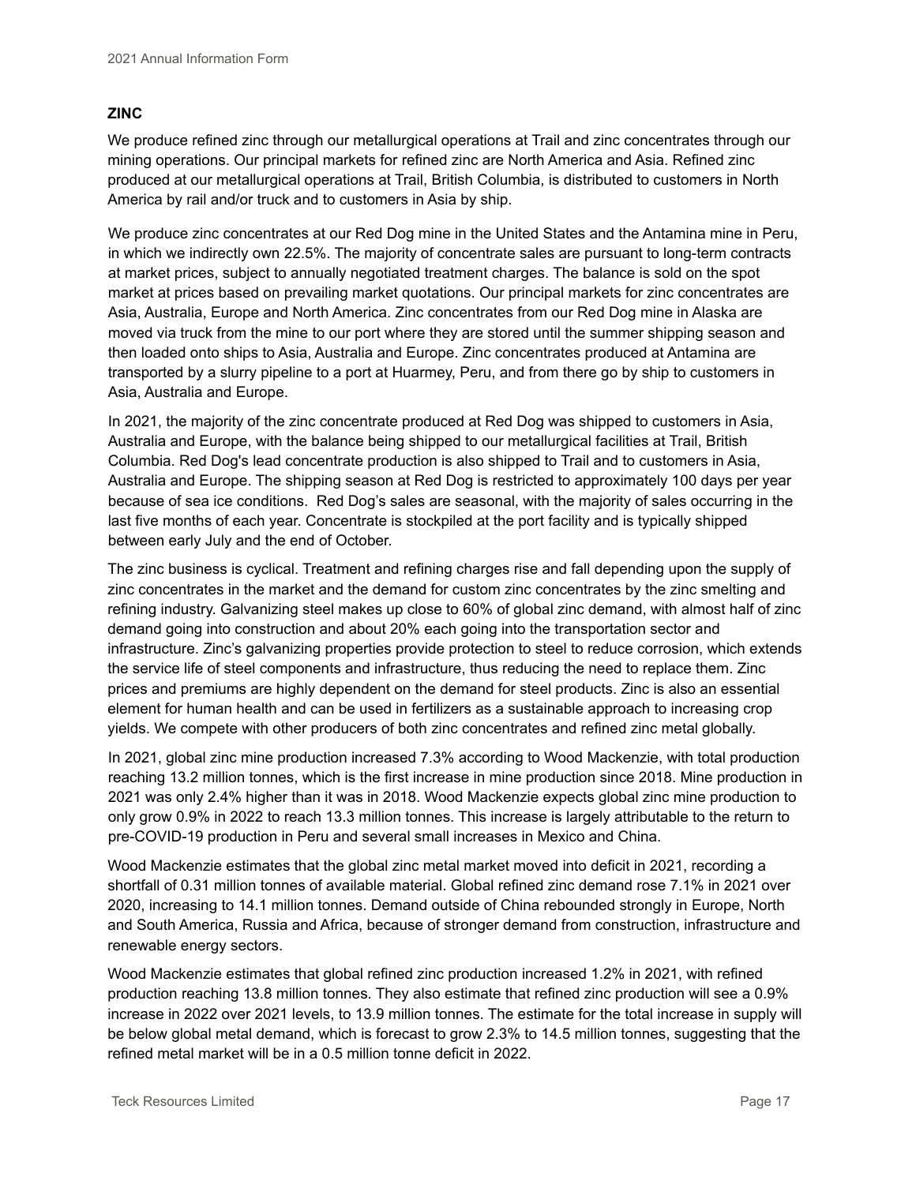## ZINC

We produce refined zinc through our metallurgical operations at Trail and zinc concentrates through our mining operations. Our principal markets for refined zinc are North America and Asia. Refined zinc produced at our metallurgical operations at Trail, British Columbia, is distributed to customers in North America by rail and/or truck and to customers in Asia by ship.

We produce zinc concentrates at our Red Dog mine in the United States and the Antamina mine in Peru, in which we indirectly own 22.5%. The majority of concentrate sales are pursuant to long-term contracts at market prices, subject to annually negotiated treatment charges. The balance is sold on the spot market at prices based on prevailing market quotations. Our principal markets for zinc concentrates are Asia, Australia, Europe and North America. Zinc concentrates from our Red Dog mine in Alaska are moved via truck from the mine to our port where they are stored until the summer shipping season and then loaded onto ships to Asia, Australia and Europe. Zinc concentrates produced at Antamina are transported by a slurry pipeline to a port at Huarmey, Peru, and from there go by ship to customers in Asia, Australia and Europe.

In 2021, the majority of the zinc concentrate produced at Red Dog was shipped to customers in Asia, Australia and Europe, with the balance being shipped to our metallurgical facilities at Trail, British Columbia. Red Dog's lead concentrate production is also shipped to Trail and to customers in Asia, Australia and Europe. The shipping season at Red Dog is restricted to approximately 100 days per year because of sea ice conditions. Red Dog's sales are seasonal, with the majority of sales occurring in the last five months of each year. Concentrate is stockpiled at the port facility and is typically shipped between early July and the end of October.

The zinc business is cyclical. Treatment and refining charges rise and fall depending upon the supply of zinc concentrates in the market and the demand for custom zinc concentrates by the zinc smelting and refining industry. Galvanizing steel makes up close to 60% of global zinc demand, with almost half of zinc demand going into construction and about 20% each going into the transportation sector and infrastructure. Zinc's galvanizing properties provide protection to steel to reduce corrosion, which extends the service life of steel components and infrastructure, thus reducing the need to replace them. Zinc prices and premiums are highly dependent on the demand for steel products. Zinc is also an essential element for human health and can be used in fertilizers as a sustainable approach to increasing crop yields. We compete with other producers of both zinc concentrates and refined zinc metal globally.

In 2021, global zinc mine production increased 7.3% according to Wood Mackenzie, with total production reaching 13.2 million tonnes, which is the first increase in mine production since 2018. Mine production in 2021 was only 2.4% higher than it was in 2018. Wood Mackenzie expects global zinc mine production to only grow 0.9% in 2022 to reach 13.3 million tonnes. This increase is largely attributable to the return to pre-COVID-19 production in Peru and several small increases in Mexico and China.

Wood Mackenzie estimates that the global zinc metal market moved into deficit in 2021, recording a shortfall of 0.31 million tonnes of available material. Global refined zinc demand rose 7.1% in 2021 over 2020, increasing to 14.1 million tonnes. Demand outside of China rebounded strongly in Europe, North and South America, Russia and Africa, because of stronger demand from construction, infrastructure and renewable energy sectors.

Wood Mackenzie estimates that global refined zinc production increased 1.2% in 2021, with refined production reaching 13.8 million tonnes. They also estimate that refined zinc production will see a 0.9% increase in 2022 over 2021 levels, to 13.9 million tonnes. The estimate for the total increase in supply will be below global metal demand, which is forecast to grow 2.3% to 14.5 million tonnes, suggesting that the refined metal market will be in a 0.5 million tonne deficit in 2022.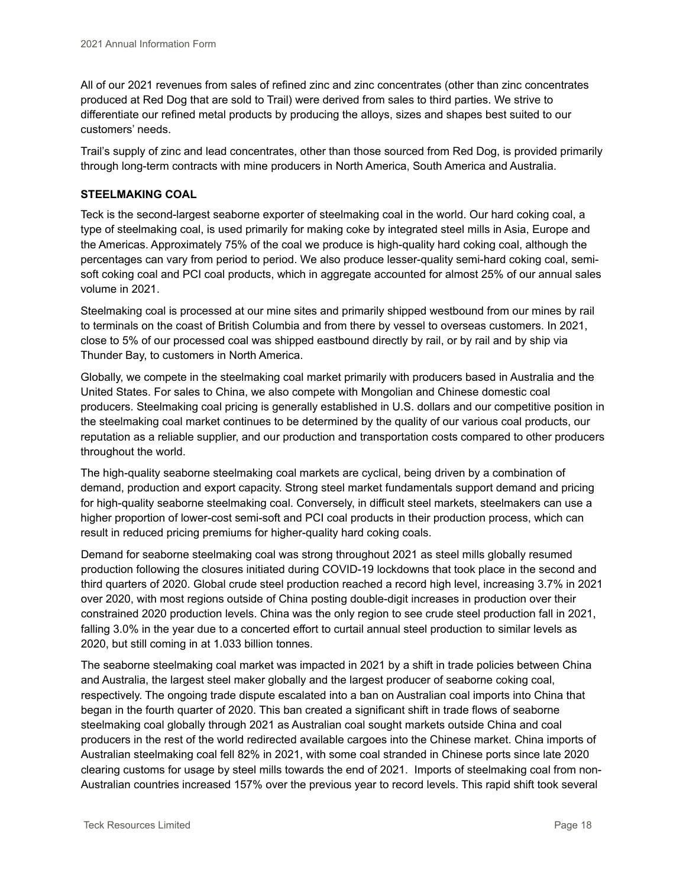All of our 2021 revenues from sales of refined zinc and zinc concentrates (other than zinc concentrates produced at Red Dog that are sold to Trail) were derived from sales to third parties. We strive to differentiate our refined metal products by producing the alloys, sizes and shapes best suited to our customers' needs.

Trail's supply of zinc and lead concentrates, other than those sourced from Red Dog, is provided primarily through long-term contracts with mine producers in North America, South America and Australia.

## STEELMAKING COAL

Teck is the second-largest seaborne exporter of steelmaking coal in the world. Our hard coking coal, a type of steelmaking coal, is used primarily for making coke by integrated steel mills in Asia, Europe and the Americas. Approximately 75% of the coal we produce is high-quality hard coking coal, although the percentages can vary from period to period. We also produce lesser-quality semi-hard coking coal, semi-soft coking coal and PCI coal products, which in aggregate accounted for almost 25% of our annual sales volume in 2021.

Steelmaking coal is processed at our mine sites and primarily shipped westbound from our mines by rail to terminals on the coast of British Columbia and from there by vessel to overseas customers. In 2021, close to 5% of our processed coal was shipped eastbound directly by rail, or by rail and by ship via Thunder Bay, to customers in North America.

Globally, we compete in the steelmaking coal market primarily with producers based in Australia and the United States. For sales to China, we also compete with Mongolian and Chinese domestic coal producers. Steelmaking coal pricing is generally established in U.S. dollars and our competitive position in the steelmaking coal market continues to be determined by the quality of our various coal products, our reputation as a reliable supplier, and our production and transportation costs compared to other producers throughout the world.

The high-quality seaborne steelmaking coal markets are cyclical, being driven by a combination of demand, production and export capacity. Strong steel market fundamentals support demand and pricing for high-quality seaborne steelmaking coal. Conversely, in difficult steel markets, steelmakers can use a higher proportion of lower-cost semi-soft and PCI coal products in their production process, which can result in reduced pricing premiums for higher-quality hard coking coals.

Demand for seaborne steelmaking coal was strong throughout 2021 as steel mills globally resumed production following the closures initiated during COVID-19 lockdowns that took place in the second and third quarters of 2020. Global crude steel production reached a record high level, increasing 3.7% in 2021 over 2020, with most regions outside of China posting double-digit increases in production over their constrained 2020 production levels. China was the only region to see crude steel production fall in 2021, falling 3.0% in the year due to a concerted effort to curtail annual steel production to similar levels as 2020, but still coming in at 1.033 billion tonnes.

The seaborne steelmaking coal market was impacted in 2021 by a shift in trade policies between China and Australia, the largest steel maker globally and the largest producer of seaborne coking coal, respectively. The ongoing trade dispute escalated into a ban on Australian coal imports into China that began in the fourth quarter of 2020. This ban created a significant shift in trade flows of seaborne steelmaking coal globally through 2021 as Australian coal sought markets outside China and coal producers in the rest of the world redirected available cargoes into the Chinese market. China imports of Australian steelmaking coal fell 82% in 2021, with some coal stranded in Chinese ports since late 2020 clearing customs for usage by steel mills towards the end of 2021. Imports of steelmaking coal from non-Australian countries increased 157% over the previous year to record levels. This rapid shift took several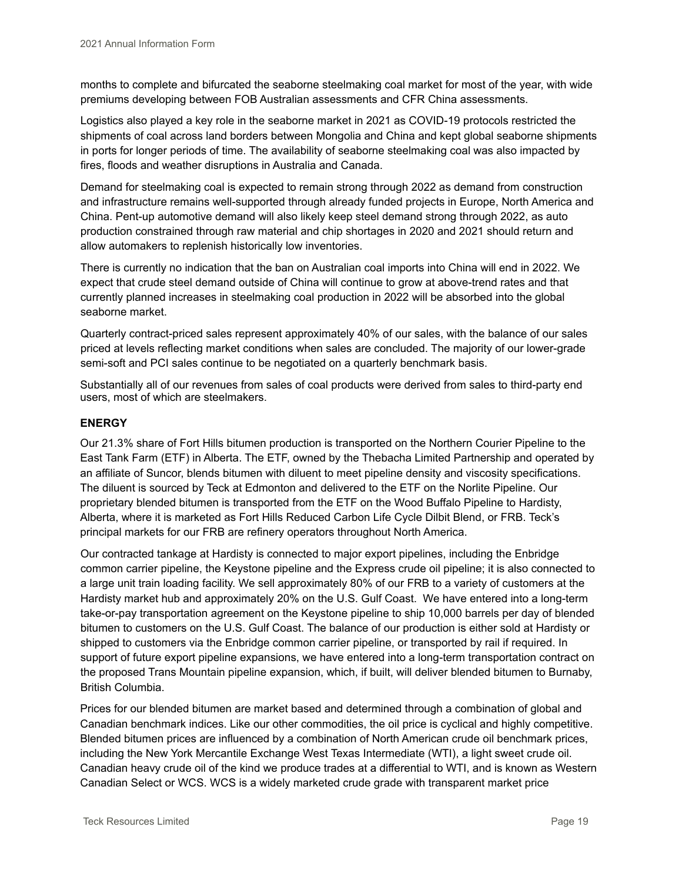months to complete and bifurcated the seaborne steelmaking coal market for most of the year, with wide premiums developing between FOB Australian assessments and CFR China assessments.

Logistics also played a key role in the seaborne market in 2021 as COVID-19 protocols restricted the shipments of coal across land borders between Mongolia and China and kept global seaborne shipments in ports for longer periods of time. The availability of seaborne steelmaking coal was also impacted by fires, floods and weather disruptions in Australia and Canada.

Demand for steelmaking coal is expected to remain strong through 2022 as demand from construction and infrastructure remains well-supported through already funded projects in Europe, North America and China. Pent-up automotive demand will also likely keep steel demand strong through 2022, as auto production constrained through raw material and chip shortages in 2020 and 2021 should return and allow automakers to replenish historically low inventories.

There is currently no indication that the ban on Australian coal imports into China will end in 2022. We expect that crude steel demand outside of China will continue to grow at above-trend rates and that currently planned increases in steelmaking coal production in 2022 will be absorbed into the global seaborne market.

Quarterly contract-priced sales represent approximately 40% of our sales, with the balance of our sales priced at levels reflecting market conditions when sales are concluded. The majority of our lower-grade semi-soft and PCI sales continue to be negotiated on a quarterly benchmark basis.

Substantially all of our revenues from sales of coal products were derived from sales to third-party end users, most of which are steelmakers.

**ENERGY**

Our 21.3% share of Fort Hills bitumen production is transported on the Northern Courier Pipeline to the East Tank Farm (ETF) in Alberta. The ETF, owned by the Thebacha Limited Partnership and operated by an affiliate of Suncor, blends bitumen with diluent to meet pipeline density and viscosity specifications. The diluent is sourced by Teck at Edmonton and delivered to the ETF on the Norlite Pipeline. Our proprietary blended bitumen is transported from the ETF on the Wood Buffalo Pipeline to Hardisty, Alberta, where it is marketed as Fort Hills Reduced Carbon Life Cycle Dilbit Blend, or FRB. Teck's principal markets for our FRB are refinery operators throughout North America.

Our contracted tankage at Hardisty is connected to major export pipelines, including the Enbridge common carrier pipeline, the Keystone pipeline and the Express crude oil pipeline; it is also connected to a large unit train loading facility. We sell approximately 80% of our FRB to a variety of customers at the Hardisty market hub and approximately 20% on the U.S. Gulf Coast. We have entered into a long-term take-or-pay transportation agreement on the Keystone pipeline to ship 10,000 barrels per day of blended bitumen to customers on the U.S. Gulf Coast. The balance of our production is either sold at Hardisty or shipped to customers via the Enbridge common carrier pipeline, or transported by rail if required. In support of future export pipeline expansions, we have entered into a long-term transportation contract on the proposed Trans Mountain pipeline expansion, which, if built, will deliver blended bitumen to Burnaby, British Columbia.

Prices for our blended bitumen are market based and determined through a combination of global and Canadian benchmark indices. Like our other commodities, the oil price is cyclical and highly competitive. Blended bitumen prices are influenced by a combination of North American crude oil benchmark prices, including the New York Mercantile Exchange West Texas Intermediate (WTI), a light sweet crude oil. Canadian heavy crude oil of the kind we produce trades at a differential to WTI, and is known as Western Canadian Select or WCS. WCS is a widely marketed crude grade with transparent market price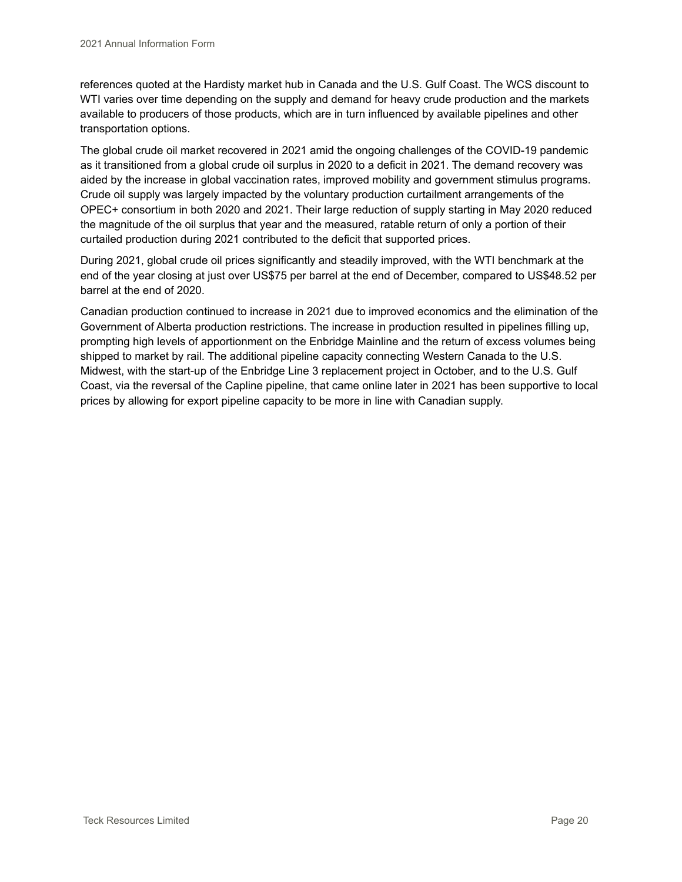references quoted at the Hardisty market hub in Canada and the U.S. Gulf Coast. The WCS discount to WTI varies over time depending on the supply and demand for heavy crude production and the markets available to producers of those products, which are in turn influenced by available pipelines and other transportation options.

The global crude oil market recovered in 2021 amid the ongoing challenges of the COVID-19 pandemic as it transitioned from a global crude oil surplus in 2020 to a deficit in 2021. The demand recovery was aided by the increase in global vaccination rates, improved mobility and government stimulus programs. Crude oil supply was largely impacted by the voluntary production curtailment arrangements of the OPEC+ consortium in both 2020 and 2021. Their large reduction of supply starting in May 2020 reduced the magnitude of the oil surplus that year and the measured, ratable return of only a portion of their curtailed production during 2021 contributed to the deficit that supported prices.

During 2021, global crude oil prices significantly and steadily improved, with the WTI benchmark at the end of the year closing at just over US$75 per barrel at the end of December, compared to US$48.52 per barrel at the end of 2020.

Canadian production continued to increase in 2021 due to improved economics and the elimination of the Government of Alberta production restrictions. The increase in production resulted in pipelines filling up, prompting high levels of apportionment on the Enbridge Mainline and the return of excess volumes being shipped to market by rail. The additional pipeline capacity connecting Western Canada to the U.S. Midwest, with the start-up of the Enbridge Line 3 replacement project in October, and to the U.S. Gulf Coast, via the reversal of the Capline pipeline, that came online later in 2021 has been supportive to local prices by allowing for export pipeline capacity to be more in line with Canadian supply.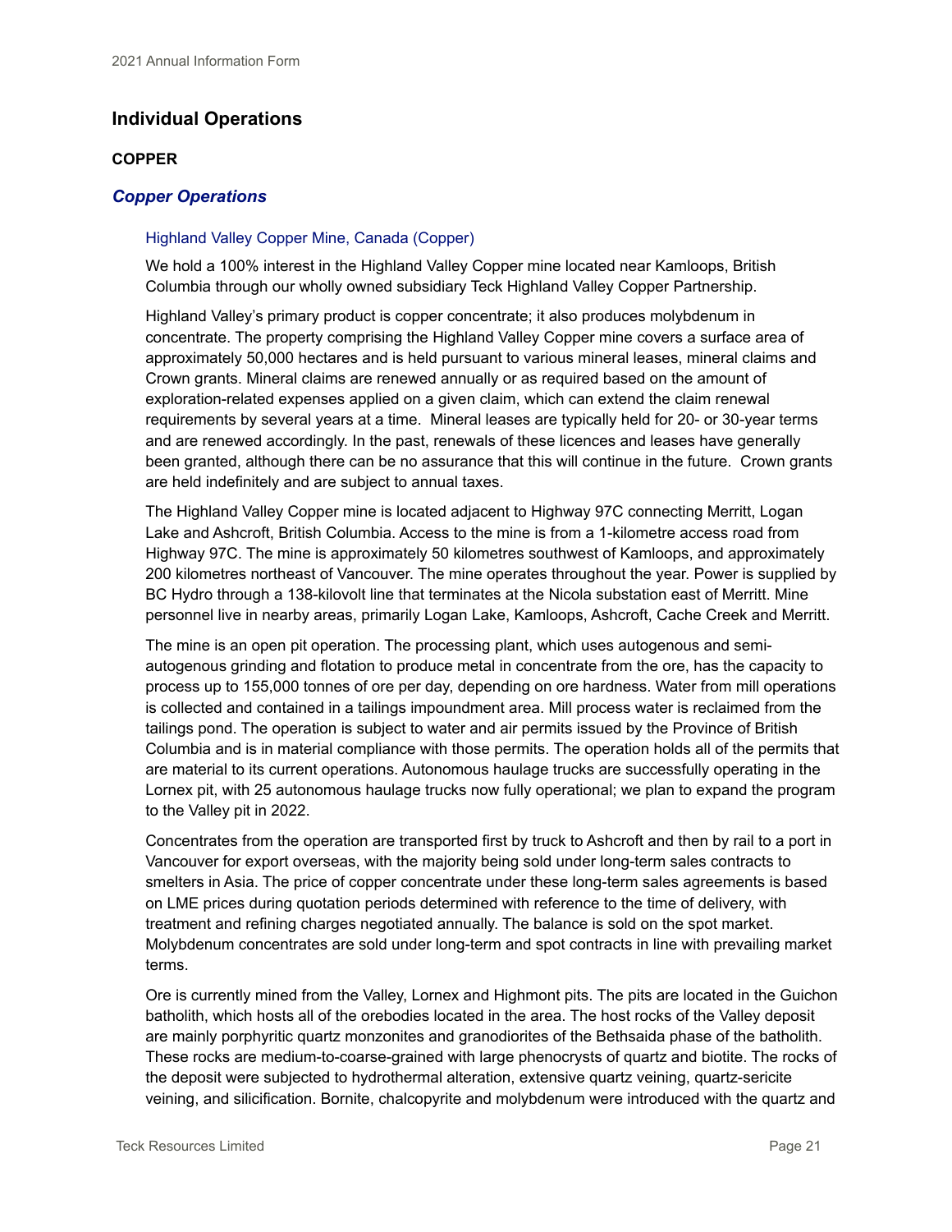## Individual Operations

### COPPER

### *Copper Operations*

#### Highland Valley Copper Mine, Canada (Copper)

We hold a 100% interest in the Highland Valley Copper mine located near Kamloops, British Columbia through our wholly owned subsidiary Teck Highland Valley Copper Partnership.

Highland Valley's primary product is copper concentrate; it also produces molybdenum in concentrate. The property comprising the Highland Valley Copper mine covers a surface area of approximately 50,000 hectares and is held pursuant to various mineral leases, mineral claims and Crown grants. Mineral claims are renewed annually or as required based on the amount of exploration-related expenses applied on a given claim, which can extend the claim renewal requirements by several years at a time. Mineral leases are typically held for 20- or 30-year terms and are renewed accordingly. In the past, renewals of these licences and leases have generally been granted, although there can be no assurance that this will continue in the future. Crown grants are held indefinitely and are subject to annual taxes.

The Highland Valley Copper mine is located adjacent to Highway 97C connecting Merritt, Logan Lake and Ashcroft, British Columbia. Access to the mine is from a 1-kilometre access road from Highway 97C. The mine is approximately 50 kilometres southwest of Kamloops, and approximately 200 kilometres northeast of Vancouver. The mine operates throughout the year. Power is supplied by BC Hydro through a 138-kilovolt line that terminates at the Nicola substation east of Merritt. Mine personnel live in nearby areas, primarily Logan Lake, Kamloops, Ashcroft, Cache Creek and Merritt.

The mine is an open pit operation. The processing plant, which uses autogenous and semi-autogenous grinding and flotation to produce metal in concentrate from the ore, has the capacity to process up to 155,000 tonnes of ore per day, depending on ore hardness. Water from mill operations is collected and contained in a tailings impoundment area. Mill process water is reclaimed from the tailings pond. The operation is subject to water and air permits issued by the Province of British Columbia and is in material compliance with those permits. The operation holds all of the permits that are material to its current operations. Autonomous haulage trucks are successfully operating in the Lornex pit, with 25 autonomous haulage trucks now fully operational; we plan to expand the program to the Valley pit in 2022.

Concentrates from the operation are transported first by truck to Ashcroft and then by rail to a port in Vancouver for export overseas, with the majority being sold under long-term sales contracts to smelters in Asia. The price of copper concentrate under these long-term sales agreements is based on LME prices during quotation periods determined with reference to the time of delivery, with treatment and refining charges negotiated annually. The balance is sold on the spot market. Molybdenum concentrates are sold under long-term and spot contracts in line with prevailing market terms.

Ore is currently mined from the Valley, Lornex and Highmont pits. The pits are located in the Guichon batholith, which hosts all of the orebodies located in the area. The host rocks of the Valley deposit are mainly porphyritic quartz monzonites and granodiorites of the Bethsaida phase of the batholith. These rocks are medium-to-coarse-grained with large phenocrysts of quartz and biotite. The rocks of the deposit were subjected to hydrothermal alteration, extensive quartz veining, quartz-sericite veining, and silicification. Bornite, chalcopyrite and molybdenum were introduced with the quartz and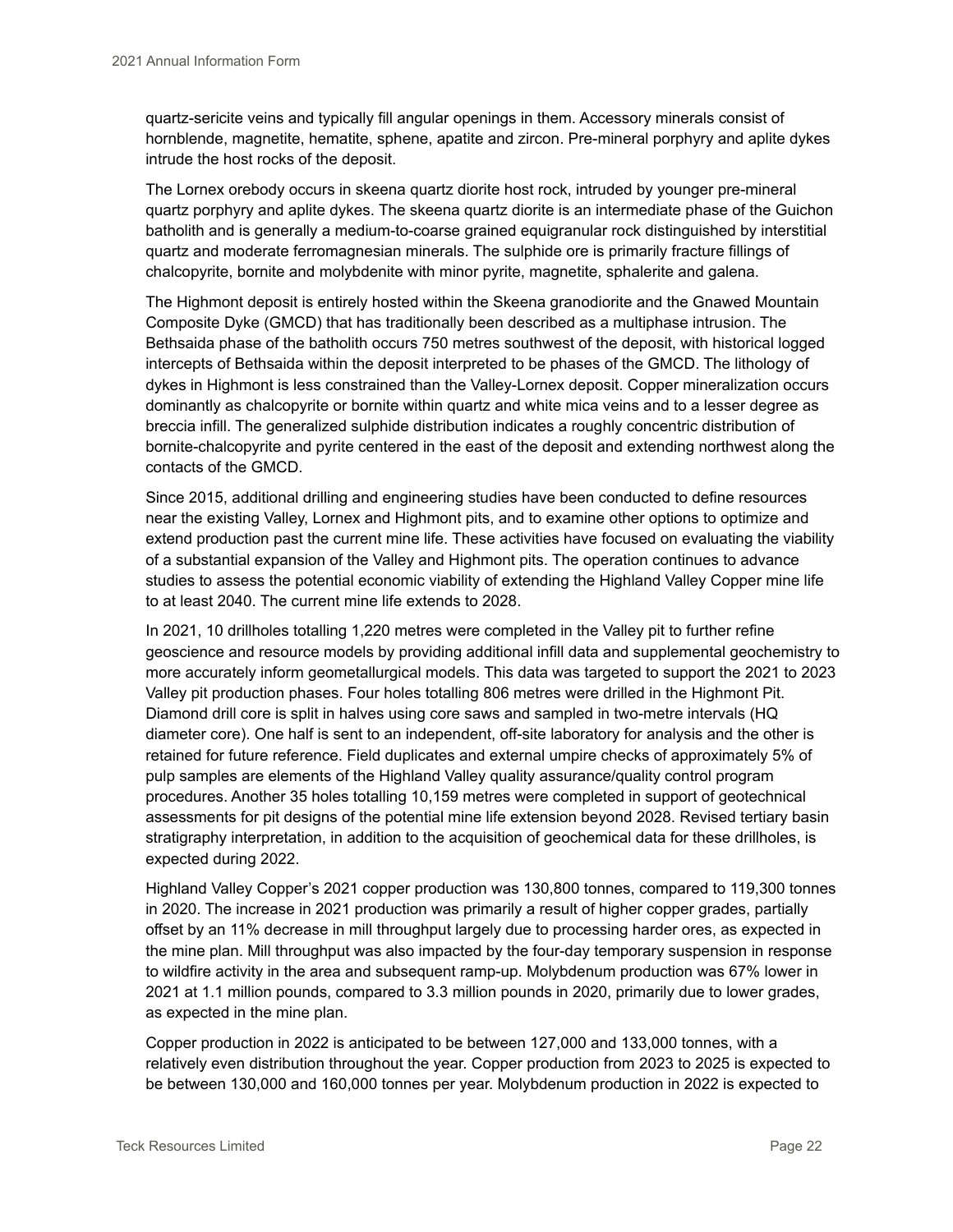quartz-sericite veins and typically fill angular openings in them. Accessory minerals consist of hornblende, magnetite, hematite, sphene, apatite and zircon. Pre-mineral porphyry and aplite dykes intrude the host rocks of the deposit.

The Lornex orebody occurs in skeena quartz diorite host rock, intruded by younger pre-mineral quartz porphyry and aplite dykes. The skeena quartz diorite is an intermediate phase of the Guichon batholith and is generally a medium-to-coarse grained equigranular rock distinguished by interstitial quartz and moderate ferromagnesian minerals. The sulphide ore is primarily fracture fillings of chalcopyrite, bornite and molybdenite with minor pyrite, magnetite, sphalerite and galena.

The Highmont deposit is entirely hosted within the Skeena granodiorite and the Gnawed Mountain Composite Dyke (GMCD) that has traditionally been described as a multiphase intrusion. The Bethsaida phase of the batholith occurs 750 metres southwest of the deposit, with historical logged intercepts of Bethsaida within the deposit interpreted to be phases of the GMCD. The lithology of dykes in Highmont is less constrained than the Valley-Lornex deposit. Copper mineralization occurs dominantly as chalcopyrite or bornite within quartz and white mica veins and to a lesser degree as breccia infill. The generalized sulphide distribution indicates a roughly concentric distribution of bornite-chalcopyrite and pyrite centered in the east of the deposit and extending northwest along the contacts of the GMCD.

Since 2015, additional drilling and engineering studies have been conducted to define resources near the existing Valley, Lornex and Highmont pits, and to examine other options to optimize and extend production past the current mine life. These activities have focused on evaluating the viability of a substantial expansion of the Valley and Highmont pits. The operation continues to advance studies to assess the potential economic viability of extending the Highland Valley Copper mine life to at least 2040. The current mine life extends to 2028.

In 2021, 10 drillholes totalling 1,220 metres were completed in the Valley pit to further refine geoscience and resource models by providing additional infill data and supplemental geochemistry to more accurately inform geometallurgical models. This data was targeted to support the 2021 to 2023 Valley pit production phases. Four holes totalling 806 metres were drilled in the Highmont Pit. Diamond drill core is split in halves using core saws and sampled in two-metre intervals (HQ diameter core). One half is sent to an independent, off-site laboratory for analysis and the other is retained for future reference. Field duplicates and external umpire checks of approximately 5% of pulp samples are elements of the Highland Valley quality assurance/quality control program procedures. Another 35 holes totalling 10,159 metres were completed in support of geotechnical assessments for pit designs of the potential mine life extension beyond 2028. Revised tertiary basin stratigraphy interpretation, in addition to the acquisition of geochemical data for these drillholes, is expected during 2022.

Highland Valley Copper's 2021 copper production was 130,800 tonnes, compared to 119,300 tonnes in 2020. The increase in 2021 production was primarily a result of higher copper grades, partially offset by an 11% decrease in mill throughput largely due to processing harder ores, as expected in the mine plan. Mill throughput was also impacted by the four-day temporary suspension in response to wildfire activity in the area and subsequent ramp-up. Molybdenum production was 67% lower in 2021 at 1.1 million pounds, compared to 3.3 million pounds in 2020, primarily due to lower grades, as expected in the mine plan.

Copper production in 2022 is anticipated to be between 127,000 and 133,000 tonnes, with a relatively even distribution throughout the year. Copper production from 2023 to 2025 is expected to be between 130,000 and 160,000 tonnes per year. Molybdenum production in 2022 is expected to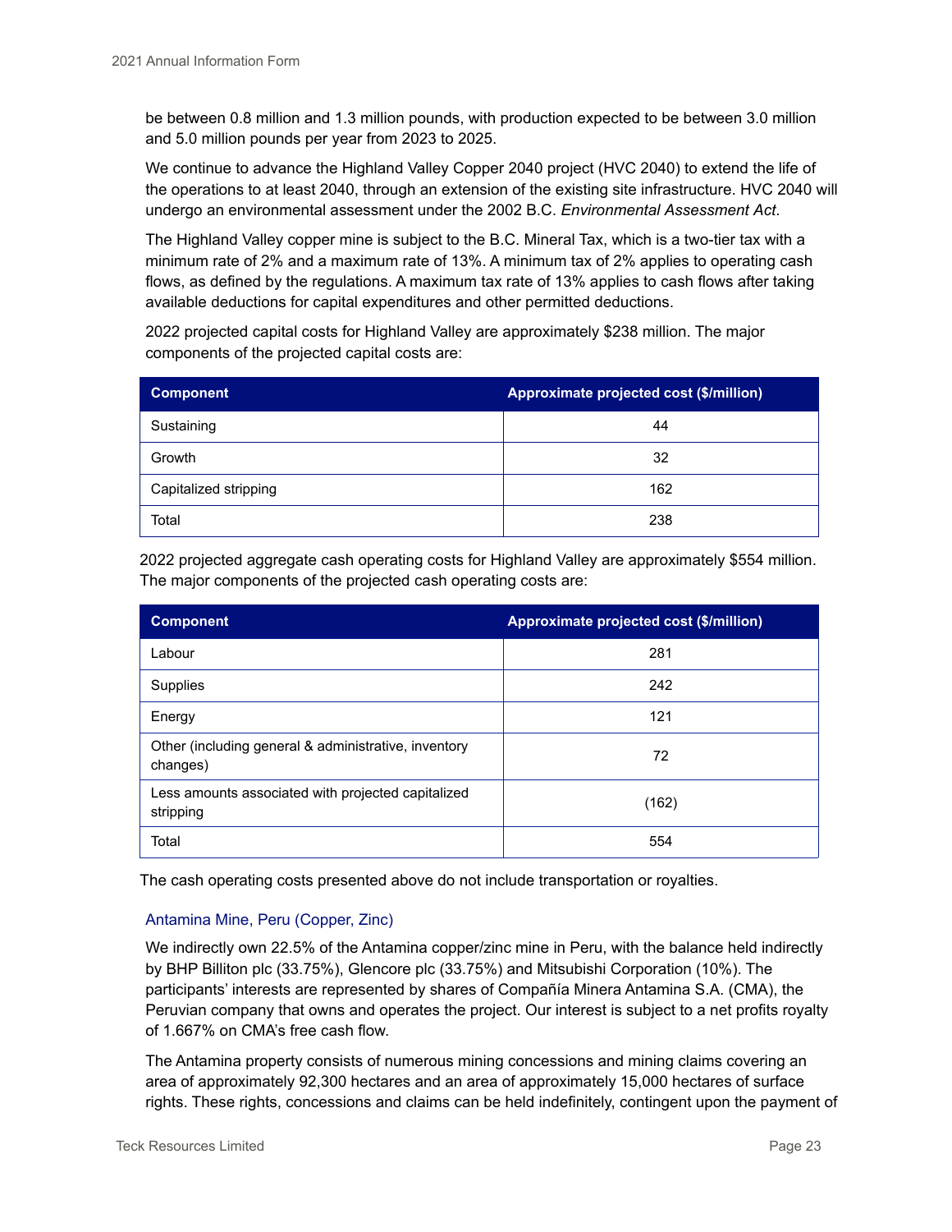be between 0.8 million and 1.3 million pounds, with production expected to be between 3.0 million and 5.0 million pounds per year from 2023 to 2025.

We continue to advance the Highland Valley Copper 2040 project (HVC 2040) to extend the life of the operations to at least 2040, through an extension of the existing site infrastructure. HVC 2040 will undergo an environmental assessment under the 2002 B.C. *Environmental Assessment Act*.

The Highland Valley copper mine is subject to the B.C. Mineral Tax, which is a two-tier tax with a minimum rate of 2% and a maximum rate of 13%. A minimum tax of 2% applies to operating cash flows, as defined by the regulations. A maximum tax rate of 13% applies to cash flows after taking available deductions for capital expenditures and other permitted deductions.

2022 projected capital costs for Highland Valley are approximately $238 million. The major components of the projected capital costs are:

| Component | Approximate projected cost ($/million) |
|---|---|
| Sustaining | 44 |
| Growth | 32 |
| Capitalized stripping | 162 |
| Total | 238 |

2022 projected aggregate cash operating costs for Highland Valley are approximately $554 million. The major components of the projected cash operating costs are:

| Component | Approximate projected cost ($/million) |
|---|---|
| Labour | 281 |
| Supplies | 242 |
| Energy | 121 |
| Other (including general & administrative, inventory changes) | 72 |
| Less amounts associated with projected capitalized stripping | (162) |
| Total | 554 |

The cash operating costs presented above do not include transportation or royalties.

### Antamina Mine, Peru (Copper, Zinc)

We indirectly own 22.5% of the Antamina copper/zinc mine in Peru, with the balance held indirectly by BHP Billiton plc (33.75%), Glencore plc (33.75%) and Mitsubishi Corporation (10%). The participants' interests are represented by shares of Compañía Minera Antamina S.A. (CMA), the Peruvian company that owns and operates the project. Our interest is subject to a net profits royalty of 1.667% on CMA's free cash flow.

The Antamina property consists of numerous mining concessions and mining claims covering an area of approximately 92,300 hectares and an area of approximately 15,000 hectares of surface rights. These rights, concessions and claims can be held indefinitely, contingent upon the payment of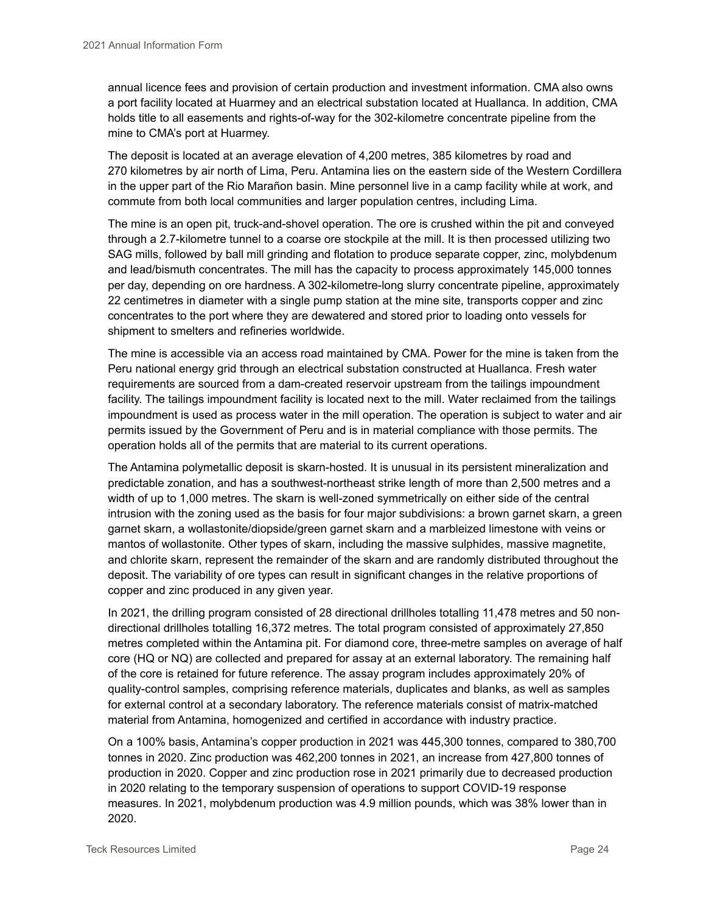annual licence fees and provision of certain production and investment information. CMA also owns a port facility located at Huarmey and an electrical substation located at Huallanca. In addition, CMA holds title to all easements and rights-of-way for the 302-kilometre concentrate pipeline from the mine to CMA's port at Huarmey.

The deposit is located at an average elevation of 4,200 metres, 385 kilometres by road and 270 kilometres by air north of Lima, Peru. Antamina lies on the eastern side of the Western Cordillera in the upper part of the Rio Marañon basin. Mine personnel live in a camp facility while at work, and commute from both local communities and larger population centres, including Lima.

The mine is an open pit, truck-and-shovel operation. The ore is crushed within the pit and conveyed through a 2.7-kilometre tunnel to a coarse ore stockpile at the mill. It is then processed utilizing two SAG mills, followed by ball mill grinding and flotation to produce separate copper, zinc, molybdenum and lead/bismuth concentrates. The mill has the capacity to process approximately 145,000 tonnes per day, depending on ore hardness. A 302-kilometre-long slurry concentrate pipeline, approximately 22 centimetres in diameter with a single pump station at the mine site, transports copper and zinc concentrates to the port where they are dewatered and stored prior to loading onto vessels for shipment to smelters and refineries worldwide.

The mine is accessible via an access road maintained by CMA. Power for the mine is taken from the Peru national energy grid through an electrical substation constructed at Huallanca. Fresh water requirements are sourced from a dam-created reservoir upstream from the tailings impoundment facility. The tailings impoundment facility is located next to the mill. Water reclaimed from the tailings impoundment is used as process water in the mill operation. The operation is subject to water and air permits issued by the Government of Peru and is in material compliance with those permits. The operation holds all of the permits that are material to its current operations.

The Antamina polymetallic deposit is skarn-hosted. It is unusual in its persistent mineralization and predictable zonation, and has a southwest-northeast strike length of more than 2,500 metres and a width of up to 1,000 metres. The skarn is well-zoned symmetrically on either side of the central intrusion with the zoning used as the basis for four major subdivisions: a brown garnet skarn, a green garnet skarn, a wollastonite/diopside/green garnet skarn and a marbleized limestone with veins or mantos of wollastonite. Other types of skarn, including the massive sulphides, massive magnetite, and chlorite skarn, represent the remainder of the skarn and are randomly distributed throughout the deposit. The variability of ore types can result in significant changes in the relative proportions of copper and zinc produced in any given year.

In 2021, the drilling program consisted of 28 directional drillholes totalling 11,478 metres and 50 non-directional drillholes totalling 16,372 metres. The total program consisted of approximately 27,850 metres completed within the Antamina pit. For diamond core, three-metre samples on average of half core (HQ or NQ) are collected and prepared for assay at an external laboratory. The remaining half of the core is retained for future reference. The assay program includes approximately 20% of quality-control samples, comprising reference materials, duplicates and blanks, as well as samples for external control at a secondary laboratory. The reference materials consist of matrix-matched material from Antamina, homogenized and certified in accordance with industry practice.

On a 100% basis, Antamina's copper production in 2021 was 445,300 tonnes, compared to 380,700 tonnes in 2020. Zinc production was 462,200 tonnes in 2021, an increase from 427,800 tonnes of production in 2020. Copper and zinc production rose in 2021 primarily due to decreased production in 2020 relating to the temporary suspension of operations to support COVID-19 response measures. In 2021, molybdenum production was 4.9 million pounds, which was 38% lower than in 2020.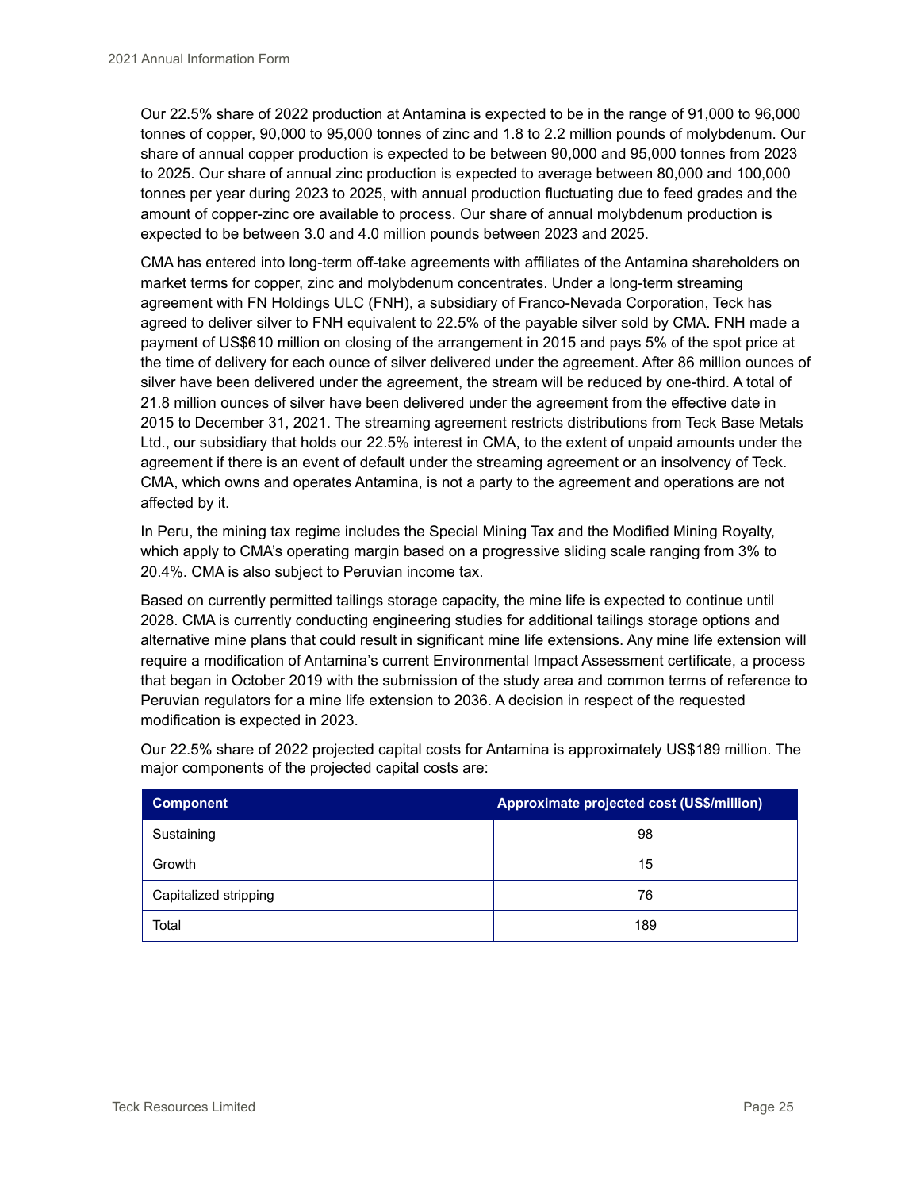Our 22.5% share of 2022 production at Antamina is expected to be in the range of 91,000 to 96,000 tonnes of copper, 90,000 to 95,000 tonnes of zinc and 1.8 to 2.2 million pounds of molybdenum. Our share of annual copper production is expected to be between 90,000 and 95,000 tonnes from 2023 to 2025. Our share of annual zinc production is expected to average between 80,000 and 100,000 tonnes per year during 2023 to 2025, with annual production fluctuating due to feed grades and the amount of copper-zinc ore available to process. Our share of annual molybdenum production is expected to be between 3.0 and 4.0 million pounds between 2023 and 2025.

CMA has entered into long-term off-take agreements with affiliates of the Antamina shareholders on market terms for copper, zinc and molybdenum concentrates. Under a long-term streaming agreement with FN Holdings ULC (FNH), a subsidiary of Franco-Nevada Corporation, Teck has agreed to deliver silver to FNH equivalent to 22.5% of the payable silver sold by CMA. FNH made a payment of US$610 million on closing of the arrangement in 2015 and pays 5% of the spot price at the time of delivery for each ounce of silver delivered under the agreement. After 86 million ounces of silver have been delivered under the agreement, the stream will be reduced by one-third. A total of 21.8 million ounces of silver have been delivered under the agreement from the effective date in 2015 to December 31, 2021. The streaming agreement restricts distributions from Teck Base Metals Ltd., our subsidiary that holds our 22.5% interest in CMA, to the extent of unpaid amounts under the agreement if there is an event of default under the streaming agreement or an insolvency of Teck. CMA, which owns and operates Antamina, is not a party to the agreement and operations are not affected by it.

In Peru, the mining tax regime includes the Special Mining Tax and the Modified Mining Royalty, which apply to CMA's operating margin based on a progressive sliding scale ranging from 3% to 20.4%. CMA is also subject to Peruvian income tax.

Based on currently permitted tailings storage capacity, the mine life is expected to continue until 2028. CMA is currently conducting engineering studies for additional tailings storage options and alternative mine plans that could result in significant mine life extensions. Any mine life extension will require a modification of Antamina's current Environmental Impact Assessment certificate, a process that began in October 2019 with the submission of the study area and common terms of reference to Peruvian regulators for a mine life extension to 2036. A decision in respect of the requested modification is expected in 2023.

Our 22.5% share of 2022 projected capital costs for Antamina is approximately US$189 million. The major components of the projected capital costs are:

| Component | Approximate projected cost (US$/million) |
| --- | --- |
| Sustaining | 98 |
| Growth | 15 |
| Capitalized stripping | 76 |
| Total | 189 |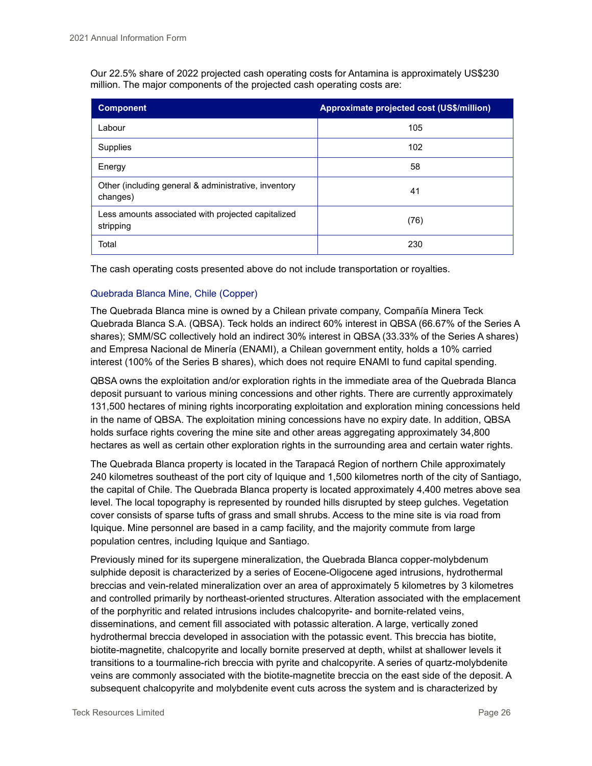Our 22.5% share of 2022 projected cash operating costs for Antamina is approximately US$230 million. The major components of the projected cash operating costs are:

| Component | Approximate projected cost (US$/million) |
|---|---|
| Labour | 105 |
| Supplies | 102 |
| Energy | 58 |
| Other (including general & administrative, inventory changes) | 41 |
| Less amounts associated with projected capitalized stripping | (76) |
| Total | 230 |

The cash operating costs presented above do not include transportation or royalties.

### Quebrada Blanca Mine, Chile (Copper)

The Quebrada Blanca mine is owned by a Chilean private company, Compañía Minera Teck Quebrada Blanca S.A. (QBSA). Teck holds an indirect 60% interest in QBSA (66.67% of the Series A shares); SMM/SC collectively hold an indirect 30% interest in QBSA (33.33% of the Series A shares) and Empresa Nacional de Minería (ENAMI), a Chilean government entity, holds a 10% carried interest (100% of the Series B shares), which does not require ENAMI to fund capital spending.

QBSA owns the exploitation and/or exploration rights in the immediate area of the Quebrada Blanca deposit pursuant to various mining concessions and other rights. There are currently approximately 131,500 hectares of mining rights incorporating exploitation and exploration mining concessions held in the name of QBSA. The exploitation mining concessions have no expiry date. In addition, QBSA holds surface rights covering the mine site and other areas aggregating approximately 34,800 hectares as well as certain other exploration rights in the surrounding area and certain water rights.

The Quebrada Blanca property is located in the Tarapacá Region of northern Chile approximately 240 kilometres southeast of the port city of Iquique and 1,500 kilometres north of the city of Santiago, the capital of Chile. The Quebrada Blanca property is located approximately 4,400 metres above sea level. The local topography is represented by rounded hills disrupted by steep gulches. Vegetation cover consists of sparse tufts of grass and small shrubs. Access to the mine site is via road from Iquique. Mine personnel are based in a camp facility, and the majority commute from large population centres, including Iquique and Santiago.

Previously mined for its supergene mineralization, the Quebrada Blanca copper-molybdenum sulphide deposit is characterized by a series of Eocene-Oligocene aged intrusions, hydrothermal breccias and vein-related mineralization over an area of approximately 5 kilometres by 3 kilometres and controlled primarily by northeast-oriented structures. Alteration associated with the emplacement of the porphyritic and related intrusions includes chalcopyrite- and bornite-related veins, disseminations, and cement fill associated with potassic alteration. A large, vertically zoned hydrothermal breccia developed in association with the potassic event. This breccia has biotite, biotite-magnetite, chalcopyrite and locally bornite preserved at depth, whilst at shallower levels it transitions to a tourmaline-rich breccia with pyrite and chalcopyrite. A series of quartz-molybdenite veins are commonly associated with the biotite-magnetite breccia on the east side of the deposit. A subsequent chalcopyrite and molybdenite event cuts across the system and is characterized by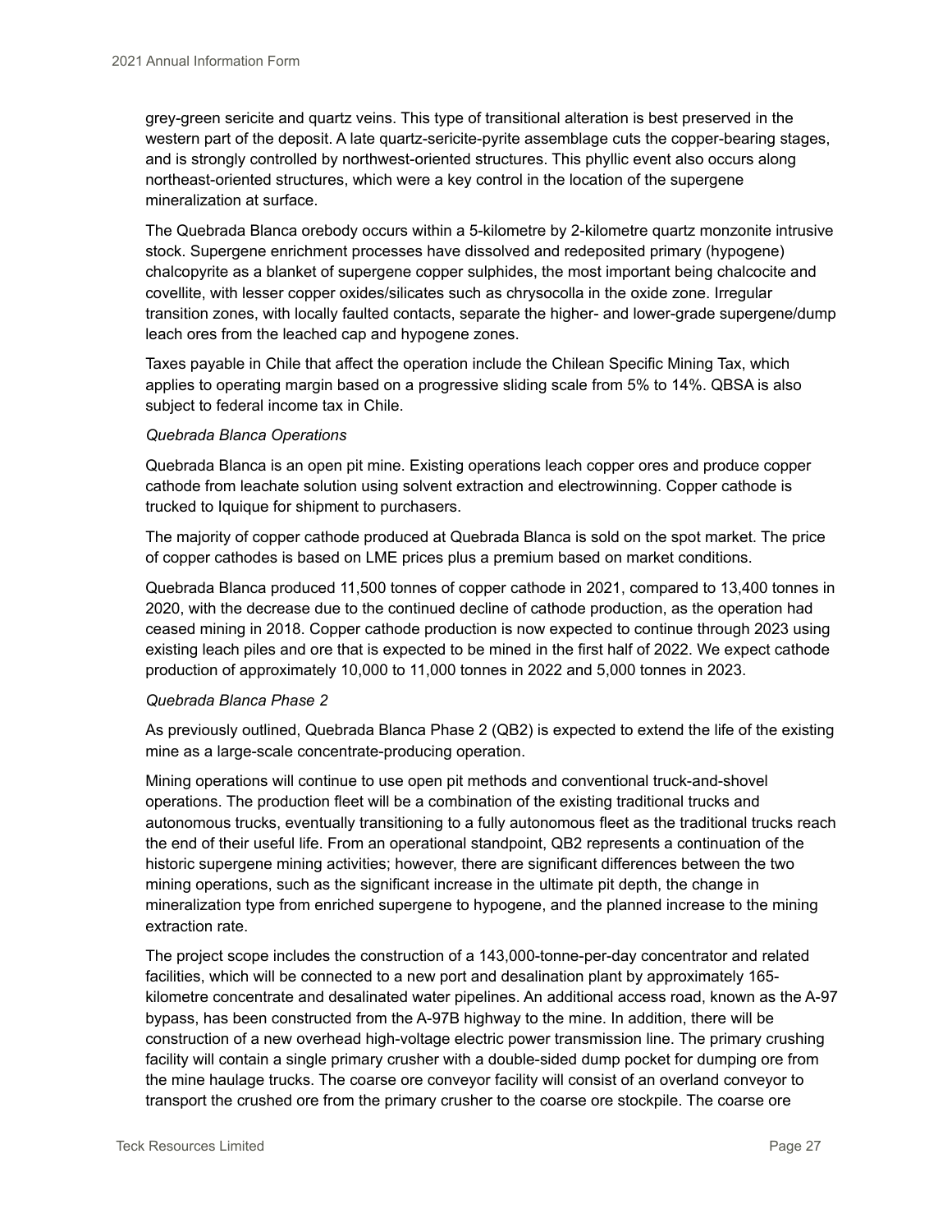grey-green sericite and quartz veins. This type of transitional alteration is best preserved in the western part of the deposit. A late quartz-sericite-pyrite assemblage cuts the copper-bearing stages, and is strongly controlled by northwest-oriented structures. This phyllic event also occurs along northeast-oriented structures, which were a key control in the location of the supergene mineralization at surface.

The Quebrada Blanca orebody occurs within a 5-kilometre by 2-kilometre quartz monzonite intrusive stock. Supergene enrichment processes have dissolved and redeposited primary (hypogene) chalcopyrite as a blanket of supergene copper sulphides, the most important being chalcocite and covellite, with lesser copper oxides/silicates such as chrysocolla in the oxide zone. Irregular transition zones, with locally faulted contacts, separate the higher- and lower-grade supergene/dump leach ores from the leached cap and hypogene zones.

Taxes payable in Chile that affect the operation include the Chilean Specific Mining Tax, which applies to operating margin based on a progressive sliding scale from 5% to 14%. QBSA is also subject to federal income tax in Chile.

*Quebrada Blanca Operations*

Quebrada Blanca is an open pit mine. Existing operations leach copper ores and produce copper cathode from leachate solution using solvent extraction and electrowinning. Copper cathode is trucked to Iquique for shipment to purchasers.

The majority of copper cathode produced at Quebrada Blanca is sold on the spot market. The price of copper cathodes is based on LME prices plus a premium based on market conditions.

Quebrada Blanca produced 11,500 tonnes of copper cathode in 2021, compared to 13,400 tonnes in 2020, with the decrease due to the continued decline of cathode production, as the operation had ceased mining in 2018. Copper cathode production is now expected to continue through 2023 using existing leach piles and ore that is expected to be mined in the first half of 2022. We expect cathode production of approximately 10,000 to 11,000 tonnes in 2022 and 5,000 tonnes in 2023.

*Quebrada Blanca Phase 2*

As previously outlined, Quebrada Blanca Phase 2 (QB2) is expected to extend the life of the existing mine as a large-scale concentrate-producing operation.

Mining operations will continue to use open pit methods and conventional truck-and-shovel operations. The production fleet will be a combination of the existing traditional trucks and autonomous trucks, eventually transitioning to a fully autonomous fleet as the traditional trucks reach the end of their useful life. From an operational standpoint, QB2 represents a continuation of the historic supergene mining activities; however, there are significant differences between the two mining operations, such as the significant increase in the ultimate pit depth, the change in mineralization type from enriched supergene to hypogene, and the planned increase to the mining extraction rate.

The project scope includes the construction of a 143,000-tonne-per-day concentrator and related facilities, which will be connected to a new port and desalination plant by approximately 165-kilometre concentrate and desalinated water pipelines. An additional access road, known as the A-97 bypass, has been constructed from the A-97B highway to the mine. In addition, there will be construction of a new overhead high-voltage electric power transmission line. The primary crushing facility will contain a single primary crusher with a double-sided dump pocket for dumping ore from the mine haulage trucks. The coarse ore conveyor facility will consist of an overland conveyor to transport the crushed ore from the primary crusher to the coarse ore stockpile. The coarse ore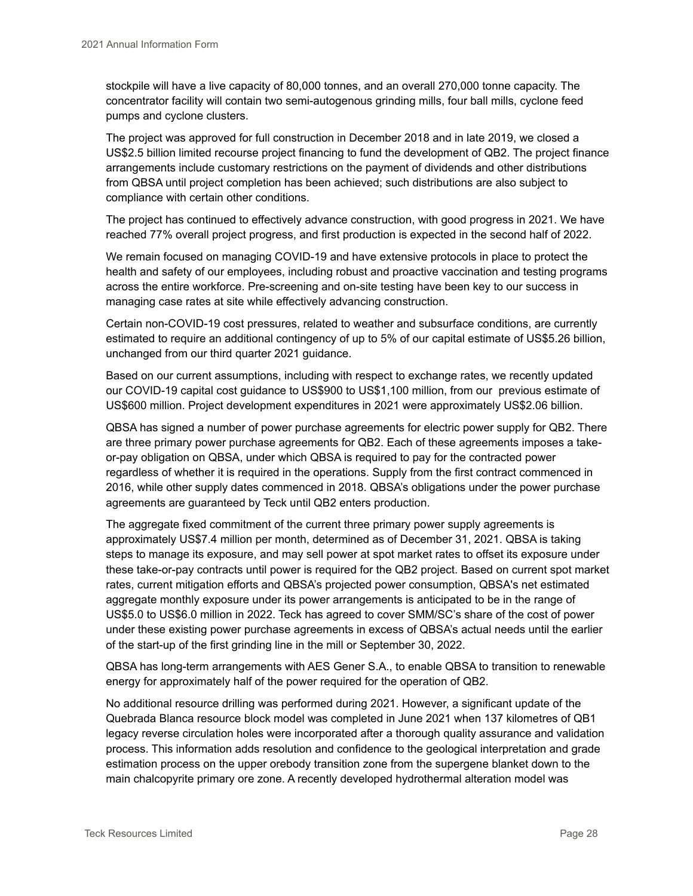stockpile will have a live capacity of 80,000 tonnes, and an overall 270,000 tonne capacity. The concentrator facility will contain two semi-autogenous grinding mills, four ball mills, cyclone feed pumps and cyclone clusters.

The project was approved for full construction in December 2018 and in late 2019, we closed a US$2.5 billion limited recourse project financing to fund the development of QB2. The project finance arrangements include customary restrictions on the payment of dividends and other distributions from QBSA until project completion has been achieved; such distributions are also subject to compliance with certain other conditions.

The project has continued to effectively advance construction, with good progress in 2021. We have reached 77% overall project progress, and first production is expected in the second half of 2022.

We remain focused on managing COVID-19 and have extensive protocols in place to protect the health and safety of our employees, including robust and proactive vaccination and testing programs across the entire workforce. Pre-screening and on-site testing have been key to our success in managing case rates at site while effectively advancing construction.

Certain non-COVID-19 cost pressures, related to weather and subsurface conditions, are currently estimated to require an additional contingency of up to 5% of our capital estimate of US$5.26 billion, unchanged from our third quarter 2021 guidance.

Based on our current assumptions, including with respect to exchange rates, we recently updated our COVID-19 capital cost guidance to US$900 to US$1,100 million, from our previous estimate of US$600 million. Project development expenditures in 2021 were approximately US$2.06 billion.

QBSA has signed a number of power purchase agreements for electric power supply for QB2. There are three primary power purchase agreements for QB2. Each of these agreements imposes a take-or-pay obligation on QBSA, under which QBSA is required to pay for the contracted power regardless of whether it is required in the operations. Supply from the first contract commenced in 2016, while other supply dates commenced in 2018. QBSA's obligations under the power purchase agreements are guaranteed by Teck until QB2 enters production.

The aggregate fixed commitment of the current three primary power supply agreements is approximately US$7.4 million per month, determined as of December 31, 2021. QBSA is taking steps to manage its exposure, and may sell power at spot market rates to offset its exposure under these take-or-pay contracts until power is required for the QB2 project. Based on current spot market rates, current mitigation efforts and QBSA's projected power consumption, QBSA's net estimated aggregate monthly exposure under its power arrangements is anticipated to be in the range of US$5.0 to US$6.0 million in 2022. Teck has agreed to cover SMM/SC's share of the cost of power under these existing power purchase agreements in excess of QBSA's actual needs until the earlier of the start-up of the first grinding line in the mill or September 30, 2022.

QBSA has long-term arrangements with AES Gener S.A., to enable QBSA to transition to renewable energy for approximately half of the power required for the operation of QB2.

No additional resource drilling was performed during 2021. However, a significant update of the Quebrada Blanca resource block model was completed in June 2021 when 137 kilometres of QB1 legacy reverse circulation holes were incorporated after a thorough quality assurance and validation process. This information adds resolution and confidence to the geological interpretation and grade estimation process on the upper orebody transition zone from the supergene blanket down to the main chalcopyrite primary ore zone. A recently developed hydrothermal alteration model was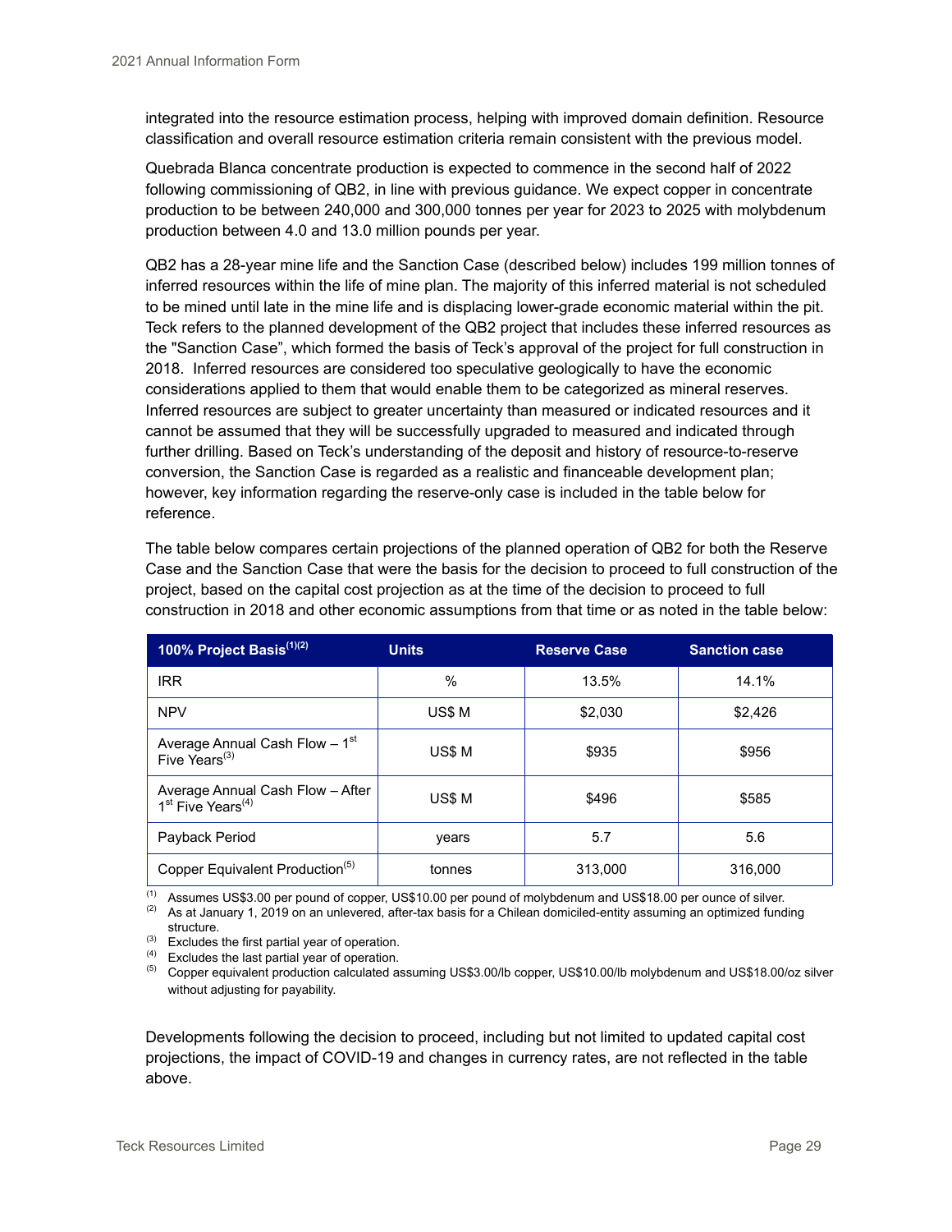integrated into the resource estimation process, helping with improved domain definition. Resource classification and overall resource estimation criteria remain consistent with the previous model.

Quebrada Blanca concentrate production is expected to commence in the second half of 2022 following commissioning of QB2, in line with previous guidance. We expect copper in concentrate production to be between 240,000 and 300,000 tonnes per year for 2023 to 2025 with molybdenum production between 4.0 and 13.0 million pounds per year.

QB2 has a 28-year mine life and the Sanction Case (described below) includes 199 million tonnes of inferred resources within the life of mine plan. The majority of this inferred material is not scheduled to be mined until late in the mine life and is displacing lower-grade economic material within the pit. Teck refers to the planned development of the QB2 project that includes these inferred resources as the "Sanction Case", which formed the basis of Teck's approval of the project for full construction in 2018. Inferred resources are considered too speculative geologically to have the economic considerations applied to them that would enable them to be categorized as mineral reserves. Inferred resources are subject to greater uncertainty than measured or indicated resources and it cannot be assumed that they will be successfully upgraded to measured and indicated through further drilling. Based on Teck's understanding of the deposit and history of resource-to-reserve conversion, the Sanction Case is regarded as a realistic and financeable development plan; however, key information regarding the reserve-only case is included in the table below for reference.

The table below compares certain projections of the planned operation of QB2 for both the Reserve Case and the Sanction Case that were the basis for the decision to proceed to full construction of the project, based on the capital cost projection as at the time of the decision to proceed to full construction in 2018 and other economic assumptions from that time or as noted in the table below:

| 100% Project Basis[(1)(2)] | Units | Reserve Case | Sanction case |
|---|---|---|---|
| IRR | % | 13.5% | 14.1% |
| NPV | US$ M | $2,030 | $2,426 |
| Average Annual Cash Flow – 1st Five Years[(3)] | US$ M | $935 | $956 |
| Average Annual Cash Flow – After 1st Five Years[(4)] | US$ M | $496 | $585 |
| Payback Period | years | 5.7 | 5.6 |
| Copper Equivalent Production[(5)] | tonnes | 313,000 | 316,000 |

(1) Assumes US$3.00 per pound of copper, US$10.00 per pound of molybdenum and US$18.00 per ounce of silver.
(2) As at January 1, 2019 on an unlevered, after-tax basis for a Chilean domiciled-entity assuming an optimized funding structure.
(3) Excludes the first partial year of operation.
(4) Excludes the last partial year of operation.
(5) Copper equivalent production calculated assuming US$3.00/lb copper, US$10.00/lb molybdenum and US$18.00/oz silver without adjusting for payability.

Developments following the decision to proceed, including but not limited to updated capital cost projections, the impact of COVID-19 and changes in currency rates, are not reflected in the table above.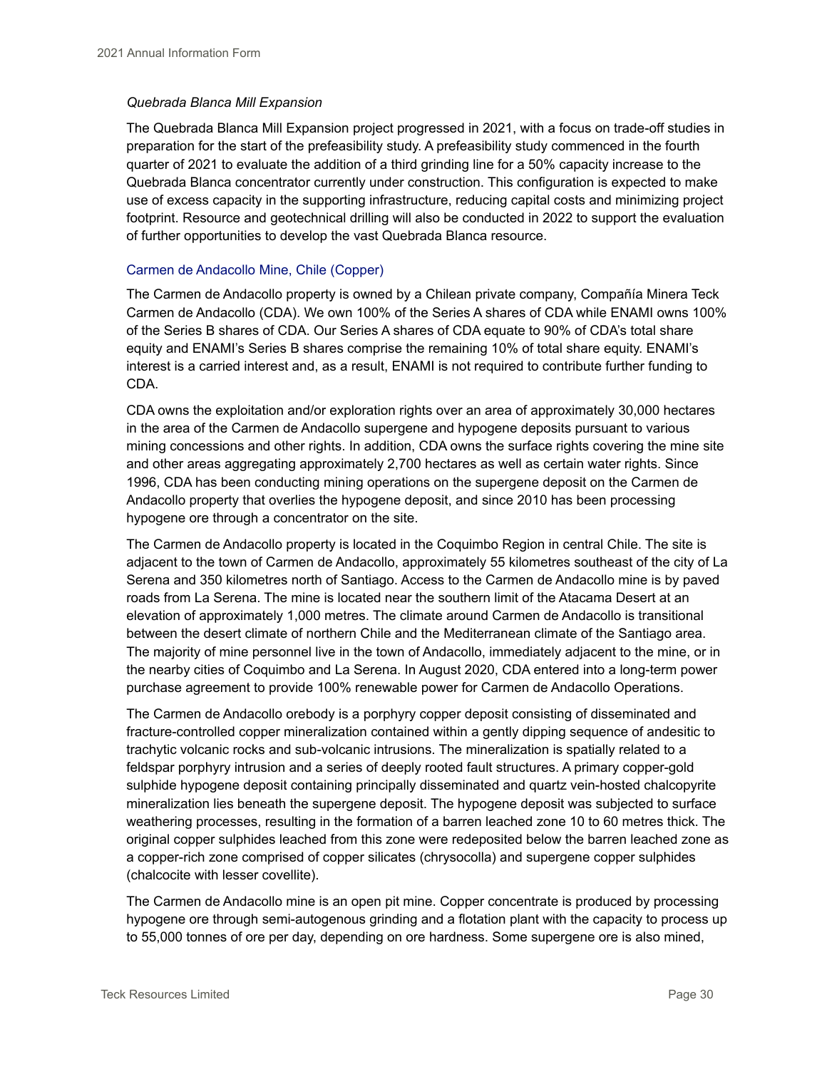*Quebrada Blanca Mill Expansion*

The Quebrada Blanca Mill Expansion project progressed in 2021, with a focus on trade-off studies in preparation for the start of the prefeasibility study. A prefeasibility study commenced in the fourth quarter of 2021 to evaluate the addition of a third grinding line for a 50% capacity increase to the Quebrada Blanca concentrator currently under construction. This configuration is expected to make use of excess capacity in the supporting infrastructure, reducing capital costs and minimizing project footprint. Resource and geotechnical drilling will also be conducted in 2022 to support the evaluation of further opportunities to develop the vast Quebrada Blanca resource.

### Carmen de Andacollo Mine, Chile (Copper)

The Carmen de Andacollo property is owned by a Chilean private company, Compañía Minera Teck Carmen de Andacollo (CDA). We own 100% of the Series A shares of CDA while ENAMI owns 100% of the Series B shares of CDA. Our Series A shares of CDA equate to 90% of CDA's total share equity and ENAMI's Series B shares comprise the remaining 10% of total share equity. ENAMI's interest is a carried interest and, as a result, ENAMI is not required to contribute further funding to CDA.

CDA owns the exploitation and/or exploration rights over an area of approximately 30,000 hectares in the area of the Carmen de Andacollo supergene and hypogene deposits pursuant to various mining concessions and other rights. In addition, CDA owns the surface rights covering the mine site and other areas aggregating approximately 2,700 hectares as well as certain water rights. Since 1996, CDA has been conducting mining operations on the supergene deposit on the Carmen de Andacollo property that overlies the hypogene deposit, and since 2010 has been processing hypogene ore through a concentrator on the site.

The Carmen de Andacollo property is located in the Coquimbo Region in central Chile. The site is adjacent to the town of Carmen de Andacollo, approximately 55 kilometres southeast of the city of La Serena and 350 kilometres north of Santiago. Access to the Carmen de Andacollo mine is by paved roads from La Serena. The mine is located near the southern limit of the Atacama Desert at an elevation of approximately 1,000 metres. The climate around Carmen de Andacollo is transitional between the desert climate of northern Chile and the Mediterranean climate of the Santiago area. The majority of mine personnel live in the town of Andacollo, immediately adjacent to the mine, or in the nearby cities of Coquimbo and La Serena. In August 2020, CDA entered into a long-term power purchase agreement to provide 100% renewable power for Carmen de Andacollo Operations.

The Carmen de Andacollo orebody is a porphyry copper deposit consisting of disseminated and fracture-controlled copper mineralization contained within a gently dipping sequence of andesitic to trachytic volcanic rocks and sub-volcanic intrusions. The mineralization is spatially related to a feldspar porphyry intrusion and a series of deeply rooted fault structures. A primary copper-gold sulphide hypogene deposit containing principally disseminated and quartz vein-hosted chalcopyrite mineralization lies beneath the supergene deposit. The hypogene deposit was subjected to surface weathering processes, resulting in the formation of a barren leached zone 10 to 60 metres thick. The original copper sulphides leached from this zone were redeposited below the barren leached zone as a copper-rich zone comprised of copper silicates (chrysocolla) and supergene copper sulphides (chalcocite with lesser covellite).

The Carmen de Andacollo mine is an open pit mine. Copper concentrate is produced by processing hypogene ore through semi-autogenous grinding and a flotation plant with the capacity to process up to 55,000 tonnes of ore per day, depending on ore hardness. Some supergene ore is also mined,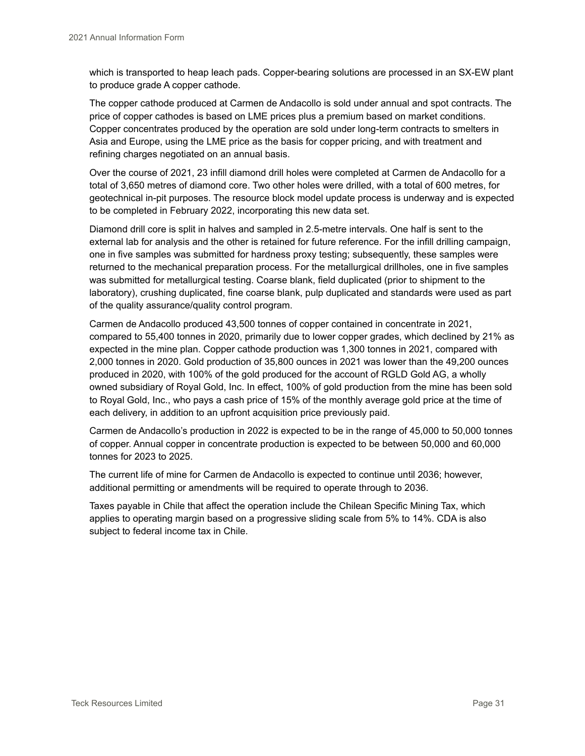which is transported to heap leach pads. Copper-bearing solutions are processed in an SX-EW plant to produce grade A copper cathode.

The copper cathode produced at Carmen de Andacollo is sold under annual and spot contracts. The price of copper cathodes is based on LME prices plus a premium based on market conditions. Copper concentrates produced by the operation are sold under long-term contracts to smelters in Asia and Europe, using the LME price as the basis for copper pricing, and with treatment and refining charges negotiated on an annual basis.

Over the course of 2021, 23 infill diamond drill holes were completed at Carmen de Andacollo for a total of 3,650 metres of diamond core. Two other holes were drilled, with a total of 600 metres, for geotechnical in-pit purposes. The resource block model update process is underway and is expected to be completed in February 2022, incorporating this new data set.

Diamond drill core is split in halves and sampled in 2.5-metre intervals. One half is sent to the external lab for analysis and the other is retained for future reference. For the infill drilling campaign, one in five samples was submitted for hardness proxy testing; subsequently, these samples were returned to the mechanical preparation process. For the metallurgical drillholes, one in five samples was submitted for metallurgical testing. Coarse blank, field duplicated (prior to shipment to the laboratory), crushing duplicated, fine coarse blank, pulp duplicated and standards were used as part of the quality assurance/quality control program.

Carmen de Andacollo produced 43,500 tonnes of copper contained in concentrate in 2021, compared to 55,400 tonnes in 2020, primarily due to lower copper grades, which declined by 21% as expected in the mine plan. Copper cathode production was 1,300 tonnes in 2021, compared with 2,000 tonnes in 2020. Gold production of 35,800 ounces in 2021 was lower than the 49,200 ounces produced in 2020, with 100% of the gold produced for the account of RGLD Gold AG, a wholly owned subsidiary of Royal Gold, Inc. In effect, 100% of gold production from the mine has been sold to Royal Gold, Inc., who pays a cash price of 15% of the monthly average gold price at the time of each delivery, in addition to an upfront acquisition price previously paid.

Carmen de Andacollo's production in 2022 is expected to be in the range of 45,000 to 50,000 tonnes of copper. Annual copper in concentrate production is expected to be between 50,000 and 60,000 tonnes for 2023 to 2025.

The current life of mine for Carmen de Andacollo is expected to continue until 2036; however, additional permitting or amendments will be required to operate through to 2036.

Taxes payable in Chile that affect the operation include the Chilean Specific Mining Tax, which applies to operating margin based on a progressive sliding scale from 5% to 14%. CDA is also subject to federal income tax in Chile.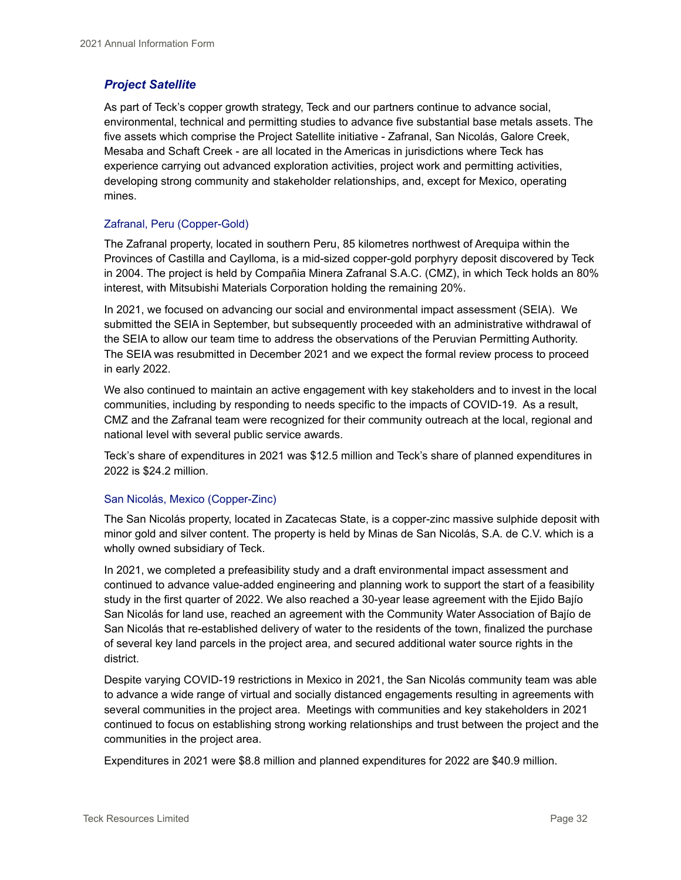## *Project Satellite*

As part of Teck's copper growth strategy, Teck and our partners continue to advance social, environmental, technical and permitting studies to advance five substantial base metals assets. The five assets which comprise the Project Satellite initiative - Zafranal, San Nicolás, Galore Creek, Mesaba and Schaft Creek - are all located in the Americas in jurisdictions where Teck has experience carrying out advanced exploration activities, project work and permitting activities, developing strong community and stakeholder relationships, and, except for Mexico, operating mines.

### Zafranal, Peru (Copper-Gold)

The Zafranal property, located in southern Peru, 85 kilometres northwest of Arequipa within the Provinces of Castilla and Caylloma, is a mid-sized copper-gold porphyry deposit discovered by Teck in 2004. The project is held by Compañia Minera Zafranal S.A.C. (CMZ), in which Teck holds an 80% interest, with Mitsubishi Materials Corporation holding the remaining 20%.

In 2021, we focused on advancing our social and environmental impact assessment (SEIA). We submitted the SEIA in September, but subsequently proceeded with an administrative withdrawal of the SEIA to allow our team time to address the observations of the Peruvian Permitting Authority. The SEIA was resubmitted in December 2021 and we expect the formal review process to proceed in early 2022.

We also continued to maintain an active engagement with key stakeholders and to invest in the local communities, including by responding to needs specific to the impacts of COVID-19. As a result, CMZ and the Zafranal team were recognized for their community outreach at the local, regional and national level with several public service awards.

Teck's share of expenditures in 2021 was $12.5 million and Teck's share of planned expenditures in 2022 is $24.2 million.

### San Nicolás, Mexico (Copper-Zinc)

The San Nicolás property, located in Zacatecas State, is a copper-zinc massive sulphide deposit with minor gold and silver content. The property is held by Minas de San Nicolás, S.A. de C.V. which is a wholly owned subsidiary of Teck.

In 2021, we completed a prefeasibility study and a draft environmental impact assessment and continued to advance value-added engineering and planning work to support the start of a feasibility study in the first quarter of 2022. We also reached a 30-year lease agreement with the Ejido Bajío San Nicolás for land use, reached an agreement with the Community Water Association of Bajío de San Nicolás that re-established delivery of water to the residents of the town, finalized the purchase of several key land parcels in the project area, and secured additional water source rights in the district.

Despite varying COVID-19 restrictions in Mexico in 2021, the San Nicolás community team was able to advance a wide range of virtual and socially distanced engagements resulting in agreements with several communities in the project area. Meetings with communities and key stakeholders in 2021 continued to focus on establishing strong working relationships and trust between the project and the communities in the project area.

Expenditures in 2021 were $8.8 million and planned expenditures for 2022 are $40.9 million.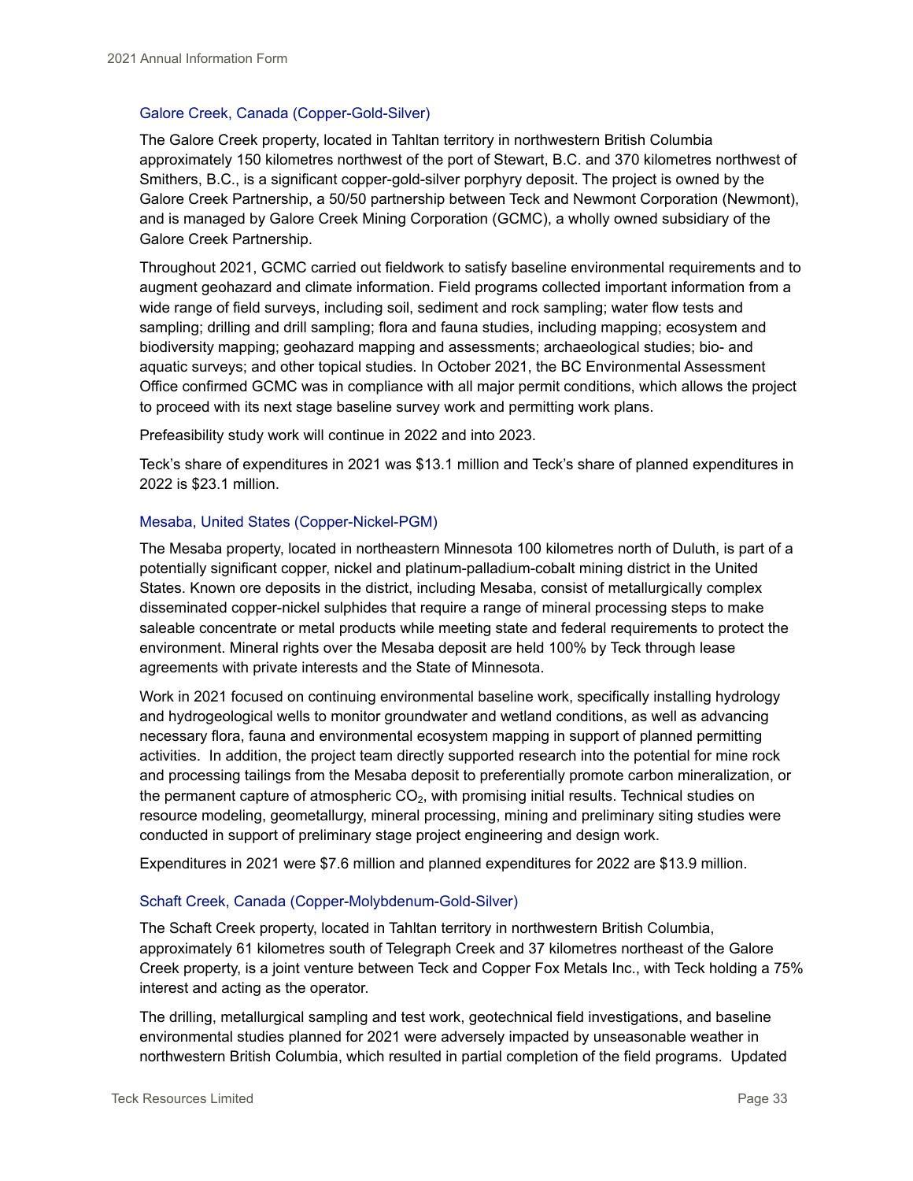### Galore Creek, Canada (Copper-Gold-Silver)

The Galore Creek property, located in Tahltan territory in northwestern British Columbia approximately 150 kilometres northwest of the port of Stewart, B.C. and 370 kilometres northwest of Smithers, B.C., is a significant copper-gold-silver porphyry deposit. The project is owned by the Galore Creek Partnership, a 50/50 partnership between Teck and Newmont Corporation (Newmont), and is managed by Galore Creek Mining Corporation (GCMC), a wholly owned subsidiary of the Galore Creek Partnership.

Throughout 2021, GCMC carried out fieldwork to satisfy baseline environmental requirements and to augment geohazard and climate information. Field programs collected important information from a wide range of field surveys, including soil, sediment and rock sampling; water flow tests and sampling; drilling and drill sampling; flora and fauna studies, including mapping; ecosystem and biodiversity mapping; geohazard mapping and assessments; archaeological studies; bio- and aquatic surveys; and other topical studies. In October 2021, the BC Environmental Assessment Office confirmed GCMC was in compliance with all major permit conditions, which allows the project to proceed with its next stage baseline survey work and permitting work plans.

Prefeasibility study work will continue in 2022 and into 2023.

Teck's share of expenditures in 2021 was $13.1 million and Teck's share of planned expenditures in 2022 is $23.1 million.

### Mesaba, United States (Copper-Nickel-PGM)

The Mesaba property, located in northeastern Minnesota 100 kilometres north of Duluth, is part of a potentially significant copper, nickel and platinum-palladium-cobalt mining district in the United States. Known ore deposits in the district, including Mesaba, consist of metallurgically complex disseminated copper-nickel sulphides that require a range of mineral processing steps to make saleable concentrate or metal products while meeting state and federal requirements to protect the environment. Mineral rights over the Mesaba deposit are held 100% by Teck through lease agreements with private interests and the State of Minnesota.

Work in 2021 focused on continuing environmental baseline work, specifically installing hydrology and hydrogeological wells to monitor groundwater and wetland conditions, as well as advancing necessary flora, fauna and environmental ecosystem mapping in support of planned permitting activities. In addition, the project team directly supported research into the potential for mine rock and processing tailings from the Mesaba deposit to preferentially promote carbon mineralization, or the permanent capture of atmospheric $CO_2$, with promising initial results. Technical studies on resource modeling, geometallurgy, mineral processing, mining and preliminary siting studies were conducted in support of preliminary stage project engineering and design work.

Expenditures in 2021 were $7.6 million and planned expenditures for 2022 are $13.9 million.

### Schaft Creek, Canada (Copper-Molybdenum-Gold-Silver)

The Schaft Creek property, located in Tahltan territory in northwestern British Columbia, approximately 61 kilometres south of Telegraph Creek and 37 kilometres northeast of the Galore Creek property, is a joint venture between Teck and Copper Fox Metals Inc., with Teck holding a 75% interest and acting as the operator.

The drilling, metallurgical sampling and test work, geotechnical field investigations, and baseline environmental studies planned for 2021 were adversely impacted by unseasonable weather in northwestern British Columbia, which resulted in partial completion of the field programs. Updated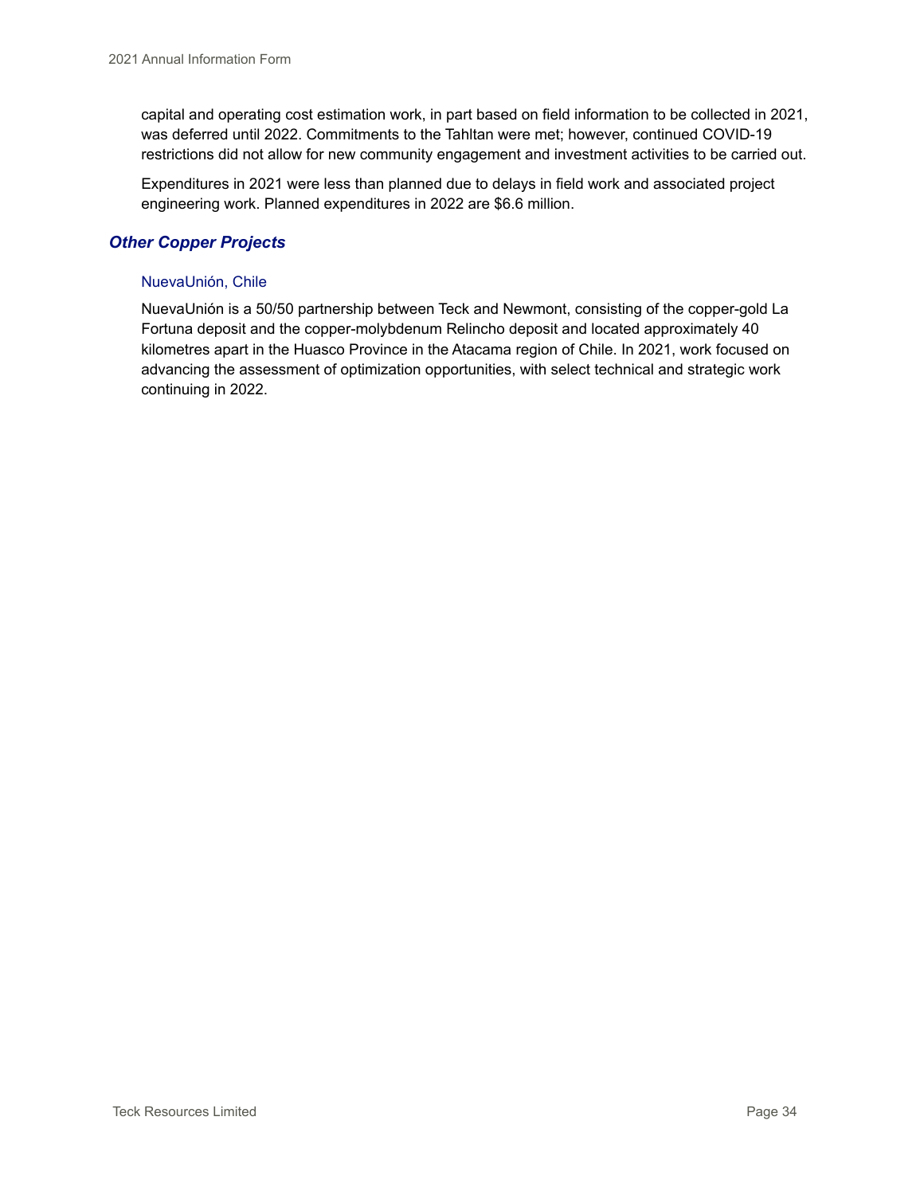capital and operating cost estimation work, in part based on field information to be collected in 2021, was deferred until 2022. Commitments to the Tahltan were met; however, continued COVID-19 restrictions did not allow for new community engagement and investment activities to be carried out.

Expenditures in 2021 were less than planned due to delays in field work and associated project engineering work. Planned expenditures in 2022 are $6.6 million.

## *Other Copper Projects*

### NuevaUnión, Chile

NuevaUnión is a 50/50 partnership between Teck and Newmont, consisting of the copper-gold La Fortuna deposit and the copper-molybdenum Relincho deposit and located approximately 40 kilometres apart in the Huasco Province in the Atacama region of Chile. In 2021, work focused on advancing the assessment of optimization opportunities, with select technical and strategic work continuing in 2022.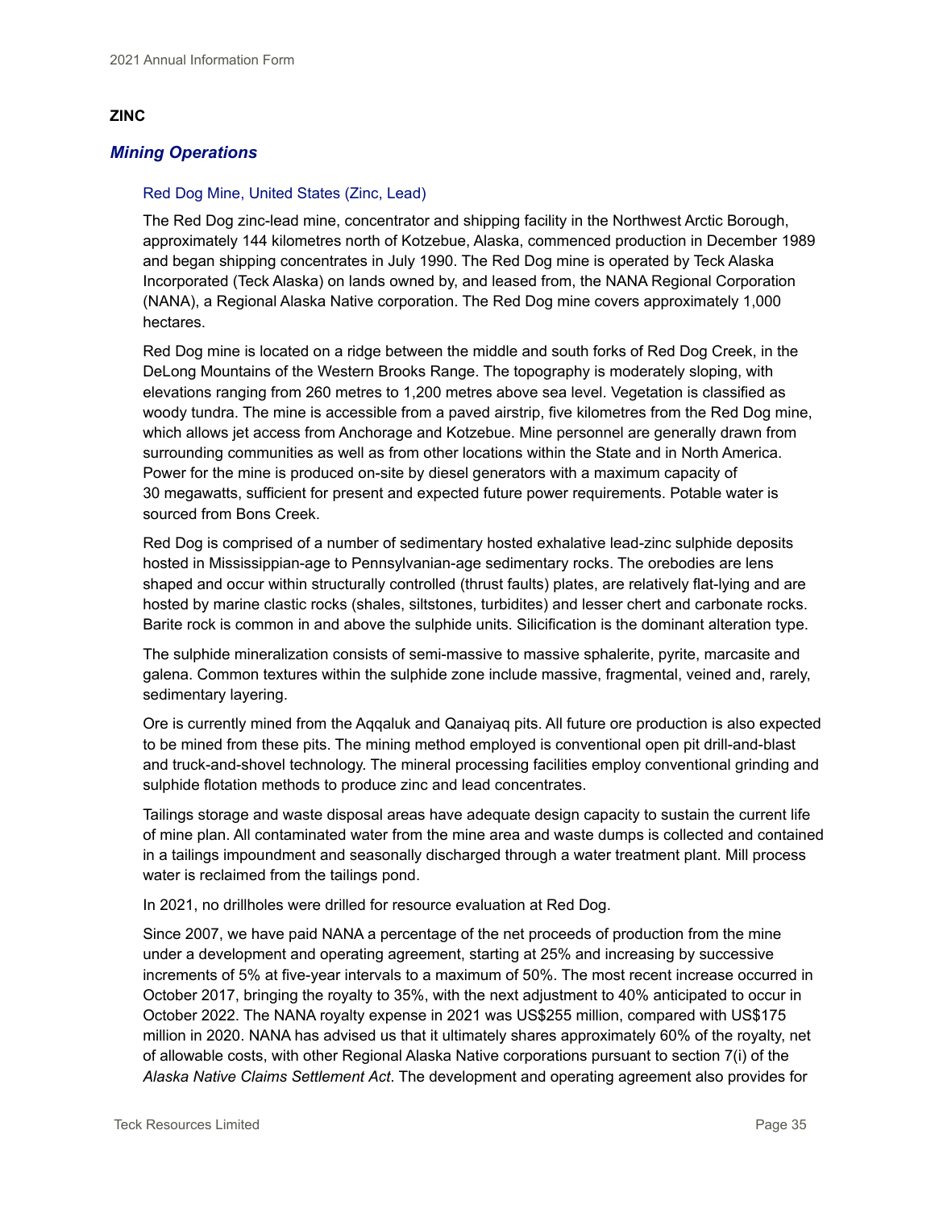## ZINC

### *Mining Operations*

#### Red Dog Mine, United States (Zinc, Lead)

The Red Dog zinc-lead mine, concentrator and shipping facility in the Northwest Arctic Borough, approximately 144 kilometres north of Kotzebue, Alaska, commenced production in December 1989 and began shipping concentrates in July 1990. The Red Dog mine is operated by Teck Alaska Incorporated (Teck Alaska) on lands owned by, and leased from, the NANA Regional Corporation (NANA), a Regional Alaska Native corporation. The Red Dog mine covers approximately 1,000 hectares.

Red Dog mine is located on a ridge between the middle and south forks of Red Dog Creek, in the DeLong Mountains of the Western Brooks Range. The topography is moderately sloping, with elevations ranging from 260 metres to 1,200 metres above sea level. Vegetation is classified as woody tundra. The mine is accessible from a paved airstrip, five kilometres from the Red Dog mine, which allows jet access from Anchorage and Kotzebue. Mine personnel are generally drawn from surrounding communities as well as from other locations within the State and in North America. Power for the mine is produced on-site by diesel generators with a maximum capacity of 30 megawatts, sufficient for present and expected future power requirements. Potable water is sourced from Bons Creek.

Red Dog is comprised of a number of sedimentary hosted exhalative lead-zinc sulphide deposits hosted in Mississippian-age to Pennsylvanian-age sedimentary rocks. The orebodies are lens shaped and occur within structurally controlled (thrust faults) plates, are relatively flat-lying and are hosted by marine clastic rocks (shales, siltstones, turbidites) and lesser chert and carbonate rocks. Barite rock is common in and above the sulphide units. Silicification is the dominant alteration type.

The sulphide mineralization consists of semi-massive to massive sphalerite, pyrite, marcasite and galena. Common textures within the sulphide zone include massive, fragmental, veined and, rarely, sedimentary layering.

Ore is currently mined from the Aqqaluk and Qanaiyaq pits. All future ore production is also expected to be mined from these pits. The mining method employed is conventional open pit drill-and-blast and truck-and-shovel technology. The mineral processing facilities employ conventional grinding and sulphide flotation methods to produce zinc and lead concentrates.

Tailings storage and waste disposal areas have adequate design capacity to sustain the current life of mine plan. All contaminated water from the mine area and waste dumps is collected and contained in a tailings impoundment and seasonally discharged through a water treatment plant. Mill process water is reclaimed from the tailings pond.

In 2021, no drillholes were drilled for resource evaluation at Red Dog.

Since 2007, we have paid NANA a percentage of the net proceeds of production from the mine under a development and operating agreement, starting at 25% and increasing by successive increments of 5% at five-year intervals to a maximum of 50%. The most recent increase occurred in October 2017, bringing the royalty to 35%, with the next adjustment to 40% anticipated to occur in October 2022. The NANA royalty expense in 2021 was US$255 million, compared with US$175 million in 2020. NANA has advised us that it ultimately shares approximately 60% of the royalty, net of allowable costs, with other Regional Alaska Native corporations pursuant to section 7(i) of the *Alaska Native Claims Settlement Act*. The development and operating agreement also provides for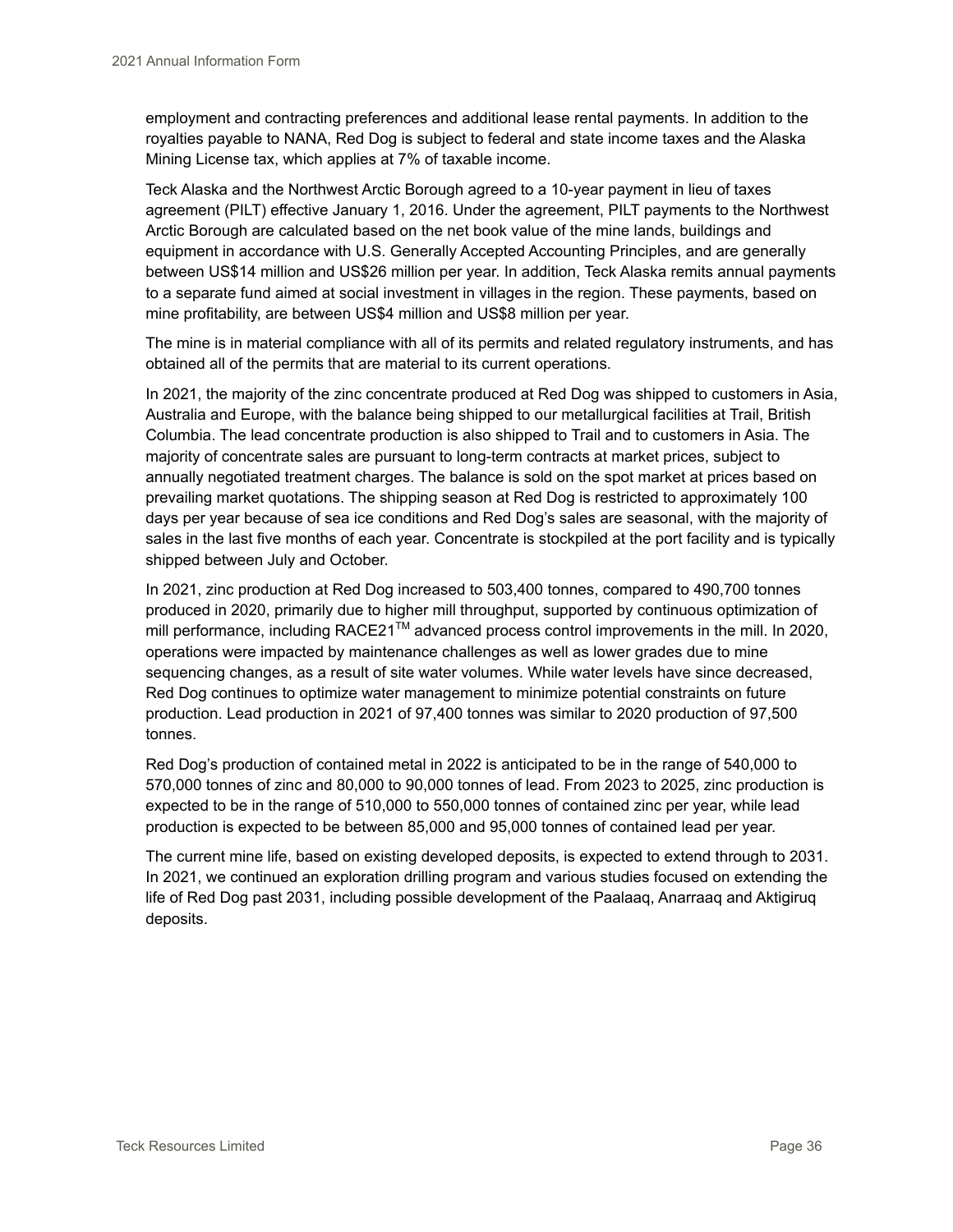employment and contracting preferences and additional lease rental payments. In addition to the royalties payable to NANA, Red Dog is subject to federal and state income taxes and the Alaska Mining License tax, which applies at 7% of taxable income.

Teck Alaska and the Northwest Arctic Borough agreed to a 10-year payment in lieu of taxes agreement (PILT) effective January 1, 2016. Under the agreement, PILT payments to the Northwest Arctic Borough are calculated based on the net book value of the mine lands, buildings and equipment in accordance with U.S. Generally Accepted Accounting Principles, and are generally between US$14 million and US$26 million per year. In addition, Teck Alaska remits annual payments to a separate fund aimed at social investment in villages in the region. These payments, based on mine profitability, are between US$4 million and US$8 million per year.

The mine is in material compliance with all of its permits and related regulatory instruments, and has obtained all of the permits that are material to its current operations.

In 2021, the majority of the zinc concentrate produced at Red Dog was shipped to customers in Asia, Australia and Europe, with the balance being shipped to our metallurgical facilities at Trail, British Columbia. The lead concentrate production is also shipped to Trail and to customers in Asia. The majority of concentrate sales are pursuant to long-term contracts at market prices, subject to annually negotiated treatment charges. The balance is sold on the spot market at prices based on prevailing market quotations. The shipping season at Red Dog is restricted to approximately 100 days per year because of sea ice conditions and Red Dog's sales are seasonal, with the majority of sales in the last five months of each year. Concentrate is stockpiled at the port facility and is typically shipped between July and October.

In 2021, zinc production at Red Dog increased to 503,400 tonnes, compared to 490,700 tonnes produced in 2020, primarily due to higher mill throughput, supported by continuous optimization of mill performance, including RACE21™ advanced process control improvements in the mill. In 2020, operations were impacted by maintenance challenges as well as lower grades due to mine sequencing changes, as a result of site water volumes. While water levels have since decreased, Red Dog continues to optimize water management to minimize potential constraints on future production. Lead production in 2021 of 97,400 tonnes was similar to 2020 production of 97,500 tonnes.

Red Dog's production of contained metal in 2022 is anticipated to be in the range of 540,000 to 570,000 tonnes of zinc and 80,000 to 90,000 tonnes of lead. From 2023 to 2025, zinc production is expected to be in the range of 510,000 to 550,000 tonnes of contained zinc per year, while lead production is expected to be between 85,000 and 95,000 tonnes of contained lead per year.

The current mine life, based on existing developed deposits, is expected to extend through to 2031. In 2021, we continued an exploration drilling program and various studies focused on extending the life of Red Dog past 2031, including possible development of the Paalaaq, Anarraaq and Aktigiruq deposits.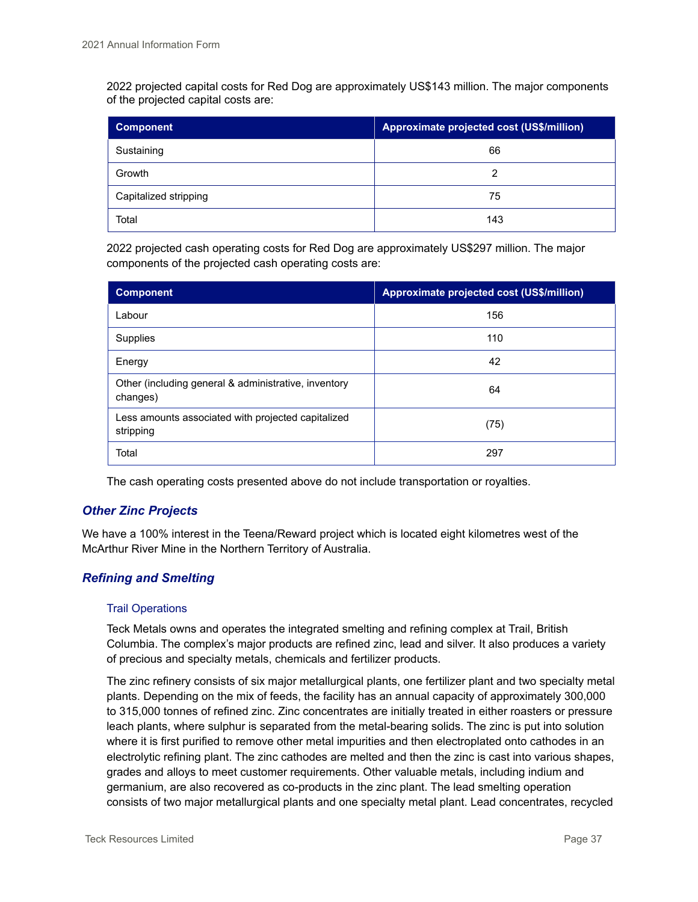2022 projected capital costs for Red Dog are approximately US$143 million. The major components of the projected capital costs are:

| Component | Approximate projected cost (US$/million) |
| --- | --- |
| Sustaining | 66 |
| Growth | 2 |
| Capitalized stripping | 75 |
| Total | 143 |

2022 projected cash operating costs for Red Dog are approximately US$297 million. The major components of the projected cash operating costs are:

| Component | Approximate projected cost (US$/million) |
| --- | --- |
| Labour | 156 |
| Supplies | 110 |
| Energy | 42 |
| Other (including general & administrative, inventory changes) | 64 |
| Less amounts associated with projected capitalized stripping | (75) |
| Total | 297 |

The cash operating costs presented above do not include transportation or royalties.

## *Other Zinc Projects*

We have a 100% interest in the Teena/Reward project which is located eight kilometres west of the McArthur River Mine in the Northern Territory of Australia.

## *Refining and Smelting*

### Trail Operations

Teck Metals owns and operates the integrated smelting and refining complex at Trail, British Columbia. The complex's major products are refined zinc, lead and silver. It also produces a variety of precious and specialty metals, chemicals and fertilizer products.

The zinc refinery consists of six major metallurgical plants, one fertilizer plant and two specialty metal plants. Depending on the mix of feeds, the facility has an annual capacity of approximately 300,000 to 315,000 tonnes of refined zinc. Zinc concentrates are initially treated in either roasters or pressure leach plants, where sulphur is separated from the metal-bearing solids. The zinc is put into solution where it is first purified to remove other metal impurities and then electroplated onto cathodes in an electrolytic refining plant. The zinc cathodes are melted and then the zinc is cast into various shapes, grades and alloys to meet customer requirements. Other valuable metals, including indium and germanium, are also recovered as co-products in the zinc plant. The lead smelting operation consists of two major metallurgical plants and one specialty metal plant. Lead concentrates, recycled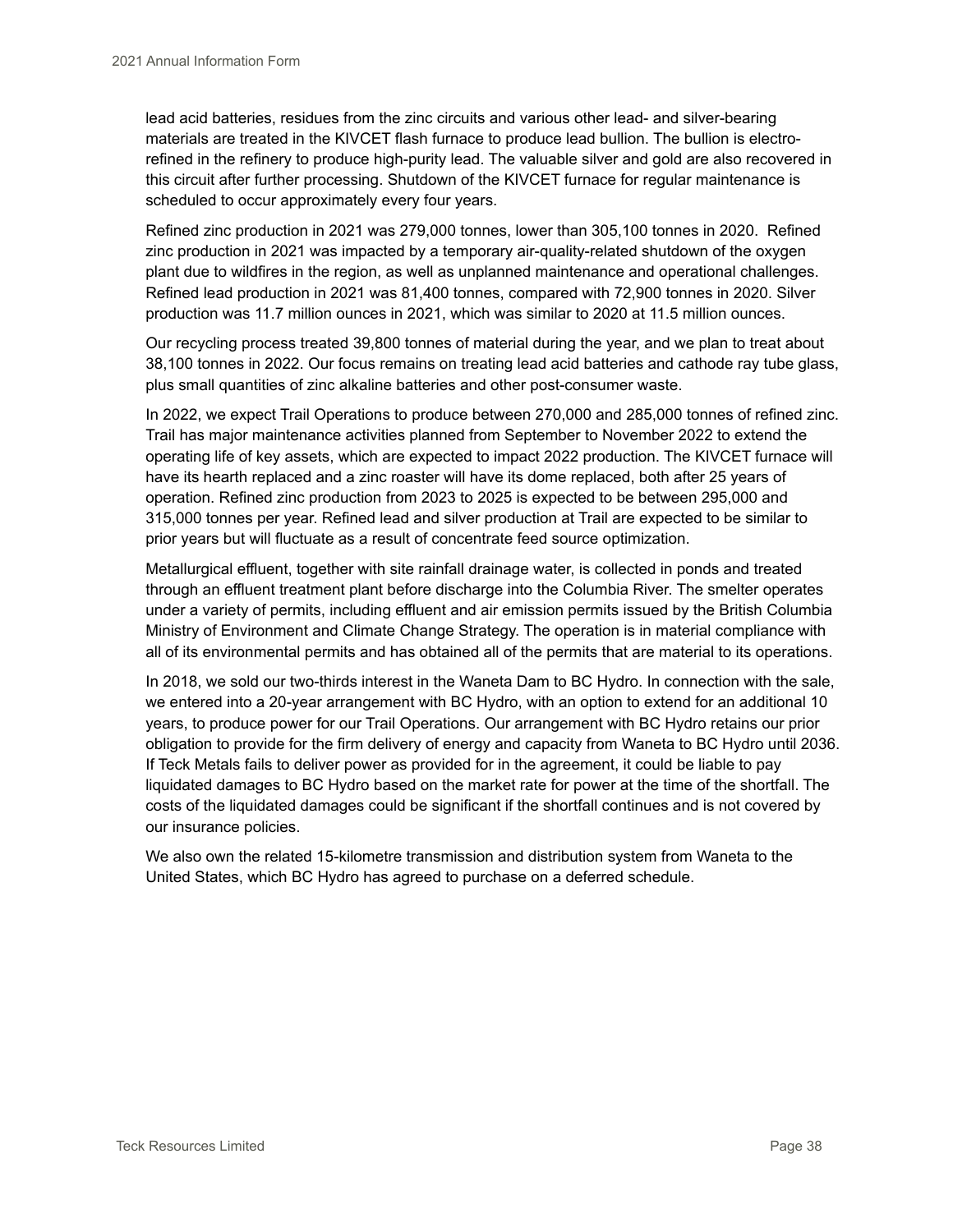lead acid batteries, residues from the zinc circuits and various other lead- and silver-bearing materials are treated in the KIVCET flash furnace to produce lead bullion. The bullion is electro-refined in the refinery to produce high-purity lead. The valuable silver and gold are also recovered in this circuit after further processing. Shutdown of the KIVCET furnace for regular maintenance is scheduled to occur approximately every four years.

Refined zinc production in 2021 was 279,000 tonnes, lower than 305,100 tonnes in 2020. Refined zinc production in 2021 was impacted by a temporary air-quality-related shutdown of the oxygen plant due to wildfires in the region, as well as unplanned maintenance and operational challenges. Refined lead production in 2021 was 81,400 tonnes, compared with 72,900 tonnes in 2020. Silver production was 11.7 million ounces in 2021, which was similar to 2020 at 11.5 million ounces.

Our recycling process treated 39,800 tonnes of material during the year, and we plan to treat about 38,100 tonnes in 2022. Our focus remains on treating lead acid batteries and cathode ray tube glass, plus small quantities of zinc alkaline batteries and other post-consumer waste.

In 2022, we expect Trail Operations to produce between 270,000 and 285,000 tonnes of refined zinc. Trail has major maintenance activities planned from September to November 2022 to extend the operating life of key assets, which are expected to impact 2022 production. The KIVCET furnace will have its hearth replaced and a zinc roaster will have its dome replaced, both after 25 years of operation. Refined zinc production from 2023 to 2025 is expected to be between 295,000 and 315,000 tonnes per year. Refined lead and silver production at Trail are expected to be similar to prior years but will fluctuate as a result of concentrate feed source optimization.

Metallurgical effluent, together with site rainfall drainage water, is collected in ponds and treated through an effluent treatment plant before discharge into the Columbia River. The smelter operates under a variety of permits, including effluent and air emission permits issued by the British Columbia Ministry of Environment and Climate Change Strategy. The operation is in material compliance with all of its environmental permits and has obtained all of the permits that are material to its operations.

In 2018, we sold our two-thirds interest in the Waneta Dam to BC Hydro. In connection with the sale, we entered into a 20-year arrangement with BC Hydro, with an option to extend for an additional 10 years, to produce power for our Trail Operations. Our arrangement with BC Hydro retains our prior obligation to provide for the firm delivery of energy and capacity from Waneta to BC Hydro until 2036. If Teck Metals fails to deliver power as provided for in the agreement, it could be liable to pay liquidated damages to BC Hydro based on the market rate for power at the time of the shortfall. The costs of the liquidated damages could be significant if the shortfall continues and is not covered by our insurance policies.

We also own the related 15-kilometre transmission and distribution system from Waneta to the United States, which BC Hydro has agreed to purchase on a deferred schedule.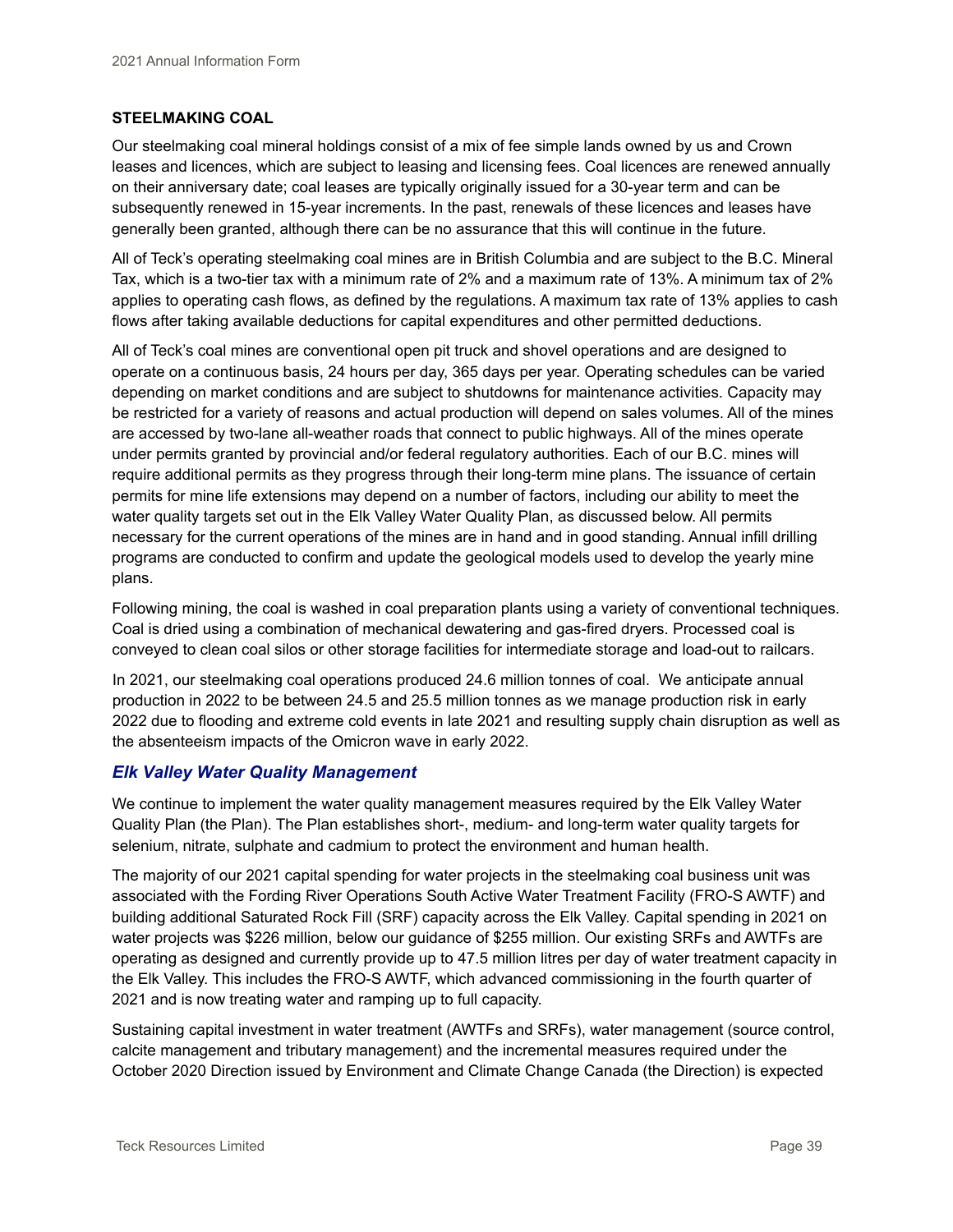## STEELMAKING COAL

Our steelmaking coal mineral holdings consist of a mix of fee simple lands owned by us and Crown leases and licences, which are subject to leasing and licensing fees. Coal licences are renewed annually on their anniversary date; coal leases are typically originally issued for a 30-year term and can be subsequently renewed in 15-year increments. In the past, renewals of these licences and leases have generally been granted, although there can be no assurance that this will continue in the future.

All of Teck's operating steelmaking coal mines are in British Columbia and are subject to the B.C. Mineral Tax, which is a two-tier tax with a minimum rate of 2% and a maximum rate of 13%. A minimum tax of 2% applies to operating cash flows, as defined by the regulations. A maximum tax rate of 13% applies to cash flows after taking available deductions for capital expenditures and other permitted deductions.

All of Teck's coal mines are conventional open pit truck and shovel operations and are designed to operate on a continuous basis, 24 hours per day, 365 days per year. Operating schedules can be varied depending on market conditions and are subject to shutdowns for maintenance activities. Capacity may be restricted for a variety of reasons and actual production will depend on sales volumes. All of the mines are accessed by two-lane all-weather roads that connect to public highways. All of the mines operate under permits granted by provincial and/or federal regulatory authorities. Each of our B.C. mines will require additional permits as they progress through their long-term mine plans. The issuance of certain permits for mine life extensions may depend on a number of factors, including our ability to meet the water quality targets set out in the Elk Valley Water Quality Plan, as discussed below. All permits necessary for the current operations of the mines are in hand and in good standing. Annual infill drilling programs are conducted to confirm and update the geological models used to develop the yearly mine plans.

Following mining, the coal is washed in coal preparation plants using a variety of conventional techniques. Coal is dried using a combination of mechanical dewatering and gas-fired dryers. Processed coal is conveyed to clean coal silos or other storage facilities for intermediate storage and load-out to railcars.

In 2021, our steelmaking coal operations produced 24.6 million tonnes of coal. We anticipate annual production in 2022 to be between 24.5 and 25.5 million tonnes as we manage production risk in early 2022 due to flooding and extreme cold events in late 2021 and resulting supply chain disruption as well as the absenteeism impacts of the Omicron wave in early 2022.

### *Elk Valley Water Quality Management*

We continue to implement the water quality management measures required by the Elk Valley Water Quality Plan (the Plan). The Plan establishes short-, medium- and long-term water quality targets for selenium, nitrate, sulphate and cadmium to protect the environment and human health.

The majority of our 2021 capital spending for water projects in the steelmaking coal business unit was associated with the Fording River Operations South Active Water Treatment Facility (FRO-S AWTF) and building additional Saturated Rock Fill (SRF) capacity across the Elk Valley. Capital spending in 2021 on water projects was $226 million, below our guidance of $255 million. Our existing SRFs and AWTFs are operating as designed and currently provide up to 47.5 million litres per day of water treatment capacity in the Elk Valley. This includes the FRO-S AWTF, which advanced commissioning in the fourth quarter of 2021 and is now treating water and ramping up to full capacity.

Sustaining capital investment in water treatment (AWTFs and SRFs), water management (source control, calcite management and tributary management) and the incremental measures required under the October 2020 Direction issued by Environment and Climate Change Canada (the Direction) is expected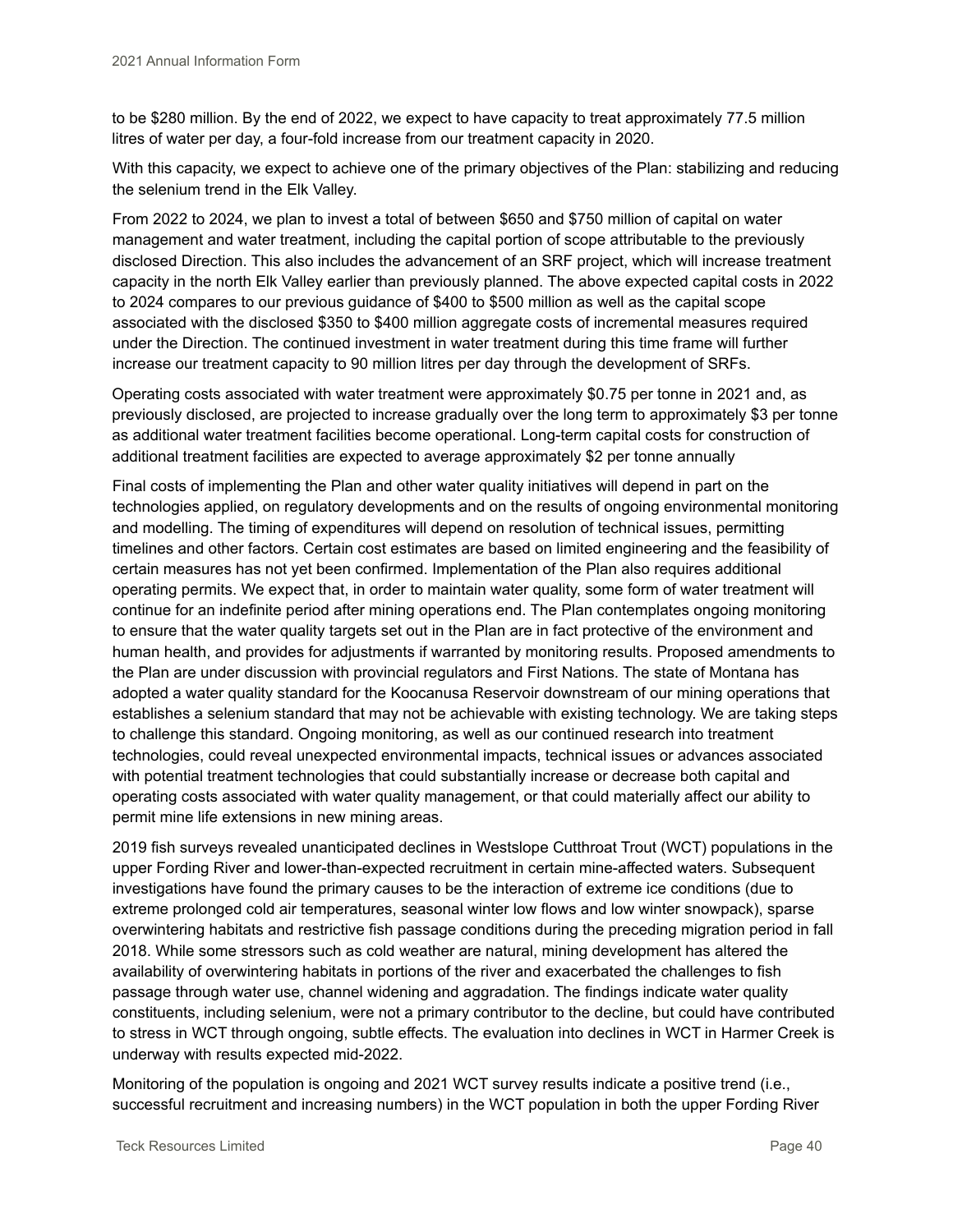to be $280 million. By the end of 2022, we expect to have capacity to treat approximately 77.5 million litres of water per day, a four-fold increase from our treatment capacity in 2020.

With this capacity, we expect to achieve one of the primary objectives of the Plan: stabilizing and reducing the selenium trend in the Elk Valley.

From 2022 to 2024, we plan to invest a total of between $650 and $750 million of capital on water management and water treatment, including the capital portion of scope attributable to the previously disclosed Direction. This also includes the advancement of an SRF project, which will increase treatment capacity in the north Elk Valley earlier than previously planned. The above expected capital costs in 2022 to 2024 compares to our previous guidance of $400 to $500 million as well as the capital scope associated with the disclosed $350 to $400 million aggregate costs of incremental measures required under the Direction. The continued investment in water treatment during this time frame will further increase our treatment capacity to 90 million litres per day through the development of SRFs.

Operating costs associated with water treatment were approximately $0.75 per tonne in 2021 and, as previously disclosed, are projected to increase gradually over the long term to approximately $3 per tonne as additional water treatment facilities become operational. Long-term capital costs for construction of additional treatment facilities are expected to average approximately $2 per tonne annually

Final costs of implementing the Plan and other water quality initiatives will depend in part on the technologies applied, on regulatory developments and on the results of ongoing environmental monitoring and modelling. The timing of expenditures will depend on resolution of technical issues, permitting timelines and other factors. Certain cost estimates are based on limited engineering and the feasibility of certain measures has not yet been confirmed. Implementation of the Plan also requires additional operating permits. We expect that, in order to maintain water quality, some form of water treatment will continue for an indefinite period after mining operations end. The Plan contemplates ongoing monitoring to ensure that the water quality targets set out in the Plan are in fact protective of the environment and human health, and provides for adjustments if warranted by monitoring results. Proposed amendments to the Plan are under discussion with provincial regulators and First Nations. The state of Montana has adopted a water quality standard for the Koocanusa Reservoir downstream of our mining operations that establishes a selenium standard that may not be achievable with existing technology. We are taking steps to challenge this standard. Ongoing monitoring, as well as our continued research into treatment technologies, could reveal unexpected environmental impacts, technical issues or advances associated with potential treatment technologies that could substantially increase or decrease both capital and operating costs associated with water quality management, or that could materially affect our ability to permit mine life extensions in new mining areas.

2019 fish surveys revealed unanticipated declines in Westslope Cutthroat Trout (WCT) populations in the upper Fording River and lower-than-expected recruitment in certain mine-affected waters. Subsequent investigations have found the primary causes to be the interaction of extreme ice conditions (due to extreme prolonged cold air temperatures, seasonal winter low flows and low winter snowpack), sparse overwintering habitats and restrictive fish passage conditions during the preceding migration period in fall 2018. While some stressors such as cold weather are natural, mining development has altered the availability of overwintering habitats in portions of the river and exacerbated the challenges to fish passage through water use, channel widening and aggradation. The findings indicate water quality constituents, including selenium, were not a primary contributor to the decline, but could have contributed to stress in WCT through ongoing, subtle effects. The evaluation into declines in WCT in Harmer Creek is underway with results expected mid-2022.

Monitoring of the population is ongoing and 2021 WCT survey results indicate a positive trend (i.e., successful recruitment and increasing numbers) in the WCT population in both the upper Fording River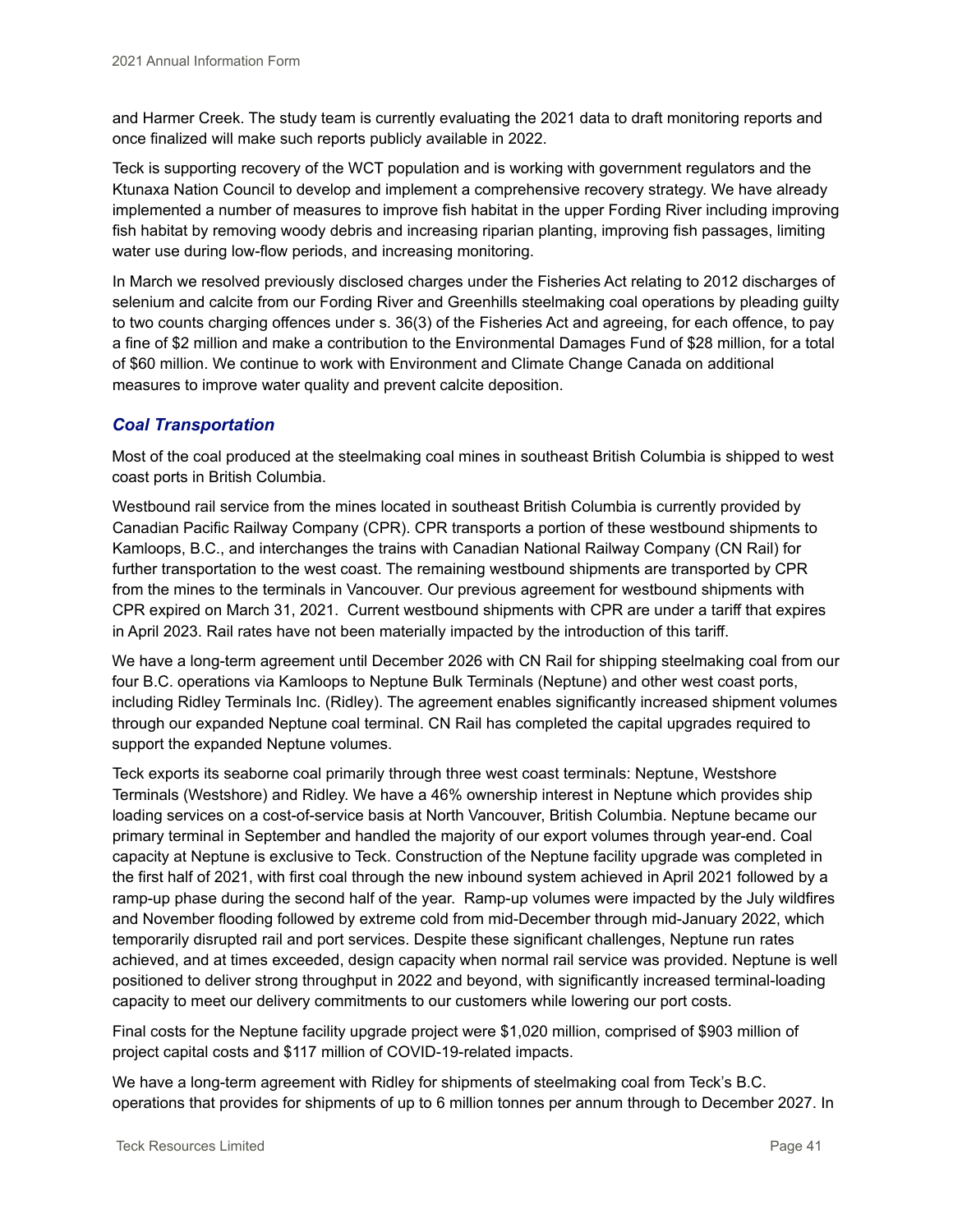and Harmer Creek. The study team is currently evaluating the 2021 data to draft monitoring reports and once finalized will make such reports publicly available in 2022.

Teck is supporting recovery of the WCT population and is working with government regulators and the Ktunaxa Nation Council to develop and implement a comprehensive recovery strategy. We have already implemented a number of measures to improve fish habitat in the upper Fording River including improving fish habitat by removing woody debris and increasing riparian planting, improving fish passages, limiting water use during low-flow periods, and increasing monitoring.

In March we resolved previously disclosed charges under the Fisheries Act relating to 2012 discharges of selenium and calcite from our Fording River and Greenhills steelmaking coal operations by pleading guilty to two counts charging offences under s. 36(3) of the Fisheries Act and agreeing, for each offence, to pay a fine of $2 million and make a contribution to the Environmental Damages Fund of $28 million, for a total of $60 million. We continue to work with Environment and Climate Change Canada on additional measures to improve water quality and prevent calcite deposition.

### *Coal Transportation*

Most of the coal produced at the steelmaking coal mines in southeast British Columbia is shipped to west coast ports in British Columbia.

Westbound rail service from the mines located in southeast British Columbia is currently provided by Canadian Pacific Railway Company (CPR). CPR transports a portion of these westbound shipments to Kamloops, B.C., and interchanges the trains with Canadian National Railway Company (CN Rail) for further transportation to the west coast. The remaining westbound shipments are transported by CPR from the mines to the terminals in Vancouver. Our previous agreement for westbound shipments with CPR expired on March 31, 2021. Current westbound shipments with CPR are under a tariff that expires in April 2023. Rail rates have not been materially impacted by the introduction of this tariff.

We have a long-term agreement until December 2026 with CN Rail for shipping steelmaking coal from our four B.C. operations via Kamloops to Neptune Bulk Terminals (Neptune) and other west coast ports, including Ridley Terminals Inc. (Ridley). The agreement enables significantly increased shipment volumes through our expanded Neptune coal terminal. CN Rail has completed the capital upgrades required to support the expanded Neptune volumes.

Teck exports its seaborne coal primarily through three west coast terminals: Neptune, Westshore Terminals (Westshore) and Ridley. We have a 46% ownership interest in Neptune which provides ship loading services on a cost-of-service basis at North Vancouver, British Columbia. Neptune became our primary terminal in September and handled the majority of our export volumes through year-end. Coal capacity at Neptune is exclusive to Teck. Construction of the Neptune facility upgrade was completed in the first half of 2021, with first coal through the new inbound system achieved in April 2021 followed by a ramp-up phase during the second half of the year. Ramp-up volumes were impacted by the July wildfires and November flooding followed by extreme cold from mid-December through mid-January 2022, which temporarily disrupted rail and port services. Despite these significant challenges, Neptune run rates achieved, and at times exceeded, design capacity when normal rail service was provided. Neptune is well positioned to deliver strong throughput in 2022 and beyond, with significantly increased terminal-loading capacity to meet our delivery commitments to our customers while lowering our port costs.

Final costs for the Neptune facility upgrade project were $1,020 million, comprised of $903 million of project capital costs and $117 million of COVID-19-related impacts.

We have a long-term agreement with Ridley for shipments of steelmaking coal from Teck's B.C. operations that provides for shipments of up to 6 million tonnes per annum through to December 2027. In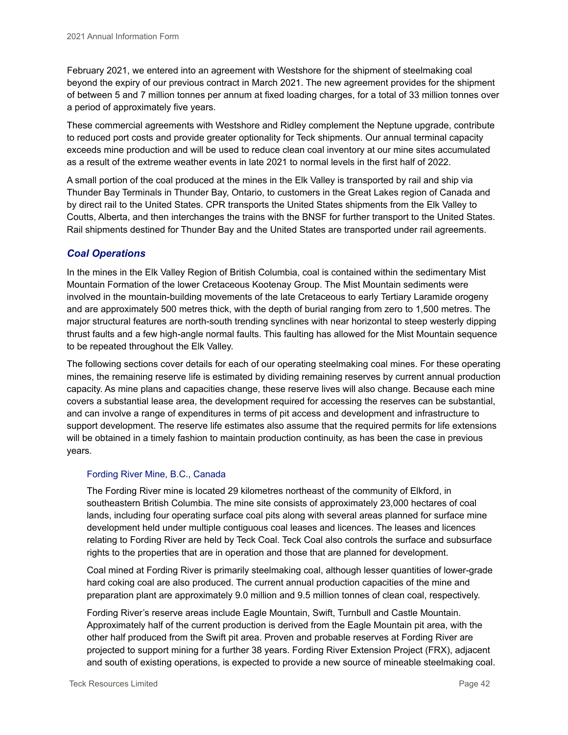February 2021, we entered into an agreement with Westshore for the shipment of steelmaking coal beyond the expiry of our previous contract in March 2021. The new agreement provides for the shipment of between 5 and 7 million tonnes per annum at fixed loading charges, for a total of 33 million tonnes over a period of approximately five years.

These commercial agreements with Westshore and Ridley complement the Neptune upgrade, contribute to reduced port costs and provide greater optionality for Teck shipments. Our annual terminal capacity exceeds mine production and will be used to reduce clean coal inventory at our mine sites accumulated as a result of the extreme weather events in late 2021 to normal levels in the first half of 2022.

A small portion of the coal produced at the mines in the Elk Valley is transported by rail and ship via Thunder Bay Terminals in Thunder Bay, Ontario, to customers in the Great Lakes region of Canada and by direct rail to the United States. CPR transports the United States shipments from the Elk Valley to Coutts, Alberta, and then interchanges the trains with the BNSF for further transport to the United States. Rail shipments destined for Thunder Bay and the United States are transported under rail agreements.

## *Coal Operations*

In the mines in the Elk Valley Region of British Columbia, coal is contained within the sedimentary Mist Mountain Formation of the lower Cretaceous Kootenay Group. The Mist Mountain sediments were involved in the mountain-building movements of the late Cretaceous to early Tertiary Laramide orogeny and are approximately 500 metres thick, with the depth of burial ranging from zero to 1,500 metres. The major structural features are north-south trending synclines with near horizontal to steep westerly dipping thrust faults and a few high-angle normal faults. This faulting has allowed for the Mist Mountain sequence to be repeated throughout the Elk Valley.

The following sections cover details for each of our operating steelmaking coal mines. For these operating mines, the remaining reserve life is estimated by dividing remaining reserves by current annual production capacity. As mine plans and capacities change, these reserve lives will also change. Because each mine covers a substantial lease area, the development required for accessing the reserves can be substantial, and can involve a range of expenditures in terms of pit access and development and infrastructure to support development. The reserve life estimates also assume that the required permits for life extensions will be obtained in a timely fashion to maintain production continuity, as has been the case in previous years.

### Fording River Mine, B.C., Canada

The Fording River mine is located 29 kilometres northeast of the community of Elkford, in southeastern British Columbia. The mine site consists of approximately 23,000 hectares of coal lands, including four operating surface coal pits along with several areas planned for surface mine development held under multiple contiguous coal leases and licences. The leases and licences relating to Fording River are held by Teck Coal. Teck Coal also controls the surface and subsurface rights to the properties that are in operation and those that are planned for development.

Coal mined at Fording River is primarily steelmaking coal, although lesser quantities of lower-grade hard coking coal are also produced. The current annual production capacities of the mine and preparation plant are approximately 9.0 million and 9.5 million tonnes of clean coal, respectively.

Fording River's reserve areas include Eagle Mountain, Swift, Turnbull and Castle Mountain. Approximately half of the current production is derived from the Eagle Mountain pit area, with the other half produced from the Swift pit area. Proven and probable reserves at Fording River are projected to support mining for a further 38 years. Fording River Extension Project (FRX), adjacent and south of existing operations, is expected to provide a new source of mineable steelmaking coal.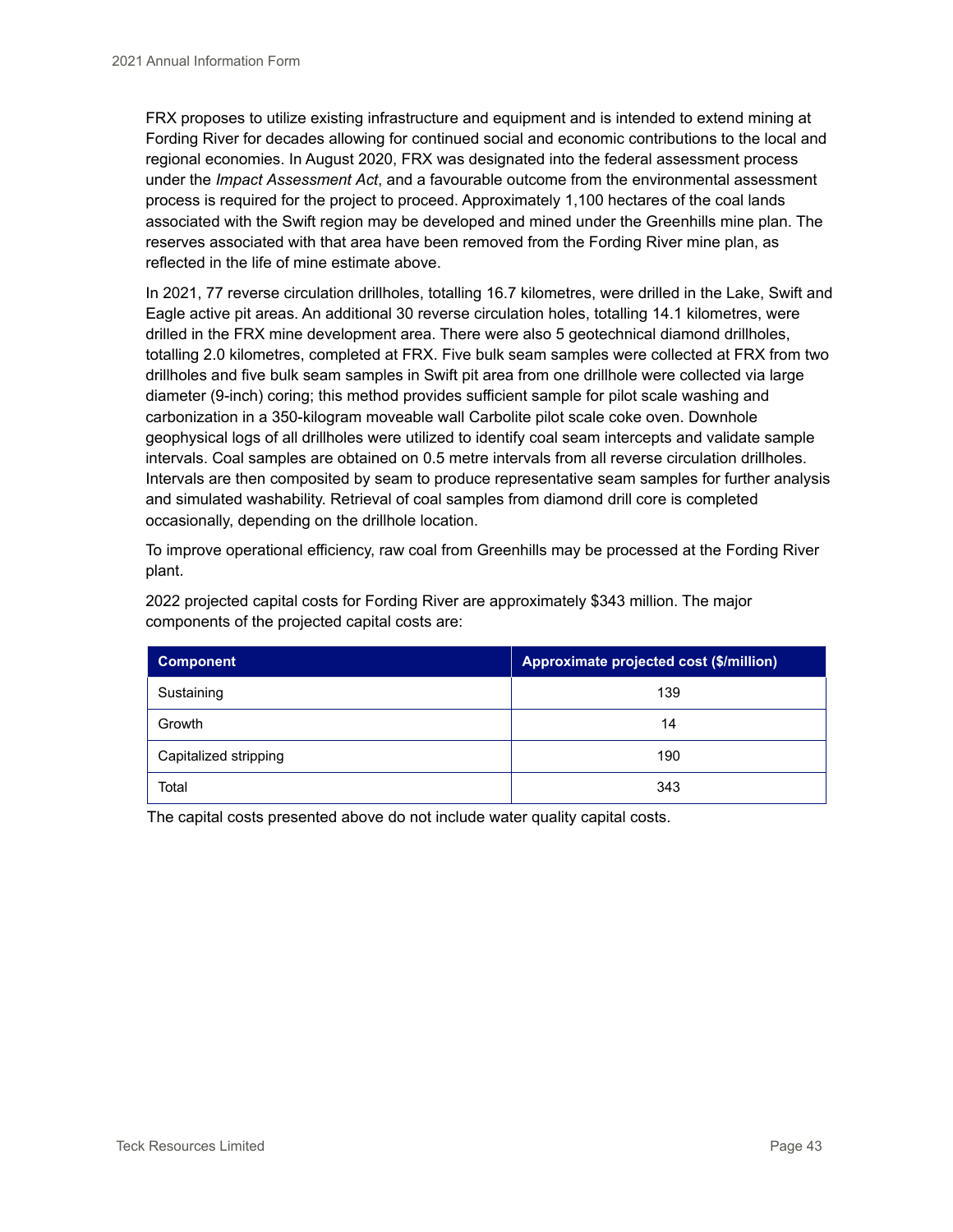FRX proposes to utilize existing infrastructure and equipment and is intended to extend mining at Fording River for decades allowing for continued social and economic contributions to the local and regional economies. In August 2020, FRX was designated into the federal assessment process under the *Impact Assessment Act*, and a favourable outcome from the environmental assessment process is required for the project to proceed. Approximately 1,100 hectares of the coal lands associated with the Swift region may be developed and mined under the Greenhills mine plan. The reserves associated with that area have been removed from the Fording River mine plan, as reflected in the life of mine estimate above.

In 2021, 77 reverse circulation drillholes, totalling 16.7 kilometres, were drilled in the Lake, Swift and Eagle active pit areas. An additional 30 reverse circulation holes, totalling 14.1 kilometres, were drilled in the FRX mine development area. There were also 5 geotechnical diamond drillholes, totalling 2.0 kilometres, completed at FRX. Five bulk seam samples were collected at FRX from two drillholes and five bulk seam samples in Swift pit area from one drillhole were collected via large diameter (9-inch) coring; this method provides sufficient sample for pilot scale washing and carbonization in a 350-kilogram moveable wall Carbolite pilot scale coke oven. Downhole geophysical logs of all drillholes were utilized to identify coal seam intercepts and validate sample intervals. Coal samples are obtained on 0.5 metre intervals from all reverse circulation drillholes. Intervals are then composited by seam to produce representative seam samples for further analysis and simulated washability. Retrieval of coal samples from diamond drill core is completed occasionally, depending on the drillhole location.

To improve operational efficiency, raw coal from Greenhills may be processed at the Fording River plant.

2022 projected capital costs for Fording River are approximately $343 million. The major components of the projected capital costs are:

| Component | Approximate projected cost ($/million) |
|---|---|
| Sustaining | 139 |
| Growth | 14 |
| Capitalized stripping | 190 |
| Total | 343 |

The capital costs presented above do not include water quality capital costs.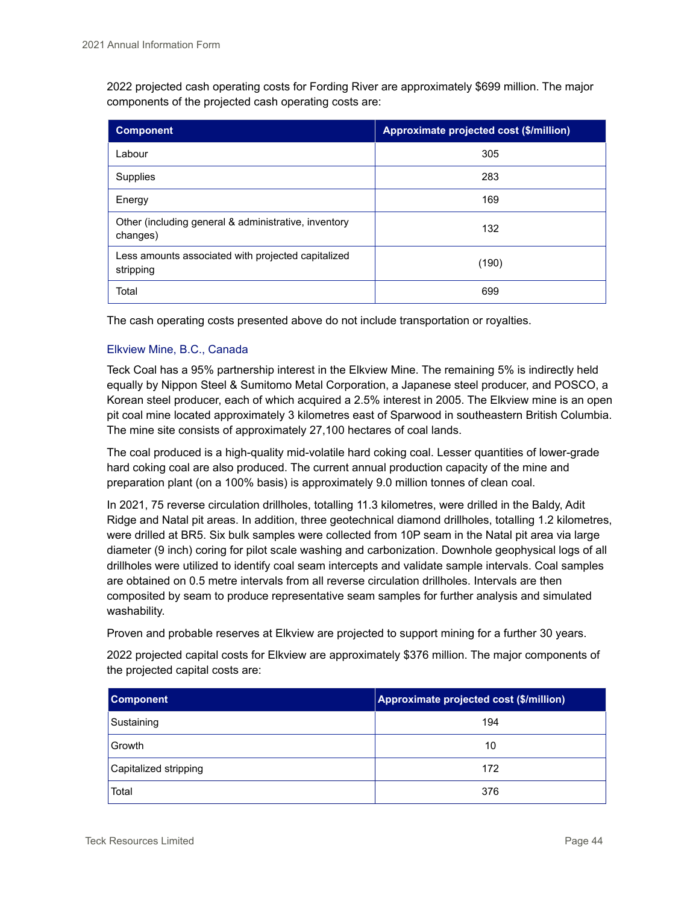2022 projected cash operating costs for Fording River are approximately $699 million. The major components of the projected cash operating costs are:

| Component | Approximate projected cost ($/million) |
| --- | --- |
| Labour | 305 |
| Supplies | 283 |
| Energy | 169 |
| Other (including general & administrative, inventory changes) | 132 |
| Less amounts associated with projected capitalized stripping | (190) |
| Total | 699 |

The cash operating costs presented above do not include transportation or royalties.

### Elkview Mine, B.C., Canada

Teck Coal has a 95% partnership interest in the Elkview Mine. The remaining 5% is indirectly held equally by Nippon Steel & Sumitomo Metal Corporation, a Japanese steel producer, and POSCO, a Korean steel producer, each of which acquired a 2.5% interest in 2005. The Elkview mine is an open pit coal mine located approximately 3 kilometres east of Sparwood in southeastern British Columbia. The mine site consists of approximately 27,100 hectares of coal lands.

The coal produced is a high-quality mid-volatile hard coking coal. Lesser quantities of lower-grade hard coking coal are also produced. The current annual production capacity of the mine and preparation plant (on a 100% basis) is approximately 9.0 million tonnes of clean coal.

In 2021, 75 reverse circulation drillholes, totalling 11.3 kilometres, were drilled in the Baldy, Adit Ridge and Natal pit areas. In addition, three geotechnical diamond drillholes, totalling 1.2 kilometres, were drilled at BR5. Six bulk samples were collected from 10P seam in the Natal pit area via large diameter (9 inch) coring for pilot scale washing and carbonization. Downhole geophysical logs of all drillholes were utilized to identify coal seam intercepts and validate sample intervals. Coal samples are obtained on 0.5 metre intervals from all reverse circulation drillholes. Intervals are then composited by seam to produce representative seam samples for further analysis and simulated washability.

Proven and probable reserves at Elkview are projected to support mining for a further 30 years.

2022 projected capital costs for Elkview are approximately $376 million. The major components of the projected capital costs are:

| Component | Approximate projected cost ($/million) |
| --- | --- |
| Sustaining | 194 |
| Growth | 10 |
| Capitalized stripping | 172 |
| Total | 376 |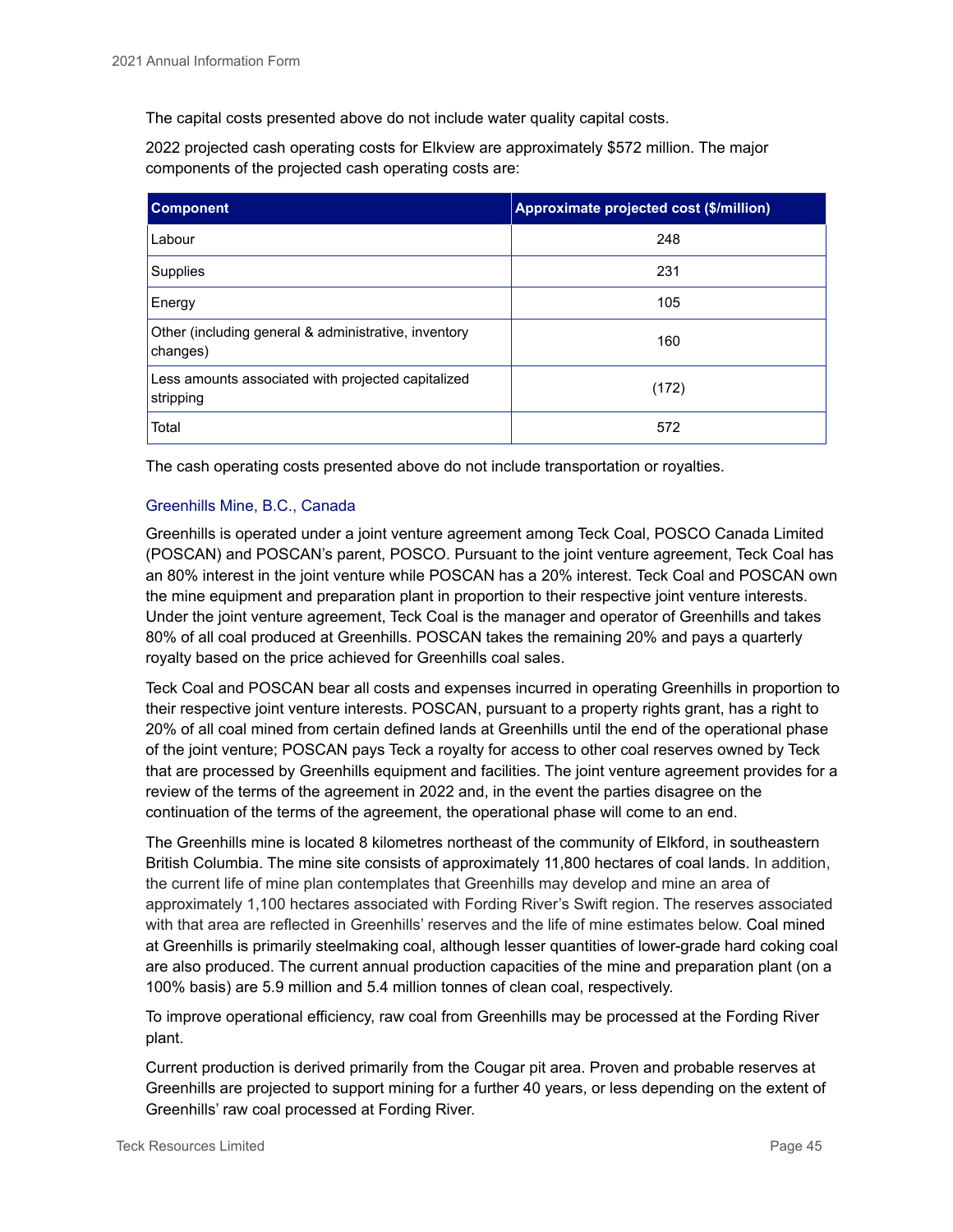The capital costs presented above do not include water quality capital costs.

2022 projected cash operating costs for Elkview are approximately $572 million. The major components of the projected cash operating costs are:

| Component | Approximate projected cost ($/million) |
|---|---|
| Labour | 248 |
| Supplies | 231 |
| Energy | 105 |
| Other (including general & administrative, inventory changes) | 160 |
| Less amounts associated with projected capitalized stripping | (172) |
| Total | 572 |

The cash operating costs presented above do not include transportation or royalties.

### Greenhills Mine, B.C., Canada

Greenhills is operated under a joint venture agreement among Teck Coal, POSCO Canada Limited (POSCAN) and POSCAN's parent, POSCO. Pursuant to the joint venture agreement, Teck Coal has an 80% interest in the joint venture while POSCAN has a 20% interest. Teck Coal and POSCAN own the mine equipment and preparation plant in proportion to their respective joint venture interests. Under the joint venture agreement, Teck Coal is the manager and operator of Greenhills and takes 80% of all coal produced at Greenhills. POSCAN takes the remaining 20% and pays a quarterly royalty based on the price achieved for Greenhills coal sales.

Teck Coal and POSCAN bear all costs and expenses incurred in operating Greenhills in proportion to their respective joint venture interests. POSCAN, pursuant to a property rights grant, has a right to 20% of all coal mined from certain defined lands at Greenhills until the end of the operational phase of the joint venture; POSCAN pays Teck a royalty for access to other coal reserves owned by Teck that are processed by Greenhills equipment and facilities. The joint venture agreement provides for a review of the terms of the agreement in 2022 and, in the event the parties disagree on the continuation of the terms of the agreement, the operational phase will come to an end.

The Greenhills mine is located 8 kilometres northeast of the community of Elkford, in southeastern British Columbia. The mine site consists of approximately 11,800 hectares of coal lands. In addition, the current life of mine plan contemplates that Greenhills may develop and mine an area of approximately 1,100 hectares associated with Fording River's Swift region. The reserves associated with that area are reflected in Greenhills' reserves and the life of mine estimates below. Coal mined at Greenhills is primarily steelmaking coal, although lesser quantities of lower-grade hard coking coal are also produced. The current annual production capacities of the mine and preparation plant (on a 100% basis) are 5.9 million and 5.4 million tonnes of clean coal, respectively.

To improve operational efficiency, raw coal from Greenhills may be processed at the Fording River plant.

Current production is derived primarily from the Cougar pit area. Proven and probable reserves at Greenhills are projected to support mining for a further 40 years, or less depending on the extent of Greenhills' raw coal processed at Fording River.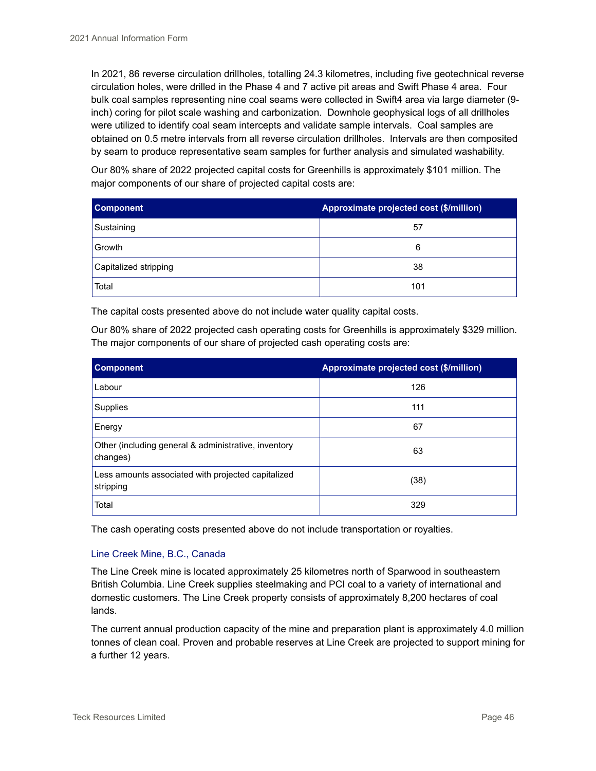In 2021, 86 reverse circulation drillholes, totalling 24.3 kilometres, including five geotechnical reverse circulation holes, were drilled in the Phase 4 and 7 active pit areas and Swift Phase 4 area. Four bulk coal samples representing nine coal seams were collected in Swift4 area via large diameter (9-inch) coring for pilot scale washing and carbonization. Downhole geophysical logs of all drillholes were utilized to identify coal seam intercepts and validate sample intervals. Coal samples are obtained on 0.5 metre intervals from all reverse circulation drillholes. Intervals are then composited by seam to produce representative seam samples for further analysis and simulated washability.

Our 80% share of 2022 projected capital costs for Greenhills is approximately $101 million. The major components of our share of projected capital costs are:

| Component | Approximate projected cost ($/million) |
| --- | --- |
| Sustaining | 57 |
| Growth | 6 |
| Capitalized stripping | 38 |
| Total | 101 |

The capital costs presented above do not include water quality capital costs.

Our 80% share of 2022 projected cash operating costs for Greenhills is approximately $329 million. The major components of our share of projected cash operating costs are:

| Component | Approximate projected cost ($/million) |
| --- | --- |
| Labour | 126 |
| Supplies | 111 |
| Energy | 67 |
| Other (including general & administrative, inventory changes) | 63 |
| Less amounts associated with projected capitalized stripping | (38) |
| Total | 329 |

The cash operating costs presented above do not include transportation or royalties.

### Line Creek Mine, B.C., Canada

The Line Creek mine is located approximately 25 kilometres north of Sparwood in southeastern British Columbia. Line Creek supplies steelmaking and PCI coal to a variety of international and domestic customers. The Line Creek property consists of approximately 8,200 hectares of coal lands.

The current annual production capacity of the mine and preparation plant is approximately 4.0 million tonnes of clean coal. Proven and probable reserves at Line Creek are projected to support mining for a further 12 years.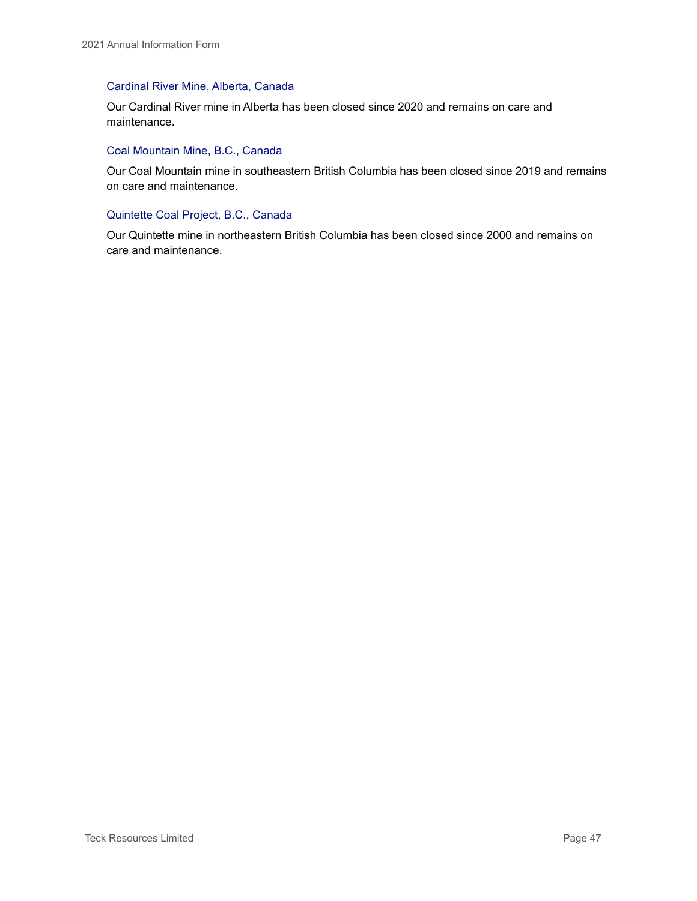### Cardinal River Mine, Alberta, Canada

Our Cardinal River mine in Alberta has been closed since 2020 and remains on care and maintenance.

### Coal Mountain Mine, B.C., Canada

Our Coal Mountain mine in southeastern British Columbia has been closed since 2019 and remains on care and maintenance.

### Quintette Coal Project, B.C., Canada

Our Quintette mine in northeastern British Columbia has been closed since 2000 and remains on care and maintenance.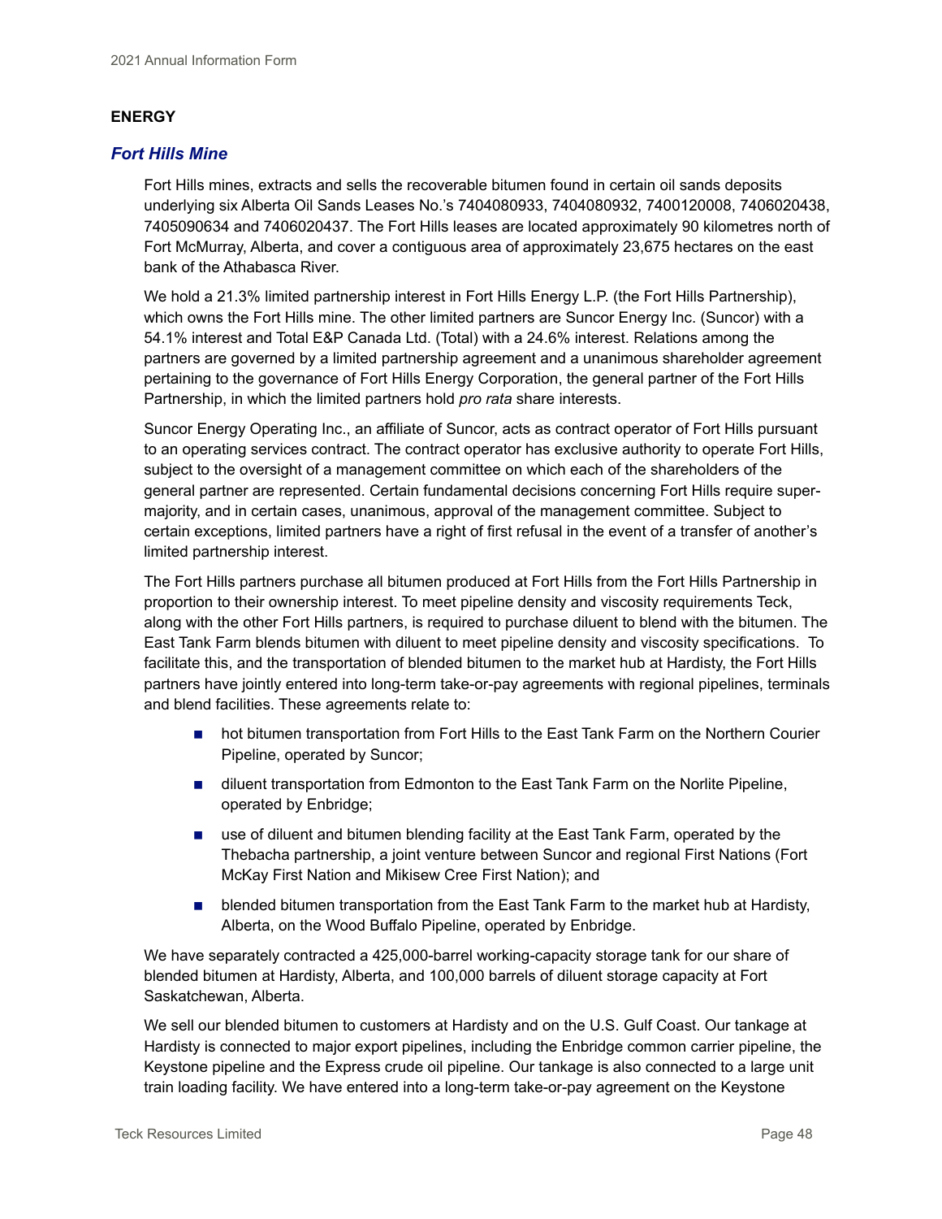## ENERGY

### *Fort Hills Mine*

Fort Hills mines, extracts and sells the recoverable bitumen found in certain oil sands deposits underlying six Alberta Oil Sands Leases No.'s 7404080933, 7404080932, 7400120008, 7406020438, 7405090634 and 7406020437. The Fort Hills leases are located approximately 90 kilometres north of Fort McMurray, Alberta, and cover a contiguous area of approximately 23,675 hectares on the east bank of the Athabasca River.

We hold a 21.3% limited partnership interest in Fort Hills Energy L.P. (the Fort Hills Partnership), which owns the Fort Hills mine. The other limited partners are Suncor Energy Inc. (Suncor) with a 54.1% interest and Total E&P Canada Ltd. (Total) with a 24.6% interest. Relations among the partners are governed by a limited partnership agreement and a unanimous shareholder agreement pertaining to the governance of Fort Hills Energy Corporation, the general partner of the Fort Hills Partnership, in which the limited partners hold *pro rata* share interests.

Suncor Energy Operating Inc., an affiliate of Suncor, acts as contract operator of Fort Hills pursuant to an operating services contract. The contract operator has exclusive authority to operate Fort Hills, subject to the oversight of a management committee on which each of the shareholders of the general partner are represented. Certain fundamental decisions concerning Fort Hills require super-majority, and in certain cases, unanimous, approval of the management committee. Subject to certain exceptions, limited partners have a right of first refusal in the event of a transfer of another's limited partnership interest.

The Fort Hills partners purchase all bitumen produced at Fort Hills from the Fort Hills Partnership in proportion to their ownership interest. To meet pipeline density and viscosity requirements Teck, along with the other Fort Hills partners, is required to purchase diluent to blend with the bitumen. The East Tank Farm blends bitumen with diluent to meet pipeline density and viscosity specifications. To facilitate this, and the transportation of blended bitumen to the market hub at Hardisty, the Fort Hills partners have jointly entered into long-term take-or-pay agreements with regional pipelines, terminals and blend facilities. These agreements relate to:

- hot bitumen transportation from Fort Hills to the East Tank Farm on the Northern Courier Pipeline, operated by Suncor;
- diluent transportation from Edmonton to the East Tank Farm on the Norlite Pipeline, operated by Enbridge;
- use of diluent and bitumen blending facility at the East Tank Farm, operated by the Thebacha partnership, a joint venture between Suncor and regional First Nations (Fort McKay First Nation and Mikisew Cree First Nation); and
- blended bitumen transportation from the East Tank Farm to the market hub at Hardisty, Alberta, on the Wood Buffalo Pipeline, operated by Enbridge.

We have separately contracted a 425,000-barrel working-capacity storage tank for our share of blended bitumen at Hardisty, Alberta, and 100,000 barrels of diluent storage capacity at Fort Saskatchewan, Alberta.

We sell our blended bitumen to customers at Hardisty and on the U.S. Gulf Coast. Our tankage at Hardisty is connected to major export pipelines, including the Enbridge common carrier pipeline, the Keystone pipeline and the Express crude oil pipeline. Our tankage is also connected to a large unit train loading facility. We have entered into a long-term take-or-pay agreement on the Keystone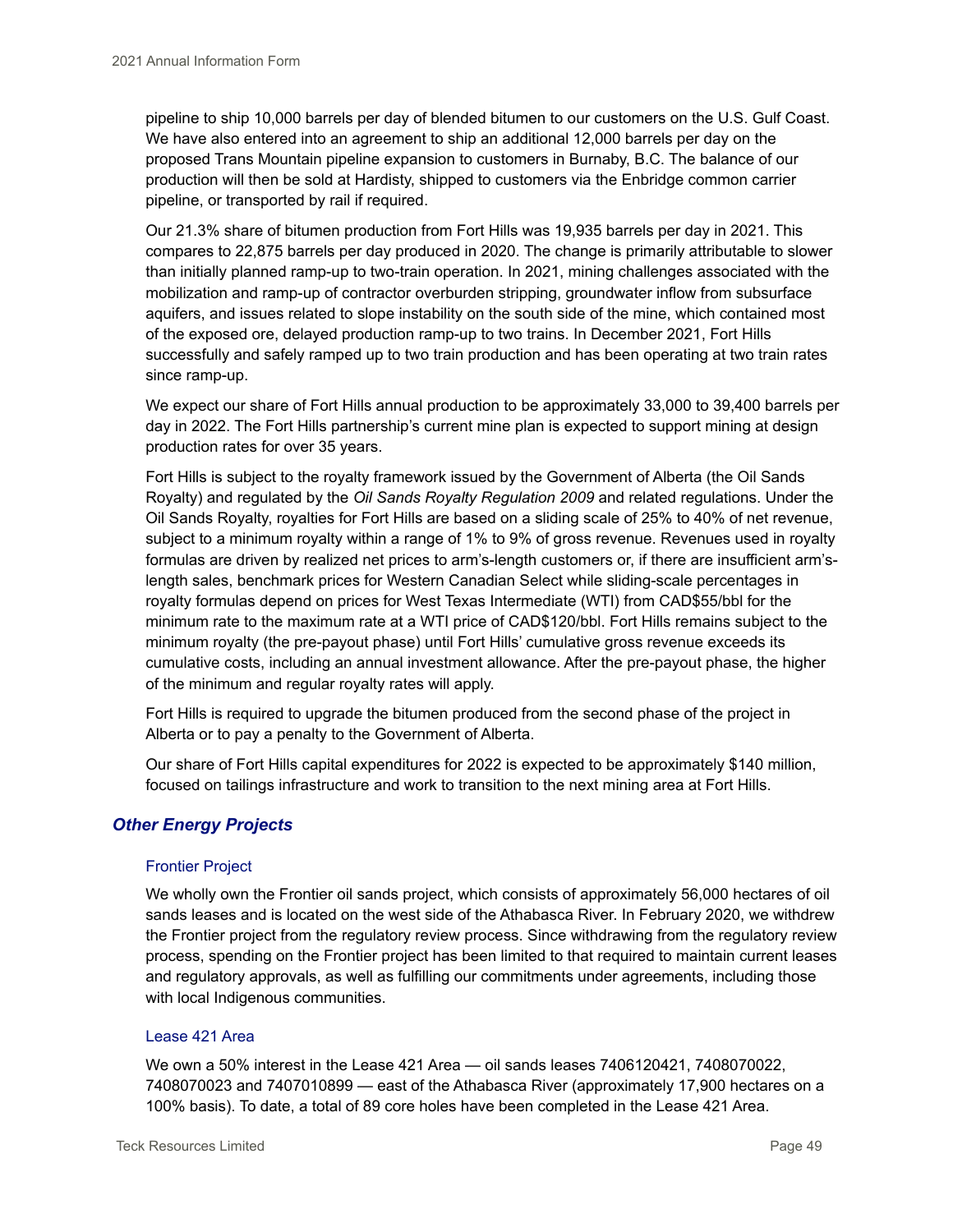pipeline to ship 10,000 barrels per day of blended bitumen to our customers on the U.S. Gulf Coast. We have also entered into an agreement to ship an additional 12,000 barrels per day on the proposed Trans Mountain pipeline expansion to customers in Burnaby, B.C. The balance of our production will then be sold at Hardisty, shipped to customers via the Enbridge common carrier pipeline, or transported by rail if required.

Our 21.3% share of bitumen production from Fort Hills was 19,935 barrels per day in 2021. This compares to 22,875 barrels per day produced in 2020. The change is primarily attributable to slower than initially planned ramp-up to two-train operation. In 2021, mining challenges associated with the mobilization and ramp-up of contractor overburden stripping, groundwater inflow from subsurface aquifers, and issues related to slope instability on the south side of the mine, which contained most of the exposed ore, delayed production ramp-up to two trains. In December 2021, Fort Hills successfully and safely ramped up to two train production and has been operating at two train rates since ramp-up.

We expect our share of Fort Hills annual production to be approximately 33,000 to 39,400 barrels per day in 2022. The Fort Hills partnership's current mine plan is expected to support mining at design production rates for over 35 years.

Fort Hills is subject to the royalty framework issued by the Government of Alberta (the Oil Sands Royalty) and regulated by the *Oil Sands Royalty Regulation 2009* and related regulations. Under the Oil Sands Royalty, royalties for Fort Hills are based on a sliding scale of 25% to 40% of net revenue, subject to a minimum royalty within a range of 1% to 9% of gross revenue. Revenues used in royalty formulas are driven by realized net prices to arm's-length customers or, if there are insufficient arm's-length sales, benchmark prices for Western Canadian Select while sliding-scale percentages in royalty formulas depend on prices for West Texas Intermediate (WTI) from CAD$55/bbl for the minimum rate to the maximum rate at a WTI price of CAD$120/bbl. Fort Hills remains subject to the minimum royalty (the pre-payout phase) until Fort Hills' cumulative gross revenue exceeds its cumulative costs, including an annual investment allowance. After the pre-payout phase, the higher of the minimum and regular royalty rates will apply.

Fort Hills is required to upgrade the bitumen produced from the second phase of the project in Alberta or to pay a penalty to the Government of Alberta.

Our share of Fort Hills capital expenditures for 2022 is expected to be approximately $140 million, focused on tailings infrastructure and work to transition to the next mining area at Fort Hills.

## *Other Energy Projects*

### Frontier Project

We wholly own the Frontier oil sands project, which consists of approximately 56,000 hectares of oil sands leases and is located on the west side of the Athabasca River. In February 2020, we withdrew the Frontier project from the regulatory review process. Since withdrawing from the regulatory review process, spending on the Frontier project has been limited to that required to maintain current leases and regulatory approvals, as well as fulfilling our commitments under agreements, including those with local Indigenous communities.

### Lease 421 Area

We own a 50% interest in the Lease 421 Area — oil sands leases 7406120421, 7408070022, 7408070023 and 7407010899 — east of the Athabasca River (approximately 17,900 hectares on a 100% basis). To date, a total of 89 core holes have been completed in the Lease 421 Area.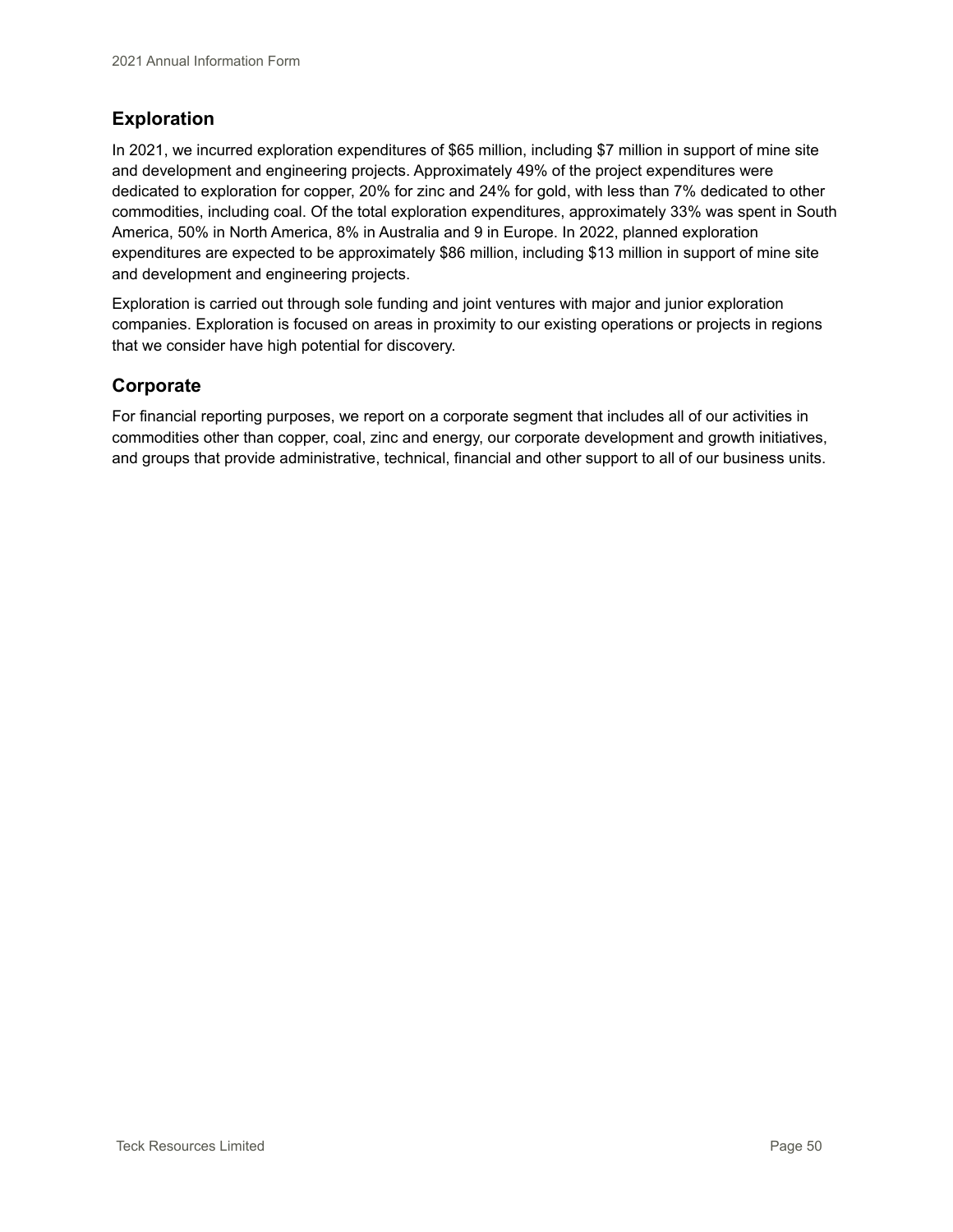## Exploration

In 2021, we incurred exploration expenditures of $65 million, including $7 million in support of mine site and development and engineering projects. Approximately 49% of the project expenditures were dedicated to exploration for copper, 20% for zinc and 24% for gold, with less than 7% dedicated to other commodities, including coal. Of the total exploration expenditures, approximately 33% was spent in South America, 50% in North America, 8% in Australia and 9 in Europe. In 2022, planned exploration expenditures are expected to be approximately $86 million, including $13 million in support of mine site and development and engineering projects.

Exploration is carried out through sole funding and joint ventures with major and junior exploration companies. Exploration is focused on areas in proximity to our existing operations or projects in regions that we consider have high potential for discovery.

## Corporate

For financial reporting purposes, we report on a corporate segment that includes all of our activities in commodities other than copper, coal, zinc and energy, our corporate development and growth initiatives, and groups that provide administrative, technical, financial and other support to all of our business units.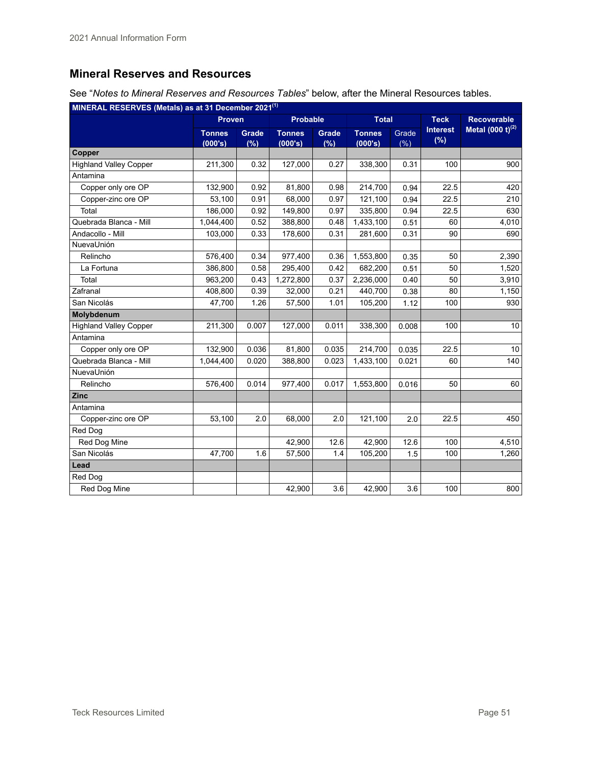## Mineral Reserves and Resources

See "*Notes to Mineral Reserves and Resources Tables*" below, after the Mineral Resources tables.

| MINERAL RESERVES (Metals) as at 31 December 2021[1] | Proven | | Probable | | Total | | Teck Interest (%) | Recoverable Metal (000 t)[2] |
|---|---|---|---|---|---|---|---|---|
| | Tonnes (000's) | Grade (%) | Tonnes (000's) | Grade (%) | Tonnes (000's) | Grade (%) | | |
| **Copper** | | | | | | | | |
| Highland Valley Copper | 211,300 | 0.32 | 127,000 | 0.27 | 338,300 | 0.31 | 100 | 900 |
| Antamina | | | | | | | | |
| Copper only ore OP | 132,900 | 0.92 | 81,800 | 0.98 | 214,700 | 0.94 | 22.5 | 420 |
| Copper-zinc ore OP | 53,100 | 0.91 | 68,000 | 0.97 | 121,100 | 0.94 | 22.5 | 210 |
| Total | 186,000 | 0.92 | 149,800 | 0.97 | 335,800 | 0.94 | 22.5 | 630 |
| Quebrada Blanca - Mill | 1,044,400 | 0.52 | 388,800 | 0.48 | 1,433,100 | 0.51 | 60 | 4,010 |
| Andacollo - Mill | 103,000 | 0.33 | 178,600 | 0.31 | 281,600 | 0.31 | 90 | 690 |
| NuevaUnión | | | | | | | | |
| Relincho | 576,400 | 0.34 | 977,400 | 0.36 | 1,553,800 | 0.35 | 50 | 2,390 |
| La Fortuna | 386,800 | 0.58 | 295,400 | 0.42 | 682,200 | 0.51 | 50 | 1,520 |
| Total | 963,200 | 0.43 | 1,272,800 | 0.37 | 2,236,000 | 0.40 | 50 | 3,910 |
| Zafranal | 408,800 | 0.39 | 32,000 | 0.21 | 440,700 | 0.38 | 80 | 1,150 |
| San Nicolás | 47,700 | 1.26 | 57,500 | 1.01 | 105,200 | 1.12 | 100 | 930 |
| **Molybdenum** | | | | | | | | |
| Highland Valley Copper | 211,300 | 0.007 | 127,000 | 0.011 | 338,300 | 0.008 | 100 | 10 |
| Antamina | | | | | | | | |
| Copper only ore OP | 132,900 | 0.036 | 81,800 | 0.035 | 214,700 | 0.035 | 22.5 | 10 |
| Quebrada Blanca - Mill | 1,044,400 | 0.020 | 388,800 | 0.023 | 1,433,100 | 0.021 | 60 | 140 |
| NuevaUnión | | | | | | | | |
| Relincho | 576,400 | 0.014 | 977,400 | 0.017 | 1,553,800 | 0.016 | 50 | 60 |
| **Zinc** | | | | | | | | |
| Antamina | | | | | | | | |
| Copper-zinc ore OP | 53,100 | 2.0 | 68,000 | 2.0 | 121,100 | 2.0 | 22.5 | 450 |
| Red Dog | | | | | | | | |
| Red Dog Mine | | | 42,900 | 12.6 | 42,900 | 12.6 | 100 | 4,510 |
| San Nicolás | 47,700 | 1.6 | 57,500 | 1.4 | 105,200 | 1.5 | 100 | 1,260 |
| **Lead** | | | | | | | | |
| Red Dog | | | | | | | | |
| Red Dog Mine | | | 42,900 | 3.6 | 42,900 | 3.6 | 100 | 800 |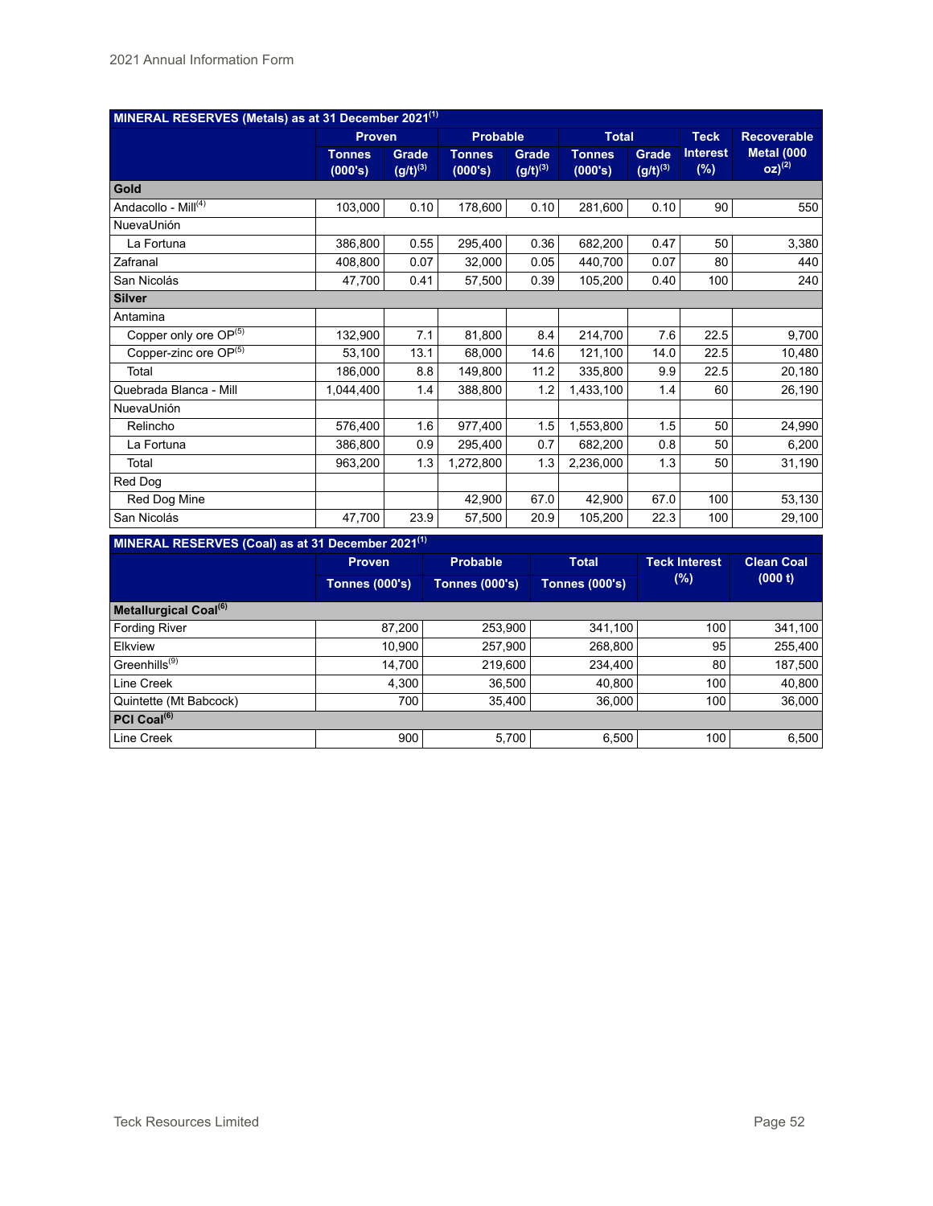| MINERAL RESERVES (Metals) as at 31 December 2021[1] | | | | | | | | |
|---|---|---|---|---|---|---|---|---|
| | Proven | | Probable | | Total | | Teck | Recoverable |
| | Tonnes (000's) | Grade (g/t)[3] | Tonnes (000's) | Grade (g/t)[3] | Tonnes (000's) | Grade (g/t)[3] | Interest (%) | Metal (000 oz)[2] |
| **Gold** | | | | | | | | |
| Andacollo - Mill[4] | 103,000 | 0.10 | 178,600 | 0.10 | 281,600 | 0.10 | 90 | 550 |
| NuevaUnión | | | | | | | | |
| La Fortuna | 386,800 | 0.55 | 295,400 | 0.36 | 682,200 | 0.47 | 50 | 3,380 |
| Zafranal | 408,800 | 0.07 | 32,000 | 0.05 | 440,700 | 0.07 | 80 | 440 |
| San Nicolás | 47,700 | 0.41 | 57,500 | 0.39 | 105,200 | 0.40 | 100 | 240 |
| **Silver** | | | | | | | | |
| Antamina | | | | | | | | |
| Copper only ore OP[5] | 132,900 | 7.1 | 81,800 | 8.4 | 214,700 | 7.6 | 22.5 | 9,700 |
| Copper-zinc ore OP[5] | 53,100 | 13.1 | 68,000 | 14.6 | 121,100 | 14.0 | 22.5 | 10,480 |
| Total | 186,000 | 8.8 | 149,800 | 11.2 | 335,800 | 9.9 | 22.5 | 20,180 |
| Quebrada Blanca - Mill | 1,044,400 | 1.4 | 388,800 | 1.2 | 1,433,100 | 1.4 | 60 | 26,190 |
| NuevaUnión | | | | | | | | |
| Relincho | 576,400 | 1.6 | 977,400 | 1.5 | 1,553,800 | 1.5 | 50 | 24,990 |
| La Fortuna | 386,800 | 0.9 | 295,400 | 0.7 | 682,200 | 0.8 | 50 | 6,200 |
| Total | 963,200 | 1.3 | 1,272,800 | 1.3 | 2,236,000 | 1.3 | 50 | 31,190 |
| Red Dog | | | | | | | | |
| Red Dog Mine | | | 42,900 | 67.0 | 42,900 | 67.0 | 100 | 53,130 |
| San Nicolás | 47,700 | 23.9 | 57,500 | 20.9 | 105,200 | 22.3 | 100 | 29,100 |

| MINERAL RESERVES (Coal) as at 31 December 2021[1] | | | | | |
|---|---|---|---|---|---|
| | Proven | Probable | Total | Teck Interest | Clean Coal |
| | Tonnes (000's) | Tonnes (000's) | Tonnes (000's) | (%) | (000 t) |
| **Metallurgical Coal[6]** | | | | | |
| Fording River | 87,200 | 253,900 | 341,100 | 100 | 341,100 |
| Elkview | 10,900 | 257,900 | 268,800 | 95 | 255,400 |
| Greenhills[9] | 14,700 | 219,600 | 234,400 | 80 | 187,500 |
| Line Creek | 4,300 | 36,500 | 40,800 | 100 | 40,800 |
| Quintette (Mt Babcock) | 700 | 35,400 | 36,000 | 100 | 36,000 |
| **PCI Coal[6]** | | | | | |
| Line Creek | 900 | 5,700 | 6,500 | 100 | 6,500 |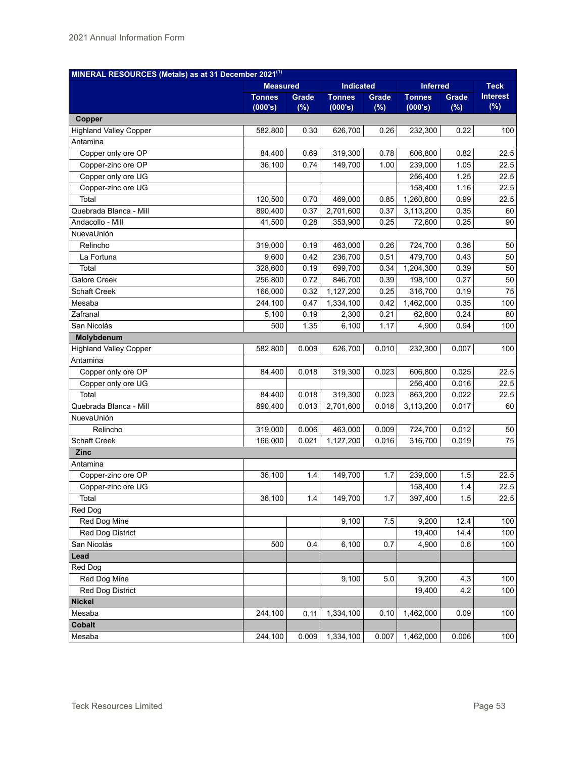| MINERAL RESOURCES (Metals) as at 31 December 2021[1] | Measured | | Indicated | | Inferred | | Teck Interest (%) |
|---|---|---|---|---|---|---|---|
| | Tonnes (000's) | Grade (%) | Tonnes (000's) | Grade (%) | Tonnes (000's) | Grade (%) | |
| **Copper** | | | | | | | |
| Highland Valley Copper | 582,800 | 0.30 | 626,700 | 0.26 | 232,300 | 0.22 | 100 |
| Antamina | | | | | | | |
| Copper only ore OP | 84,400 | 0.69 | 319,300 | 0.78 | 606,800 | 0.82 | 22.5 |
| Copper-zinc ore OP | 36,100 | 0.74 | 149,700 | 1.00 | 239,000 | 1.05 | 22.5 |
| Copper only ore UG | | | | | 256,400 | 1.25 | 22.5 |
| Copper-zinc ore UG | | | | | 158,400 | 1.16 | 22.5 |
| Total | 120,500 | 0.70 | 469,000 | 0.85 | 1,260,600 | 0.99 | 22.5 |
| Quebrada Blanca - Mill | 890,400 | 0.37 | 2,701,600 | 0.37 | 3,113,200 | 0.35 | 60 |
| Andacollo - Mill | 41,500 | 0.28 | 353,900 | 0.25 | 72,600 | 0.25 | 90 |
| NuevaUnión | | | | | | | |
| Relincho | 319,000 | 0.19 | 463,000 | 0.26 | 724,700 | 0.36 | 50 |
| La Fortuna | 9,600 | 0.42 | 236,700 | 0.51 | 479,700 | 0.43 | 50 |
| Total | 328,600 | 0.19 | 699,700 | 0.34 | 1,204,300 | 0.39 | 50 |
| Galore Creek | 256,800 | 0.72 | 846,700 | 0.39 | 198,100 | 0.27 | 50 |
| Schaft Creek | 166,000 | 0.32 | 1,127,200 | 0.25 | 316,700 | 0.19 | 75 |
| Mesaba | 244,100 | 0.47 | 1,334,100 | 0.42 | 1,462,000 | 0.35 | 100 |
| Zafranal | 5,100 | 0.19 | 2,300 | 0.21 | 62,800 | 0.24 | 80 |
| San Nicolás | 500 | 1.35 | 6,100 | 1.17 | 4,900 | 0.94 | 100 |
| **Molybdenum** | | | | | | | |
| Highland Valley Copper | 582,800 | 0.009 | 626,700 | 0.010 | 232,300 | 0.007 | 100 |
| Antamina | | | | | | | |
| Copper only ore OP | 84,400 | 0.018 | 319,300 | 0.023 | 606,800 | 0.025 | 22.5 |
| Copper only ore UG | | | | | 256,400 | 0.016 | 22.5 |
| Total | 84,400 | 0.018 | 319,300 | 0.023 | 863,200 | 0.022 | 22.5 |
| Quebrada Blanca - Mill | 890,400 | 0.013 | 2,701,600 | 0.018 | 3,113,200 | 0.017 | 60 |
| NuevaUnión | | | | | | | |
| Relincho | 319,000 | 0.006 | 463,000 | 0.009 | 724,700 | 0.012 | 50 |
| Schaft Creek | 166,000 | 0.021 | 1,127,200 | 0.016 | 316,700 | 0.019 | 75 |
| **Zinc** | | | | | | | |
| Antamina | | | | | | | |
| Copper-zinc ore OP | 36,100 | 1.4 | 149,700 | 1.7 | 239,000 | 1.5 | 22.5 |
| Copper-zinc ore UG | | | | | 158,400 | 1.4 | 22.5 |
| Total | 36,100 | 1.4 | 149,700 | 1.7 | 397,400 | 1.5 | 22.5 |
| Red Dog | | | | | | | |
| Red Dog Mine | | | 9,100 | 7.5 | 9,200 | 12.4 | 100 |
| Red Dog District | | | | | 19,400 | 14.4 | 100 |
| San Nicolás | 500 | 0.4 | 6,100 | 0.7 | 4,900 | 0.6 | 100 |
| **Lead** | | | | | | | |
| Red Dog | | | | | | | |
| Red Dog Mine | | | 9,100 | 5.0 | 9,200 | 4.3 | 100 |
| Red Dog District | | | | | 19,400 | 4.2 | 100 |
| **Nickel** | | | | | | | |
| Mesaba | 244,100 | 0.11 | 1,334,100 | 0.10 | 1,462,000 | 0.09 | 100 |
| **Cobalt** | | | | | | | |
| Mesaba | 244,100 | 0.009 | 1,334,100 | 0.007 | 1,462,000 | 0.006 | 100 |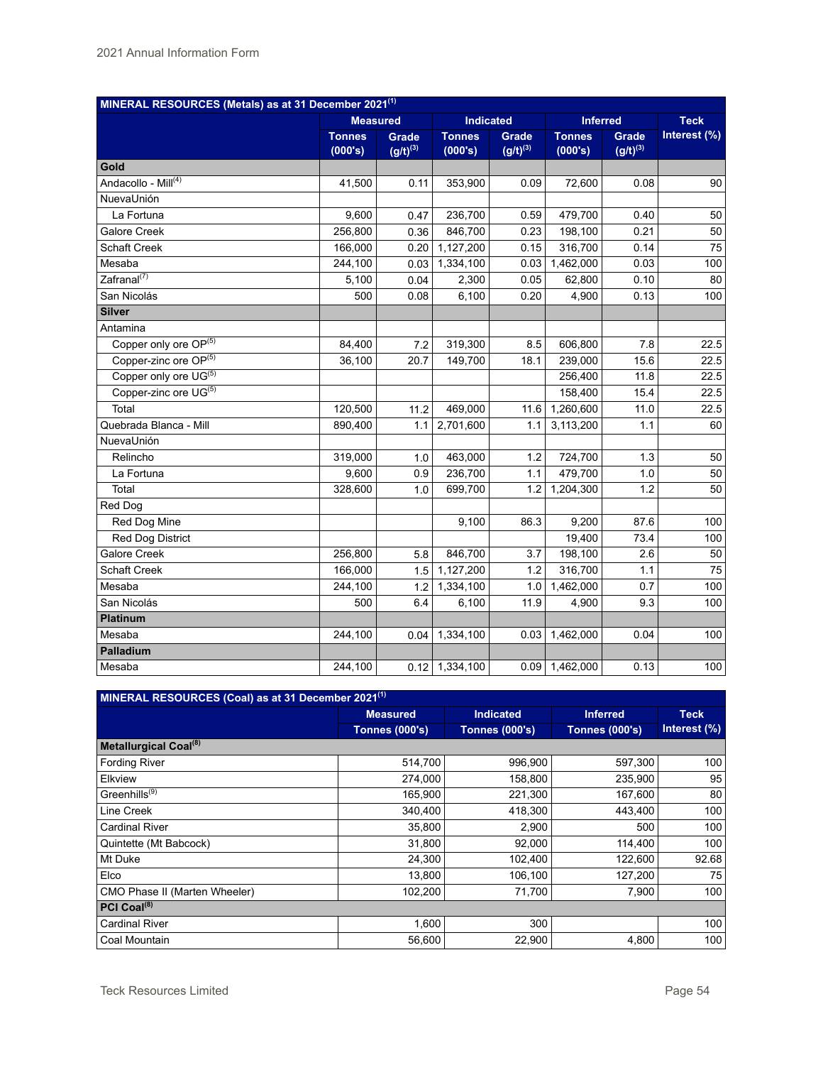| MINERAL RESOURCES (Metals) as at 31 December 2021[1] | | | | | | | |
|---|---|---|---|---|---|---|---|
| | Measured | | Indicated | | Inferred | | Teck Interest (%) |
| | Tonnes (000's) | Grade (g/t)[3] | Tonnes (000's) | Grade (g/t)[3] | Tonnes (000's) | Grade (g/t)[3] | |
| **Gold** | | | | | | | |
| Andacollo - Mill[4] | 41,500 | 0.11 | 353,900 | 0.09 | 72,600 | 0.08 | 90 |
| NuevaUnión | | | | | | | |
| La Fortuna | 9,600 | 0.47 | 236,700 | 0.59 | 479,700 | 0.40 | 50 |
| Galore Creek | 256,800 | 0.36 | 846,700 | 0.23 | 198,100 | 0.21 | 50 |
| Schaft Creek | 166,000 | 0.20 | 1,127,200 | 0.15 | 316,700 | 0.14 | 75 |
| Mesaba | 244,100 | 0.03 | 1,334,100 | 0.03 | 1,462,000 | 0.03 | 100 |
| Zafranal[7] | 5,100 | 0.04 | 2,300 | 0.05 | 62,800 | 0.10 | 80 |
| San Nicolás | 500 | 0.08 | 6,100 | 0.20 | 4,900 | 0.13 | 100 |
| **Silver** | | | | | | | |
| Antamina | | | | | | | |
| Copper only ore OP[5] | 84,400 | 7.2 | 319,300 | 8.5 | 606,800 | 7.8 | 22.5 |
| Copper-zinc ore OP[5] | 36,100 | 20.7 | 149,700 | 18.1 | 239,000 | 15.6 | 22.5 |
| Copper only ore UG[5] | | | | | 256,400 | 11.8 | 22.5 |
| Copper-zinc ore UG[5] | | | | | 158,400 | 15.4 | 22.5 |
| Total | 120,500 | 11.2 | 469,000 | 11.6 | 1,260,600 | 11.0 | 22.5 |
| Quebrada Blanca - Mill | 890,400 | 1.1 | 2,701,600 | 1.1 | 3,113,200 | 1.1 | 60 |
| NuevaUnión | | | | | | | |
| Relincho | 319,000 | 1.0 | 463,000 | 1.2 | 724,700 | 1.3 | 50 |
| La Fortuna | 9,600 | 0.9 | 236,700 | 1.1 | 479,700 | 1.0 | 50 |
| Total | 328,600 | 1.0 | 699,700 | 1.2 | 1,204,300 | 1.2 | 50 |
| Red Dog | | | | | | | |
| Red Dog Mine | | | 9,100 | 86.3 | 9,200 | 87.6 | 100 |
| Red Dog District | | | | | 19,400 | 73.4 | 100 |
| Galore Creek | 256,800 | 5.8 | 846,700 | 3.7 | 198,100 | 2.6 | 50 |
| Schaft Creek | 166,000 | 1.5 | 1,127,200 | 1.2 | 316,700 | 1.1 | 75 |
| Mesaba | 244,100 | 1.2 | 1,334,100 | 1.0 | 1,462,000 | 0.7 | 100 |
| San Nicolás | 500 | 6.4 | 6,100 | 11.9 | 4,900 | 9.3 | 100 |
| **Platinum** | | | | | | | |
| Mesaba | 244,100 | 0.04 | 1,334,100 | 0.03 | 1,462,000 | 0.04 | 100 |
| **Palladium** | | | | | | | |
| Mesaba | 244,100 | 0.12 | 1,334,100 | 0.09 | 1,462,000 | 0.13 | 100 |

| MINERAL RESOURCES (Coal) as at 31 December 2021[1] | | | | |
|---|---|---|---|---|
| | Measured | Indicated | Inferred | Teck Interest (%) |
| | Tonnes (000's) | Tonnes (000's) | Tonnes (000's) | |
| **Metallurgical Coal[8]** | | | | |
| Fording River | 514,700 | 996,900 | 597,300 | 100 |
| Elkview | 274,000 | 158,800 | 235,900 | 95 |
| Greenhills[9] | 165,900 | 221,300 | 167,600 | 80 |
| Line Creek | 340,400 | 418,300 | 443,400 | 100 |
| Cardinal River | 35,800 | 2,900 | 500 | 100 |
| Quintette (Mt Babcock) | 31,800 | 92,000 | 114,400 | 100 |
| Mt Duke | 24,300 | 102,400 | 122,600 | 92.68 |
| Elco | 13,800 | 106,100 | 127,200 | 75 |
| CMO Phase II (Marten Wheeler) | 102,200 | 71,700 | 7,900 | 100 |
| **PCI Coal[8]** | | | | |
| Cardinal River | 1,600 | 300 | | 100 |
| Coal Mountain | 56,600 | 22,900 | 4,800 | 100 |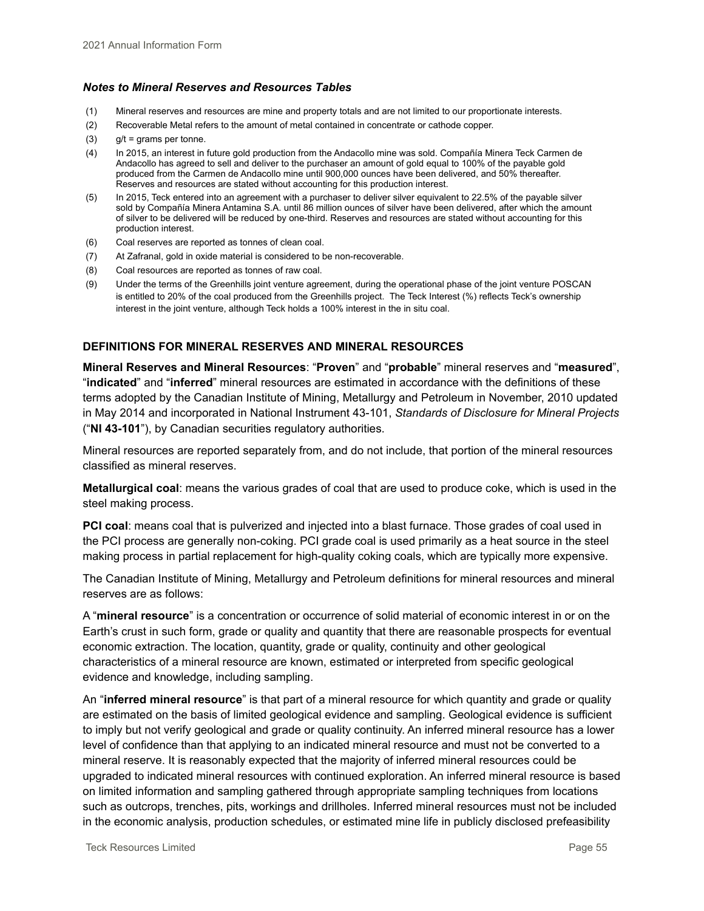***Notes to Mineral Reserves and Resources Tables***

(1) Mineral reserves and resources are mine and property totals and are not limited to our proportionate interests.

(2) Recoverable Metal refers to the amount of metal contained in concentrate or cathode copper.

(3) g/t = grams per tonne.

(4) In 2015, an interest in future gold production from the Andacollo mine was sold. Compañía Minera Teck Carmen de Andacollo has agreed to sell and deliver to the purchaser an amount of gold equal to 100% of the payable gold produced from the Carmen de Andacollo mine until 900,000 ounces have been delivered, and 50% thereafter. Reserves and resources are stated without accounting for this production interest.

(5) In 2015, Teck entered into an agreement with a purchaser to deliver silver equivalent to 22.5% of the payable silver sold by Compañía Minera Antamina S.A. until 86 million ounces of silver have been delivered, after which the amount of silver to be delivered will be reduced by one-third. Reserves and resources are stated without accounting for this production interest.

(6) Coal reserves are reported as tonnes of clean coal.

(7) At Zafranal, gold in oxide material is considered to be non-recoverable.

(8) Coal resources are reported as tonnes of raw coal.

(9) Under the terms of the Greenhills joint venture agreement, during the operational phase of the joint venture POSCAN is entitled to 20% of the coal produced from the Greenhills project. The Teck Interest (%) reflects Teck's ownership interest in the joint venture, although Teck holds a 100% interest in the in situ coal.

## DEFINITIONS FOR MINERAL RESERVES AND MINERAL RESOURCES

**Mineral Reserves and Mineral Resources**: "**Proven**" and "**probable**" mineral reserves and "**measured**", "**indicated**" and "**inferred**" mineral resources are estimated in accordance with the definitions of these terms adopted by the Canadian Institute of Mining, Metallurgy and Petroleum in November, 2010 updated in May 2014 and incorporated in National Instrument 43-101, *Standards of Disclosure for Mineral Projects* ("**NI 43-101**"), by Canadian securities regulatory authorities.

Mineral resources are reported separately from, and do not include, that portion of the mineral resources classified as mineral reserves.

**Metallurgical coal**: means the various grades of coal that are used to produce coke, which is used in the steel making process.

**PCI coal**: means coal that is pulverized and injected into a blast furnace. Those grades of coal used in the PCI process are generally non-coking. PCI grade coal is used primarily as a heat source in the steel making process in partial replacement for high-quality coking coals, which are typically more expensive.

The Canadian Institute of Mining, Metallurgy and Petroleum definitions for mineral resources and mineral reserves are as follows:

A "**mineral resource**" is a concentration or occurrence of solid material of economic interest in or on the Earth's crust in such form, grade or quality and quantity that there are reasonable prospects for eventual economic extraction. The location, quantity, grade or quality, continuity and other geological characteristics of a mineral resource are known, estimated or interpreted from specific geological evidence and knowledge, including sampling.

An "**inferred mineral resource**" is that part of a mineral resource for which quantity and grade or quality are estimated on the basis of limited geological evidence and sampling. Geological evidence is sufficient to imply but not verify geological and grade or quality continuity. An inferred mineral resource has a lower level of confidence than that applying to an indicated mineral resource and must not be converted to a mineral reserve. It is reasonably expected that the majority of inferred mineral resources could be upgraded to indicated mineral resources with continued exploration. An inferred mineral resource is based on limited information and sampling gathered through appropriate sampling techniques from locations such as outcrops, trenches, pits, workings and drillholes. Inferred mineral resources must not be included in the economic analysis, production schedules, or estimated mine life in publicly disclosed prefeasibility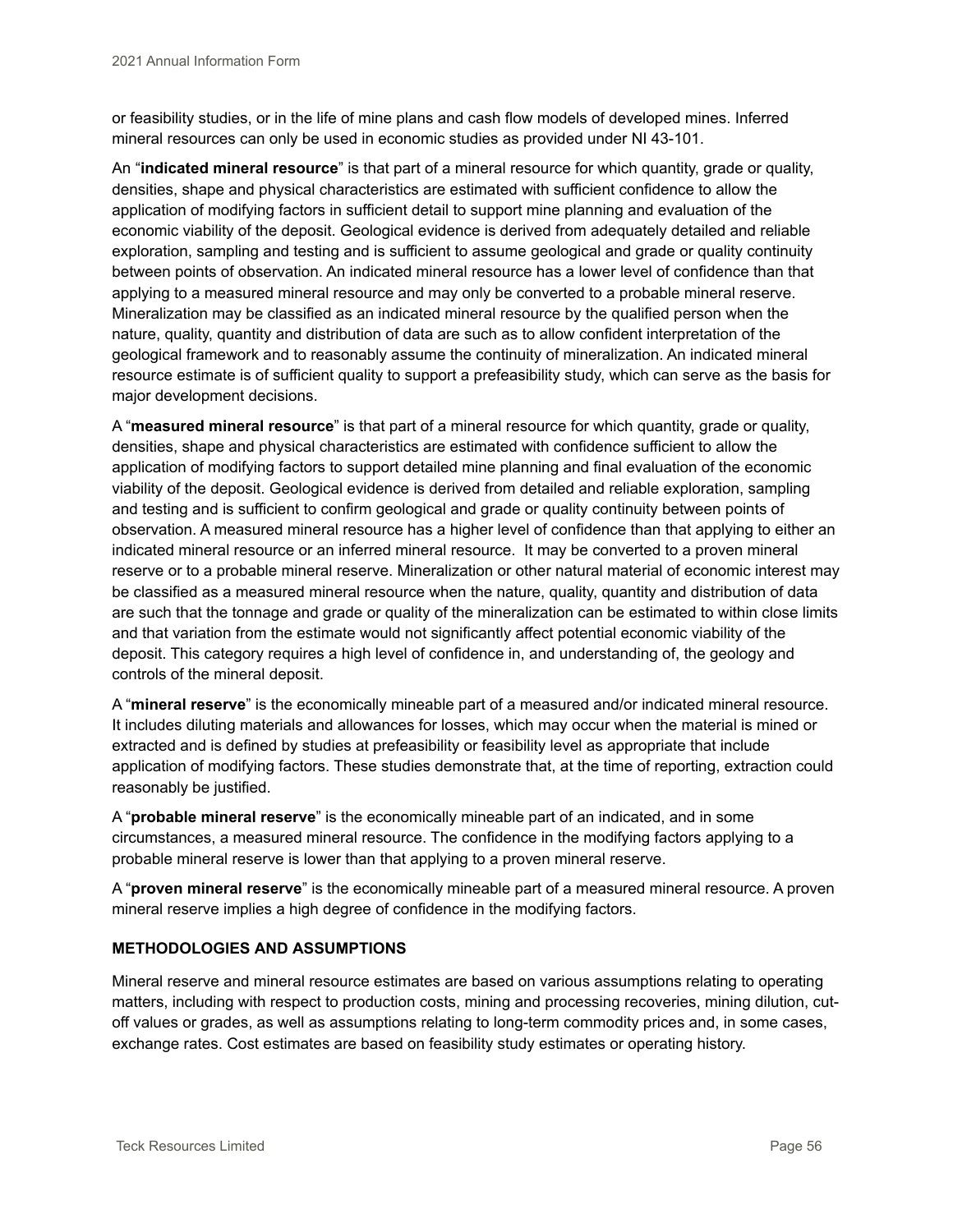or feasibility studies, or in the life of mine plans and cash flow models of developed mines. Inferred mineral resources can only be used in economic studies as provided under NI 43-101.

An "**indicated mineral resource**" is that part of a mineral resource for which quantity, grade or quality, densities, shape and physical characteristics are estimated with sufficient confidence to allow the application of modifying factors in sufficient detail to support mine planning and evaluation of the economic viability of the deposit. Geological evidence is derived from adequately detailed and reliable exploration, sampling and testing and is sufficient to assume geological and grade or quality continuity between points of observation. An indicated mineral resource has a lower level of confidence than that applying to a measured mineral resource and may only be converted to a probable mineral reserve. Mineralization may be classified as an indicated mineral resource by the qualified person when the nature, quality, quantity and distribution of data are such as to allow confident interpretation of the geological framework and to reasonably assume the continuity of mineralization. An indicated mineral resource estimate is of sufficient quality to support a prefeasibility study, which can serve as the basis for major development decisions.

A "**measured mineral resource**" is that part of a mineral resource for which quantity, grade or quality, densities, shape and physical characteristics are estimated with confidence sufficient to allow the application of modifying factors to support detailed mine planning and final evaluation of the economic viability of the deposit. Geological evidence is derived from detailed and reliable exploration, sampling and testing and is sufficient to confirm geological and grade or quality continuity between points of observation. A measured mineral resource has a higher level of confidence than that applying to either an indicated mineral resource or an inferred mineral resource. It may be converted to a proven mineral reserve or to a probable mineral reserve. Mineralization or other natural material of economic interest may be classified as a measured mineral resource when the nature, quality, quantity and distribution of data are such that the tonnage and grade or quality of the mineralization can be estimated to within close limits and that variation from the estimate would not significantly affect potential economic viability of the deposit. This category requires a high level of confidence in, and understanding of, the geology and controls of the mineral deposit.

A "**mineral reserve**" is the economically mineable part of a measured and/or indicated mineral resource. It includes diluting materials and allowances for losses, which may occur when the material is mined or extracted and is defined by studies at prefeasibility or feasibility level as appropriate that include application of modifying factors. These studies demonstrate that, at the time of reporting, extraction could reasonably be justified.

A "**probable mineral reserve**" is the economically mineable part of an indicated, and in some circumstances, a measured mineral resource. The confidence in the modifying factors applying to a probable mineral reserve is lower than that applying to a proven mineral reserve.

A "**proven mineral reserve**" is the economically mineable part of a measured mineral resource. A proven mineral reserve implies a high degree of confidence in the modifying factors.

### METHODOLOGIES AND ASSUMPTIONS

Mineral reserve and mineral resource estimates are based on various assumptions relating to operating matters, including with respect to production costs, mining and processing recoveries, mining dilution, cut-off values or grades, as well as assumptions relating to long-term commodity prices and, in some cases, exchange rates. Cost estimates are based on feasibility study estimates or operating history.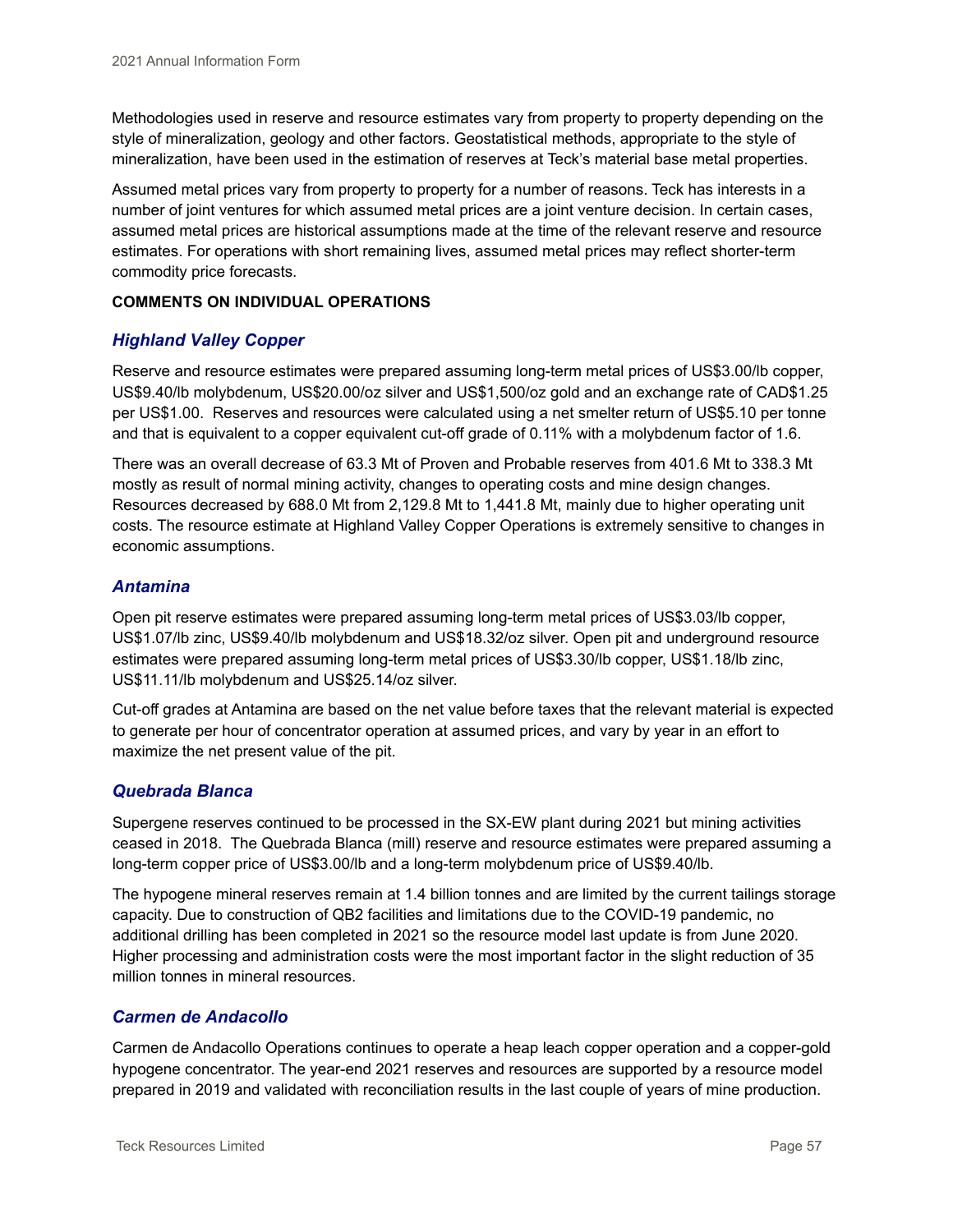Methodologies used in reserve and resource estimates vary from property to property depending on the style of mineralization, geology and other factors. Geostatistical methods, appropriate to the style of mineralization, have been used in the estimation of reserves at Teck's material base metal properties.

Assumed metal prices vary from property to property for a number of reasons. Teck has interests in a number of joint ventures for which assumed metal prices are a joint venture decision. In certain cases, assumed metal prices are historical assumptions made at the time of the relevant reserve and resource estimates. For operations with short remaining lives, assumed metal prices may reflect shorter-term commodity price forecasts.

**COMMENTS ON INDIVIDUAL OPERATIONS**

### *Highland Valley Copper*

Reserve and resource estimates were prepared assuming long-term metal prices of US$3.00/lb copper, US$9.40/lb molybdenum, US$20.00/oz silver and US$1,500/oz gold and an exchange rate of CAD$1.25 per US$1.00. Reserves and resources were calculated using a net smelter return of US$5.10 per tonne and that is equivalent to a copper equivalent cut-off grade of 0.11% with a molybdenum factor of 1.6.

There was an overall decrease of 63.3 Mt of Proven and Probable reserves from 401.6 Mt to 338.3 Mt mostly as result of normal mining activity, changes to operating costs and mine design changes. Resources decreased by 688.0 Mt from 2,129.8 Mt to 1,441.8 Mt, mainly due to higher operating unit costs. The resource estimate at Highland Valley Copper Operations is extremely sensitive to changes in economic assumptions.

### *Antamina*

Open pit reserve estimates were prepared assuming long-term metal prices of US$3.03/lb copper, US$1.07/lb zinc, US$9.40/lb molybdenum and US$18.32/oz silver. Open pit and underground resource estimates were prepared assuming long-term metal prices of US$3.30/lb copper, US$1.18/lb zinc, US$11.11/lb molybdenum and US$25.14/oz silver.

Cut-off grades at Antamina are based on the net value before taxes that the relevant material is expected to generate per hour of concentrator operation at assumed prices, and vary by year in an effort to maximize the net present value of the pit.

### *Quebrada Blanca*

Supergene reserves continued to be processed in the SX-EW plant during 2021 but mining activities ceased in 2018. The Quebrada Blanca (mill) reserve and resource estimates were prepared assuming a long-term copper price of US$3.00/lb and a long-term molybdenum price of US$9.40/lb.

The hypogene mineral reserves remain at 1.4 billion tonnes and are limited by the current tailings storage capacity. Due to construction of QB2 facilities and limitations due to the COVID-19 pandemic, no additional drilling has been completed in 2021 so the resource model last update is from June 2020. Higher processing and administration costs were the most important factor in the slight reduction of 35 million tonnes in mineral resources.

### *Carmen de Andacollo*

Carmen de Andacollo Operations continues to operate a heap leach copper operation and a copper-gold hypogene concentrator. The year-end 2021 reserves and resources are supported by a resource model prepared in 2019 and validated with reconciliation results in the last couple of years of mine production.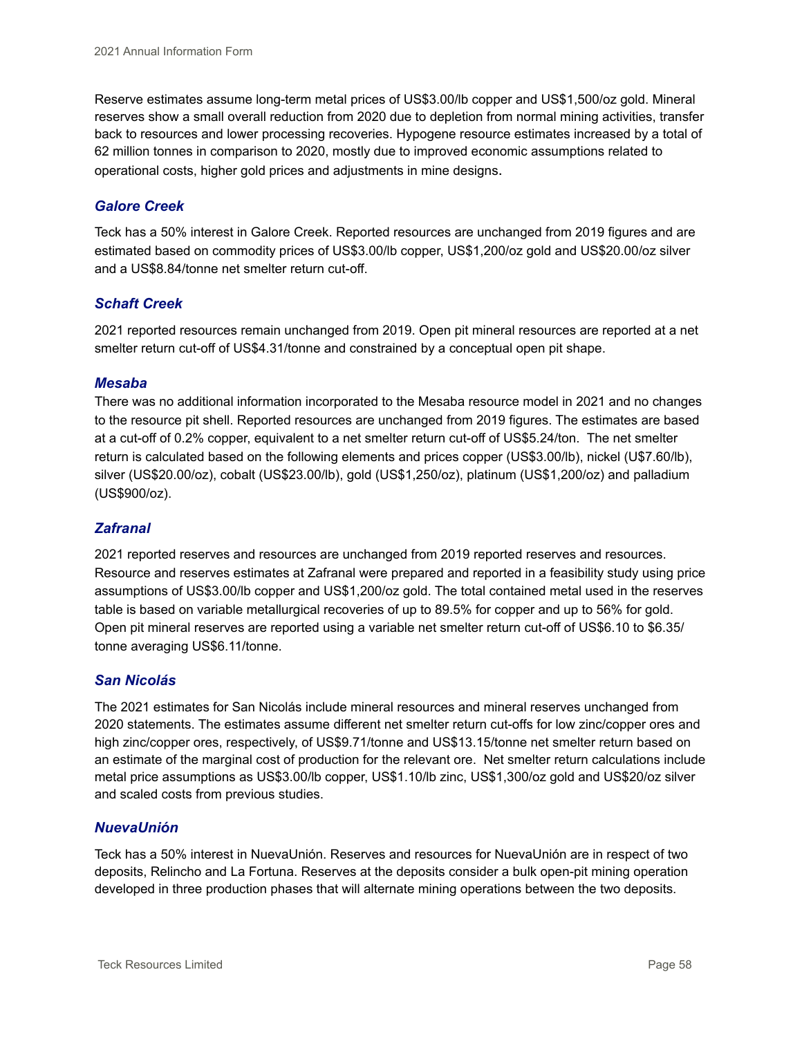Reserve estimates assume long-term metal prices of US$3.00/lb copper and US$1,500/oz gold. Mineral reserves show a small overall reduction from 2020 due to depletion from normal mining activities, transfer back to resources and lower processing recoveries. Hypogene resource estimates increased by a total of 62 million tonnes in comparison to 2020, mostly due to improved economic assumptions related to operational costs, higher gold prices and adjustments in mine designs.

### *Galore Creek*

Teck has a 50% interest in Galore Creek. Reported resources are unchanged from 2019 figures and are estimated based on commodity prices of US$3.00/lb copper, US$1,200/oz gold and US$20.00/oz silver and a US$8.84/tonne net smelter return cut-off.

### *Schaft Creek*

2021 reported resources remain unchanged from 2019. Open pit mineral resources are reported at a net smelter return cut-off of US$4.31/tonne and constrained by a conceptual open pit shape.

### *Mesaba*

There was no additional information incorporated to the Mesaba resource model in 2021 and no changes to the resource pit shell. Reported resources are unchanged from 2019 figures. The estimates are based at a cut-off of 0.2% copper, equivalent to a net smelter return cut-off of US$5.24/ton. The net smelter return is calculated based on the following elements and prices copper (US$3.00/lb), nickel (U$7.60/lb), silver (US$20.00/oz), cobalt (US$23.00/lb), gold (US$1,250/oz), platinum (US$1,200/oz) and palladium (US$900/oz).

### *Zafranal*

2021 reported reserves and resources are unchanged from 2019 reported reserves and resources. Resource and reserves estimates at Zafranal were prepared and reported in a feasibility study using price assumptions of US$3.00/lb copper and US$1,200/oz gold. The total contained metal used in the reserves table is based on variable metallurgical recoveries of up to 89.5% for copper and up to 56% for gold. Open pit mineral reserves are reported using a variable net smelter return cut-off of US$6.10 to $6.35/tonne averaging US$6.11/tonne.

### *San Nicolás*

The 2021 estimates for San Nicolás include mineral resources and mineral reserves unchanged from 2020 statements. The estimates assume different net smelter return cut-offs for low zinc/copper ores and high zinc/copper ores, respectively, of US$9.71/tonne and US$13.15/tonne net smelter return based on an estimate of the marginal cost of production for the relevant ore. Net smelter return calculations include metal price assumptions as US$3.00/lb copper, US$1.10/lb zinc, US$1,300/oz gold and US$20/oz silver and scaled costs from previous studies.

### *NuevaUnión*

Teck has a 50% interest in NuevaUnión. Reserves and resources for NuevaUnión are in respect of two deposits, Relincho and La Fortuna. Reserves at the deposits consider a bulk open-pit mining operation developed in three production phases that will alternate mining operations between the two deposits.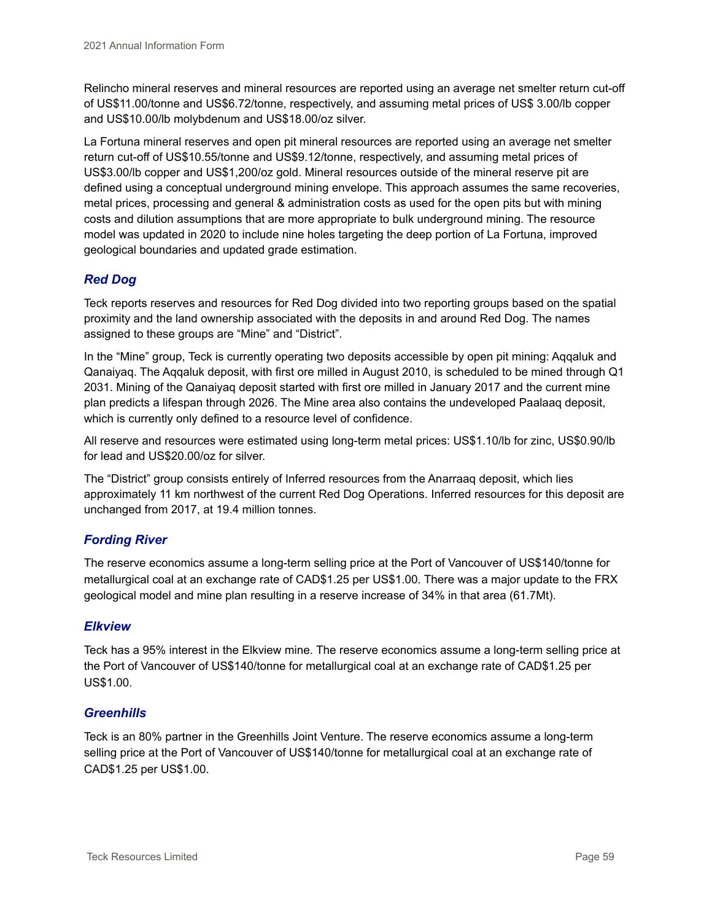Relincho mineral reserves and mineral resources are reported using an average net smelter return cut-off of US$11.00/tonne and US$6.72/tonne, respectively, and assuming metal prices of US$ 3.00/lb copper and US$10.00/lb molybdenum and US$18.00/oz silver.

La Fortuna mineral reserves and open pit mineral resources are reported using an average net smelter return cut-off of US$10.55/tonne and US$9.12/tonne, respectively, and assuming metal prices of US$3.00/lb copper and US$1,200/oz gold. Mineral resources outside of the mineral reserve pit are defined using a conceptual underground mining envelope. This approach assumes the same recoveries, metal prices, processing and general & administration costs as used for the open pits but with mining costs and dilution assumptions that are more appropriate to bulk underground mining. The resource model was updated in 2020 to include nine holes targeting the deep portion of La Fortuna, improved geological boundaries and updated grade estimation.

### *Red Dog*

Teck reports reserves and resources for Red Dog divided into two reporting groups based on the spatial proximity and the land ownership associated with the deposits in and around Red Dog. The names assigned to these groups are "Mine" and "District".

In the "Mine" group, Teck is currently operating two deposits accessible by open pit mining: Aqqaluk and Qanaiyaq. The Aqqaluk deposit, with first ore milled in August 2010, is scheduled to be mined through Q1 2031. Mining of the Qanaiyaq deposit started with first ore milled in January 2017 and the current mine plan predicts a lifespan through 2026. The Mine area also contains the undeveloped Paalaaq deposit, which is currently only defined to a resource level of confidence.

All reserve and resources were estimated using long-term metal prices: US$1.10/lb for zinc, US$0.90/lb for lead and US$20.00/oz for silver.

The "District" group consists entirely of Inferred resources from the Anarraaq deposit, which lies approximately 11 km northwest of the current Red Dog Operations. Inferred resources for this deposit are unchanged from 2017, at 19.4 million tonnes.

### *Fording River*

The reserve economics assume a long-term selling price at the Port of Vancouver of US$140/tonne for metallurgical coal at an exchange rate of CAD$1.25 per US$1.00. There was a major update to the FRX geological model and mine plan resulting in a reserve increase of 34% in that area (61.7Mt).

### *Elkview*

Teck has a 95% interest in the Elkview mine. The reserve economics assume a long-term selling price at the Port of Vancouver of US$140/tonne for metallurgical coal at an exchange rate of CAD$1.25 per US$1.00.

### *Greenhills*

Teck is an 80% partner in the Greenhills Joint Venture. The reserve economics assume a long-term selling price at the Port of Vancouver of US$140/tonne for metallurgical coal at an exchange rate of CAD$1.25 per US$1.00.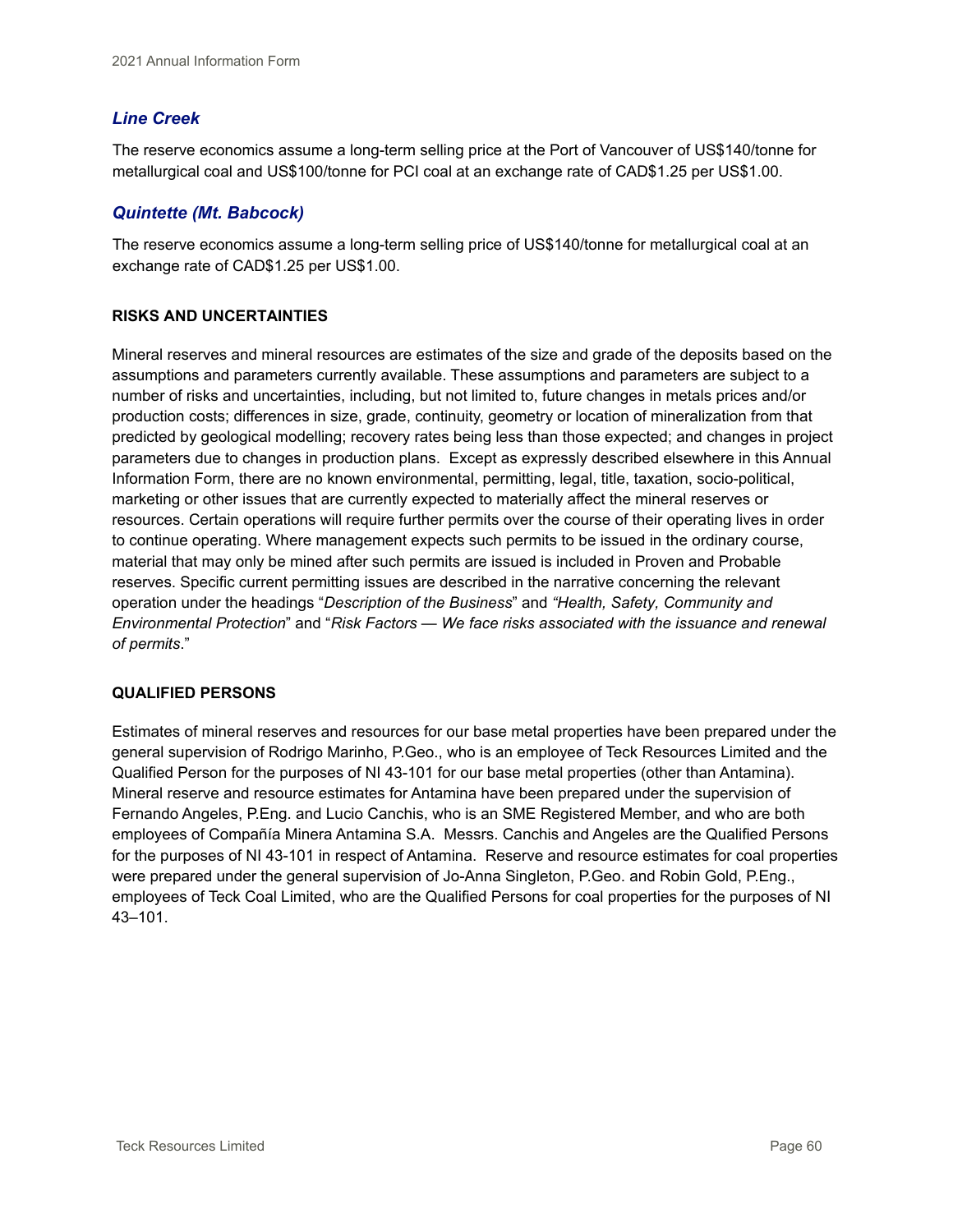### *Line Creek*

The reserve economics assume a long-term selling price at the Port of Vancouver of US$140/tonne for metallurgical coal and US$100/tonne for PCI coal at an exchange rate of CAD$1.25 per US$1.00.

### *Quintette (Mt. Babcock)*

The reserve economics assume a long-term selling price of US$140/tonne for metallurgical coal at an exchange rate of CAD$1.25 per US$1.00.

## RISKS AND UNCERTAINTIES

Mineral reserves and mineral resources are estimates of the size and grade of the deposits based on the assumptions and parameters currently available. These assumptions and parameters are subject to a number of risks and uncertainties, including, but not limited to, future changes in metals prices and/or production costs; differences in size, grade, continuity, geometry or location of mineralization from that predicted by geological modelling; recovery rates being less than those expected; and changes in project parameters due to changes in production plans. Except as expressly described elsewhere in this Annual Information Form, there are no known environmental, permitting, legal, title, taxation, socio-political, marketing or other issues that are currently expected to materially affect the mineral reserves or resources. Certain operations will require further permits over the course of their operating lives in order to continue operating. Where management expects such permits to be issued in the ordinary course, material that may only be mined after such permits are issued is included in Proven and Probable reserves. Specific current permitting issues are described in the narrative concerning the relevant operation under the headings "*Description of the Business*" and *"Health, Safety, Community and Environmental Protection*" and "*Risk Factors — We face risks associated with the issuance and renewal of permits*."

## QUALIFIED PERSONS

Estimates of mineral reserves and resources for our base metal properties have been prepared under the general supervision of Rodrigo Marinho, P.Geo., who is an employee of Teck Resources Limited and the Qualified Person for the purposes of NI 43-101 for our base metal properties (other than Antamina). Mineral reserve and resource estimates for Antamina have been prepared under the supervision of Fernando Angeles, P.Eng. and Lucio Canchis, who is an SME Registered Member, and who are both employees of Compañía Minera Antamina S.A. Messrs. Canchis and Angeles are the Qualified Persons for the purposes of NI 43-101 in respect of Antamina. Reserve and resource estimates for coal properties were prepared under the general supervision of Jo-Anna Singleton, P.Geo. and Robin Gold, P.Eng., employees of Teck Coal Limited, who are the Qualified Persons for coal properties for the purposes of NI 43–101.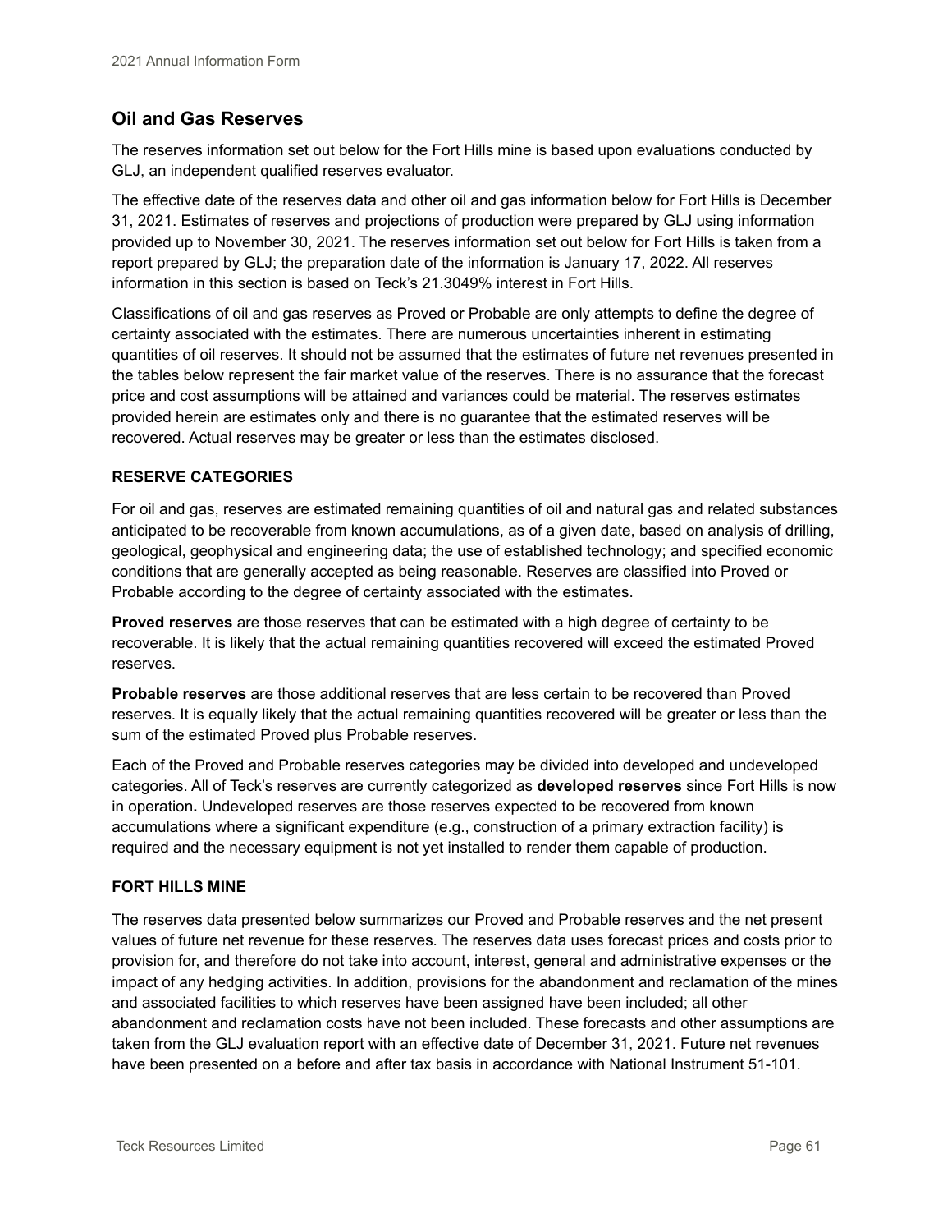## Oil and Gas Reserves

The reserves information set out below for the Fort Hills mine is based upon evaluations conducted by GLJ, an independent qualified reserves evaluator.

The effective date of the reserves data and other oil and gas information below for Fort Hills is December 31, 2021. Estimates of reserves and projections of production were prepared by GLJ using information provided up to November 30, 2021. The reserves information set out below for Fort Hills is taken from a report prepared by GLJ; the preparation date of the information is January 17, 2022. All reserves information in this section is based on Teck's 21.3049% interest in Fort Hills.

Classifications of oil and gas reserves as Proved or Probable are only attempts to define the degree of certainty associated with the estimates. There are numerous uncertainties inherent in estimating quantities of oil reserves. It should not be assumed that the estimates of future net revenues presented in the tables below represent the fair market value of the reserves. There is no assurance that the forecast price and cost assumptions will be attained and variances could be material. The reserves estimates provided herein are estimates only and there is no guarantee that the estimated reserves will be recovered. Actual reserves may be greater or less than the estimates disclosed.

### RESERVE CATEGORIES

For oil and gas, reserves are estimated remaining quantities of oil and natural gas and related substances anticipated to be recoverable from known accumulations, as of a given date, based on analysis of drilling, geological, geophysical and engineering data; the use of established technology; and specified economic conditions that are generally accepted as being reasonable. Reserves are classified into Proved or Probable according to the degree of certainty associated with the estimates.

**Proved reserves** are those reserves that can be estimated with a high degree of certainty to be recoverable. It is likely that the actual remaining quantities recovered will exceed the estimated Proved reserves.

**Probable reserves** are those additional reserves that are less certain to be recovered than Proved reserves. It is equally likely that the actual remaining quantities recovered will be greater or less than the sum of the estimated Proved plus Probable reserves.

Each of the Proved and Probable reserves categories may be divided into developed and undeveloped categories. All of Teck's reserves are currently categorized as **developed reserves** since Fort Hills is now in operation**.** Undeveloped reserves are those reserves expected to be recovered from known accumulations where a significant expenditure (e.g., construction of a primary extraction facility) is required and the necessary equipment is not yet installed to render them capable of production.

### FORT HILLS MINE

The reserves data presented below summarizes our Proved and Probable reserves and the net present values of future net revenue for these reserves. The reserves data uses forecast prices and costs prior to provision for, and therefore do not take into account, interest, general and administrative expenses or the impact of any hedging activities. In addition, provisions for the abandonment and reclamation of the mines and associated facilities to which reserves have been assigned have been included; all other abandonment and reclamation costs have not been included. These forecasts and other assumptions are taken from the GLJ evaluation report with an effective date of December 31, 2021. Future net revenues have been presented on a before and after tax basis in accordance with National Instrument 51-101.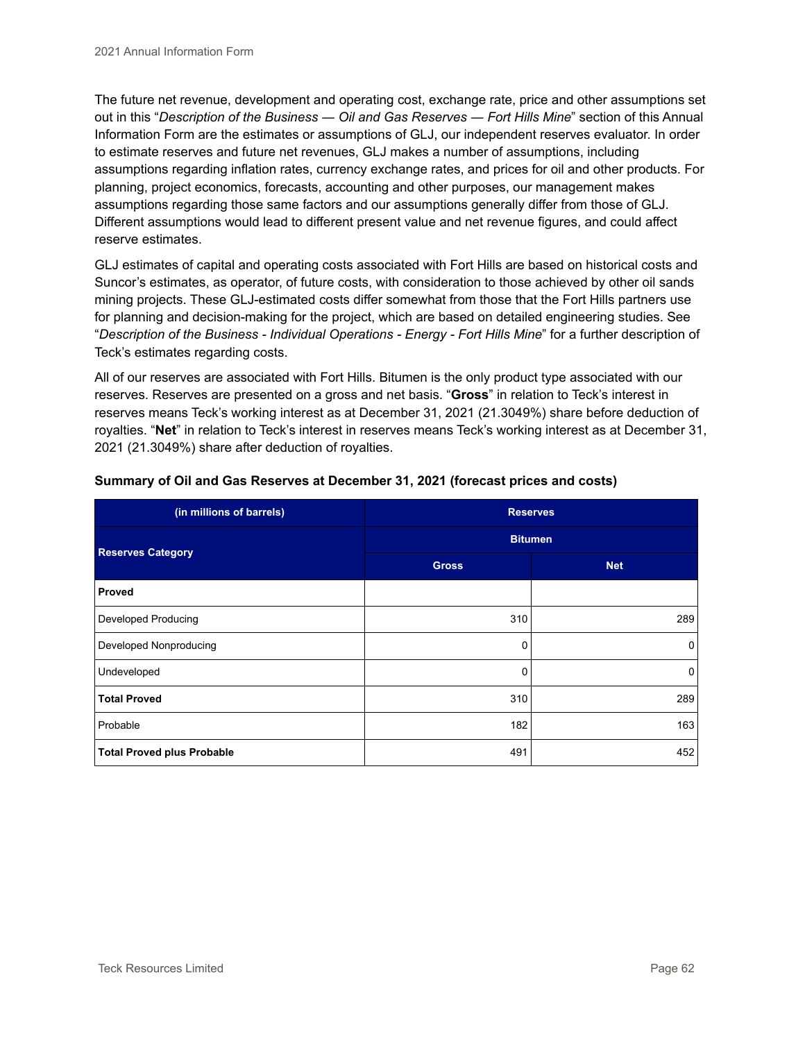The future net revenue, development and operating cost, exchange rate, price and other assumptions set out in this "*Description of the Business — Oil and Gas Reserves — Fort Hills Mine*" section of this Annual Information Form are the estimates or assumptions of GLJ, our independent reserves evaluator. In order to estimate reserves and future net revenues, GLJ makes a number of assumptions, including assumptions regarding inflation rates, currency exchange rates, and prices for oil and other products. For planning, project economics, forecasts, accounting and other purposes, our management makes assumptions regarding those same factors and our assumptions generally differ from those of GLJ. Different assumptions would lead to different present value and net revenue figures, and could affect reserve estimates.

GLJ estimates of capital and operating costs associated with Fort Hills are based on historical costs and Suncor's estimates, as operator, of future costs, with consideration to those achieved by other oil sands mining projects. These GLJ-estimated costs differ somewhat from those that the Fort Hills partners use for planning and decision-making for the project, which are based on detailed engineering studies. See "*Description of the Business - Individual Operations - Energy - Fort Hills Mine*" for a further description of Teck's estimates regarding costs.

All of our reserves are associated with Fort Hills. Bitumen is the only product type associated with our reserves. Reserves are presented on a gross and net basis. "**Gross**" in relation to Teck's interest in reserves means Teck's working interest as at December 31, 2021 (21.3049%) share before deduction of royalties. "**Net**" in relation to Teck's interest in reserves means Teck's working interest as at December 31, 2021 (21.3049%) share after deduction of royalties.

**Summary of Oil and Gas Reserves at December 31, 2021 (forecast prices and costs)**

| (in millions of barrels) | Reserves | |
|---|---|---|
| Reserves Category | Bitumen | |
| | Gross | Net |
| **Proved** | | |
| Developed Producing | 310 | 289 |
| Developed Nonproducing | 0 | 0 |
| Undeveloped | 0 | 0 |
| **Total Proved** | 310 | 289 |
| Probable | 182 | 163 |
| **Total Proved plus Probable** | 491 | 452 |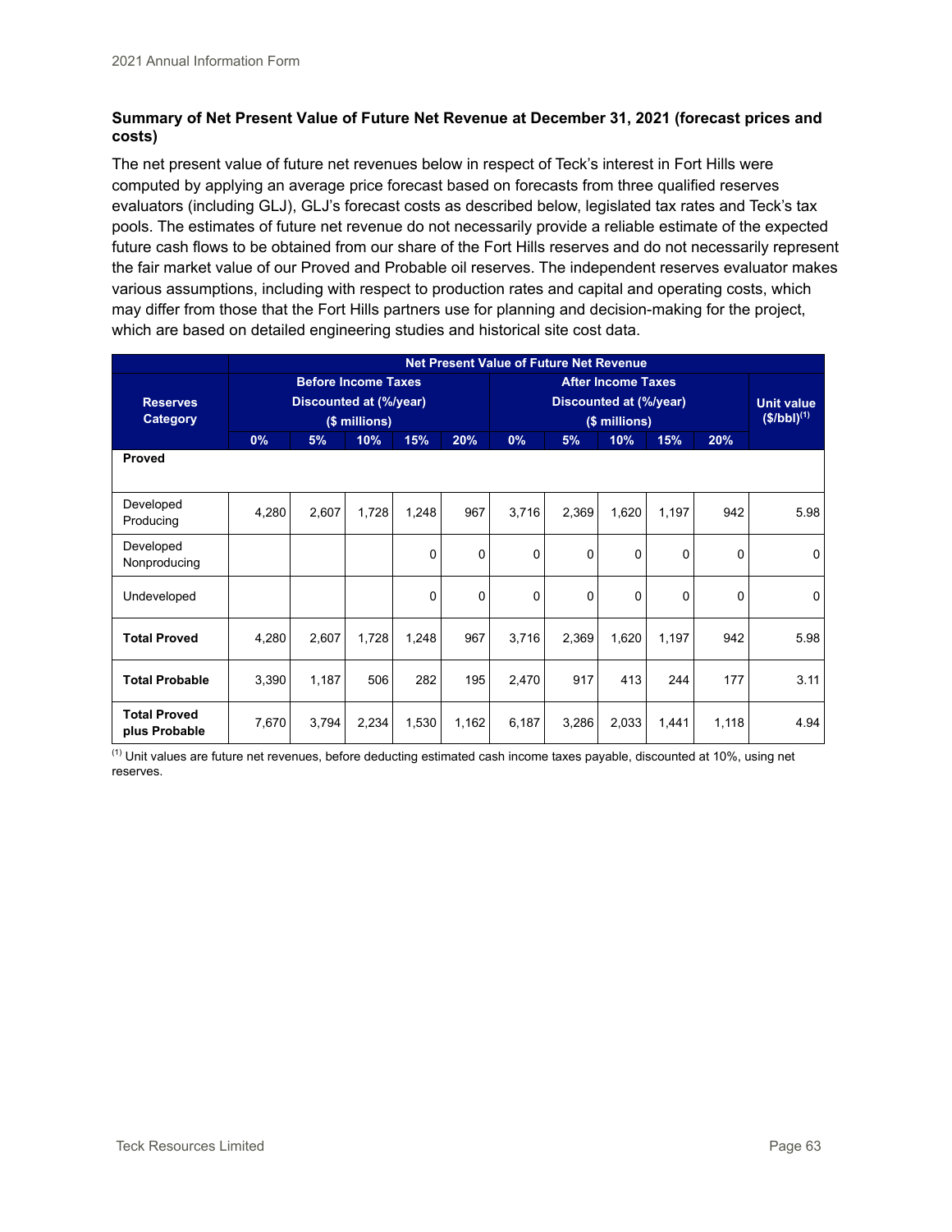**Summary of Net Present Value of Future Net Revenue at December 31, 2021 (forecast prices and costs)**

The net present value of future net revenues below in respect of Teck's interest in Fort Hills were computed by applying an average price forecast based on forecasts from three qualified reserves evaluators (including GLJ), GLJ's forecast costs as described below, legislated tax rates and Teck's tax pools. The estimates of future net revenue do not necessarily provide a reliable estimate of the expected future cash flows to be obtained from our share of the Fort Hills reserves and do not necessarily represent the fair market value of our Proved and Probable oil reserves. The independent reserves evaluator makes various assumptions, including with respect to production rates and capital and operating costs, which may differ from those that the Fort Hills partners use for planning and decision-making for the project, which are based on detailed engineering studies and historical site cost data.

| Reserves Category | Net Present Value of Future Net Revenue | | | | | | | | | | |
|---|---|---|---|---|---|---|---|---|---|---|---|
| | Before Income Taxes Discounted at (%/year) ($ millions) | | | | | After Income Taxes Discounted at (%/year) ($ millions) | | | | | Unit value ($/bbl)[1] |
| | 0% | 5% | 10% | 15% | 20% | 0% | 5% | 10% | 15% | 20% | |
| **Proved** | | | | | | | | | | | |
| Developed Producing | 4,280 | 2,607 | 1,728 | 1,248 | 967 | 3,716 | 2,369 | 1,620 | 1,197 | 942 | 5.98 |
| Developed Nonproducing | | | | 0 | 0 | 0 | 0 | 0 | 0 | 0 | 0 |
| Undeveloped | | | | 0 | 0 | 0 | 0 | 0 | 0 | 0 | 0 |
| **Total Proved** | 4,280 | 2,607 | 1,728 | 1,248 | 967 | 3,716 | 2,369 | 1,620 | 1,197 | 942 | 5.98 |
| **Total Probable** | 3,390 | 1,187 | 506 | 282 | 195 | 2,470 | 917 | 413 | 244 | 177 | 3.11 |
| **Total Proved plus Probable** | 7,670 | 3,794 | 2,234 | 1,530 | 1,162 | 6,187 | 3,286 | 2,033 | 1,441 | 1,118 | 4.94 |

[1] Unit values are future net revenues, before deducting estimated cash income taxes payable, discounted at 10%, using net reserves.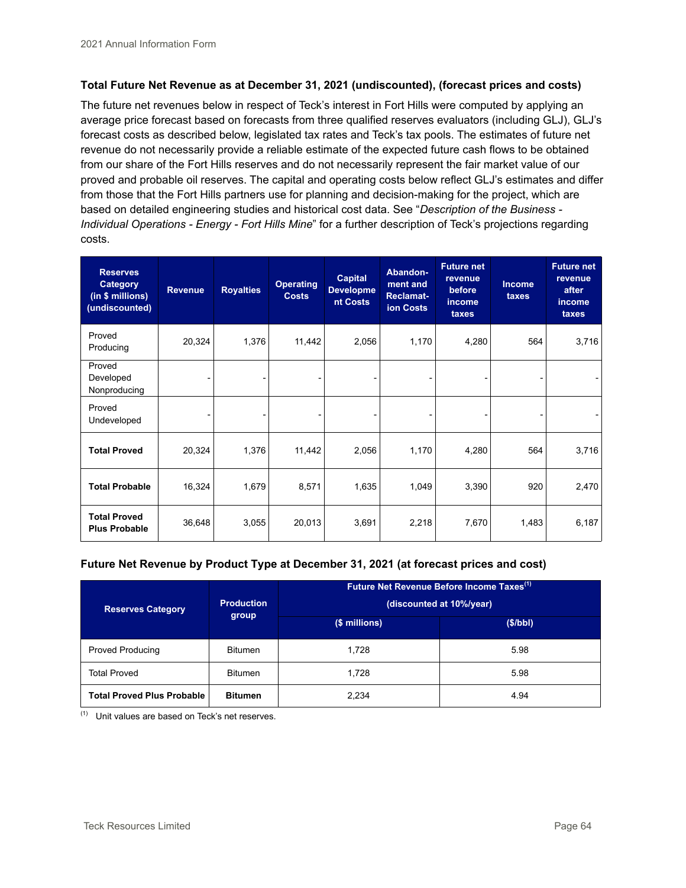**Total Future Net Revenue as at December 31, 2021 (undiscounted), (forecast prices and costs)**

The future net revenues below in respect of Teck's interest in Fort Hills were computed by applying an average price forecast based on forecasts from three qualified reserves evaluators (including GLJ), GLJ's forecast costs as described below, legislated tax rates and Teck's tax pools. The estimates of future net revenue do not necessarily provide a reliable estimate of the expected future cash flows to be obtained from our share of the Fort Hills reserves and do not necessarily represent the fair market value of our proved and probable oil reserves. The capital and operating costs below reflect GLJ's estimates and differ from those that the Fort Hills partners use for planning and decision-making for the project, which are based on detailed engineering studies and historical cost data. See "*Description of the Business - Individual Operations - Energy - Fort Hills Mine*" for a further description of Teck's projections regarding costs.

| Reserves Category (in $ millions) (undiscounted) | Revenue | Royalties | Operating Costs | Capital Development Costs | Abandonment and Reclamation Costs | Future net revenue before income taxes | Income taxes | Future net revenue after income taxes |
|---|---|---|---|---|---|---|---|---|
| Proved Producing | 20,324 | 1,376 | 11,442 | 2,056 | 1,170 | 4,280 | 564 | 3,716 |
| Proved Developed Nonproducing | - | - | - | - | - | - | - | - |
| Proved Undeveloped | - | - | - | - | - | - | - | - |
| **Total Proved** | 20,324 | 1,376 | 11,442 | 2,056 | 1,170 | 4,280 | 564 | 3,716 |
| **Total Probable** | 16,324 | 1,679 | 8,571 | 1,635 | 1,049 | 3,390 | 920 | 2,470 |
| **Total Proved Plus Probable** | 36,648 | 3,055 | 20,013 | 3,691 | 2,218 | 7,670 | 1,483 | 6,187 |

**Future Net Revenue by Product Type at December 31, 2021 (at forecast prices and cost)**

| Reserves Category | Production group | Future Net Revenue Before Income Taxes[1] (discounted at 10%/year) | |
|---|---|---|---|
| | | ($ millions) | ($/bbl) |
| Proved Producing | Bitumen | 1,728 | 5.98 |
| Total Proved | Bitumen | 1,728 | 5.98 |
| **Total Proved Plus Probable** | **Bitumen** | 2,234 | 4.94 |

(1) Unit values are based on Teck's net reserves.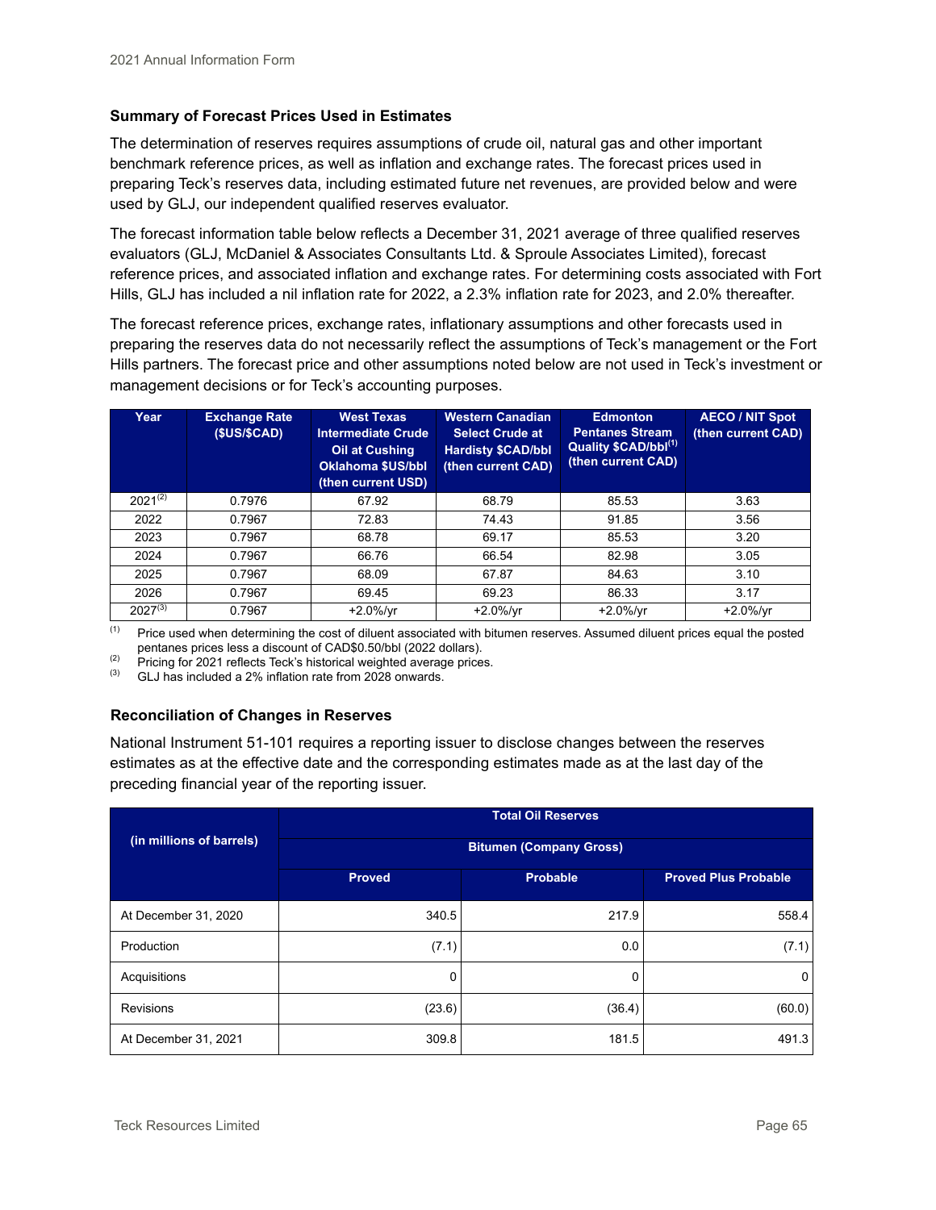### Summary of Forecast Prices Used in Estimates

The determination of reserves requires assumptions of crude oil, natural gas and other important benchmark reference prices, as well as inflation and exchange rates. The forecast prices used in preparing Teck's reserves data, including estimated future net revenues, are provided below and were used by GLJ, our independent qualified reserves evaluator.

The forecast information table below reflects a December 31, 2021 average of three qualified reserves evaluators (GLJ, McDaniel & Associates Consultants Ltd. & Sproule Associates Limited), forecast reference prices, and associated inflation and exchange rates. For determining costs associated with Fort Hills, GLJ has included a nil inflation rate for 2022, a 2.3% inflation rate for 2023, and 2.0% thereafter.

The forecast reference prices, exchange rates, inflationary assumptions and other forecasts used in preparing the reserves data do not necessarily reflect the assumptions of Teck's management or the Fort Hills partners. The forecast price and other assumptions noted below are not used in Teck's investment or management decisions or for Teck's accounting purposes.

| Year | Exchange Rate ($US/$CAD) | West Texas Intermediate Crude Oil at Cushing Oklahoma $US/bbl (then current USD) | Western Canadian Select Crude at Hardisty $CAD/bbl (then current CAD) | Edmonton Pentanes Stream Quality $CAD/bbl[1] (then current CAD) | AECO / NIT Spot (then current CAD) |
|---|---|---|---|---|---|
| 2021[2] | 0.7976 | 67.92 | 68.79 | 85.53 | 3.63 |
| 2022 | 0.7967 | 72.83 | 74.43 | 91.85 | 3.56 |
| 2023 | 0.7967 | 68.78 | 69.17 | 85.53 | 3.20 |
| 2024 | 0.7967 | 66.76 | 66.54 | 82.98 | 3.05 |
| 2025 | 0.7967 | 68.09 | 67.87 | 84.63 | 3.10 |
| 2026 | 0.7967 | 69.45 | 69.23 | 86.33 | 3.17 |
| 2027[3] | 0.7967 | +2.0%/yr | +2.0%/yr | +2.0%/yr | +2.0%/yr |

(1) Price used when determining the cost of diluent associated with bitumen reserves. Assumed diluent prices equal the posted pentanes prices less a discount of CAD$0.50/bbl (2022 dollars).
(2) Pricing for 2021 reflects Teck's historical weighted average prices.
(3) GLJ has included a 2% inflation rate from 2028 onwards.

### Reconciliation of Changes in Reserves

National Instrument 51-101 requires a reporting issuer to disclose changes between the reserves estimates as at the effective date and the corresponding estimates made as at the last day of the preceding financial year of the reporting issuer.

| (in millions of barrels) | Total Oil Reserves | | |
|---|---|---|---|
| | Bitumen (Company Gross) | | |
| | Proved | Probable | Proved Plus Probable |
| At December 31, 2020 | 340.5 | 217.9 | 558.4 |
| Production | (7.1) | 0.0 | (7.1) |
| Acquisitions | 0 | 0 | 0 |
| Revisions | (23.6) | (36.4) | (60.0) |
| At December 31, 2021 | 309.8 | 181.5 | 491.3 |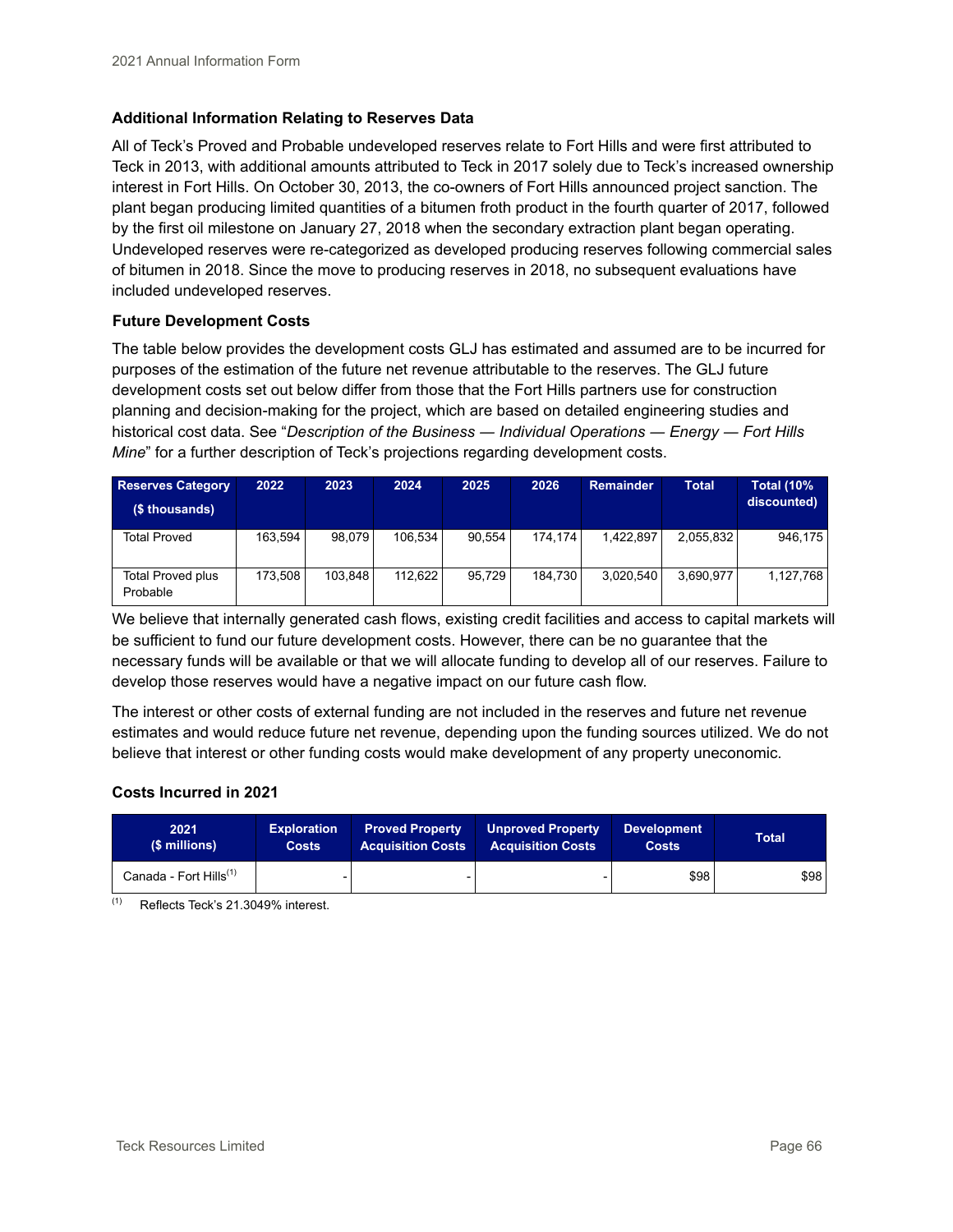### Additional Information Relating to Reserves Data

All of Teck's Proved and Probable undeveloped reserves relate to Fort Hills and were first attributed to Teck in 2013, with additional amounts attributed to Teck in 2017 solely due to Teck's increased ownership interest in Fort Hills. On October 30, 2013, the co-owners of Fort Hills announced project sanction. The plant began producing limited quantities of a bitumen froth product in the fourth quarter of 2017, followed by the first oil milestone on January 27, 2018 when the secondary extraction plant began operating. Undeveloped reserves were re-categorized as developed producing reserves following commercial sales of bitumen in 2018. Since the move to producing reserves in 2018, no subsequent evaluations have included undeveloped reserves.

### Future Development Costs

The table below provides the development costs GLJ has estimated and assumed are to be incurred for purposes of the estimation of the future net revenue attributable to the reserves. The GLJ future development costs set out below differ from those that the Fort Hills partners use for construction planning and decision-making for the project, which are based on detailed engineering studies and historical cost data. See "*Description of the Business — Individual Operations — Energy — Fort Hills Mine*" for a further description of Teck's projections regarding development costs.

| Reserves Category ($ thousands) | 2022 | 2023 | 2024 | 2025 | 2026 | Remainder | Total | Total (10% discounted) |
|---|---|---|---|---|---|---|---|---|
| Total Proved | 163,594 | 98,079 | 106,534 | 90,554 | 174,174 | 1,422,897 | 2,055,832 | 946,175 |
| Total Proved plus Probable | 173,508 | 103,848 | 112,622 | 95,729 | 184,730 | 3,020,540 | 3,690,977 | 1,127,768 |

We believe that internally generated cash flows, existing credit facilities and access to capital markets will be sufficient to fund our future development costs. However, there can be no guarantee that the necessary funds will be available or that we will allocate funding to develop all of our reserves. Failure to develop those reserves would have a negative impact on our future cash flow.

The interest or other costs of external funding are not included in the reserves and future net revenue estimates and would reduce future net revenue, depending upon the funding sources utilized. We do not believe that interest or other funding costs would make development of any property uneconomic.

### Costs Incurred in 2021

| 2021 ($ millions) | Exploration Costs | Proved Property Acquisition Costs | Unproved Property Acquisition Costs | Development Costs | Total |
|---|---|---|---|---|---|
| Canada - Fort Hills[1] | - | - | - | $98 | $98 |

[1] Reflects Teck's 21.3049% interest.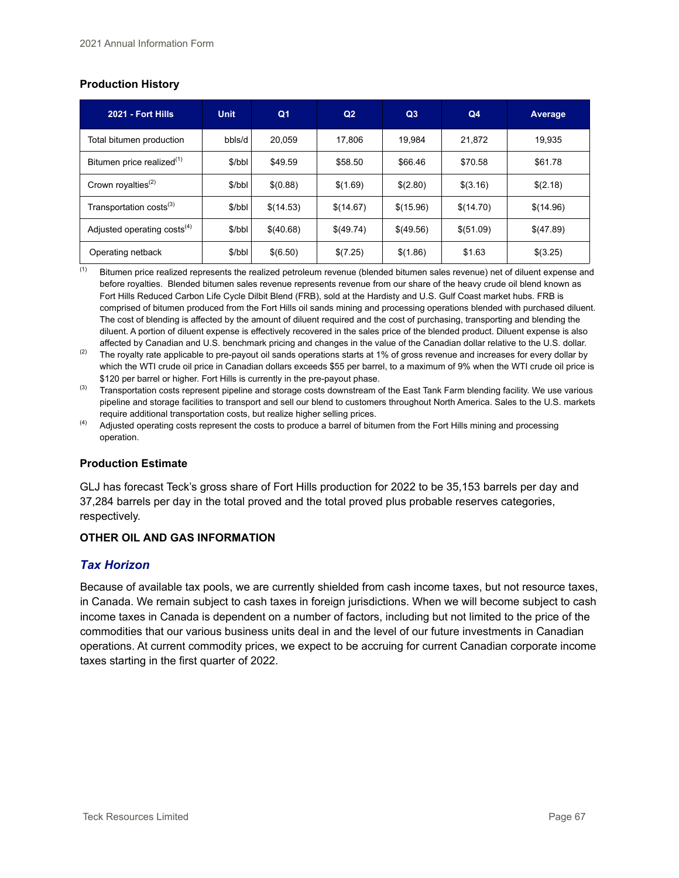### Production History

| 2021 - Fort Hills | Unit | Q1 | Q2 | Q3 | Q4 | Average |
|---|---|---|---|---|---|---|
| Total bitumen production | bbls/d | 20,059 | 17,806 | 19,984 | 21,872 | 19,935 |
| Bitumen price realized[1] | $/bbl | $49.59 | $58.50 | $66.46 | $70.58 | $61.78 |
| Crown royalties[2] | $/bbl | $(0.88) | $(1.69) | $(2.80) | $(3.16) | $(2.18) |
| Transportation costs[3] | $/bbl | $(14.53) | $(14.67) | $(15.96) | $(14.70) | $(14.96) |
| Adjusted operating costs[4] | $/bbl | $(40.68) | $(49.74) | $(49.56) | $(51.09) | $(47.89) |
| Operating netback | $/bbl | $(6.50) | $(7.25) | $(1.86) | $1.63 | $(3.25) |

(1) Bitumen price realized represents the realized petroleum revenue (blended bitumen sales revenue) net of diluent expense and before royalties. Blended bitumen sales revenue represents revenue from our share of the heavy crude oil blend known as Fort Hills Reduced Carbon Life Cycle Dilbit Blend (FRB), sold at the Hardisty and U.S. Gulf Coast market hubs. FRB is comprised of bitumen produced from the Fort Hills oil sands mining and processing operations blended with purchased diluent. The cost of blending is affected by the amount of diluent required and the cost of purchasing, transporting and blending the diluent. A portion of diluent expense is effectively recovered in the sales price of the blended product. Diluent expense is also affected by Canadian and U.S. benchmark pricing and changes in the value of the Canadian dollar relative to the U.S. dollar.

(2) The royalty rate applicable to pre-payout oil sands operations starts at 1% of gross revenue and increases for every dollar by which the WTI crude oil price in Canadian dollars exceeds $55 per barrel, to a maximum of 9% when the WTI crude oil price is $120 per barrel or higher. Fort Hills is currently in the pre-payout phase.

(3) Transportation costs represent pipeline and storage costs downstream of the East Tank Farm blending facility. We use various pipeline and storage facilities to transport and sell our blend to customers throughout North America. Sales to the U.S. markets require additional transportation costs, but realize higher selling prices.

(4) Adjusted operating costs represent the costs to produce a barrel of bitumen from the Fort Hills mining and processing operation.

### Production Estimate

GLJ has forecast Teck's gross share of Fort Hills production for 2022 to be 35,153 barrels per day and 37,284 barrels per day in the total proved and the total proved plus probable reserves categories, respectively.

### OTHER OIL AND GAS INFORMATION

## *Tax Horizon*

Because of available tax pools, we are currently shielded from cash income taxes, but not resource taxes, in Canada. We remain subject to cash taxes in foreign jurisdictions. When we will become subject to cash income taxes in Canada is dependent on a number of factors, including but not limited to the price of the commodities that our various business units deal in and the level of our future investments in Canadian operations. At current commodity prices, we expect to be accruing for current Canadian corporate income taxes starting in the first quarter of 2022.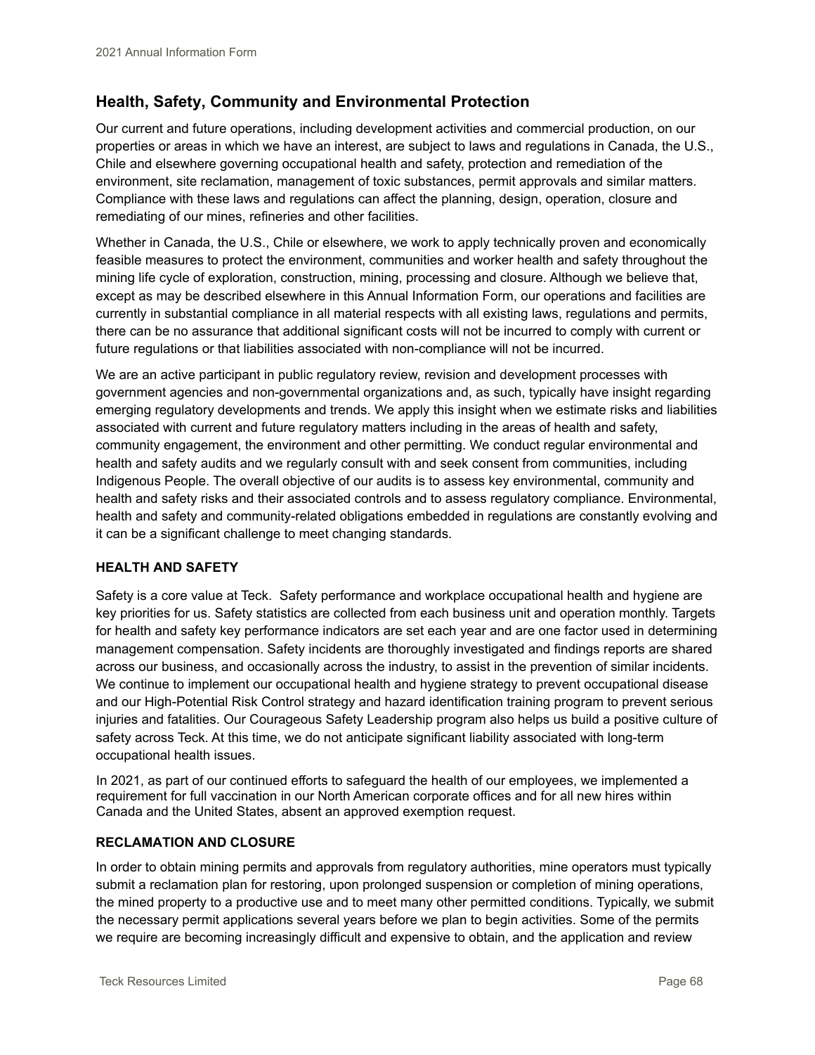## Health, Safety, Community and Environmental Protection

Our current and future operations, including development activities and commercial production, on our properties or areas in which we have an interest, are subject to laws and regulations in Canada, the U.S., Chile and elsewhere governing occupational health and safety, protection and remediation of the environment, site reclamation, management of toxic substances, permit approvals and similar matters. Compliance with these laws and regulations can affect the planning, design, operation, closure and remediating of our mines, refineries and other facilities.

Whether in Canada, the U.S., Chile or elsewhere, we work to apply technically proven and economically feasible measures to protect the environment, communities and worker health and safety throughout the mining life cycle of exploration, construction, mining, processing and closure. Although we believe that, except as may be described elsewhere in this Annual Information Form, our operations and facilities are currently in substantial compliance in all material respects with all existing laws, regulations and permits, there can be no assurance that additional significant costs will not be incurred to comply with current or future regulations or that liabilities associated with non-compliance will not be incurred.

We are an active participant in public regulatory review, revision and development processes with government agencies and non-governmental organizations and, as such, typically have insight regarding emerging regulatory developments and trends. We apply this insight when we estimate risks and liabilities associated with current and future regulatory matters including in the areas of health and safety, community engagement, the environment and other permitting. We conduct regular environmental and health and safety audits and we regularly consult with and seek consent from communities, including Indigenous People. The overall objective of our audits is to assess key environmental, community and health and safety risks and their associated controls and to assess regulatory compliance. Environmental, health and safety and community-related obligations embedded in regulations are constantly evolving and it can be a significant challenge to meet changing standards.

### HEALTH AND SAFETY

Safety is a core value at Teck. Safety performance and workplace occupational health and hygiene are key priorities for us. Safety statistics are collected from each business unit and operation monthly. Targets for health and safety key performance indicators are set each year and are one factor used in determining management compensation. Safety incidents are thoroughly investigated and findings reports are shared across our business, and occasionally across the industry, to assist in the prevention of similar incidents. We continue to implement our occupational health and hygiene strategy to prevent occupational disease and our High-Potential Risk Control strategy and hazard identification training program to prevent serious injuries and fatalities. Our Courageous Safety Leadership program also helps us build a positive culture of safety across Teck. At this time, we do not anticipate significant liability associated with long-term occupational health issues.

In 2021, as part of our continued efforts to safeguard the health of our employees, we implemented a requirement for full vaccination in our North American corporate offices and for all new hires within Canada and the United States, absent an approved exemption request.

### RECLAMATION AND CLOSURE

In order to obtain mining permits and approvals from regulatory authorities, mine operators must typically submit a reclamation plan for restoring, upon prolonged suspension or completion of mining operations, the mined property to a productive use and to meet many other permitted conditions. Typically, we submit the necessary permit applications several years before we plan to begin activities. Some of the permits we require are becoming increasingly difficult and expensive to obtain, and the application and review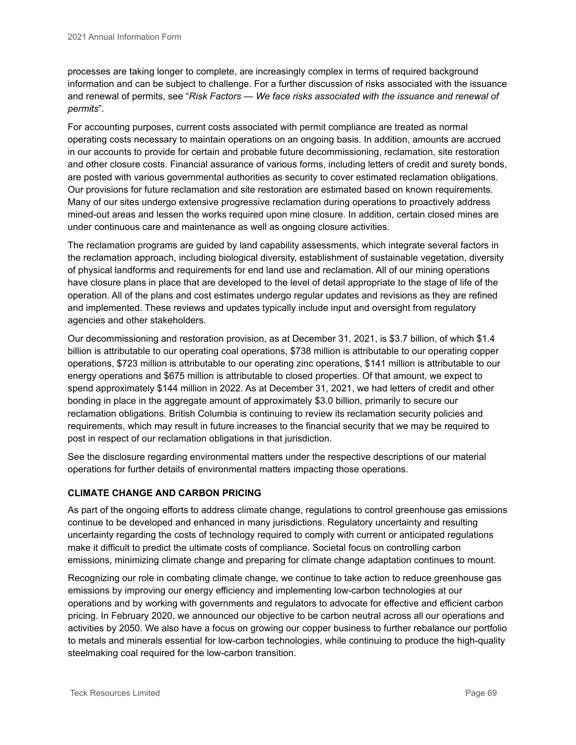processes are taking longer to complete, are increasingly complex in terms of required background information and can be subject to challenge. For a further discussion of risks associated with the issuance and renewal of permits, see "*Risk Factors — We face risks associated with the issuance and renewal of permits*".

For accounting purposes, current costs associated with permit compliance are treated as normal operating costs necessary to maintain operations on an ongoing basis. In addition, amounts are accrued in our accounts to provide for certain and probable future decommissioning, reclamation, site restoration and other closure costs. Financial assurance of various forms, including letters of credit and surety bonds, are posted with various governmental authorities as security to cover estimated reclamation obligations. Our provisions for future reclamation and site restoration are estimated based on known requirements. Many of our sites undergo extensive progressive reclamation during operations to proactively address mined-out areas and lessen the works required upon mine closure. In addition, certain closed mines are under continuous care and maintenance as well as ongoing closure activities.

The reclamation programs are guided by land capability assessments, which integrate several factors in the reclamation approach, including biological diversity, establishment of sustainable vegetation, diversity of physical landforms and requirements for end land use and reclamation. All of our mining operations have closure plans in place that are developed to the level of detail appropriate to the stage of life of the operation. All of the plans and cost estimates undergo regular updates and revisions as they are refined and implemented. These reviews and updates typically include input and oversight from regulatory agencies and other stakeholders.

Our decommissioning and restoration provision, as at December 31, 2021, is $3.7 billion, of which $1.4 billion is attributable to our operating coal operations, $738 million is attributable to our operating copper operations, $723 million is attributable to our operating zinc operations, $141 million is attributable to our energy operations and $675 million is attributable to closed properties. Of that amount, we expect to spend approximately $144 million in 2022. As at December 31, 2021, we had letters of credit and other bonding in place in the aggregate amount of approximately $3.0 billion, primarily to secure our reclamation obligations. British Columbia is continuing to review its reclamation security policies and requirements, which may result in future increases to the financial security that we may be required to post in respect of our reclamation obligations in that jurisdiction.

See the disclosure regarding environmental matters under the respective descriptions of our material operations for further details of environmental matters impacting those operations.

## CLIMATE CHANGE AND CARBON PRICING

As part of the ongoing efforts to address climate change, regulations to control greenhouse gas emissions continue to be developed and enhanced in many jurisdictions. Regulatory uncertainty and resulting uncertainty regarding the costs of technology required to comply with current or anticipated regulations make it difficult to predict the ultimate costs of compliance. Societal focus on controlling carbon emissions, minimizing climate change and preparing for climate change adaptation continues to mount.

Recognizing our role in combating climate change, we continue to take action to reduce greenhouse gas emissions by improving our energy efficiency and implementing low-carbon technologies at our operations and by working with governments and regulators to advocate for effective and efficient carbon pricing. In February 2020, we announced our objective to be carbon neutral across all our operations and activities by 2050. We also have a focus on growing our copper business to further rebalance our portfolio to metals and minerals essential for low-carbon technologies, while continuing to produce the high-quality steelmaking coal required for the low-carbon transition.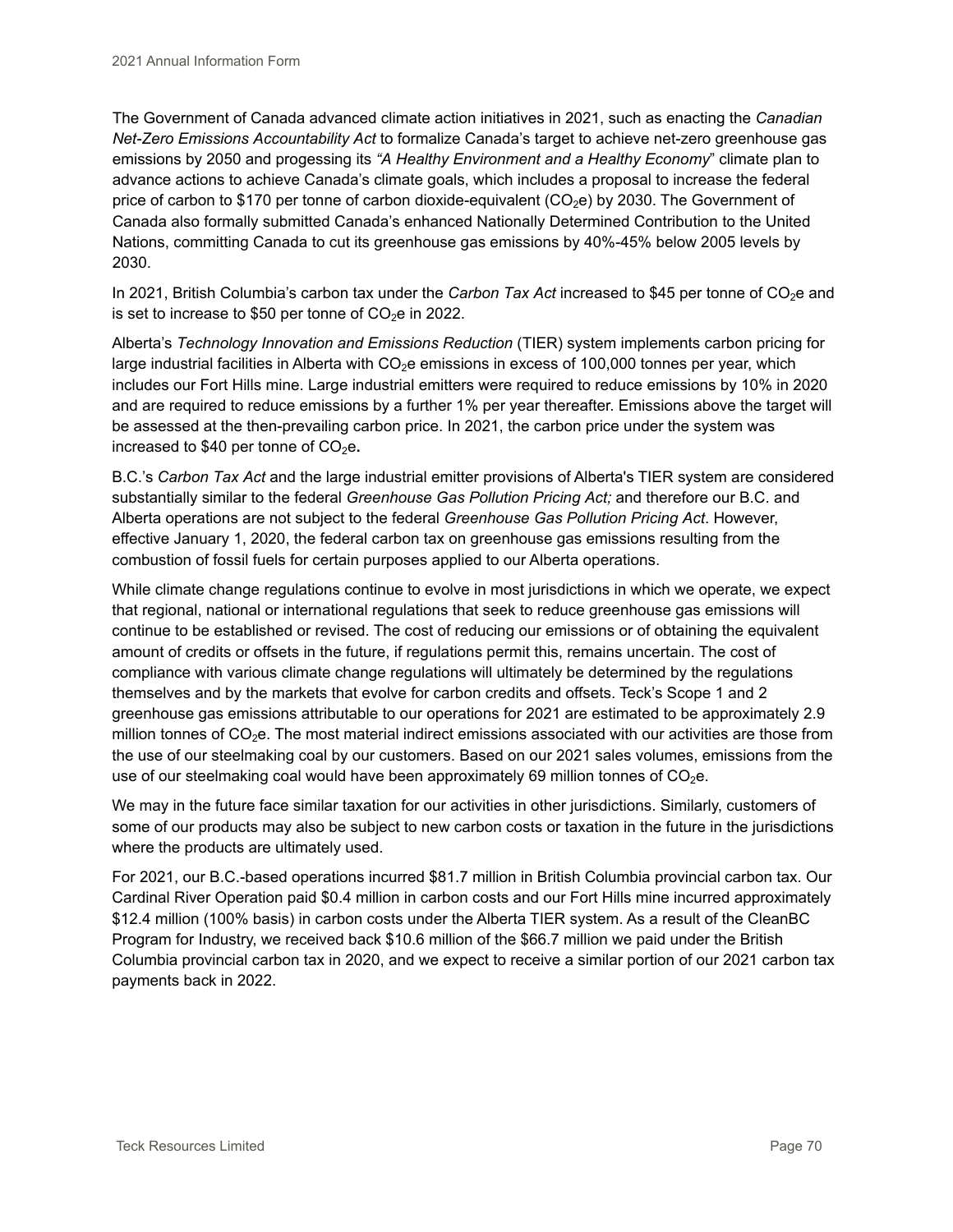The Government of Canada advanced climate action initiatives in 2021, such as enacting the *Canadian Net-Zero Emissions Accountability Act* to formalize Canada's target to achieve net-zero greenhouse gas emissions by 2050 and progessing its *"A Healthy Environment and a Healthy Economy*" climate plan to advance actions to achieve Canada's climate goals, which includes a proposal to increase the federal price of carbon to $170 per tonne of carbon dioxide-equivalent ($CO_2$e) by 2030. The Government of Canada also formally submitted Canada's enhanced Nationally Determined Contribution to the United Nations, committing Canada to cut its greenhouse gas emissions by 40%-45% below 2005 levels by 2030.

In 2021, British Columbia's carbon tax under the *Carbon Tax Act* increased to $45 per tonne of $CO_2$e and is set to increase to $50 per tonne of $CO_2$e in 2022.

Alberta's *Technology Innovation and Emissions Reduction* (TIER) system implements carbon pricing for large industrial facilities in Alberta with $CO_2$e emissions in excess of 100,000 tonnes per year, which includes our Fort Hills mine. Large industrial emitters were required to reduce emissions by 10% in 2020 and are required to reduce emissions by a further 1% per year thereafter. Emissions above the target will be assessed at the then-prevailing carbon price. In 2021, the carbon price under the system was increased to $40 per tonne of $CO_2$e**.**

B.C.'s *Carbon Tax Act* and the large industrial emitter provisions of Alberta's TIER system are considered substantially similar to the federal *Greenhouse Gas Pollution Pricing Act;* and therefore our B.C. and Alberta operations are not subject to the federal *Greenhouse Gas Pollution Pricing Act*. However, effective January 1, 2020, the federal carbon tax on greenhouse gas emissions resulting from the combustion of fossil fuels for certain purposes applied to our Alberta operations.

While climate change regulations continue to evolve in most jurisdictions in which we operate, we expect that regional, national or international regulations that seek to reduce greenhouse gas emissions will continue to be established or revised. The cost of reducing our emissions or of obtaining the equivalent amount of credits or offsets in the future, if regulations permit this, remains uncertain. The cost of compliance with various climate change regulations will ultimately be determined by the regulations themselves and by the markets that evolve for carbon credits and offsets. Teck's Scope 1 and 2 greenhouse gas emissions attributable to our operations for 2021 are estimated to be approximately 2.9 million tonnes of $CO_2$e. The most material indirect emissions associated with our activities are those from the use of our steelmaking coal by our customers. Based on our 2021 sales volumes, emissions from the use of our steelmaking coal would have been approximately 69 million tonnes of $CO_2$e.

We may in the future face similar taxation for our activities in other jurisdictions. Similarly, customers of some of our products may also be subject to new carbon costs or taxation in the future in the jurisdictions where the products are ultimately used.

For 2021, our B.C.-based operations incurred $81.7 million in British Columbia provincial carbon tax. Our Cardinal River Operation paid $0.4 million in carbon costs and our Fort Hills mine incurred approximately $12.4 million (100% basis) in carbon costs under the Alberta TIER system. As a result of the CleanBC Program for Industry, we received back $10.6 million of the $66.7 million we paid under the British Columbia provincial carbon tax in 2020, and we expect to receive a similar portion of our 2021 carbon tax payments back in 2022.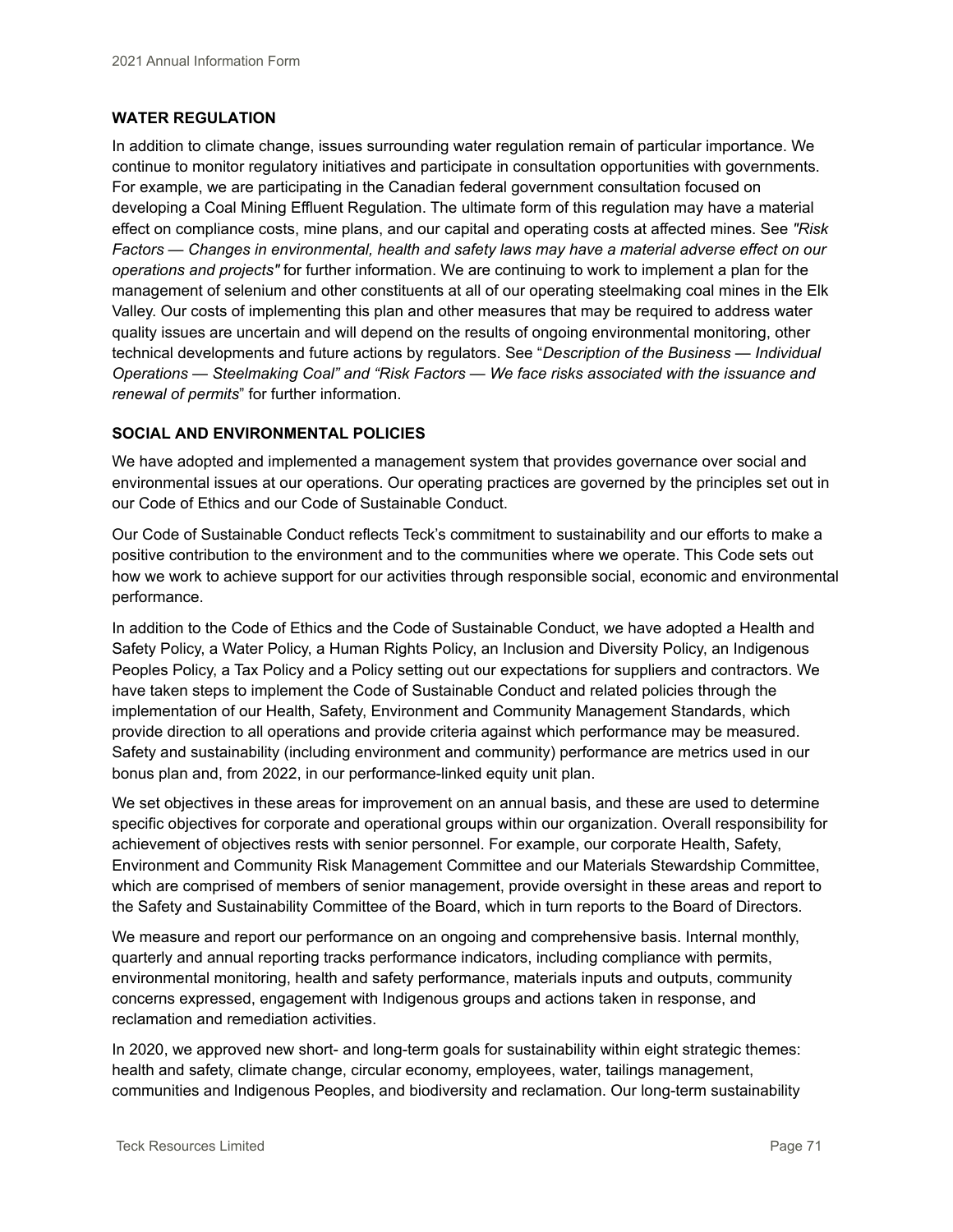## WATER REGULATION

In addition to climate change, issues surrounding water regulation remain of particular importance. We continue to monitor regulatory initiatives and participate in consultation opportunities with governments. For example, we are participating in the Canadian federal government consultation focused on developing a Coal Mining Effluent Regulation. The ultimate form of this regulation may have a material effect on compliance costs, mine plans, and our capital and operating costs at affected mines. See *"Risk Factors — Changes in environmental, health and safety laws may have a material adverse effect on our operations and projects"* for further information. We are continuing to work to implement a plan for the management of selenium and other constituents at all of our operating steelmaking coal mines in the Elk Valley. Our costs of implementing this plan and other measures that may be required to address water quality issues are uncertain and will depend on the results of ongoing environmental monitoring, other technical developments and future actions by regulators. See "*Description of the Business — Individual Operations — Steelmaking Coal" and "Risk Factors — We face risks associated with the issuance and renewal of permits*" for further information.

## SOCIAL AND ENVIRONMENTAL POLICIES

We have adopted and implemented a management system that provides governance over social and environmental issues at our operations. Our operating practices are governed by the principles set out in our Code of Ethics and our Code of Sustainable Conduct.

Our Code of Sustainable Conduct reflects Teck's commitment to sustainability and our efforts to make a positive contribution to the environment and to the communities where we operate. This Code sets out how we work to achieve support for our activities through responsible social, economic and environmental performance.

In addition to the Code of Ethics and the Code of Sustainable Conduct, we have adopted a Health and Safety Policy, a Water Policy, a Human Rights Policy, an Inclusion and Diversity Policy, an Indigenous Peoples Policy, a Tax Policy and a Policy setting out our expectations for suppliers and contractors. We have taken steps to implement the Code of Sustainable Conduct and related policies through the implementation of our Health, Safety, Environment and Community Management Standards, which provide direction to all operations and provide criteria against which performance may be measured. Safety and sustainability (including environment and community) performance are metrics used in our bonus plan and, from 2022, in our performance-linked equity unit plan.

We set objectives in these areas for improvement on an annual basis, and these are used to determine specific objectives for corporate and operational groups within our organization. Overall responsibility for achievement of objectives rests with senior personnel. For example, our corporate Health, Safety, Environment and Community Risk Management Committee and our Materials Stewardship Committee, which are comprised of members of senior management, provide oversight in these areas and report to the Safety and Sustainability Committee of the Board, which in turn reports to the Board of Directors.

We measure and report our performance on an ongoing and comprehensive basis. Internal monthly, quarterly and annual reporting tracks performance indicators, including compliance with permits, environmental monitoring, health and safety performance, materials inputs and outputs, community concerns expressed, engagement with Indigenous groups and actions taken in response, and reclamation and remediation activities.

In 2020, we approved new short- and long-term goals for sustainability within eight strategic themes: health and safety, climate change, circular economy, employees, water, tailings management, communities and Indigenous Peoples, and biodiversity and reclamation. Our long-term sustainability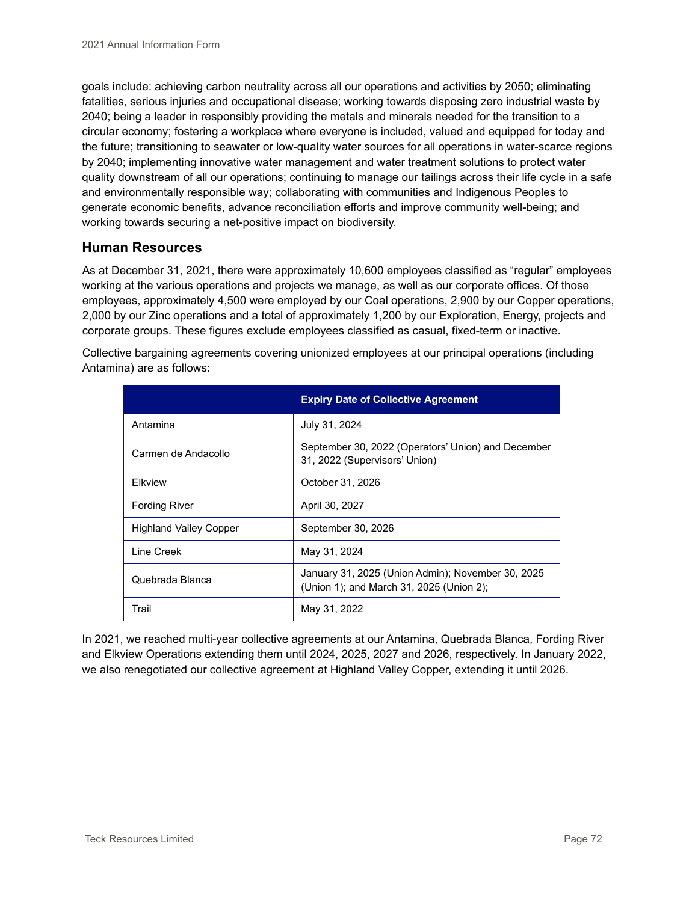goals include: achieving carbon neutrality across all our operations and activities by 2050; eliminating fatalities, serious injuries and occupational disease; working towards disposing zero industrial waste by 2040; being a leader in responsibly providing the metals and minerals needed for the transition to a circular economy; fostering a workplace where everyone is included, valued and equipped for today and the future; transitioning to seawater or low-quality water sources for all operations in water-scarce regions by 2040; implementing innovative water management and water treatment solutions to protect water quality downstream of all our operations; continuing to manage our tailings across their life cycle in a safe and environmentally responsible way; collaborating with communities and Indigenous Peoples to generate economic benefits, advance reconciliation efforts and improve community well-being; and working towards securing a net-positive impact on biodiversity.

## Human Resources

As at December 31, 2021, there were approximately 10,600 employees classified as "regular" employees working at the various operations and projects we manage, as well as our corporate offices. Of those employees, approximately 4,500 were employed by our Coal operations, 2,900 by our Copper operations, 2,000 by our Zinc operations and a total of approximately 1,200 by our Exploration, Energy, projects and corporate groups. These figures exclude employees classified as casual, fixed-term or inactive.

Collective bargaining agreements covering unionized employees at our principal operations (including Antamina) are as follows:

| | Expiry Date of Collective Agreement |
|---|---|
| Antamina | July 31, 2024 |
| Carmen de Andacollo | September 30, 2022 (Operators' Union) and December 31, 2022 (Supervisors' Union) |
| Elkview | October 31, 2026 |
| Fording River | April 30, 2027 |
| Highland Valley Copper | September 30, 2026 |
| Line Creek | May 31, 2024 |
| Quebrada Blanca | January 31, 2025 (Union Admin); November 30, 2025 (Union 1); and March 31, 2025 (Union 2); |
| Trail | May 31, 2022 |

In 2021, we reached multi-year collective agreements at our Antamina, Quebrada Blanca, Fording River and Elkview Operations extending them until 2024, 2025, 2027 and 2026, respectively. In January 2022, we also renegotiated our collective agreement at Highland Valley Copper, extending it until 2026.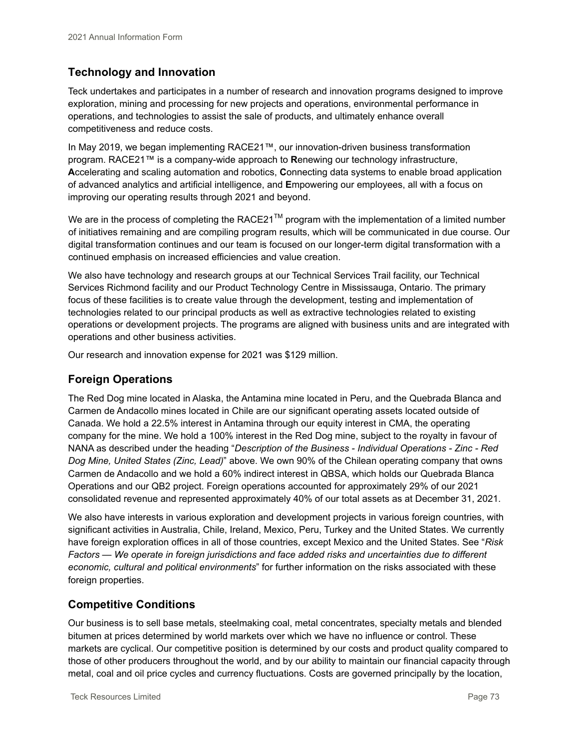## Technology and Innovation

Teck undertakes and participates in a number of research and innovation programs designed to improve exploration, mining and processing for new projects and operations, environmental performance in operations, and technologies to assist the sale of products, and ultimately enhance overall competitiveness and reduce costs.

In May 2019, we began implementing RACE21™, our innovation-driven business transformation program. RACE21™ is a company-wide approach to **R**enewing our technology infrastructure, **A**ccelerating and scaling automation and robotics, **C**onnecting data systems to enable broad application of advanced analytics and artificial intelligence, and **E**mpowering our employees, all with a focus on improving our operating results through 2021 and beyond.

We are in the process of completing the RACE21™ program with the implementation of a limited number of initiatives remaining and are compiling program results, which will be communicated in due course. Our digital transformation continues and our team is focused on our longer-term digital transformation with a continued emphasis on increased efficiencies and value creation.

We also have technology and research groups at our Technical Services Trail facility, our Technical Services Richmond facility and our Product Technology Centre in Mississauga, Ontario. The primary focus of these facilities is to create value through the development, testing and implementation of technologies related to our principal products as well as extractive technologies related to existing operations or development projects. The programs are aligned with business units and are integrated with operations and other business activities.

Our research and innovation expense for 2021 was $129 million.

## Foreign Operations

The Red Dog mine located in Alaska, the Antamina mine located in Peru, and the Quebrada Blanca and Carmen de Andacollo mines located in Chile are our significant operating assets located outside of Canada. We hold a 22.5% interest in Antamina through our equity interest in CMA, the operating company for the mine. We hold a 100% interest in the Red Dog mine, subject to the royalty in favour of NANA as described under the heading "*Description of the Business - Individual Operations - Zinc - Red Dog Mine, United States (Zinc, Lead)*" above. We own 90% of the Chilean operating company that owns Carmen de Andacollo and we hold a 60% indirect interest in QBSA, which holds our Quebrada Blanca Operations and our QB2 project. Foreign operations accounted for approximately 29% of our 2021 consolidated revenue and represented approximately 40% of our total assets as at December 31, 2021.

We also have interests in various exploration and development projects in various foreign countries, with significant activities in Australia, Chile, Ireland, Mexico, Peru, Turkey and the United States. We currently have foreign exploration offices in all of those countries, except Mexico and the United States. See "*Risk Factors — We operate in foreign jurisdictions and face added risks and uncertainties due to different economic, cultural and political environments*" for further information on the risks associated with these foreign properties.

## Competitive Conditions

Our business is to sell base metals, steelmaking coal, metal concentrates, specialty metals and blended bitumen at prices determined by world markets over which we have no influence or control. These markets are cyclical. Our competitive position is determined by our costs and product quality compared to those of other producers throughout the world, and by our ability to maintain our financial capacity through metal, coal and oil price cycles and currency fluctuations. Costs are governed principally by the location,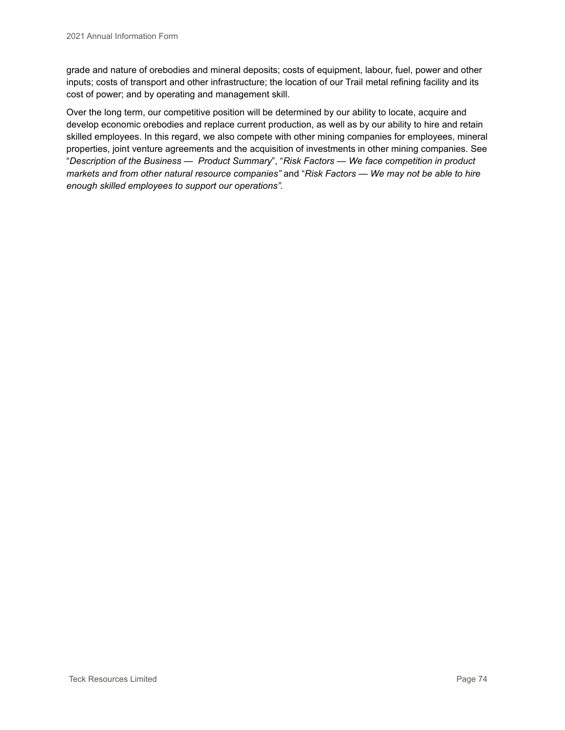grade and nature of orebodies and mineral deposits; costs of equipment, labour, fuel, power and other inputs; costs of transport and other infrastructure; the location of our Trail metal refining facility and its cost of power; and by operating and management skill.

Over the long term, our competitive position will be determined by our ability to locate, acquire and develop economic orebodies and replace current production, as well as by our ability to hire and retain skilled employees. In this regard, we also compete with other mining companies for employees, mineral properties, joint venture agreements and the acquisition of investments in other mining companies. See "*Description of the Business — Product Summary*", "*Risk Factors — We face competition in product markets and from other natural resource companies"* and "*Risk Factors — We may not be able to hire enough skilled employees to support our operations".*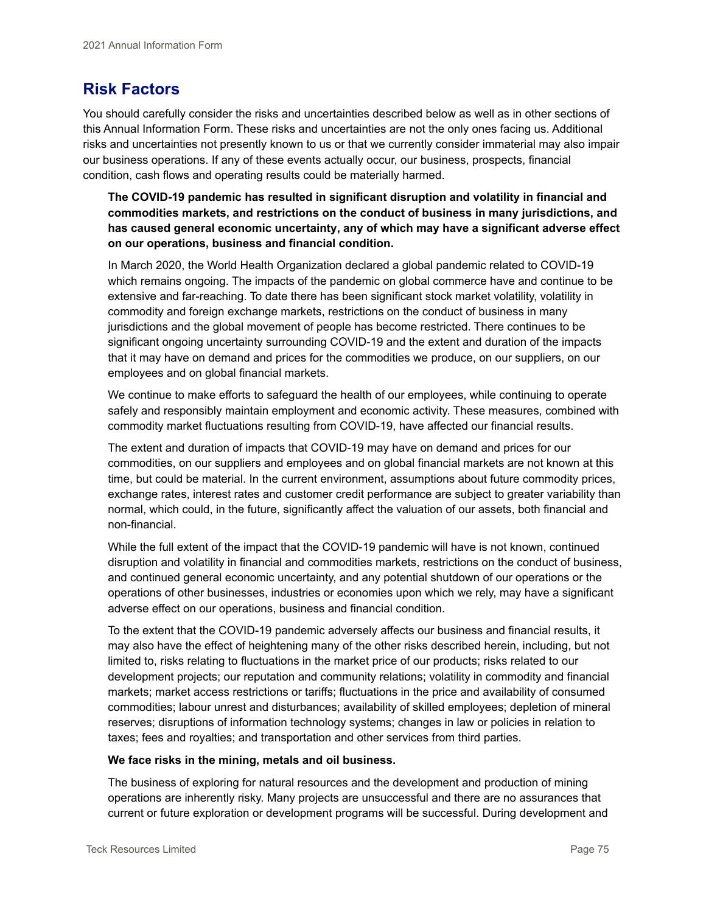## Risk Factors

You should carefully consider the risks and uncertainties described below as well as in other sections of this Annual Information Form. These risks and uncertainties are not the only ones facing us. Additional risks and uncertainties not presently known to us or that we currently consider immaterial may also impair our business operations. If any of these events actually occur, our business, prospects, financial condition, cash flows and operating results could be materially harmed.

**The COVID-19 pandemic has resulted in significant disruption and volatility in financial and commodities markets, and restrictions on the conduct of business in many jurisdictions, and has caused general economic uncertainty, any of which may have a significant adverse effect on our operations, business and financial condition.**

In March 2020, the World Health Organization declared a global pandemic related to COVID-19 which remains ongoing. The impacts of the pandemic on global commerce have and continue to be extensive and far-reaching. To date there has been significant stock market volatility, volatility in commodity and foreign exchange markets, restrictions on the conduct of business in many jurisdictions and the global movement of people has become restricted. There continues to be significant ongoing uncertainty surrounding COVID-19 and the extent and duration of the impacts that it may have on demand and prices for the commodities we produce, on our suppliers, on our employees and on global financial markets.

We continue to make efforts to safeguard the health of our employees, while continuing to operate safely and responsibly maintain employment and economic activity. These measures, combined with commodity market fluctuations resulting from COVID-19, have affected our financial results.

The extent and duration of impacts that COVID-19 may have on demand and prices for our commodities, on our suppliers and employees and on global financial markets are not known at this time, but could be material. In the current environment, assumptions about future commodity prices, exchange rates, interest rates and customer credit performance are subject to greater variability than normal, which could, in the future, significantly affect the valuation of our assets, both financial and non-financial.

While the full extent of the impact that the COVID-19 pandemic will have is not known, continued disruption and volatility in financial and commodities markets, restrictions on the conduct of business, and continued general economic uncertainty, and any potential shutdown of our operations or the operations of other businesses, industries or economies upon which we rely, may have a significant adverse effect on our operations, business and financial condition.

To the extent that the COVID-19 pandemic adversely affects our business and financial results, it may also have the effect of heightening many of the other risks described herein, including, but not limited to, risks relating to fluctuations in the market price of our products; risks related to our development projects; our reputation and community relations; volatility in commodity and financial markets; market access restrictions or tariffs; fluctuations in the price and availability of consumed commodities; labour unrest and disturbances; availability of skilled employees; depletion of mineral reserves; disruptions of information technology systems; changes in law or policies in relation to taxes; fees and royalties; and transportation and other services from third parties.

**We face risks in the mining, metals and oil business.**

The business of exploring for natural resources and the development and production of mining operations are inherently risky. Many projects are unsuccessful and there are no assurances that current or future exploration or development programs will be successful. During development and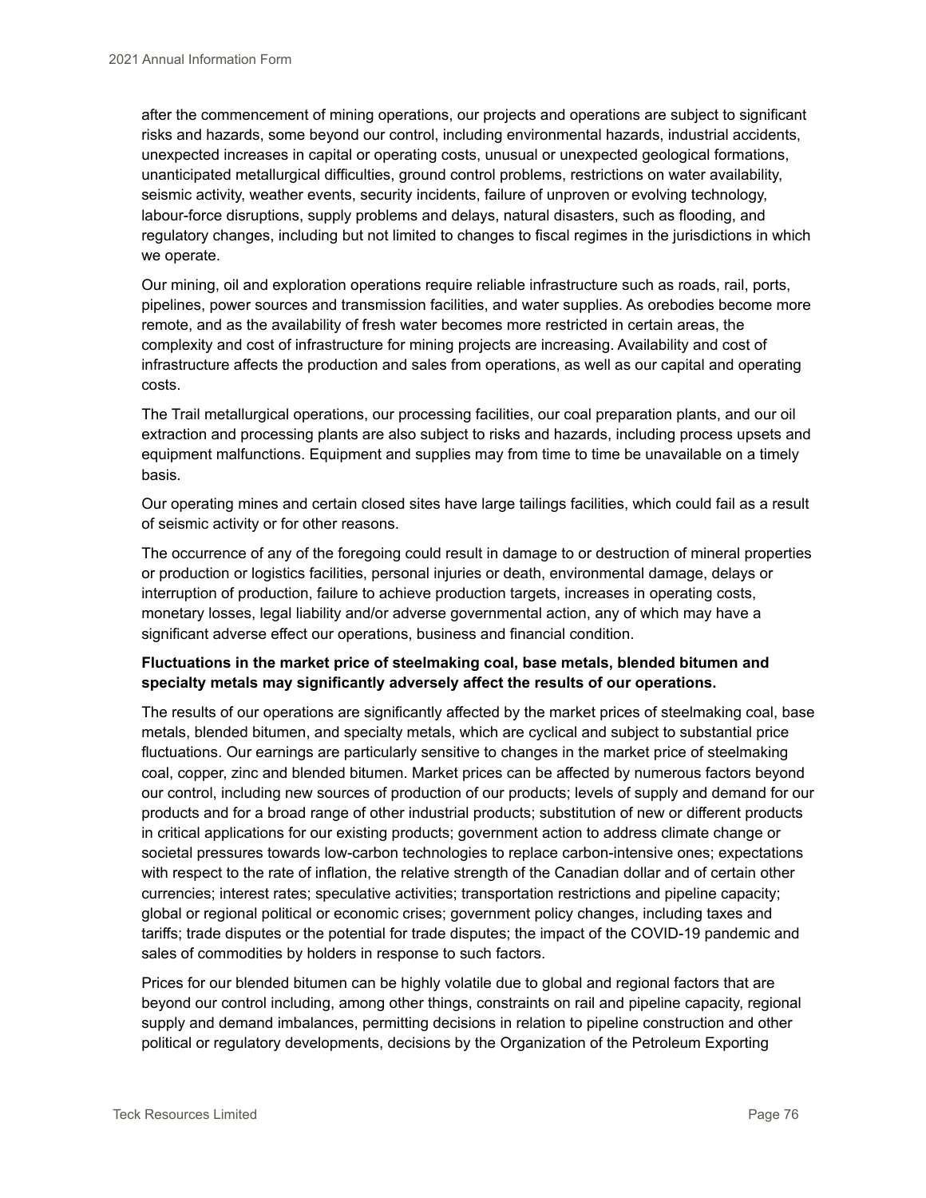after the commencement of mining operations, our projects and operations are subject to significant risks and hazards, some beyond our control, including environmental hazards, industrial accidents, unexpected increases in capital or operating costs, unusual or unexpected geological formations, unanticipated metallurgical difficulties, ground control problems, restrictions on water availability, seismic activity, weather events, security incidents, failure of unproven or evolving technology, labour-force disruptions, supply problems and delays, natural disasters, such as flooding, and regulatory changes, including but not limited to changes to fiscal regimes in the jurisdictions in which we operate.

Our mining, oil and exploration operations require reliable infrastructure such as roads, rail, ports, pipelines, power sources and transmission facilities, and water supplies. As orebodies become more remote, and as the availability of fresh water becomes more restricted in certain areas, the complexity and cost of infrastructure for mining projects are increasing. Availability and cost of infrastructure affects the production and sales from operations, as well as our capital and operating costs.

The Trail metallurgical operations, our processing facilities, our coal preparation plants, and our oil extraction and processing plants are also subject to risks and hazards, including process upsets and equipment malfunctions. Equipment and supplies may from time to time be unavailable on a timely basis.

Our operating mines and certain closed sites have large tailings facilities, which could fail as a result of seismic activity or for other reasons.

The occurrence of any of the foregoing could result in damage to or destruction of mineral properties or production or logistics facilities, personal injuries or death, environmental damage, delays or interruption of production, failure to achieve production targets, increases in operating costs, monetary losses, legal liability and/or adverse governmental action, any of which may have a significant adverse effect our operations, business and financial condition.

**Fluctuations in the market price of steelmaking coal, base metals, blended bitumen and specialty metals may significantly adversely affect the results of our operations.**

The results of our operations are significantly affected by the market prices of steelmaking coal, base metals, blended bitumen, and specialty metals, which are cyclical and subject to substantial price fluctuations. Our earnings are particularly sensitive to changes in the market price of steelmaking coal, copper, zinc and blended bitumen. Market prices can be affected by numerous factors beyond our control, including new sources of production of our products; levels of supply and demand for our products and for a broad range of other industrial products; substitution of new or different products in critical applications for our existing products; government action to address climate change or societal pressures towards low-carbon technologies to replace carbon-intensive ones; expectations with respect to the rate of inflation, the relative strength of the Canadian dollar and of certain other currencies; interest rates; speculative activities; transportation restrictions and pipeline capacity; global or regional political or economic crises; government policy changes, including taxes and tariffs; trade disputes or the potential for trade disputes; the impact of the COVID-19 pandemic and sales of commodities by holders in response to such factors.

Prices for our blended bitumen can be highly volatile due to global and regional factors that are beyond our control including, among other things, constraints on rail and pipeline capacity, regional supply and demand imbalances, permitting decisions in relation to pipeline construction and other political or regulatory developments, decisions by the Organization of the Petroleum Exporting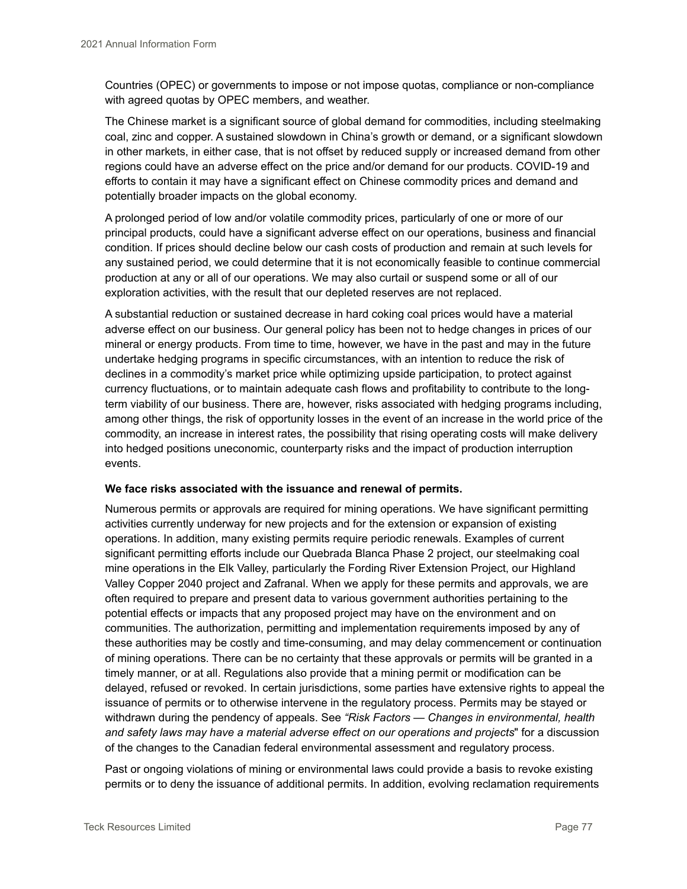Countries (OPEC) or governments to impose or not impose quotas, compliance or non-compliance with agreed quotas by OPEC members, and weather.

The Chinese market is a significant source of global demand for commodities, including steelmaking coal, zinc and copper. A sustained slowdown in China's growth or demand, or a significant slowdown in other markets, in either case, that is not offset by reduced supply or increased demand from other regions could have an adverse effect on the price and/or demand for our products. COVID-19 and efforts to contain it may have a significant effect on Chinese commodity prices and demand and potentially broader impacts on the global economy.

A prolonged period of low and/or volatile commodity prices, particularly of one or more of our principal products, could have a significant adverse effect on our operations, business and financial condition. If prices should decline below our cash costs of production and remain at such levels for any sustained period, we could determine that it is not economically feasible to continue commercial production at any or all of our operations. We may also curtail or suspend some or all of our exploration activities, with the result that our depleted reserves are not replaced.

A substantial reduction or sustained decrease in hard coking coal prices would have a material adverse effect on our business. Our general policy has been not to hedge changes in prices of our mineral or energy products. From time to time, however, we have in the past and may in the future undertake hedging programs in specific circumstances, with an intention to reduce the risk of declines in a commodity's market price while optimizing upside participation, to protect against currency fluctuations, or to maintain adequate cash flows and profitability to contribute to the long-term viability of our business. There are, however, risks associated with hedging programs including, among other things, the risk of opportunity losses in the event of an increase in the world price of the commodity, an increase in interest rates, the possibility that rising operating costs will make delivery into hedged positions uneconomic, counterparty risks and the impact of production interruption events.

**We face risks associated with the issuance and renewal of permits.**

Numerous permits or approvals are required for mining operations. We have significant permitting activities currently underway for new projects and for the extension or expansion of existing operations. In addition, many existing permits require periodic renewals. Examples of current significant permitting efforts include our Quebrada Blanca Phase 2 project, our steelmaking coal mine operations in the Elk Valley, particularly the Fording River Extension Project, our Highland Valley Copper 2040 project and Zafranal. When we apply for these permits and approvals, we are often required to prepare and present data to various government authorities pertaining to the potential effects or impacts that any proposed project may have on the environment and on communities. The authorization, permitting and implementation requirements imposed by any of these authorities may be costly and time-consuming, and may delay commencement or continuation of mining operations. There can be no certainty that these approvals or permits will be granted in a timely manner, or at all. Regulations also provide that a mining permit or modification can be delayed, refused or revoked. In certain jurisdictions, some parties have extensive rights to appeal the issuance of permits or to otherwise intervene in the regulatory process. Permits may be stayed or withdrawn during the pendency of appeals. See *"Risk Factors — Changes in environmental, health and safety laws may have a material adverse effect on our operations and projects*" for a discussion of the changes to the Canadian federal environmental assessment and regulatory process.

Past or ongoing violations of mining or environmental laws could provide a basis to revoke existing permits or to deny the issuance of additional permits. In addition, evolving reclamation requirements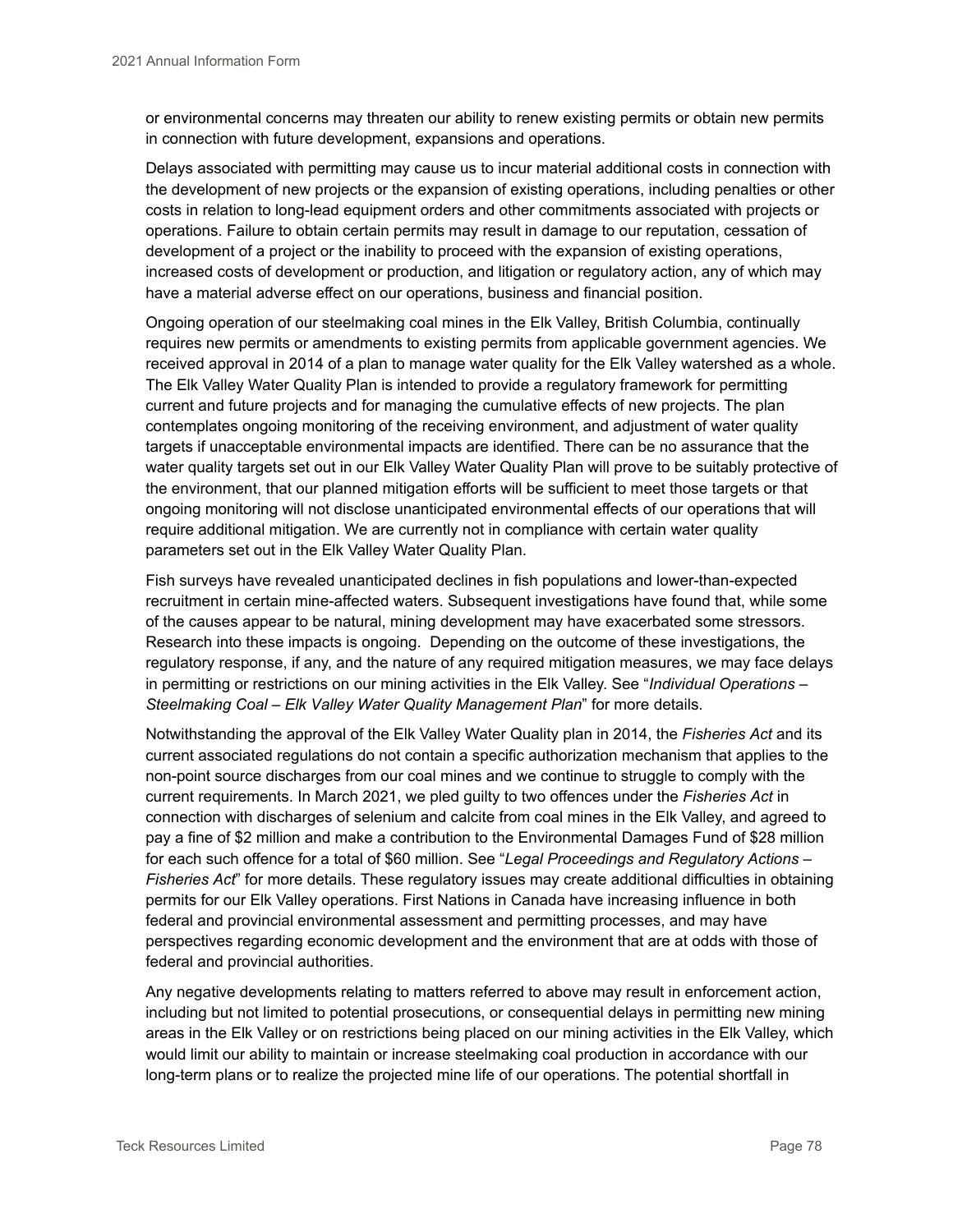or environmental concerns may threaten our ability to renew existing permits or obtain new permits in connection with future development, expansions and operations.

Delays associated with permitting may cause us to incur material additional costs in connection with the development of new projects or the expansion of existing operations, including penalties or other costs in relation to long-lead equipment orders and other commitments associated with projects or operations. Failure to obtain certain permits may result in damage to our reputation, cessation of development of a project or the inability to proceed with the expansion of existing operations, increased costs of development or production, and litigation or regulatory action, any of which may have a material adverse effect on our operations, business and financial position.

Ongoing operation of our steelmaking coal mines in the Elk Valley, British Columbia, continually requires new permits or amendments to existing permits from applicable government agencies. We received approval in 2014 of a plan to manage water quality for the Elk Valley watershed as a whole. The Elk Valley Water Quality Plan is intended to provide a regulatory framework for permitting current and future projects and for managing the cumulative effects of new projects. The plan contemplates ongoing monitoring of the receiving environment, and adjustment of water quality targets if unacceptable environmental impacts are identified. There can be no assurance that the water quality targets set out in our Elk Valley Water Quality Plan will prove to be suitably protective of the environment, that our planned mitigation efforts will be sufficient to meet those targets or that ongoing monitoring will not disclose unanticipated environmental effects of our operations that will require additional mitigation. We are currently not in compliance with certain water quality parameters set out in the Elk Valley Water Quality Plan.

Fish surveys have revealed unanticipated declines in fish populations and lower-than-expected recruitment in certain mine-affected waters. Subsequent investigations have found that, while some of the causes appear to be natural, mining development may have exacerbated some stressors. Research into these impacts is ongoing. Depending on the outcome of these investigations, the regulatory response, if any, and the nature of any required mitigation measures, we may face delays in permitting or restrictions on our mining activities in the Elk Valley. See "*Individual Operations – Steelmaking Coal – Elk Valley Water Quality Management Plan*" for more details.

Notwithstanding the approval of the Elk Valley Water Quality plan in 2014, the *Fisheries Act* and its current associated regulations do not contain a specific authorization mechanism that applies to the non-point source discharges from our coal mines and we continue to struggle to comply with the current requirements. In March 2021, we pled guilty to two offences under the *Fisheries Act* in connection with discharges of selenium and calcite from coal mines in the Elk Valley, and agreed to pay a fine of $2 million and make a contribution to the Environmental Damages Fund of $28 million for each such offence for a total of $60 million. See "*Legal Proceedings and Regulatory Actions – Fisheries Act*" for more details. These regulatory issues may create additional difficulties in obtaining permits for our Elk Valley operations. First Nations in Canada have increasing influence in both federal and provincial environmental assessment and permitting processes, and may have perspectives regarding economic development and the environment that are at odds with those of federal and provincial authorities.

Any negative developments relating to matters referred to above may result in enforcement action, including but not limited to potential prosecutions, or consequential delays in permitting new mining areas in the Elk Valley or on restrictions being placed on our mining activities in the Elk Valley, which would limit our ability to maintain or increase steelmaking coal production in accordance with our long-term plans or to realize the projected mine life of our operations. The potential shortfall in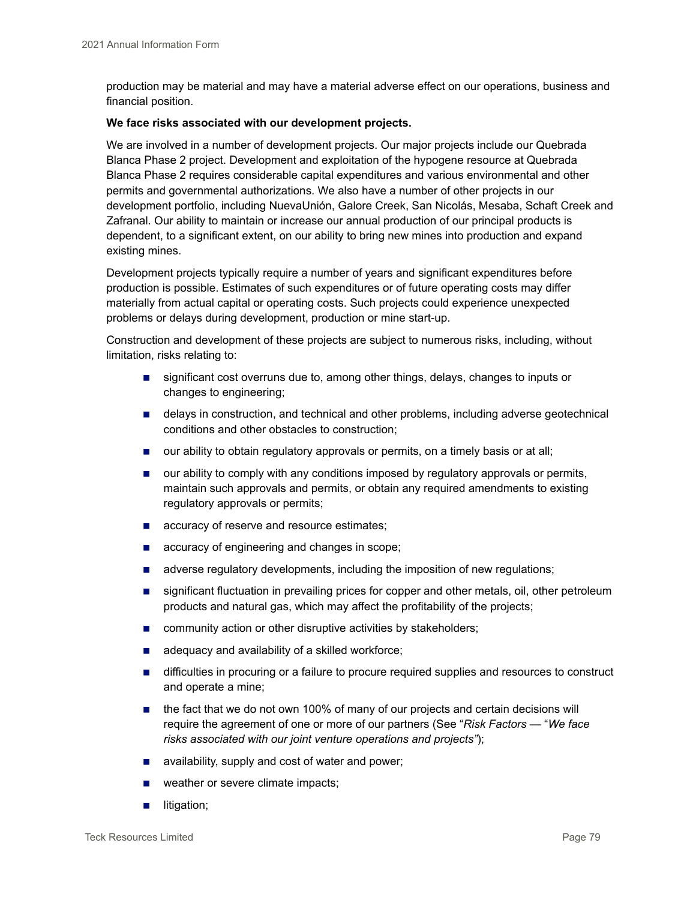production may be material and may have a material adverse effect on our operations, business and financial position.

**We face risks associated with our development projects.**

We are involved in a number of development projects. Our major projects include our Quebrada Blanca Phase 2 project. Development and exploitation of the hypogene resource at Quebrada Blanca Phase 2 requires considerable capital expenditures and various environmental and other permits and governmental authorizations. We also have a number of other projects in our development portfolio, including NuevaUnión, Galore Creek, San Nicolás, Mesaba, Schaft Creek and Zafranal. Our ability to maintain or increase our annual production of our principal products is dependent, to a significant extent, on our ability to bring new mines into production and expand existing mines.

Development projects typically require a number of years and significant expenditures before production is possible. Estimates of such expenditures or of future operating costs may differ materially from actual capital or operating costs. Such projects could experience unexpected problems or delays during development, production or mine start-up.

Construction and development of these projects are subject to numerous risks, including, without limitation, risks relating to:

- significant cost overruns due to, among other things, delays, changes to inputs or changes to engineering;
- delays in construction, and technical and other problems, including adverse geotechnical conditions and other obstacles to construction;
- our ability to obtain regulatory approvals or permits, on a timely basis or at all;
- our ability to comply with any conditions imposed by regulatory approvals or permits, maintain such approvals and permits, or obtain any required amendments to existing regulatory approvals or permits;
- accuracy of reserve and resource estimates;
- accuracy of engineering and changes in scope;
- adverse regulatory developments, including the imposition of new regulations;
- significant fluctuation in prevailing prices for copper and other metals, oil, other petroleum products and natural gas, which may affect the profitability of the projects;
- community action or other disruptive activities by stakeholders;
- adequacy and availability of a skilled workforce;
- difficulties in procuring or a failure to procure required supplies and resources to construct and operate a mine;
- the fact that we do not own 100% of many of our projects and certain decisions will require the agreement of one or more of our partners (See "*Risk Factors* — "*We face risks associated with our joint venture operations and projects"*);
- availability, supply and cost of water and power;
- weather or severe climate impacts;
- litigation;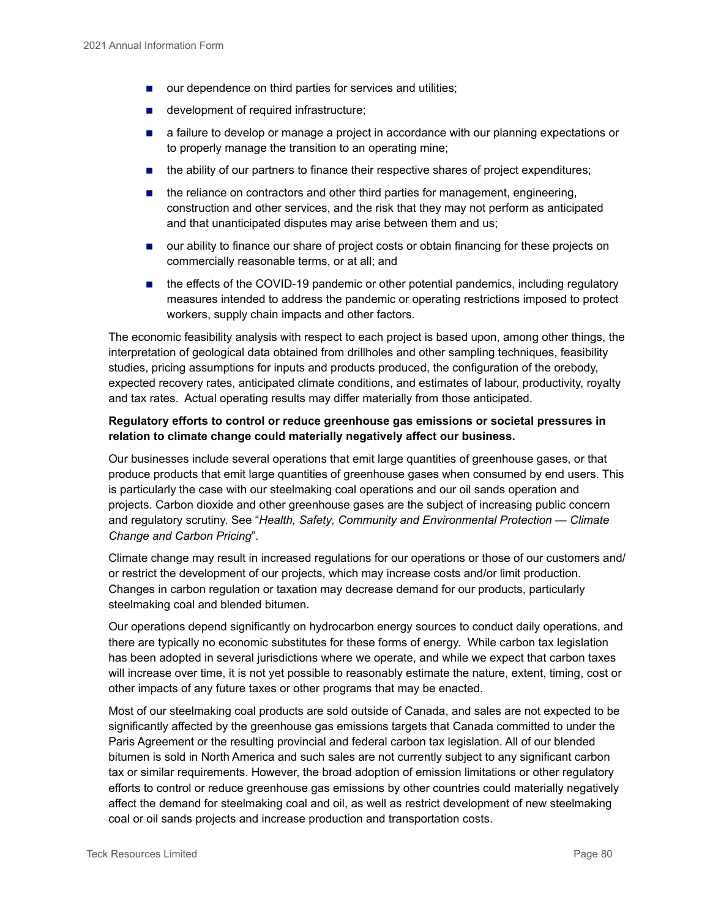- our dependence on third parties for services and utilities;
- development of required infrastructure;
- a failure to develop or manage a project in accordance with our planning expectations or to properly manage the transition to an operating mine;
- the ability of our partners to finance their respective shares of project expenditures;
- the reliance on contractors and other third parties for management, engineering, construction and other services, and the risk that they may not perform as anticipated and that unanticipated disputes may arise between them and us;
- our ability to finance our share of project costs or obtain financing for these projects on commercially reasonable terms, or at all; and
- the effects of the COVID-19 pandemic or other potential pandemics, including regulatory measures intended to address the pandemic or operating restrictions imposed to protect workers, supply chain impacts and other factors.

The economic feasibility analysis with respect to each project is based upon, among other things, the interpretation of geological data obtained from drillholes and other sampling techniques, feasibility studies, pricing assumptions for inputs and products produced, the configuration of the orebody, expected recovery rates, anticipated climate conditions, and estimates of labour, productivity, royalty and tax rates. Actual operating results may differ materially from those anticipated.

**Regulatory efforts to control or reduce greenhouse gas emissions or societal pressures in relation to climate change could materially negatively affect our business.**

Our businesses include several operations that emit large quantities of greenhouse gases, or that produce products that emit large quantities of greenhouse gases when consumed by end users. This is particularly the case with our steelmaking coal operations and our oil sands operation and projects. Carbon dioxide and other greenhouse gases are the subject of increasing public concern and regulatory scrutiny. See "*Health, Safety, Community and Environmental Protection — Climate Change and Carbon Pricing*".

Climate change may result in increased regulations for our operations or those of our customers and/or restrict the development of our projects, which may increase costs and/or limit production. Changes in carbon regulation or taxation may decrease demand for our products, particularly steelmaking coal and blended bitumen.

Our operations depend significantly on hydrocarbon energy sources to conduct daily operations, and there are typically no economic substitutes for these forms of energy. While carbon tax legislation has been adopted in several jurisdictions where we operate, and while we expect that carbon taxes will increase over time, it is not yet possible to reasonably estimate the nature, extent, timing, cost or other impacts of any future taxes or other programs that may be enacted.

Most of our steelmaking coal products are sold outside of Canada, and sales are not expected to be significantly affected by the greenhouse gas emissions targets that Canada committed to under the Paris Agreement or the resulting provincial and federal carbon tax legislation. All of our blended bitumen is sold in North America and such sales are not currently subject to any significant carbon tax or similar requirements. However, the broad adoption of emission limitations or other regulatory efforts to control or reduce greenhouse gas emissions by other countries could materially negatively affect the demand for steelmaking coal and oil, as well as restrict development of new steelmaking coal or oil sands projects and increase production and transportation costs.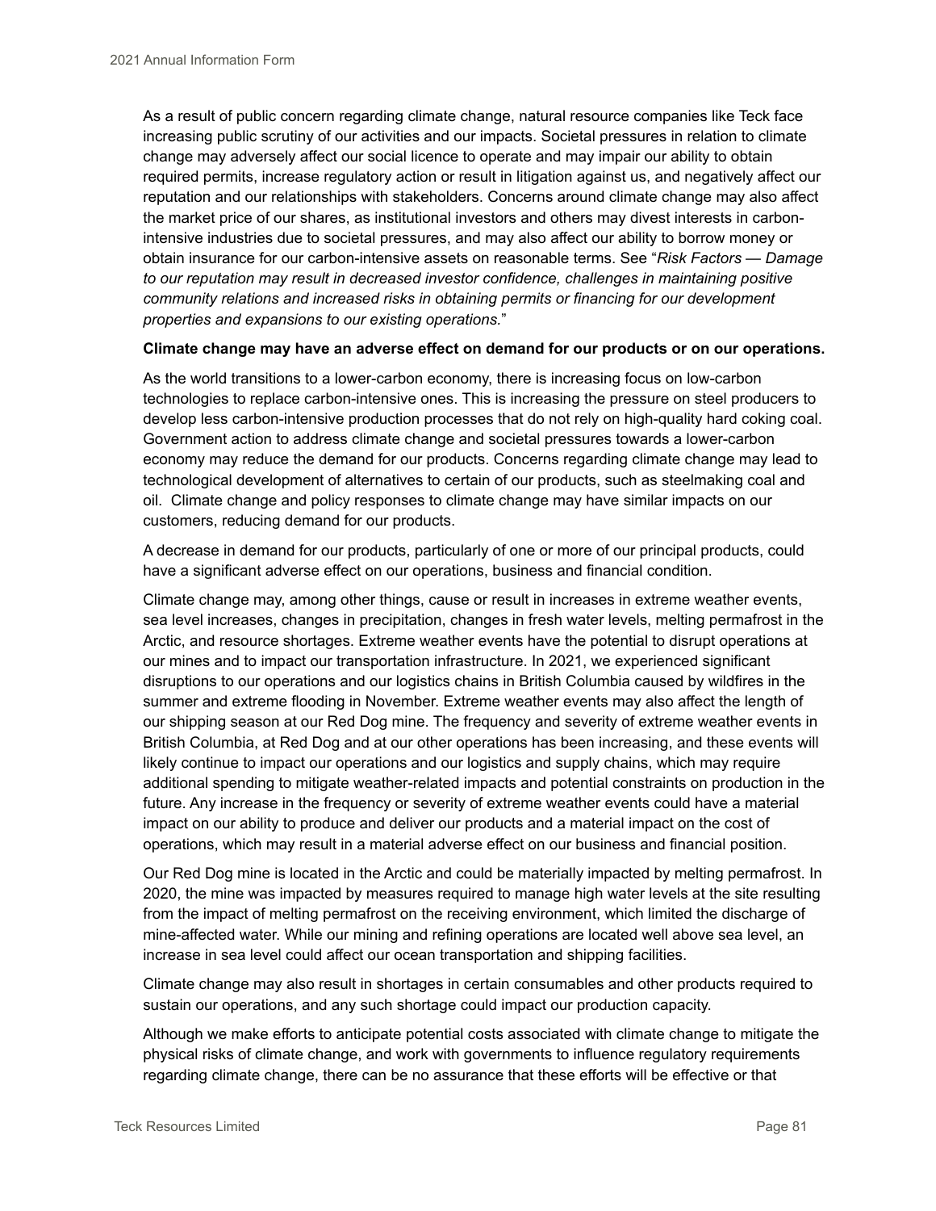As a result of public concern regarding climate change, natural resource companies like Teck face increasing public scrutiny of our activities and our impacts. Societal pressures in relation to climate change may adversely affect our social licence to operate and may impair our ability to obtain required permits, increase regulatory action or result in litigation against us, and negatively affect our reputation and our relationships with stakeholders. Concerns around climate change may also affect the market price of our shares, as institutional investors and others may divest interests in carbon-intensive industries due to societal pressures, and may also affect our ability to borrow money or obtain insurance for our carbon-intensive assets on reasonable terms. See "*Risk Factors — Damage to our reputation may result in decreased investor confidence, challenges in maintaining positive community relations and increased risks in obtaining permits or financing for our development properties and expansions to our existing operations.*"

**Climate change may have an adverse effect on demand for our products or on our operations.**

As the world transitions to a lower-carbon economy, there is increasing focus on low-carbon technologies to replace carbon-intensive ones. This is increasing the pressure on steel producers to develop less carbon-intensive production processes that do not rely on high-quality hard coking coal. Government action to address climate change and societal pressures towards a lower-carbon economy may reduce the demand for our products. Concerns regarding climate change may lead to technological development of alternatives to certain of our products, such as steelmaking coal and oil. Climate change and policy responses to climate change may have similar impacts on our customers, reducing demand for our products.

A decrease in demand for our products, particularly of one or more of our principal products, could have a significant adverse effect on our operations, business and financial condition.

Climate change may, among other things, cause or result in increases in extreme weather events, sea level increases, changes in precipitation, changes in fresh water levels, melting permafrost in the Arctic, and resource shortages. Extreme weather events have the potential to disrupt operations at our mines and to impact our transportation infrastructure. In 2021, we experienced significant disruptions to our operations and our logistics chains in British Columbia caused by wildfires in the summer and extreme flooding in November. Extreme weather events may also affect the length of our shipping season at our Red Dog mine. The frequency and severity of extreme weather events in British Columbia, at Red Dog and at our other operations has been increasing, and these events will likely continue to impact our operations and our logistics and supply chains, which may require additional spending to mitigate weather-related impacts and potential constraints on production in the future. Any increase in the frequency or severity of extreme weather events could have a material impact on our ability to produce and deliver our products and a material impact on the cost of operations, which may result in a material adverse effect on our business and financial position.

Our Red Dog mine is located in the Arctic and could be materially impacted by melting permafrost. In 2020, the mine was impacted by measures required to manage high water levels at the site resulting from the impact of melting permafrost on the receiving environment, which limited the discharge of mine-affected water. While our mining and refining operations are located well above sea level, an increase in sea level could affect our ocean transportation and shipping facilities.

Climate change may also result in shortages in certain consumables and other products required to sustain our operations, and any such shortage could impact our production capacity.

Although we make efforts to anticipate potential costs associated with climate change to mitigate the physical risks of climate change, and work with governments to influence regulatory requirements regarding climate change, there can be no assurance that these efforts will be effective or that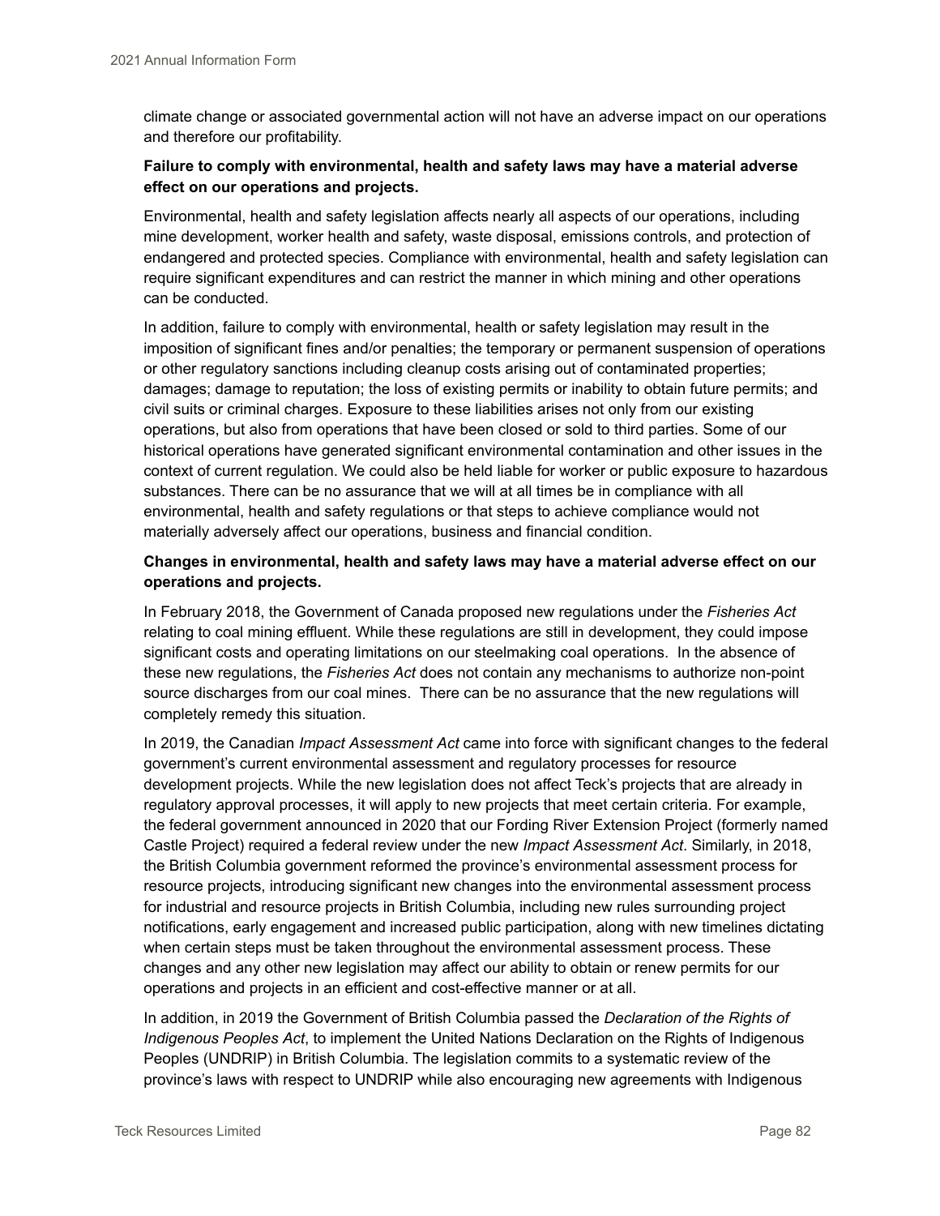climate change or associated governmental action will not have an adverse impact on our operations and therefore our profitability.

**Failure to comply with environmental, health and safety laws may have a material adverse effect on our operations and projects.**

Environmental, health and safety legislation affects nearly all aspects of our operations, including mine development, worker health and safety, waste disposal, emissions controls, and protection of endangered and protected species. Compliance with environmental, health and safety legislation can require significant expenditures and can restrict the manner in which mining and other operations can be conducted.

In addition, failure to comply with environmental, health or safety legislation may result in the imposition of significant fines and/or penalties; the temporary or permanent suspension of operations or other regulatory sanctions including cleanup costs arising out of contaminated properties; damages; damage to reputation; the loss of existing permits or inability to obtain future permits; and civil suits or criminal charges. Exposure to these liabilities arises not only from our existing operations, but also from operations that have been closed or sold to third parties. Some of our historical operations have generated significant environmental contamination and other issues in the context of current regulation. We could also be held liable for worker or public exposure to hazardous substances. There can be no assurance that we will at all times be in compliance with all environmental, health and safety regulations or that steps to achieve compliance would not materially adversely affect our operations, business and financial condition.

**Changes in environmental, health and safety laws may have a material adverse effect on our operations and projects.**

In February 2018, the Government of Canada proposed new regulations under the *Fisheries Act* relating to coal mining effluent. While these regulations are still in development, they could impose significant costs and operating limitations on our steelmaking coal operations. In the absence of these new regulations, the *Fisheries Act* does not contain any mechanisms to authorize non-point source discharges from our coal mines. There can be no assurance that the new regulations will completely remedy this situation.

In 2019, the Canadian *Impact Assessment Act* came into force with significant changes to the federal government's current environmental assessment and regulatory processes for resource development projects. While the new legislation does not affect Teck's projects that are already in regulatory approval processes, it will apply to new projects that meet certain criteria. For example, the federal government announced in 2020 that our Fording River Extension Project (formerly named Castle Project) required a federal review under the new *Impact Assessment Act*. Similarly, in 2018, the British Columbia government reformed the province's environmental assessment process for resource projects, introducing significant new changes into the environmental assessment process for industrial and resource projects in British Columbia, including new rules surrounding project notifications, early engagement and increased public participation, along with new timelines dictating when certain steps must be taken throughout the environmental assessment process. These changes and any other new legislation may affect our ability to obtain or renew permits for our operations and projects in an efficient and cost-effective manner or at all.

In addition, in 2019 the Government of British Columbia passed the *Declaration of the Rights of Indigenous Peoples Act*, to implement the United Nations Declaration on the Rights of Indigenous Peoples (UNDRIP) in British Columbia. The legislation commits to a systematic review of the province's laws with respect to UNDRIP while also encouraging new agreements with Indigenous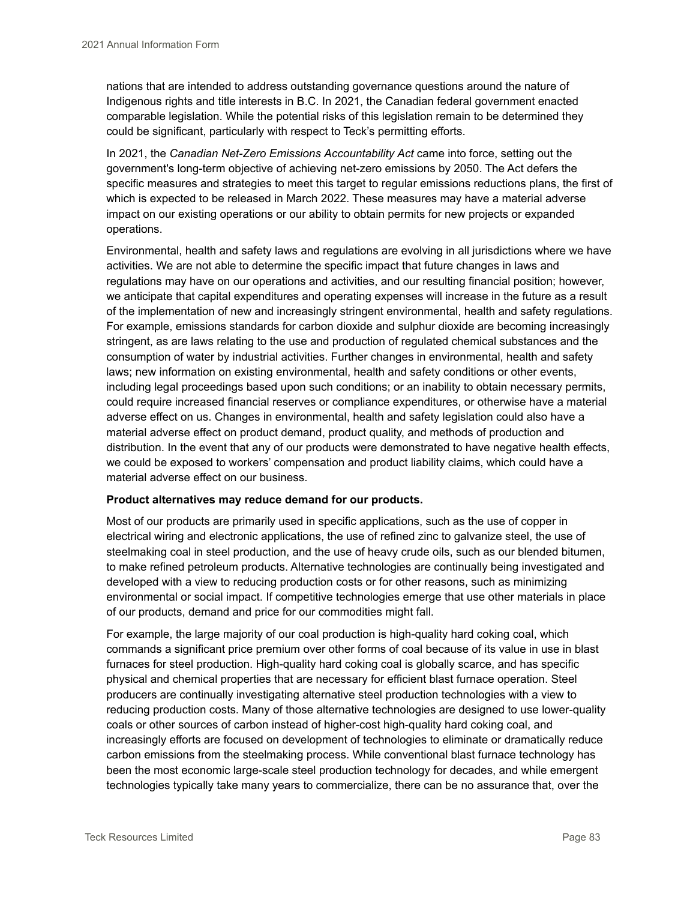nations that are intended to address outstanding governance questions around the nature of Indigenous rights and title interests in B.C. In 2021, the Canadian federal government enacted comparable legislation. While the potential risks of this legislation remain to be determined they could be significant, particularly with respect to Teck's permitting efforts.

In 2021, the *Canadian Net-Zero Emissions Accountability Act* came into force, setting out the government's long-term objective of achieving net-zero emissions by 2050. The Act defers the specific measures and strategies to meet this target to regular emissions reductions plans, the first of which is expected to be released in March 2022. These measures may have a material adverse impact on our existing operations or our ability to obtain permits for new projects or expanded operations.

Environmental, health and safety laws and regulations are evolving in all jurisdictions where we have activities. We are not able to determine the specific impact that future changes in laws and regulations may have on our operations and activities, and our resulting financial position; however, we anticipate that capital expenditures and operating expenses will increase in the future as a result of the implementation of new and increasingly stringent environmental, health and safety regulations. For example, emissions standards for carbon dioxide and sulphur dioxide are becoming increasingly stringent, as are laws relating to the use and production of regulated chemical substances and the consumption of water by industrial activities. Further changes in environmental, health and safety laws; new information on existing environmental, health and safety conditions or other events, including legal proceedings based upon such conditions; or an inability to obtain necessary permits, could require increased financial reserves or compliance expenditures, or otherwise have a material adverse effect on us. Changes in environmental, health and safety legislation could also have a material adverse effect on product demand, product quality, and methods of production and distribution. In the event that any of our products were demonstrated to have negative health effects, we could be exposed to workers' compensation and product liability claims, which could have a material adverse effect on our business.

**Product alternatives may reduce demand for our products.**

Most of our products are primarily used in specific applications, such as the use of copper in electrical wiring and electronic applications, the use of refined zinc to galvanize steel, the use of steelmaking coal in steel production, and the use of heavy crude oils, such as our blended bitumen, to make refined petroleum products. Alternative technologies are continually being investigated and developed with a view to reducing production costs or for other reasons, such as minimizing environmental or social impact. If competitive technologies emerge that use other materials in place of our products, demand and price for our commodities might fall.

For example, the large majority of our coal production is high-quality hard coking coal, which commands a significant price premium over other forms of coal because of its value in use in blast furnaces for steel production. High-quality hard coking coal is globally scarce, and has specific physical and chemical properties that are necessary for efficient blast furnace operation. Steel producers are continually investigating alternative steel production technologies with a view to reducing production costs. Many of those alternative technologies are designed to use lower-quality coals or other sources of carbon instead of higher-cost high-quality hard coking coal, and increasingly efforts are focused on development of technologies to eliminate or dramatically reduce carbon emissions from the steelmaking process. While conventional blast furnace technology has been the most economic large-scale steel production technology for decades, and while emergent technologies typically take many years to commercialize, there can be no assurance that, over the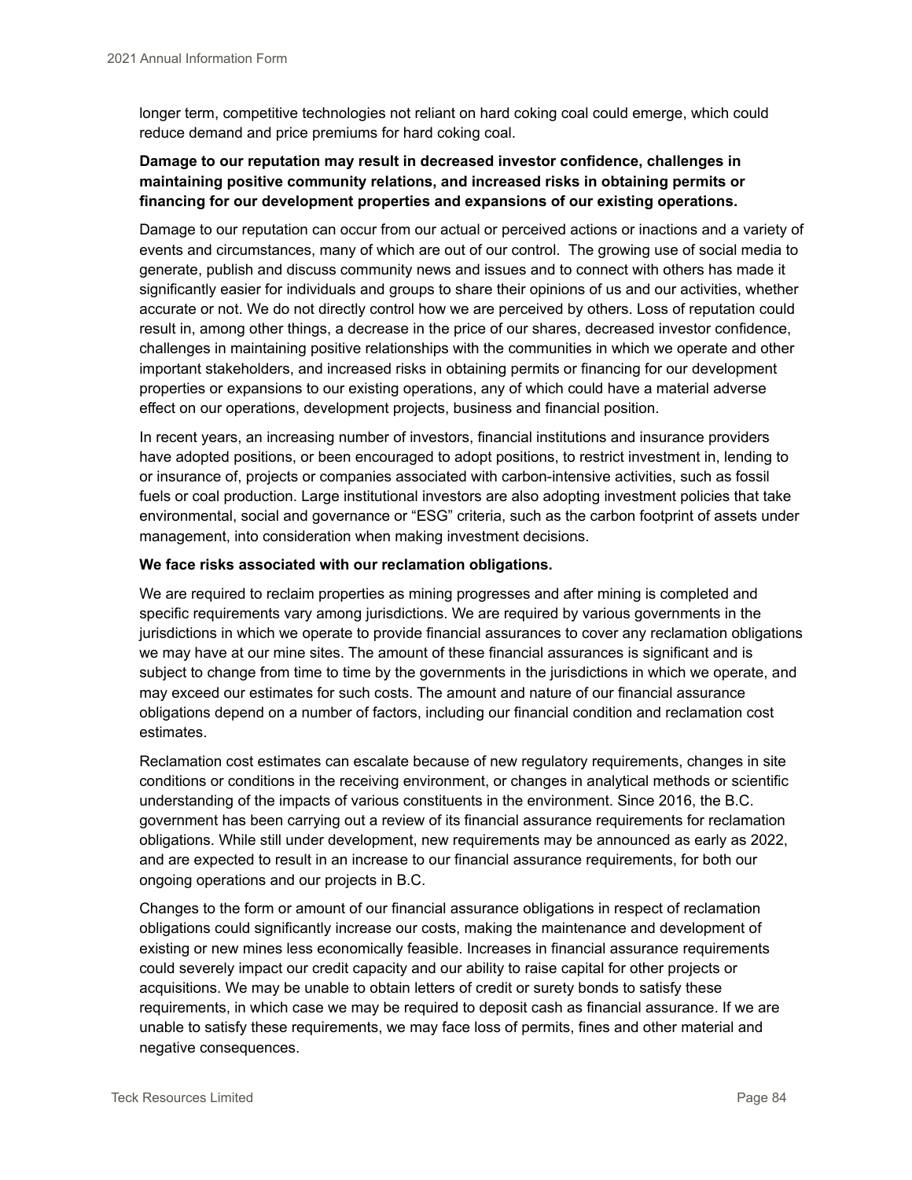longer term, competitive technologies not reliant on hard coking coal could emerge, which could reduce demand and price premiums for hard coking coal.

**Damage to our reputation may result in decreased investor confidence, challenges in maintaining positive community relations, and increased risks in obtaining permits or financing for our development properties and expansions of our existing operations.**

Damage to our reputation can occur from our actual or perceived actions or inactions and a variety of events and circumstances, many of which are out of our control. The growing use of social media to generate, publish and discuss community news and issues and to connect with others has made it significantly easier for individuals and groups to share their opinions of us and our activities, whether accurate or not. We do not directly control how we are perceived by others. Loss of reputation could result in, among other things, a decrease in the price of our shares, decreased investor confidence, challenges in maintaining positive relationships with the communities in which we operate and other important stakeholders, and increased risks in obtaining permits or financing for our development properties or expansions to our existing operations, any of which could have a material adverse effect on our operations, development projects, business and financial position.

In recent years, an increasing number of investors, financial institutions and insurance providers have adopted positions, or been encouraged to adopt positions, to restrict investment in, lending to or insurance of, projects or companies associated with carbon-intensive activities, such as fossil fuels or coal production. Large institutional investors are also adopting investment policies that take environmental, social and governance or "ESG" criteria, such as the carbon footprint of assets under management, into consideration when making investment decisions.

**We face risks associated with our reclamation obligations.**

We are required to reclaim properties as mining progresses and after mining is completed and specific requirements vary among jurisdictions. We are required by various governments in the jurisdictions in which we operate to provide financial assurances to cover any reclamation obligations we may have at our mine sites. The amount of these financial assurances is significant and is subject to change from time to time by the governments in the jurisdictions in which we operate, and may exceed our estimates for such costs. The amount and nature of our financial assurance obligations depend on a number of factors, including our financial condition and reclamation cost estimates.

Reclamation cost estimates can escalate because of new regulatory requirements, changes in site conditions or conditions in the receiving environment, or changes in analytical methods or scientific understanding of the impacts of various constituents in the environment. Since 2016, the B.C. government has been carrying out a review of its financial assurance requirements for reclamation obligations. While still under development, new requirements may be announced as early as 2022, and are expected to result in an increase to our financial assurance requirements, for both our ongoing operations and our projects in B.C.

Changes to the form or amount of our financial assurance obligations in respect of reclamation obligations could significantly increase our costs, making the maintenance and development of existing or new mines less economically feasible. Increases in financial assurance requirements could severely impact our credit capacity and our ability to raise capital for other projects or acquisitions. We may be unable to obtain letters of credit or surety bonds to satisfy these requirements, in which case we may be required to deposit cash as financial assurance. If we are unable to satisfy these requirements, we may face loss of permits, fines and other material and negative consequences.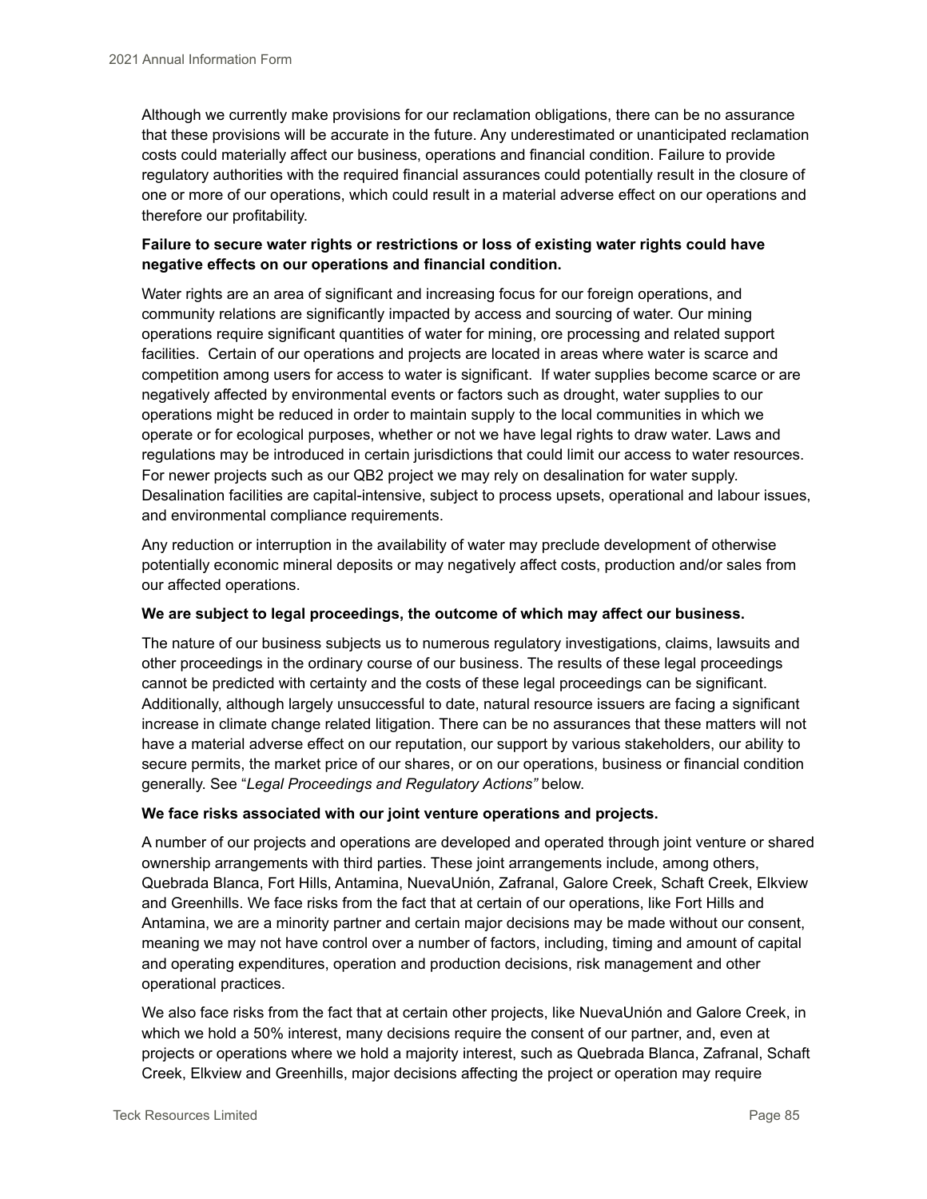Although we currently make provisions for our reclamation obligations, there can be no assurance that these provisions will be accurate in the future. Any underestimated or unanticipated reclamation costs could materially affect our business, operations and financial condition. Failure to provide regulatory authorities with the required financial assurances could potentially result in the closure of one or more of our operations, which could result in a material adverse effect on our operations and therefore our profitability.

**Failure to secure water rights or restrictions or loss of existing water rights could have negative effects on our operations and financial condition.**

Water rights are an area of significant and increasing focus for our foreign operations, and community relations are significantly impacted by access and sourcing of water. Our mining operations require significant quantities of water for mining, ore processing and related support facilities. Certain of our operations and projects are located in areas where water is scarce and competition among users for access to water is significant. If water supplies become scarce or are negatively affected by environmental events or factors such as drought, water supplies to our operations might be reduced in order to maintain supply to the local communities in which we operate or for ecological purposes, whether or not we have legal rights to draw water. Laws and regulations may be introduced in certain jurisdictions that could limit our access to water resources. For newer projects such as our QB2 project we may rely on desalination for water supply. Desalination facilities are capital-intensive, subject to process upsets, operational and labour issues, and environmental compliance requirements.

Any reduction or interruption in the availability of water may preclude development of otherwise potentially economic mineral deposits or may negatively affect costs, production and/or sales from our affected operations.

**We are subject to legal proceedings, the outcome of which may affect our business.**

The nature of our business subjects us to numerous regulatory investigations, claims, lawsuits and other proceedings in the ordinary course of our business. The results of these legal proceedings cannot be predicted with certainty and the costs of these legal proceedings can be significant. Additionally, although largely unsuccessful to date, natural resource issuers are facing a significant increase in climate change related litigation. There can be no assurances that these matters will not have a material adverse effect on our reputation, our support by various stakeholders, our ability to secure permits, the market price of our shares, or on our operations, business or financial condition generally. See "*Legal Proceedings and Regulatory Actions"* below.

**We face risks associated with our joint venture operations and projects.**

A number of our projects and operations are developed and operated through joint venture or shared ownership arrangements with third parties. These joint arrangements include, among others, Quebrada Blanca, Fort Hills, Antamina, NuevaUnión, Zafranal, Galore Creek, Schaft Creek, Elkview and Greenhills. We face risks from the fact that at certain of our operations, like Fort Hills and Antamina, we are a minority partner and certain major decisions may be made without our consent, meaning we may not have control over a number of factors, including, timing and amount of capital and operating expenditures, operation and production decisions, risk management and other operational practices.

We also face risks from the fact that at certain other projects, like NuevaUnión and Galore Creek, in which we hold a 50% interest, many decisions require the consent of our partner, and, even at projects or operations where we hold a majority interest, such as Quebrada Blanca, Zafranal, Schaft Creek, Elkview and Greenhills, major decisions affecting the project or operation may require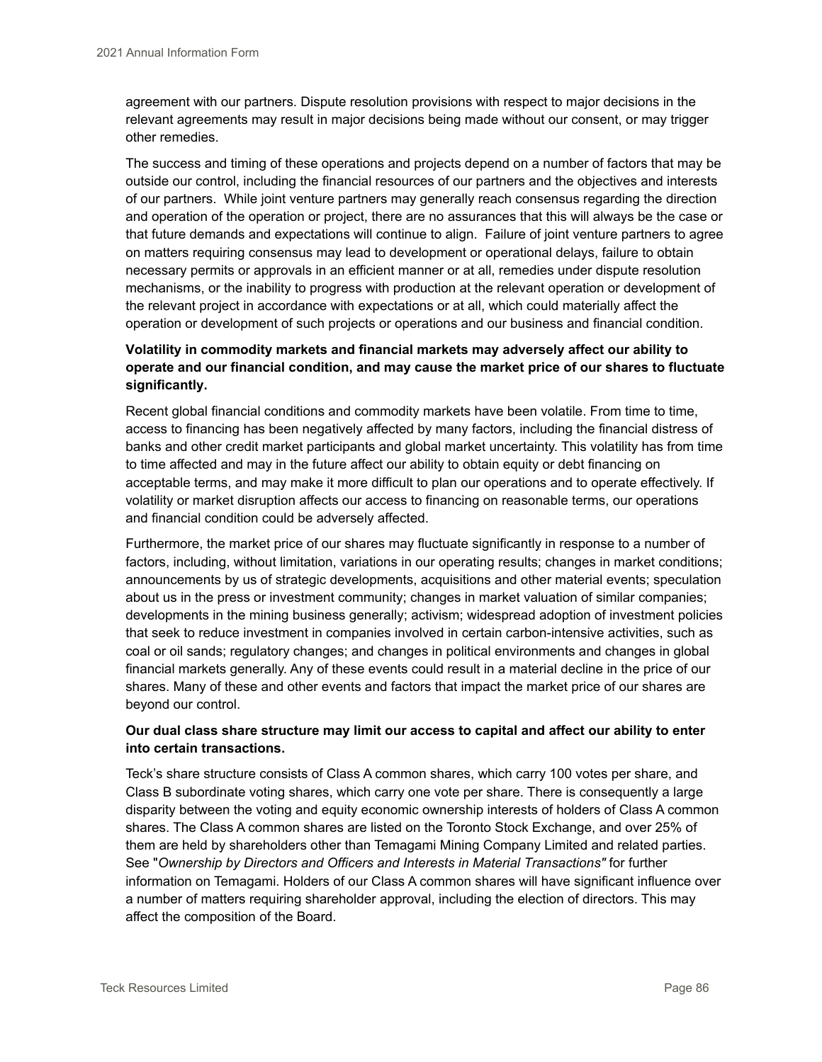agreement with our partners. Dispute resolution provisions with respect to major decisions in the relevant agreements may result in major decisions being made without our consent, or may trigger other remedies.

The success and timing of these operations and projects depend on a number of factors that may be outside our control, including the financial resources of our partners and the objectives and interests of our partners. While joint venture partners may generally reach consensus regarding the direction and operation of the operation or project, there are no assurances that this will always be the case or that future demands and expectations will continue to align. Failure of joint venture partners to agree on matters requiring consensus may lead to development or operational delays, failure to obtain necessary permits or approvals in an efficient manner or at all, remedies under dispute resolution mechanisms, or the inability to progress with production at the relevant operation or development of the relevant project in accordance with expectations or at all, which could materially affect the operation or development of such projects or operations and our business and financial condition.

**Volatility in commodity markets and financial markets may adversely affect our ability to operate and our financial condition, and may cause the market price of our shares to fluctuate significantly.**

Recent global financial conditions and commodity markets have been volatile. From time to time, access to financing has been negatively affected by many factors, including the financial distress of banks and other credit market participants and global market uncertainty. This volatility has from time to time affected and may in the future affect our ability to obtain equity or debt financing on acceptable terms, and may make it more difficult to plan our operations and to operate effectively. If volatility or market disruption affects our access to financing on reasonable terms, our operations and financial condition could be adversely affected.

Furthermore, the market price of our shares may fluctuate significantly in response to a number of factors, including, without limitation, variations in our operating results; changes in market conditions; announcements by us of strategic developments, acquisitions and other material events; speculation about us in the press or investment community; changes in market valuation of similar companies; developments in the mining business generally; activism; widespread adoption of investment policies that seek to reduce investment in companies involved in certain carbon-intensive activities, such as coal or oil sands; regulatory changes; and changes in political environments and changes in global financial markets generally. Any of these events could result in a material decline in the price of our shares. Many of these and other events and factors that impact the market price of our shares are beyond our control.

**Our dual class share structure may limit our access to capital and affect our ability to enter into certain transactions.**

Teck's share structure consists of Class A common shares, which carry 100 votes per share, and Class B subordinate voting shares, which carry one vote per share. There is consequently a large disparity between the voting and equity economic ownership interests of holders of Class A common shares. The Class A common shares are listed on the Toronto Stock Exchange, and over 25% of them are held by shareholders other than Temagami Mining Company Limited and related parties. See "*Ownership by Directors and Officers and Interests in Material Transactions"* for further information on Temagami. Holders of our Class A common shares will have significant influence over a number of matters requiring shareholder approval, including the election of directors. This may affect the composition of the Board.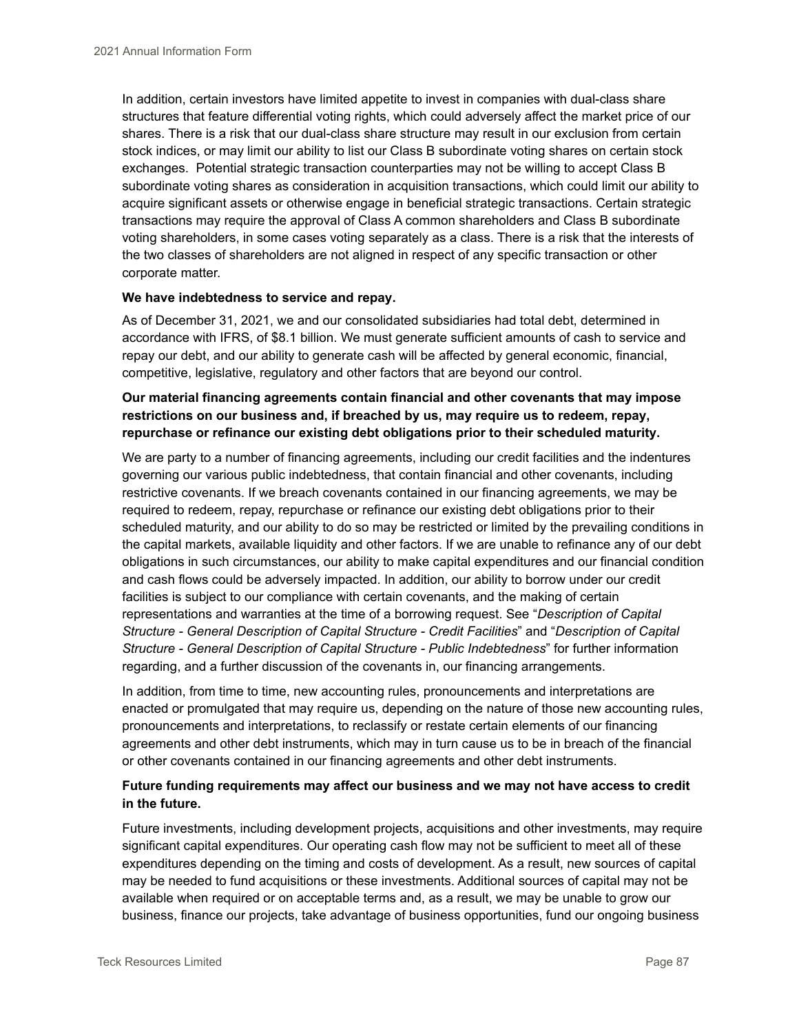In addition, certain investors have limited appetite to invest in companies with dual-class share structures that feature differential voting rights, which could adversely affect the market price of our shares. There is a risk that our dual-class share structure may result in our exclusion from certain stock indices, or may limit our ability to list our Class B subordinate voting shares on certain stock exchanges. Potential strategic transaction counterparties may not be willing to accept Class B subordinate voting shares as consideration in acquisition transactions, which could limit our ability to acquire significant assets or otherwise engage in beneficial strategic transactions. Certain strategic transactions may require the approval of Class A common shareholders and Class B subordinate voting shareholders, in some cases voting separately as a class. There is a risk that the interests of the two classes of shareholders are not aligned in respect of any specific transaction or other corporate matter.

**We have indebtedness to service and repay.**

As of December 31, 2021, we and our consolidated subsidiaries had total debt, determined in accordance with IFRS, of $8.1 billion. We must generate sufficient amounts of cash to service and repay our debt, and our ability to generate cash will be affected by general economic, financial, competitive, legislative, regulatory and other factors that are beyond our control.

**Our material financing agreements contain financial and other covenants that may impose restrictions on our business and, if breached by us, may require us to redeem, repay, repurchase or refinance our existing debt obligations prior to their scheduled maturity.**

We are party to a number of financing agreements, including our credit facilities and the indentures governing our various public indebtedness, that contain financial and other covenants, including restrictive covenants. If we breach covenants contained in our financing agreements, we may be required to redeem, repay, repurchase or refinance our existing debt obligations prior to their scheduled maturity, and our ability to do so may be restricted or limited by the prevailing conditions in the capital markets, available liquidity and other factors. If we are unable to refinance any of our debt obligations in such circumstances, our ability to make capital expenditures and our financial condition and cash flows could be adversely impacted. In addition, our ability to borrow under our credit facilities is subject to our compliance with certain covenants, and the making of certain representations and warranties at the time of a borrowing request. See "*Description of Capital Structure - General Description of Capital Structure - Credit Facilities*" and "*Description of Capital Structure - General Description of Capital Structure - Public Indebtedness*" for further information regarding, and a further discussion of the covenants in, our financing arrangements.

In addition, from time to time, new accounting rules, pronouncements and interpretations are enacted or promulgated that may require us, depending on the nature of those new accounting rules, pronouncements and interpretations, to reclassify or restate certain elements of our financing agreements and other debt instruments, which may in turn cause us to be in breach of the financial or other covenants contained in our financing agreements and other debt instruments.

**Future funding requirements may affect our business and we may not have access to credit in the future.**

Future investments, including development projects, acquisitions and other investments, may require significant capital expenditures. Our operating cash flow may not be sufficient to meet all of these expenditures depending on the timing and costs of development. As a result, new sources of capital may be needed to fund acquisitions or these investments. Additional sources of capital may not be available when required or on acceptable terms and, as a result, we may be unable to grow our business, finance our projects, take advantage of business opportunities, fund our ongoing business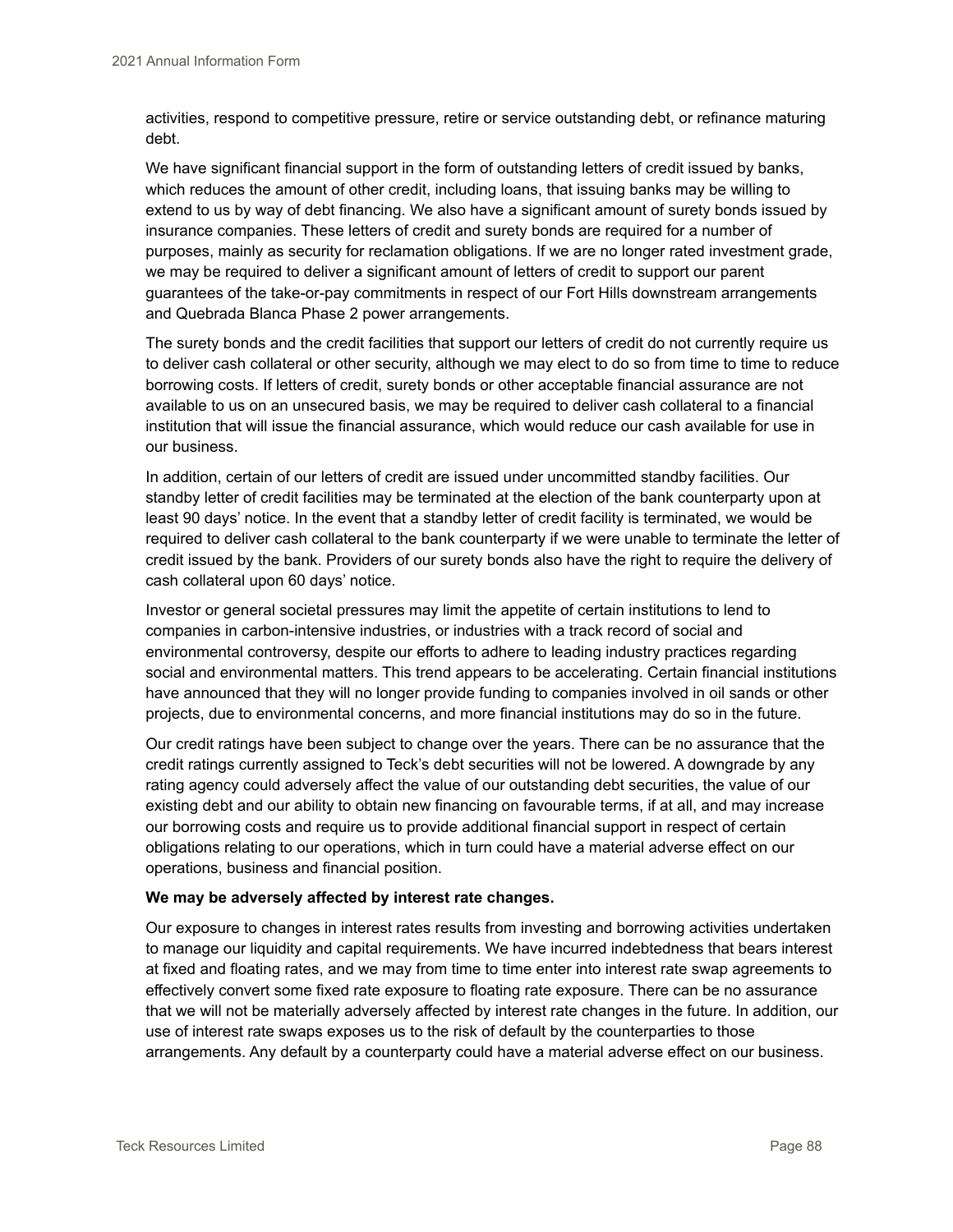activities, respond to competitive pressure, retire or service outstanding debt, or refinance maturing debt.

We have significant financial support in the form of outstanding letters of credit issued by banks, which reduces the amount of other credit, including loans, that issuing banks may be willing to extend to us by way of debt financing. We also have a significant amount of surety bonds issued by insurance companies. These letters of credit and surety bonds are required for a number of purposes, mainly as security for reclamation obligations. If we are no longer rated investment grade, we may be required to deliver a significant amount of letters of credit to support our parent guarantees of the take-or-pay commitments in respect of our Fort Hills downstream arrangements and Quebrada Blanca Phase 2 power arrangements.

The surety bonds and the credit facilities that support our letters of credit do not currently require us to deliver cash collateral or other security, although we may elect to do so from time to time to reduce borrowing costs. If letters of credit, surety bonds or other acceptable financial assurance are not available to us on an unsecured basis, we may be required to deliver cash collateral to a financial institution that will issue the financial assurance, which would reduce our cash available for use in our business.

In addition, certain of our letters of credit are issued under uncommitted standby facilities. Our standby letter of credit facilities may be terminated at the election of the bank counterparty upon at least 90 days' notice. In the event that a standby letter of credit facility is terminated, we would be required to deliver cash collateral to the bank counterparty if we were unable to terminate the letter of credit issued by the bank. Providers of our surety bonds also have the right to require the delivery of cash collateral upon 60 days' notice.

Investor or general societal pressures may limit the appetite of certain institutions to lend to companies in carbon-intensive industries, or industries with a track record of social and environmental controversy, despite our efforts to adhere to leading industry practices regarding social and environmental matters. This trend appears to be accelerating. Certain financial institutions have announced that they will no longer provide funding to companies involved in oil sands or other projects, due to environmental concerns, and more financial institutions may do so in the future.

Our credit ratings have been subject to change over the years. There can be no assurance that the credit ratings currently assigned to Teck's debt securities will not be lowered. A downgrade by any rating agency could adversely affect the value of our outstanding debt securities, the value of our existing debt and our ability to obtain new financing on favourable terms, if at all, and may increase our borrowing costs and require us to provide additional financial support in respect of certain obligations relating to our operations, which in turn could have a material adverse effect on our operations, business and financial position.

**We may be adversely affected by interest rate changes.**

Our exposure to changes in interest rates results from investing and borrowing activities undertaken to manage our liquidity and capital requirements. We have incurred indebtedness that bears interest at fixed and floating rates, and we may from time to time enter into interest rate swap agreements to effectively convert some fixed rate exposure to floating rate exposure. There can be no assurance that we will not be materially adversely affected by interest rate changes in the future. In addition, our use of interest rate swaps exposes us to the risk of default by the counterparties to those arrangements. Any default by a counterparty could have a material adverse effect on our business.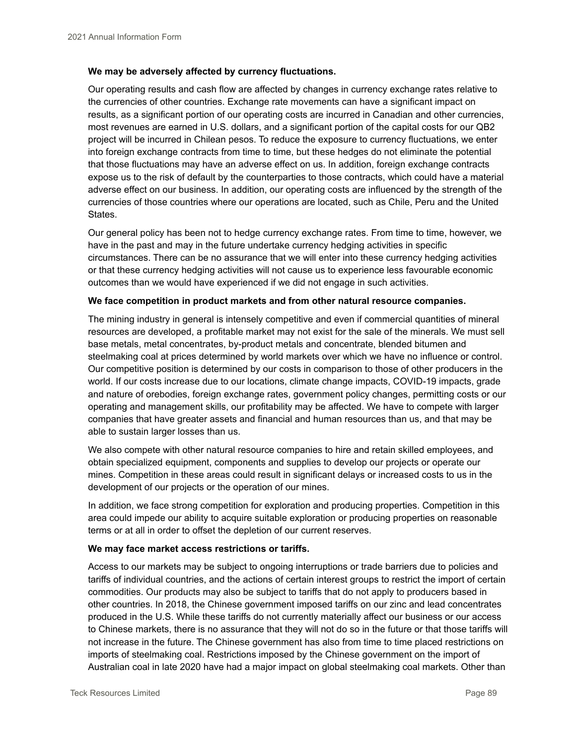**We may be adversely affected by currency fluctuations.**

Our operating results and cash flow are affected by changes in currency exchange rates relative to the currencies of other countries. Exchange rate movements can have a significant impact on results, as a significant portion of our operating costs are incurred in Canadian and other currencies, most revenues are earned in U.S. dollars, and a significant portion of the capital costs for our QB2 project will be incurred in Chilean pesos. To reduce the exposure to currency fluctuations, we enter into foreign exchange contracts from time to time, but these hedges do not eliminate the potential that those fluctuations may have an adverse effect on us. In addition, foreign exchange contracts expose us to the risk of default by the counterparties to those contracts, which could have a material adverse effect on our business. In addition, our operating costs are influenced by the strength of the currencies of those countries where our operations are located, such as Chile, Peru and the United States.

Our general policy has been not to hedge currency exchange rates. From time to time, however, we have in the past and may in the future undertake currency hedging activities in specific circumstances. There can be no assurance that we will enter into these currency hedging activities or that these currency hedging activities will not cause us to experience less favourable economic outcomes than we would have experienced if we did not engage in such activities.

**We face competition in product markets and from other natural resource companies.**

The mining industry in general is intensely competitive and even if commercial quantities of mineral resources are developed, a profitable market may not exist for the sale of the minerals. We must sell base metals, metal concentrates, by-product metals and concentrate, blended bitumen and steelmaking coal at prices determined by world markets over which we have no influence or control. Our competitive position is determined by our costs in comparison to those of other producers in the world. If our costs increase due to our locations, climate change impacts, COVID-19 impacts, grade and nature of orebodies, foreign exchange rates, government policy changes, permitting costs or our operating and management skills, our profitability may be affected. We have to compete with larger companies that have greater assets and financial and human resources than us, and that may be able to sustain larger losses than us.

We also compete with other natural resource companies to hire and retain skilled employees, and obtain specialized equipment, components and supplies to develop our projects or operate our mines. Competition in these areas could result in significant delays or increased costs to us in the development of our projects or the operation of our mines.

In addition, we face strong competition for exploration and producing properties. Competition in this area could impede our ability to acquire suitable exploration or producing properties on reasonable terms or at all in order to offset the depletion of our current reserves.

**We may face market access restrictions or tariffs.**

Access to our markets may be subject to ongoing interruptions or trade barriers due to policies and tariffs of individual countries, and the actions of certain interest groups to restrict the import of certain commodities. Our products may also be subject to tariffs that do not apply to producers based in other countries. In 2018, the Chinese government imposed tariffs on our zinc and lead concentrates produced in the U.S. While these tariffs do not currently materially affect our business or our access to Chinese markets, there is no assurance that they will not do so in the future or that those tariffs will not increase in the future. The Chinese government has also from time to time placed restrictions on imports of steelmaking coal. Restrictions imposed by the Chinese government on the import of Australian coal in late 2020 have had a major impact on global steelmaking coal markets. Other than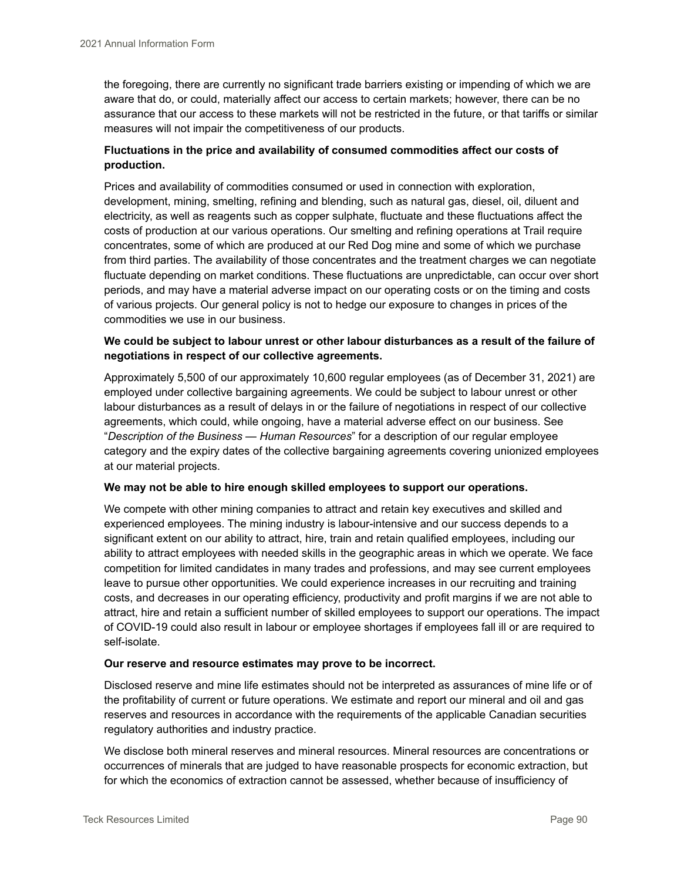the foregoing, there are currently no significant trade barriers existing or impending of which we are aware that do, or could, materially affect our access to certain markets; however, there can be no assurance that our access to these markets will not be restricted in the future, or that tariffs or similar measures will not impair the competitiveness of our products.

**Fluctuations in the price and availability of consumed commodities affect our costs of production.**

Prices and availability of commodities consumed or used in connection with exploration, development, mining, smelting, refining and blending, such as natural gas, diesel, oil, diluent and electricity, as well as reagents such as copper sulphate, fluctuate and these fluctuations affect the costs of production at our various operations. Our smelting and refining operations at Trail require concentrates, some of which are produced at our Red Dog mine and some of which we purchase from third parties. The availability of those concentrates and the treatment charges we can negotiate fluctuate depending on market conditions. These fluctuations are unpredictable, can occur over short periods, and may have a material adverse impact on our operating costs or on the timing and costs of various projects. Our general policy is not to hedge our exposure to changes in prices of the commodities we use in our business.

**We could be subject to labour unrest or other labour disturbances as a result of the failure of negotiations in respect of our collective agreements.**

Approximately 5,500 of our approximately 10,600 regular employees (as of December 31, 2021) are employed under collective bargaining agreements. We could be subject to labour unrest or other labour disturbances as a result of delays in or the failure of negotiations in respect of our collective agreements, which could, while ongoing, have a material adverse effect on our business. See "*Description of the Business — Human Resources*" for a description of our regular employee category and the expiry dates of the collective bargaining agreements covering unionized employees at our material projects.

**We may not be able to hire enough skilled employees to support our operations.**

We compete with other mining companies to attract and retain key executives and skilled and experienced employees. The mining industry is labour-intensive and our success depends to a significant extent on our ability to attract, hire, train and retain qualified employees, including our ability to attract employees with needed skills in the geographic areas in which we operate. We face competition for limited candidates in many trades and professions, and may see current employees leave to pursue other opportunities. We could experience increases in our recruiting and training costs, and decreases in our operating efficiency, productivity and profit margins if we are not able to attract, hire and retain a sufficient number of skilled employees to support our operations. The impact of COVID-19 could also result in labour or employee shortages if employees fall ill or are required to self-isolate.

**Our reserve and resource estimates may prove to be incorrect.**

Disclosed reserve and mine life estimates should not be interpreted as assurances of mine life or of the profitability of current or future operations. We estimate and report our mineral and oil and gas reserves and resources in accordance with the requirements of the applicable Canadian securities regulatory authorities and industry practice.

We disclose both mineral reserves and mineral resources. Mineral resources are concentrations or occurrences of minerals that are judged to have reasonable prospects for economic extraction, but for which the economics of extraction cannot be assessed, whether because of insufficiency of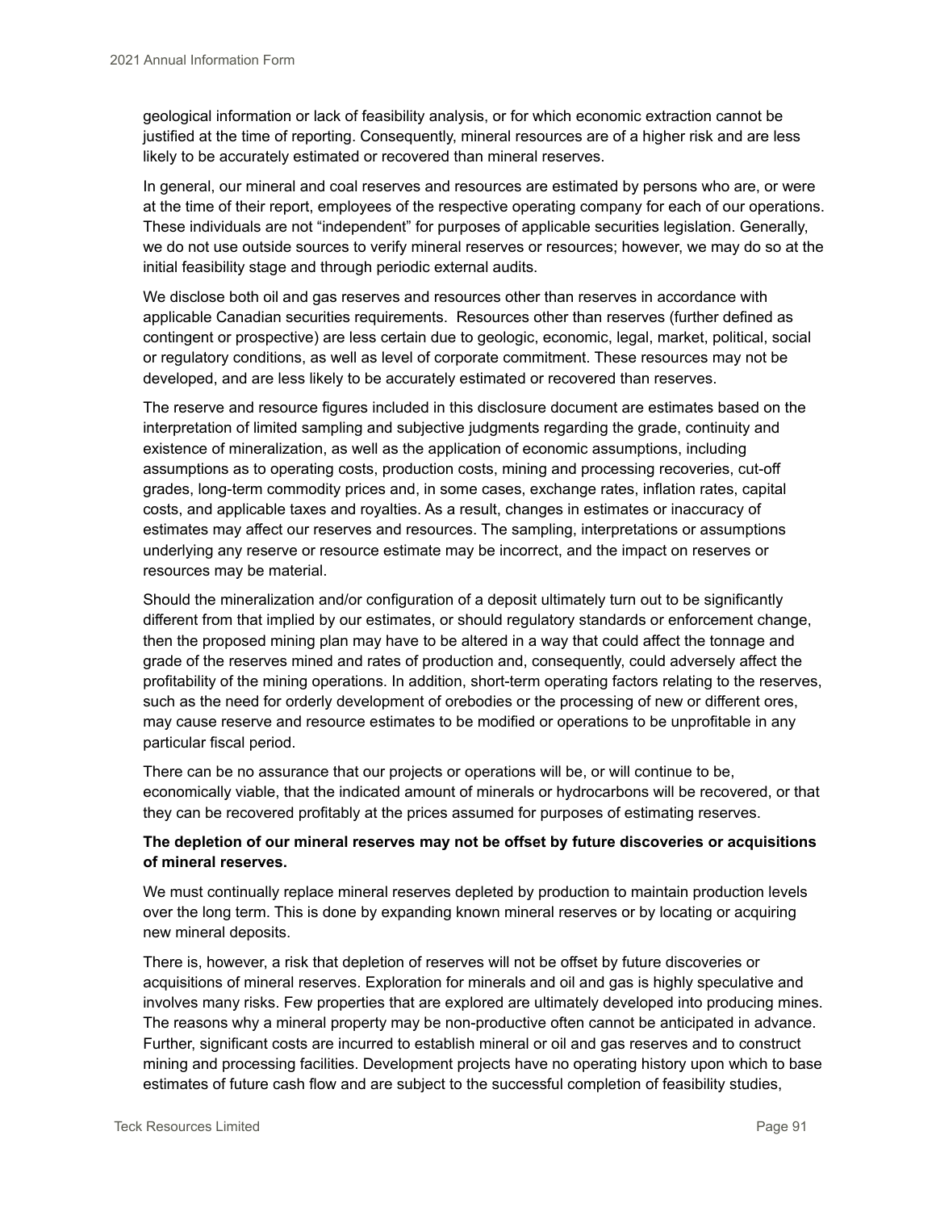geological information or lack of feasibility analysis, or for which economic extraction cannot be justified at the time of reporting. Consequently, mineral resources are of a higher risk and are less likely to be accurately estimated or recovered than mineral reserves.

In general, our mineral and coal reserves and resources are estimated by persons who are, or were at the time of their report, employees of the respective operating company for each of our operations. These individuals are not "independent" for purposes of applicable securities legislation. Generally, we do not use outside sources to verify mineral reserves or resources; however, we may do so at the initial feasibility stage and through periodic external audits.

We disclose both oil and gas reserves and resources other than reserves in accordance with applicable Canadian securities requirements. Resources other than reserves (further defined as contingent or prospective) are less certain due to geologic, economic, legal, market, political, social or regulatory conditions, as well as level of corporate commitment. These resources may not be developed, and are less likely to be accurately estimated or recovered than reserves.

The reserve and resource figures included in this disclosure document are estimates based on the interpretation of limited sampling and subjective judgments regarding the grade, continuity and existence of mineralization, as well as the application of economic assumptions, including assumptions as to operating costs, production costs, mining and processing recoveries, cut-off grades, long-term commodity prices and, in some cases, exchange rates, inflation rates, capital costs, and applicable taxes and royalties. As a result, changes in estimates or inaccuracy of estimates may affect our reserves and resources. The sampling, interpretations or assumptions underlying any reserve or resource estimate may be incorrect, and the impact on reserves or resources may be material.

Should the mineralization and/or configuration of a deposit ultimately turn out to be significantly different from that implied by our estimates, or should regulatory standards or enforcement change, then the proposed mining plan may have to be altered in a way that could affect the tonnage and grade of the reserves mined and rates of production and, consequently, could adversely affect the profitability of the mining operations. In addition, short-term operating factors relating to the reserves, such as the need for orderly development of orebodies or the processing of new or different ores, may cause reserve and resource estimates to be modified or operations to be unprofitable in any particular fiscal period.

There can be no assurance that our projects or operations will be, or will continue to be, economically viable, that the indicated amount of minerals or hydrocarbons will be recovered, or that they can be recovered profitably at the prices assumed for purposes of estimating reserves.

**The depletion of our mineral reserves may not be offset by future discoveries or acquisitions of mineral reserves.**

We must continually replace mineral reserves depleted by production to maintain production levels over the long term. This is done by expanding known mineral reserves or by locating or acquiring new mineral deposits.

There is, however, a risk that depletion of reserves will not be offset by future discoveries or acquisitions of mineral reserves. Exploration for minerals and oil and gas is highly speculative and involves many risks. Few properties that are explored are ultimately developed into producing mines. The reasons why a mineral property may be non-productive often cannot be anticipated in advance. Further, significant costs are incurred to establish mineral or oil and gas reserves and to construct mining and processing facilities. Development projects have no operating history upon which to base estimates of future cash flow and are subject to the successful completion of feasibility studies,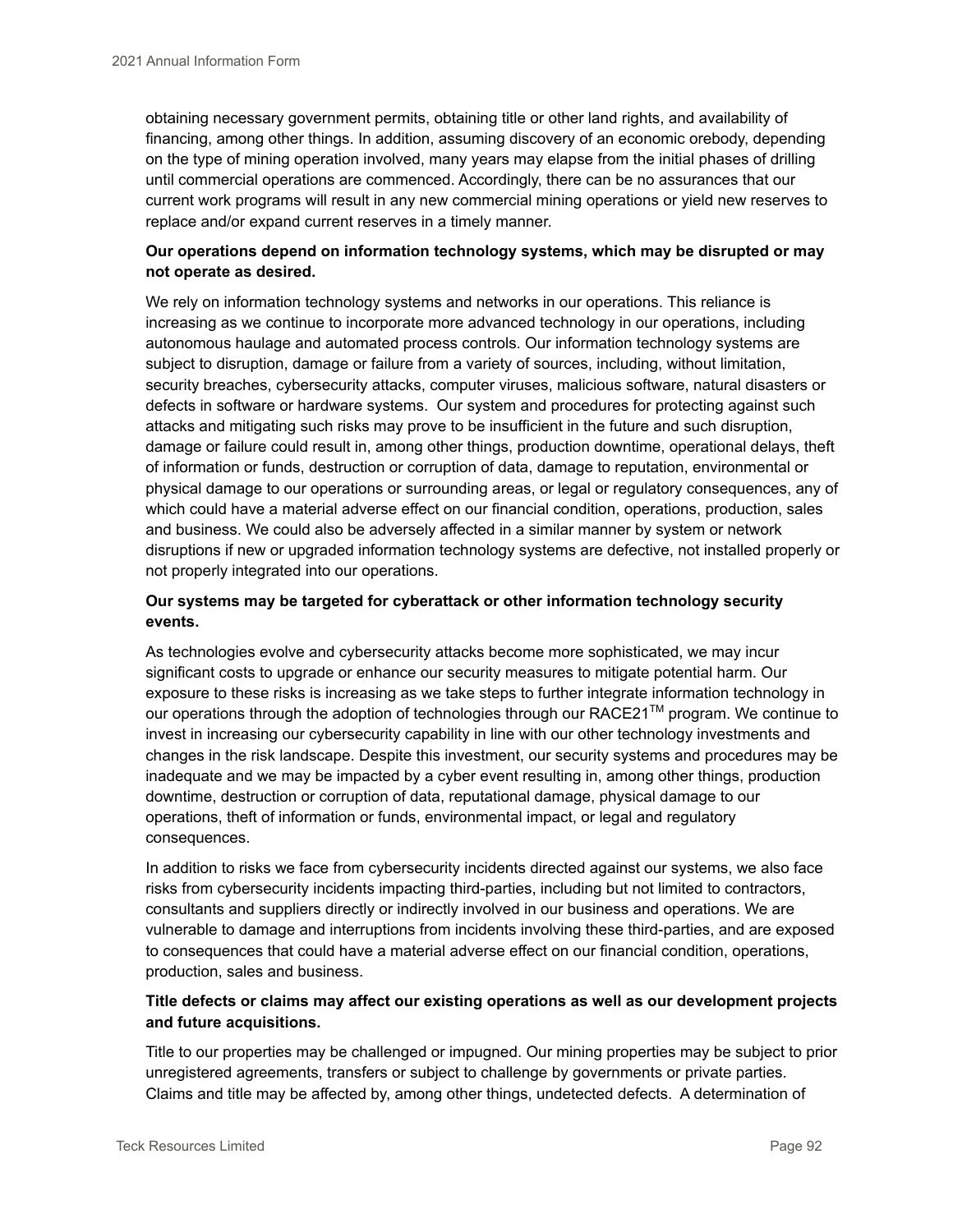obtaining necessary government permits, obtaining title or other land rights, and availability of financing, among other things. In addition, assuming discovery of an economic orebody, depending on the type of mining operation involved, many years may elapse from the initial phases of drilling until commercial operations are commenced. Accordingly, there can be no assurances that our current work programs will result in any new commercial mining operations or yield new reserves to replace and/or expand current reserves in a timely manner.

**Our operations depend on information technology systems, which may be disrupted or may not operate as desired.**

We rely on information technology systems and networks in our operations. This reliance is increasing as we continue to incorporate more advanced technology in our operations, including autonomous haulage and automated process controls. Our information technology systems are subject to disruption, damage or failure from a variety of sources, including, without limitation, security breaches, cybersecurity attacks, computer viruses, malicious software, natural disasters or defects in software or hardware systems. Our system and procedures for protecting against such attacks and mitigating such risks may prove to be insufficient in the future and such disruption, damage or failure could result in, among other things, production downtime, operational delays, theft of information or funds, destruction or corruption of data, damage to reputation, environmental or physical damage to our operations or surrounding areas, or legal or regulatory consequences, any of which could have a material adverse effect on our financial condition, operations, production, sales and business. We could also be adversely affected in a similar manner by system or network disruptions if new or upgraded information technology systems are defective, not installed properly or not properly integrated into our operations.

**Our systems may be targeted for cyberattack or other information technology security events.**

As technologies evolve and cybersecurity attacks become more sophisticated, we may incur significant costs to upgrade or enhance our security measures to mitigate potential harm. Our exposure to these risks is increasing as we take steps to further integrate information technology in our operations through the adoption of technologies through our RACE21™ program. We continue to invest in increasing our cybersecurity capability in line with our other technology investments and changes in the risk landscape. Despite this investment, our security systems and procedures may be inadequate and we may be impacted by a cyber event resulting in, among other things, production downtime, destruction or corruption of data, reputational damage, physical damage to our operations, theft of information or funds, environmental impact, or legal and regulatory consequences.

In addition to risks we face from cybersecurity incidents directed against our systems, we also face risks from cybersecurity incidents impacting third-parties, including but not limited to contractors, consultants and suppliers directly or indirectly involved in our business and operations. We are vulnerable to damage and interruptions from incidents involving these third-parties, and are exposed to consequences that could have a material adverse effect on our financial condition, operations, production, sales and business.

**Title defects or claims may affect our existing operations as well as our development projects and future acquisitions.**

Title to our properties may be challenged or impugned. Our mining properties may be subject to prior unregistered agreements, transfers or subject to challenge by governments or private parties. Claims and title may be affected by, among other things, undetected defects. A determination of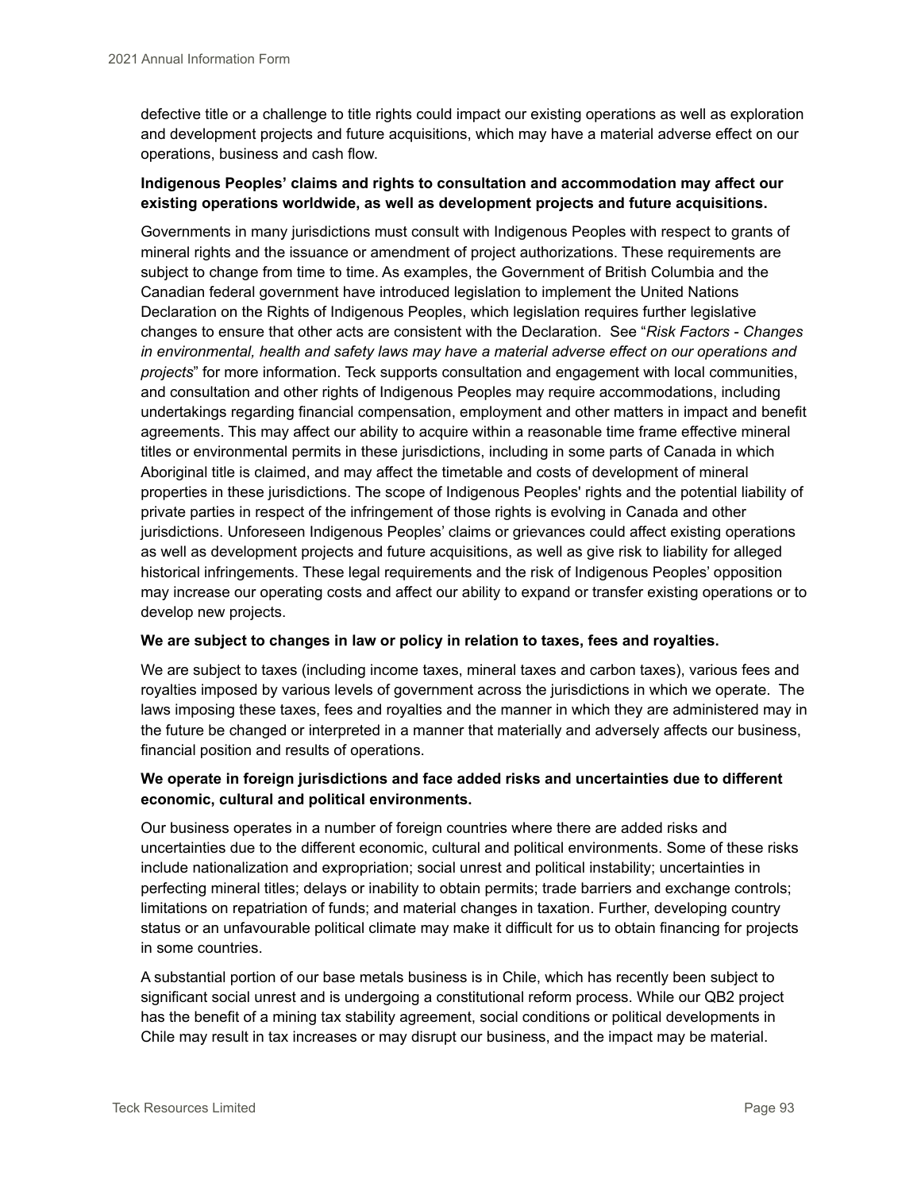defective title or a challenge to title rights could impact our existing operations as well as exploration and development projects and future acquisitions, which may have a material adverse effect on our operations, business and cash flow.

**Indigenous Peoples' claims and rights to consultation and accommodation may affect our existing operations worldwide, as well as development projects and future acquisitions.**

Governments in many jurisdictions must consult with Indigenous Peoples with respect to grants of mineral rights and the issuance or amendment of project authorizations. These requirements are subject to change from time to time. As examples, the Government of British Columbia and the Canadian federal government have introduced legislation to implement the United Nations Declaration on the Rights of Indigenous Peoples, which legislation requires further legislative changes to ensure that other acts are consistent with the Declaration. See "*Risk Factors - Changes in environmental, health and safety laws may have a material adverse effect on our operations and projects*" for more information. Teck supports consultation and engagement with local communities, and consultation and other rights of Indigenous Peoples may require accommodations, including undertakings regarding financial compensation, employment and other matters in impact and benefit agreements. This may affect our ability to acquire within a reasonable time frame effective mineral titles or environmental permits in these jurisdictions, including in some parts of Canada in which Aboriginal title is claimed, and may affect the timetable and costs of development of mineral properties in these jurisdictions. The scope of Indigenous Peoples' rights and the potential liability of private parties in respect of the infringement of those rights is evolving in Canada and other jurisdictions. Unforeseen Indigenous Peoples' claims or grievances could affect existing operations as well as development projects and future acquisitions, as well as give risk to liability for alleged historical infringements. These legal requirements and the risk of Indigenous Peoples' opposition may increase our operating costs and affect our ability to expand or transfer existing operations or to develop new projects.

**We are subject to changes in law or policy in relation to taxes, fees and royalties.**

We are subject to taxes (including income taxes, mineral taxes and carbon taxes), various fees and royalties imposed by various levels of government across the jurisdictions in which we operate. The laws imposing these taxes, fees and royalties and the manner in which they are administered may in the future be changed or interpreted in a manner that materially and adversely affects our business, financial position and results of operations.

**We operate in foreign jurisdictions and face added risks and uncertainties due to different economic, cultural and political environments.**

Our business operates in a number of foreign countries where there are added risks and uncertainties due to the different economic, cultural and political environments. Some of these risks include nationalization and expropriation; social unrest and political instability; uncertainties in perfecting mineral titles; delays or inability to obtain permits; trade barriers and exchange controls; limitations on repatriation of funds; and material changes in taxation. Further, developing country status or an unfavourable political climate may make it difficult for us to obtain financing for projects in some countries.

A substantial portion of our base metals business is in Chile, which has recently been subject to significant social unrest and is undergoing a constitutional reform process. While our QB2 project has the benefit of a mining tax stability agreement, social conditions or political developments in Chile may result in tax increases or may disrupt our business, and the impact may be material.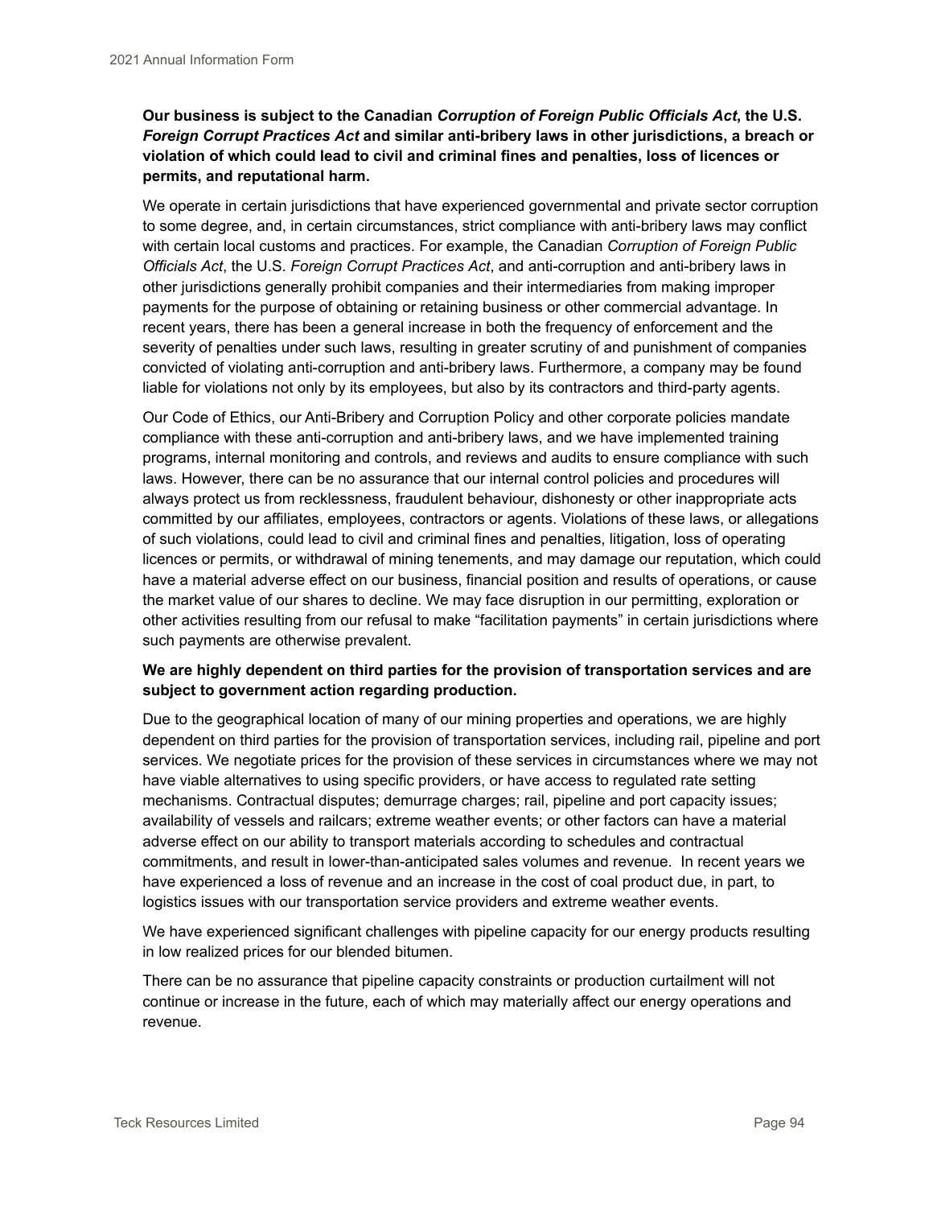**Our business is subject to the Canadian *Corruption of Foreign Public Officials Act*, the U.S. *Foreign Corrupt Practices Act* and similar anti-bribery laws in other jurisdictions, a breach or violation of which could lead to civil and criminal fines and penalties, loss of licences or permits, and reputational harm.**

We operate in certain jurisdictions that have experienced governmental and private sector corruption to some degree, and, in certain circumstances, strict compliance with anti-bribery laws may conflict with certain local customs and practices. For example, the Canadian *Corruption of Foreign Public Officials Act*, the U.S. *Foreign Corrupt Practices Act*, and anti-corruption and anti-bribery laws in other jurisdictions generally prohibit companies and their intermediaries from making improper payments for the purpose of obtaining or retaining business or other commercial advantage. In recent years, there has been a general increase in both the frequency of enforcement and the severity of penalties under such laws, resulting in greater scrutiny of and punishment of companies convicted of violating anti-corruption and anti-bribery laws. Furthermore, a company may be found liable for violations not only by its employees, but also by its contractors and third-party agents.

Our Code of Ethics, our Anti-Bribery and Corruption Policy and other corporate policies mandate compliance with these anti-corruption and anti-bribery laws, and we have implemented training programs, internal monitoring and controls, and reviews and audits to ensure compliance with such laws. However, there can be no assurance that our internal control policies and procedures will always protect us from recklessness, fraudulent behaviour, dishonesty or other inappropriate acts committed by our affiliates, employees, contractors or agents. Violations of these laws, or allegations of such violations, could lead to civil and criminal fines and penalties, litigation, loss of operating licences or permits, or withdrawal of mining tenements, and may damage our reputation, which could have a material adverse effect on our business, financial position and results of operations, or cause the market value of our shares to decline. We may face disruption in our permitting, exploration or other activities resulting from our refusal to make "facilitation payments" in certain jurisdictions where such payments are otherwise prevalent.

**We are highly dependent on third parties for the provision of transportation services and are subject to government action regarding production.**

Due to the geographical location of many of our mining properties and operations, we are highly dependent on third parties for the provision of transportation services, including rail, pipeline and port services. We negotiate prices for the provision of these services in circumstances where we may not have viable alternatives to using specific providers, or have access to regulated rate setting mechanisms. Contractual disputes; demurrage charges; rail, pipeline and port capacity issues; availability of vessels and railcars; extreme weather events; or other factors can have a material adverse effect on our ability to transport materials according to schedules and contractual commitments, and result in lower-than-anticipated sales volumes and revenue. In recent years we have experienced a loss of revenue and an increase in the cost of coal product due, in part, to logistics issues with our transportation service providers and extreme weather events.

We have experienced significant challenges with pipeline capacity for our energy products resulting in low realized prices for our blended bitumen.

There can be no assurance that pipeline capacity constraints or production curtailment will not continue or increase in the future, each of which may materially affect our energy operations and revenue.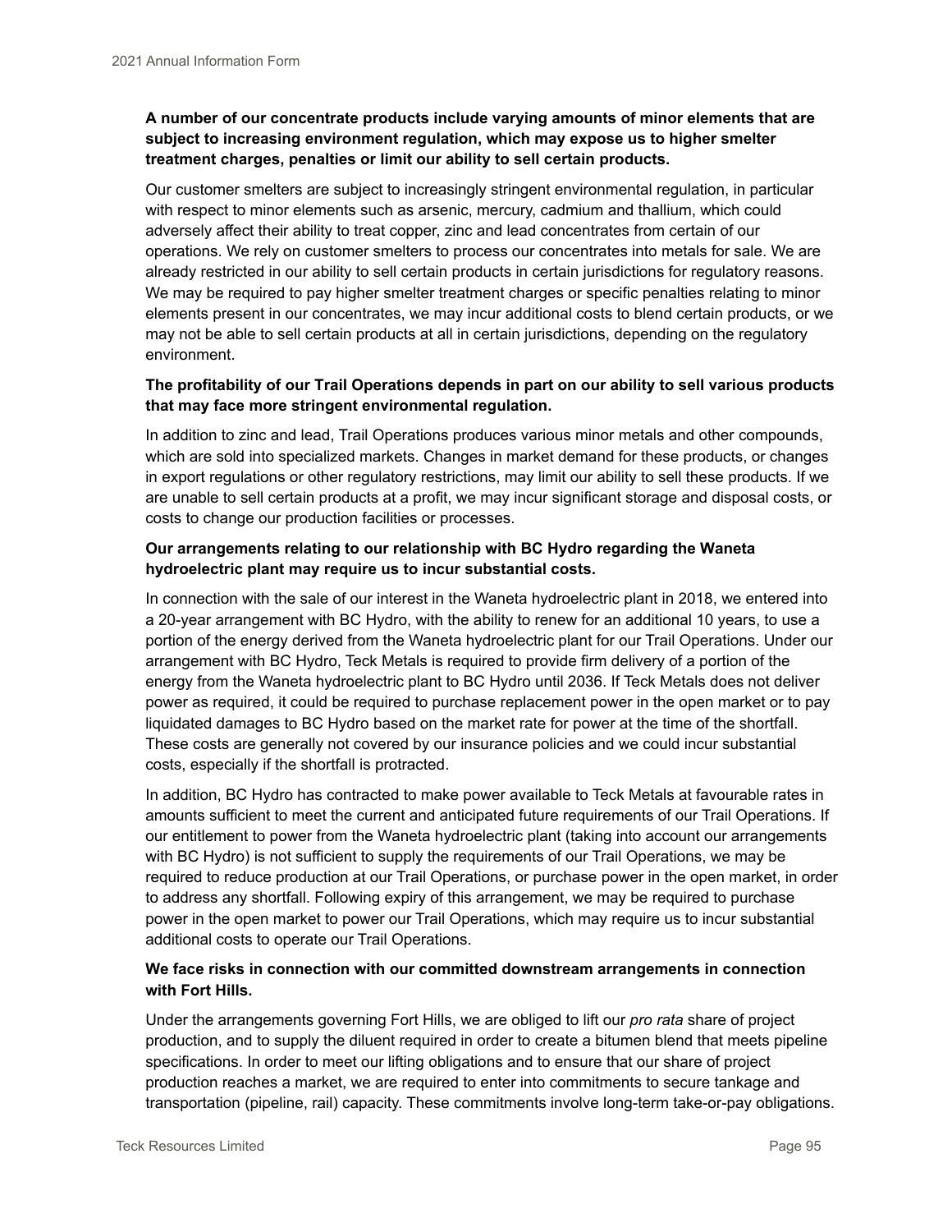**A number of our concentrate products include varying amounts of minor elements that are subject to increasing environment regulation, which may expose us to higher smelter treatment charges, penalties or limit our ability to sell certain products.**

Our customer smelters are subject to increasingly stringent environmental regulation, in particular with respect to minor elements such as arsenic, mercury, cadmium and thallium, which could adversely affect their ability to treat copper, zinc and lead concentrates from certain of our operations. We rely on customer smelters to process our concentrates into metals for sale. We are already restricted in our ability to sell certain products in certain jurisdictions for regulatory reasons. We may be required to pay higher smelter treatment charges or specific penalties relating to minor elements present in our concentrates, we may incur additional costs to blend certain products, or we may not be able to sell certain products at all in certain jurisdictions, depending on the regulatory environment.

**The profitability of our Trail Operations depends in part on our ability to sell various products that may face more stringent environmental regulation.**

In addition to zinc and lead, Trail Operations produces various minor metals and other compounds, which are sold into specialized markets. Changes in market demand for these products, or changes in export regulations or other regulatory restrictions, may limit our ability to sell these products. If we are unable to sell certain products at a profit, we may incur significant storage and disposal costs, or costs to change our production facilities or processes.

**Our arrangements relating to our relationship with BC Hydro regarding the Waneta hydroelectric plant may require us to incur substantial costs.**

In connection with the sale of our interest in the Waneta hydroelectric plant in 2018, we entered into a 20-year arrangement with BC Hydro, with the ability to renew for an additional 10 years, to use a portion of the energy derived from the Waneta hydroelectric plant for our Trail Operations. Under our arrangement with BC Hydro, Teck Metals is required to provide firm delivery of a portion of the energy from the Waneta hydroelectric plant to BC Hydro until 2036. If Teck Metals does not deliver power as required, it could be required to purchase replacement power in the open market or to pay liquidated damages to BC Hydro based on the market rate for power at the time of the shortfall. These costs are generally not covered by our insurance policies and we could incur substantial costs, especially if the shortfall is protracted.

In addition, BC Hydro has contracted to make power available to Teck Metals at favourable rates in amounts sufficient to meet the current and anticipated future requirements of our Trail Operations. If our entitlement to power from the Waneta hydroelectric plant (taking into account our arrangements with BC Hydro) is not sufficient to supply the requirements of our Trail Operations, we may be required to reduce production at our Trail Operations, or purchase power in the open market, in order to address any shortfall. Following expiry of this arrangement, we may be required to purchase power in the open market to power our Trail Operations, which may require us to incur substantial additional costs to operate our Trail Operations.

**We face risks in connection with our committed downstream arrangements in connection with Fort Hills.**

Under the arrangements governing Fort Hills, we are obliged to lift our *pro rata* share of project production, and to supply the diluent required in order to create a bitumen blend that meets pipeline specifications. In order to meet our lifting obligations and to ensure that our share of project production reaches a market, we are required to enter into commitments to secure tankage and transportation (pipeline, rail) capacity. These commitments involve long-term take-or-pay obligations.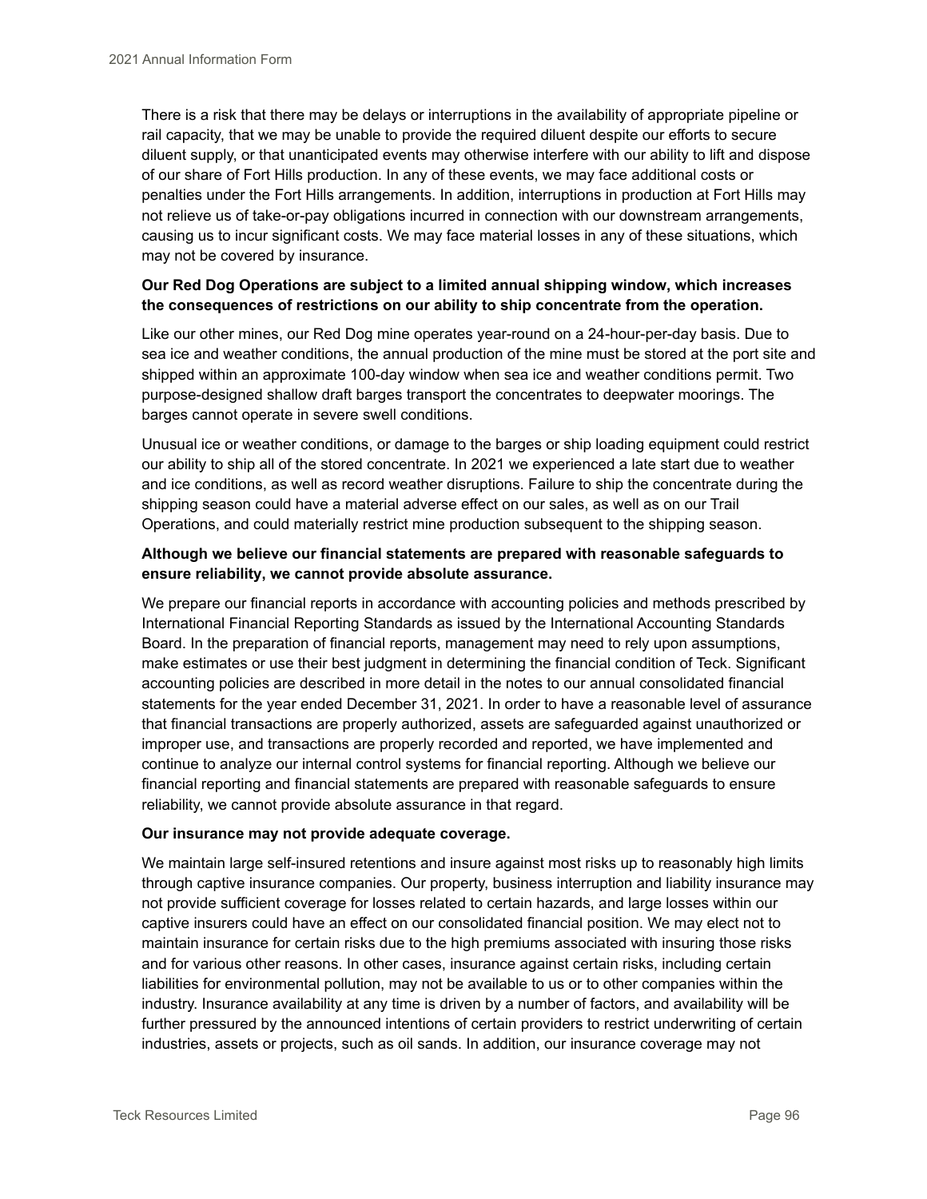There is a risk that there may be delays or interruptions in the availability of appropriate pipeline or rail capacity, that we may be unable to provide the required diluent despite our efforts to secure diluent supply, or that unanticipated events may otherwise interfere with our ability to lift and dispose of our share of Fort Hills production. In any of these events, we may face additional costs or penalties under the Fort Hills arrangements. In addition, interruptions in production at Fort Hills may not relieve us of take-or-pay obligations incurred in connection with our downstream arrangements, causing us to incur significant costs. We may face material losses in any of these situations, which may not be covered by insurance.

**Our Red Dog Operations are subject to a limited annual shipping window, which increases the consequences of restrictions on our ability to ship concentrate from the operation.**

Like our other mines, our Red Dog mine operates year-round on a 24-hour-per-day basis. Due to sea ice and weather conditions, the annual production of the mine must be stored at the port site and shipped within an approximate 100-day window when sea ice and weather conditions permit. Two purpose-designed shallow draft barges transport the concentrates to deepwater moorings. The barges cannot operate in severe swell conditions.

Unusual ice or weather conditions, or damage to the barges or ship loading equipment could restrict our ability to ship all of the stored concentrate. In 2021 we experienced a late start due to weather and ice conditions, as well as record weather disruptions. Failure to ship the concentrate during the shipping season could have a material adverse effect on our sales, as well as on our Trail Operations, and could materially restrict mine production subsequent to the shipping season.

**Although we believe our financial statements are prepared with reasonable safeguards to ensure reliability, we cannot provide absolute assurance.**

We prepare our financial reports in accordance with accounting policies and methods prescribed by International Financial Reporting Standards as issued by the International Accounting Standards Board. In the preparation of financial reports, management may need to rely upon assumptions, make estimates or use their best judgment in determining the financial condition of Teck. Significant accounting policies are described in more detail in the notes to our annual consolidated financial statements for the year ended December 31, 2021. In order to have a reasonable level of assurance that financial transactions are properly authorized, assets are safeguarded against unauthorized or improper use, and transactions are properly recorded and reported, we have implemented and continue to analyze our internal control systems for financial reporting. Although we believe our financial reporting and financial statements are prepared with reasonable safeguards to ensure reliability, we cannot provide absolute assurance in that regard.

**Our insurance may not provide adequate coverage.**

We maintain large self-insured retentions and insure against most risks up to reasonably high limits through captive insurance companies. Our property, business interruption and liability insurance may not provide sufficient coverage for losses related to certain hazards, and large losses within our captive insurers could have an effect on our consolidated financial position. We may elect not to maintain insurance for certain risks due to the high premiums associated with insuring those risks and for various other reasons. In other cases, insurance against certain risks, including certain liabilities for environmental pollution, may not be available to us or to other companies within the industry. Insurance availability at any time is driven by a number of factors, and availability will be further pressured by the announced intentions of certain providers to restrict underwriting of certain industries, assets or projects, such as oil sands. In addition, our insurance coverage may not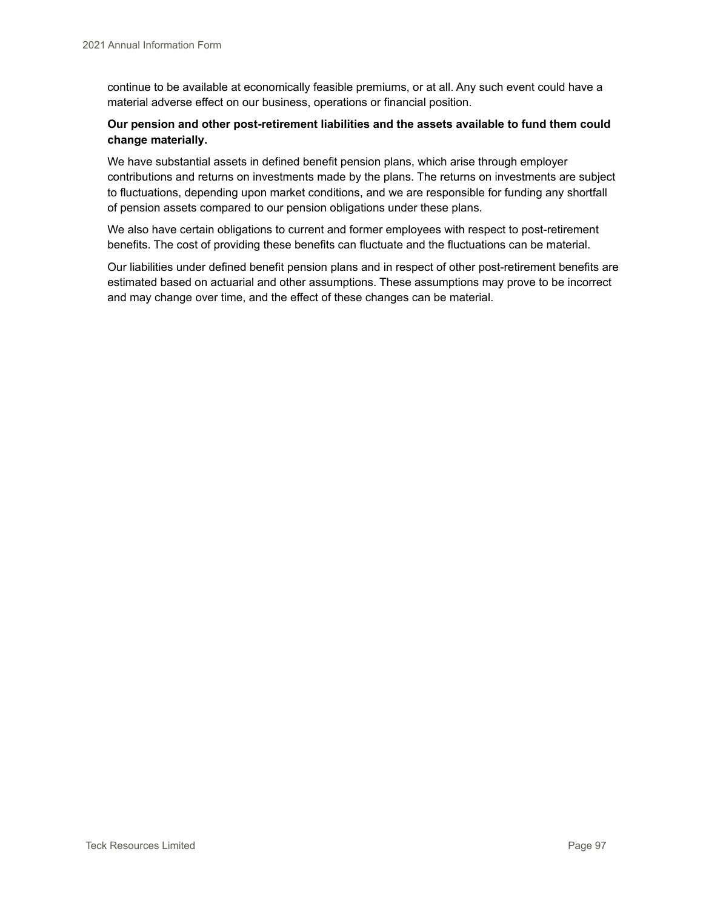continue to be available at economically feasible premiums, or at all. Any such event could have a material adverse effect on our business, operations or financial position.

**Our pension and other post-retirement liabilities and the assets available to fund them could change materially.**

We have substantial assets in defined benefit pension plans, which arise through employer contributions and returns on investments made by the plans. The returns on investments are subject to fluctuations, depending upon market conditions, and we are responsible for funding any shortfall of pension assets compared to our pension obligations under these plans.

We also have certain obligations to current and former employees with respect to post-retirement benefits. The cost of providing these benefits can fluctuate and the fluctuations can be material.

Our liabilities under defined benefit pension plans and in respect of other post-retirement benefits are estimated based on actuarial and other assumptions. These assumptions may prove to be incorrect and may change over time, and the effect of these changes can be material.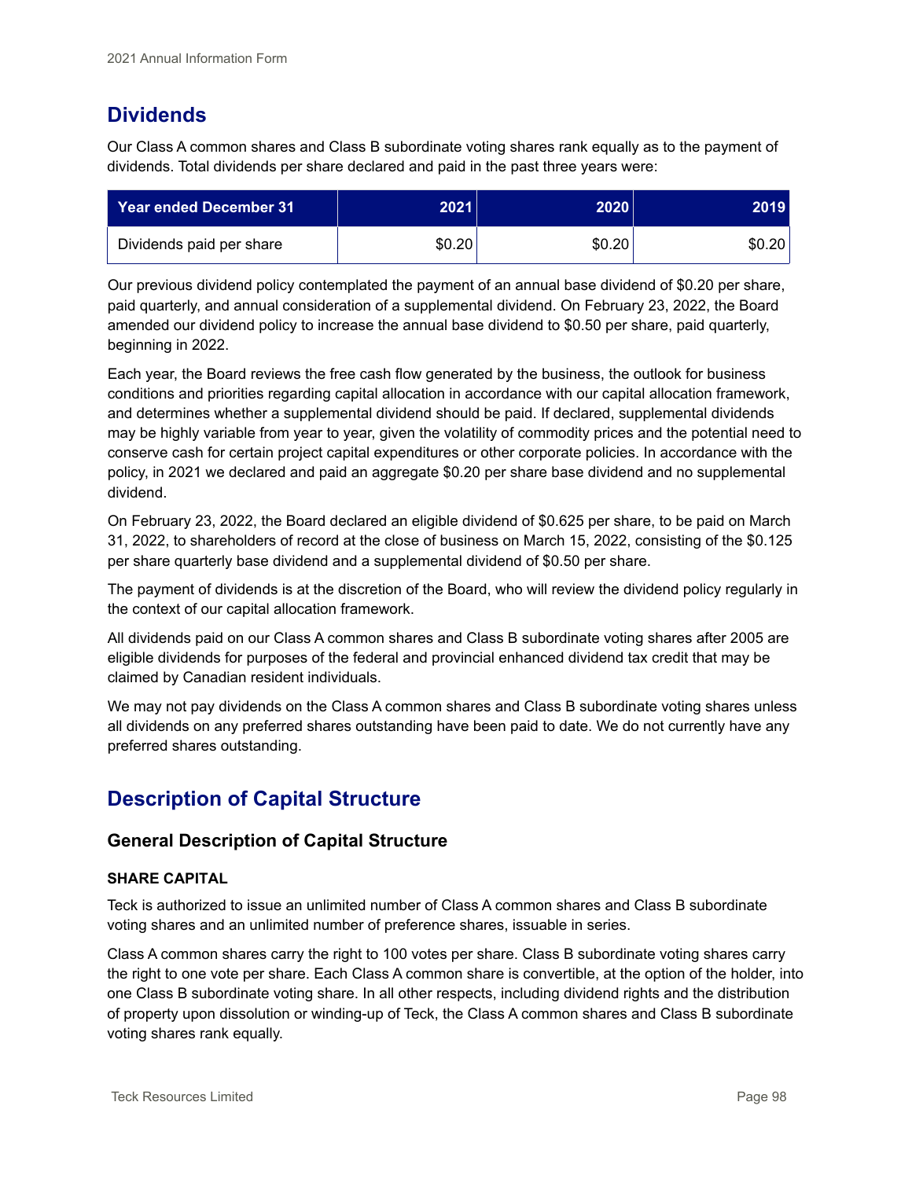# Dividends

Our Class A common shares and Class B subordinate voting shares rank equally as to the payment of dividends. Total dividends per share declared and paid in the past three years were:

| Year ended December 31 | 2021 | 2020 | 2019 |
|---|---|---|---|
| Dividends paid per share | $0.20 | $0.20 | $0.20 |

Our previous dividend policy contemplated the payment of an annual base dividend of $0.20 per share, paid quarterly, and annual consideration of a supplemental dividend. On February 23, 2022, the Board amended our dividend policy to increase the annual base dividend to $0.50 per share, paid quarterly, beginning in 2022.

Each year, the Board reviews the free cash flow generated by the business, the outlook for business conditions and priorities regarding capital allocation in accordance with our capital allocation framework, and determines whether a supplemental dividend should be paid. If declared, supplemental dividends may be highly variable from year to year, given the volatility of commodity prices and the potential need to conserve cash for certain project capital expenditures or other corporate policies. In accordance with the policy, in 2021 we declared and paid an aggregate $0.20 per share base dividend and no supplemental dividend.

On February 23, 2022, the Board declared an eligible dividend of $0.625 per share, to be paid on March 31, 2022, to shareholders of record at the close of business on March 15, 2022, consisting of the $0.125 per share quarterly base dividend and a supplemental dividend of $0.50 per share.

The payment of dividends is at the discretion of the Board, who will review the dividend policy regularly in the context of our capital allocation framework.

All dividends paid on our Class A common shares and Class B subordinate voting shares after 2005 are eligible dividends for purposes of the federal and provincial enhanced dividend tax credit that may be claimed by Canadian resident individuals.

We may not pay dividends on the Class A common shares and Class B subordinate voting shares unless all dividends on any preferred shares outstanding have been paid to date. We do not currently have any preferred shares outstanding.

# Description of Capital Structure

## General Description of Capital Structure

### SHARE CAPITAL

Teck is authorized to issue an unlimited number of Class A common shares and Class B subordinate voting shares and an unlimited number of preference shares, issuable in series.

Class A common shares carry the right to 100 votes per share. Class B subordinate voting shares carry the right to one vote per share. Each Class A common share is convertible, at the option of the holder, into one Class B subordinate voting share. In all other respects, including dividend rights and the distribution of property upon dissolution or winding-up of Teck, the Class A common shares and Class B subordinate voting shares rank equally.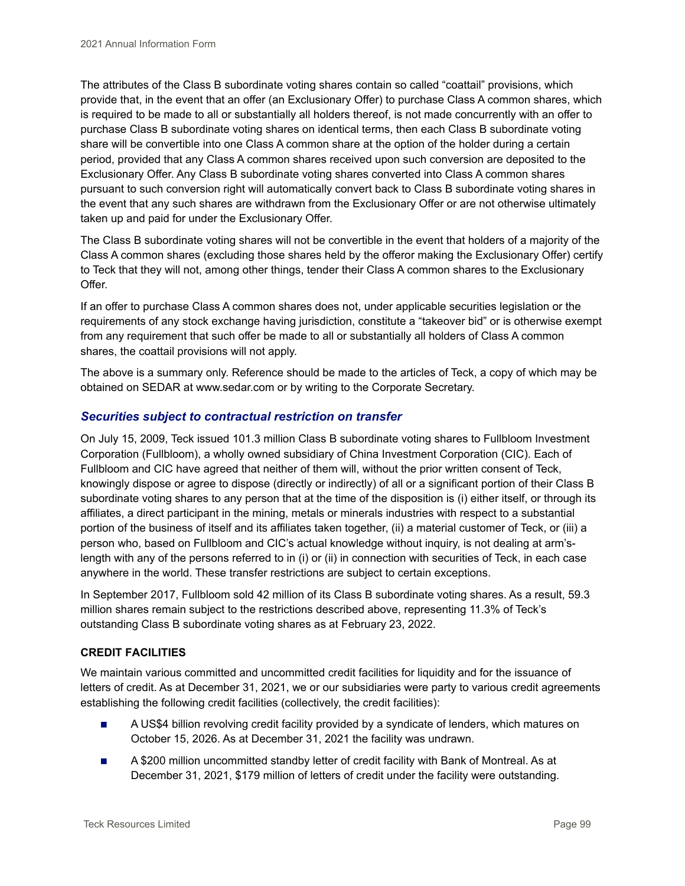The attributes of the Class B subordinate voting shares contain so called “coattail” provisions, which provide that, in the event that an offer (an Exclusionary Offer) to purchase Class A common shares, which is required to be made to all or substantially all holders thereof, is not made concurrently with an offer to purchase Class B subordinate voting shares on identical terms, then each Class B subordinate voting share will be convertible into one Class A common share at the option of the holder during a certain period, provided that any Class A common shares received upon such conversion are deposited to the Exclusionary Offer. Any Class B subordinate voting shares converted into Class A common shares pursuant to such conversion right will automatically convert back to Class B subordinate voting shares in the event that any such shares are withdrawn from the Exclusionary Offer or are not otherwise ultimately taken up and paid for under the Exclusionary Offer.

The Class B subordinate voting shares will not be convertible in the event that holders of a majority of the Class A common shares (excluding those shares held by the offeror making the Exclusionary Offer) certify to Teck that they will not, among other things, tender their Class A common shares to the Exclusionary Offer.

If an offer to purchase Class A common shares does not, under applicable securities legislation or the requirements of any stock exchange having jurisdiction, constitute a “takeover bid” or is otherwise exempt from any requirement that such offer be made to all or substantially all holders of Class A common shares, the coattail provisions will not apply.

The above is a summary only. Reference should be made to the articles of Teck, a copy of which may be obtained on SEDAR at www.sedar.com or by writing to the Corporate Secretary.

### *Securities subject to contractual restriction on transfer*

On July 15, 2009, Teck issued 101.3 million Class B subordinate voting shares to Fullbloom Investment Corporation (Fullbloom), a wholly owned subsidiary of China Investment Corporation (CIC). Each of Fullbloom and CIC have agreed that neither of them will, without the prior written consent of Teck, knowingly dispose or agree to dispose (directly or indirectly) of all or a significant portion of their Class B subordinate voting shares to any person that at the time of the disposition is (i) either itself, or through its affiliates, a direct participant in the mining, metals or minerals industries with respect to a substantial portion of the business of itself and its affiliates taken together, (ii) a material customer of Teck, or (iii) a person who, based on Fullbloom and CIC’s actual knowledge without inquiry, is not dealing at arm’s-length with any of the persons referred to in (i) or (ii) in connection with securities of Teck, in each case anywhere in the world. These transfer restrictions are subject to certain exceptions.

In September 2017, Fullbloom sold 42 million of its Class B subordinate voting shares. As a result, 59.3 million shares remain subject to the restrictions described above, representing 11.3% of Teck’s outstanding Class B subordinate voting shares as at February 23, 2022.

## CREDIT FACILITIES

We maintain various committed and uncommitted credit facilities for liquidity and for the issuance of letters of credit. As at December 31, 2021, we or our subsidiaries were party to various credit agreements establishing the following credit facilities (collectively, the credit facilities):

- A US$4 billion revolving credit facility provided by a syndicate of lenders, which matures on October 15, 2026. As at December 31, 2021 the facility was undrawn.
- A $200 million uncommitted standby letter of credit facility with Bank of Montreal. As at December 31, 2021, $179 million of letters of credit under the facility were outstanding.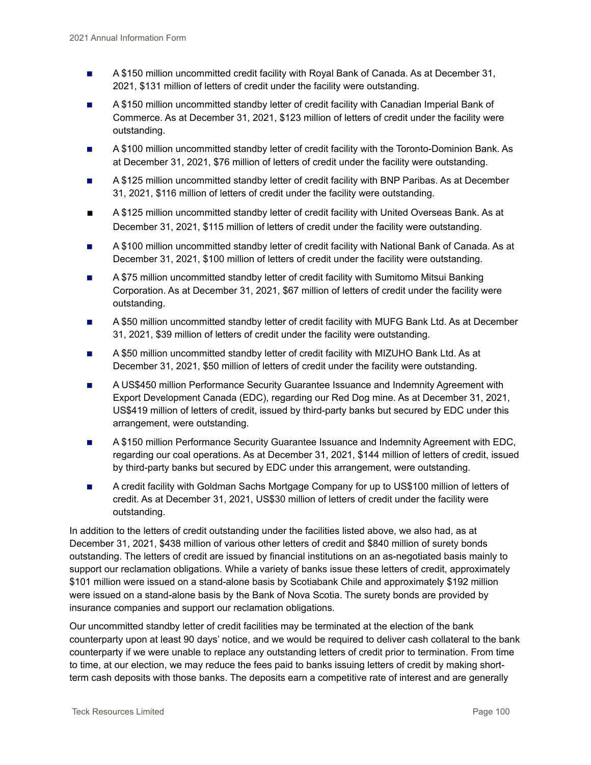- A $150 million uncommitted credit facility with Royal Bank of Canada. As at December 31, 2021, $131 million of letters of credit under the facility were outstanding.
- A $150 million uncommitted standby letter of credit facility with Canadian Imperial Bank of Commerce. As at December 31, 2021, $123 million of letters of credit under the facility were outstanding.
- A $100 million uncommitted standby letter of credit facility with the Toronto-Dominion Bank. As at December 31, 2021, $76 million of letters of credit under the facility were outstanding.
- A $125 million uncommitted standby letter of credit facility with BNP Paribas. As at December 31, 2021, $116 million of letters of credit under the facility were outstanding.
- A $125 million uncommitted standby letter of credit facility with United Overseas Bank. As at December 31, 2021, $115 million of letters of credit under the facility were outstanding.
- A $100 million uncommitted standby letter of credit facility with National Bank of Canada. As at December 31, 2021, $100 million of letters of credit under the facility were outstanding.
- A $75 million uncommitted standby letter of credit facility with Sumitomo Mitsui Banking Corporation. As at December 31, 2021, $67 million of letters of credit under the facility were outstanding.
- A $50 million uncommitted standby letter of credit facility with MUFG Bank Ltd. As at December 31, 2021, $39 million of letters of credit under the facility were outstanding.
- A $50 million uncommitted standby letter of credit facility with MIZUHO Bank Ltd. As at December 31, 2021, $50 million of letters of credit under the facility were outstanding.
- A US$450 million Performance Security Guarantee Issuance and Indemnity Agreement with Export Development Canada (EDC), regarding our Red Dog mine. As at December 31, 2021, US$419 million of letters of credit, issued by third-party banks but secured by EDC under this arrangement, were outstanding.
- A $150 million Performance Security Guarantee Issuance and Indemnity Agreement with EDC, regarding our coal operations. As at December 31, 2021, $144 million of letters of credit, issued by third-party banks but secured by EDC under this arrangement, were outstanding.
- A credit facility with Goldman Sachs Mortgage Company for up to US$100 million of letters of credit. As at December 31, 2021, US$30 million of letters of credit under the facility were outstanding.

In addition to the letters of credit outstanding under the facilities listed above, we also had, as at December 31, 2021, $438 million of various other letters of credit and $840 million of surety bonds outstanding. The letters of credit are issued by financial institutions on an as-negotiated basis mainly to support our reclamation obligations. While a variety of banks issue these letters of credit, approximately $101 million were issued on a stand-alone basis by Scotiabank Chile and approximately $192 million were issued on a stand-alone basis by the Bank of Nova Scotia. The surety bonds are provided by insurance companies and support our reclamation obligations.

Our uncommitted standby letter of credit facilities may be terminated at the election of the bank counterparty upon at least 90 days' notice, and we would be required to deliver cash collateral to the bank counterparty if we were unable to replace any outstanding letters of credit prior to termination. From time to time, at our election, we may reduce the fees paid to banks issuing letters of credit by making short-term cash deposits with those banks. The deposits earn a competitive rate of interest and are generally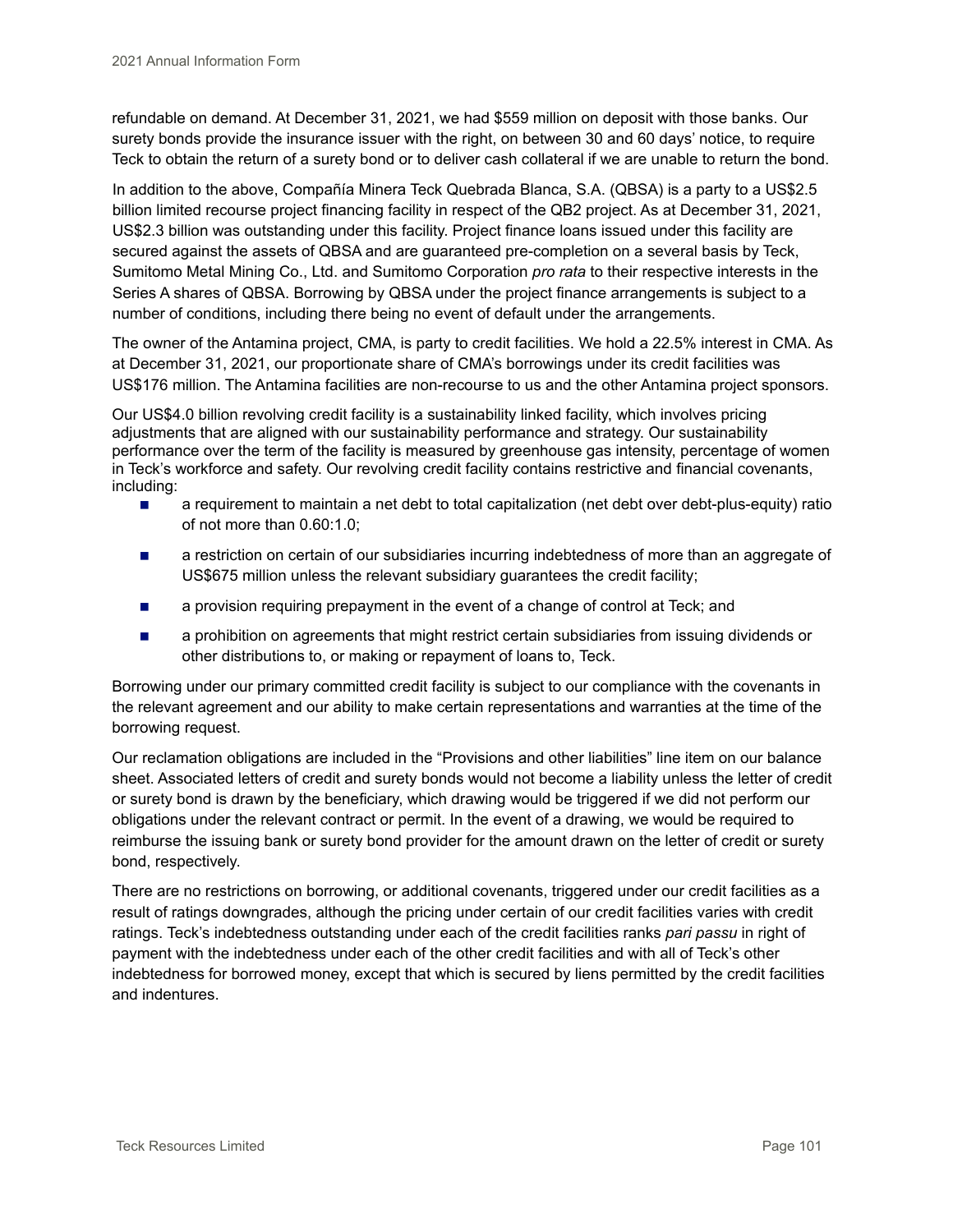refundable on demand. At December 31, 2021, we had $559 million on deposit with those banks. Our surety bonds provide the insurance issuer with the right, on between 30 and 60 days' notice, to require Teck to obtain the return of a surety bond or to deliver cash collateral if we are unable to return the bond.

In addition to the above, Compañía Minera Teck Quebrada Blanca, S.A. (QBSA) is a party to a US$2.5 billion limited recourse project financing facility in respect of the QB2 project. As at December 31, 2021, US$2.3 billion was outstanding under this facility. Project finance loans issued under this facility are secured against the assets of QBSA and are guaranteed pre-completion on a several basis by Teck, Sumitomo Metal Mining Co., Ltd. and Sumitomo Corporation *pro rata* to their respective interests in the Series A shares of QBSA. Borrowing by QBSA under the project finance arrangements is subject to a number of conditions, including there being no event of default under the arrangements.

The owner of the Antamina project, CMA, is party to credit facilities. We hold a 22.5% interest in CMA. As at December 31, 2021, our proportionate share of CMA's borrowings under its credit facilities was US$176 million. The Antamina facilities are non-recourse to us and the other Antamina project sponsors.

Our US$4.0 billion revolving credit facility is a sustainability linked facility, which involves pricing adjustments that are aligned with our sustainability performance and strategy. Our sustainability performance over the term of the facility is measured by greenhouse gas intensity, percentage of women in Teck's workforce and safety. Our revolving credit facility contains restrictive and financial covenants, including:

- a requirement to maintain a net debt to total capitalization (net debt over debt-plus-equity) ratio of not more than 0.60:1.0;
- a restriction on certain of our subsidiaries incurring indebtedness of more than an aggregate of US$675 million unless the relevant subsidiary guarantees the credit facility;
- a provision requiring prepayment in the event of a change of control at Teck; and
- a prohibition on agreements that might restrict certain subsidiaries from issuing dividends or other distributions to, or making or repayment of loans to, Teck.

Borrowing under our primary committed credit facility is subject to our compliance with the covenants in the relevant agreement and our ability to make certain representations and warranties at the time of the borrowing request.

Our reclamation obligations are included in the "Provisions and other liabilities" line item on our balance sheet. Associated letters of credit and surety bonds would not become a liability unless the letter of credit or surety bond is drawn by the beneficiary, which drawing would be triggered if we did not perform our obligations under the relevant contract or permit. In the event of a drawing, we would be required to reimburse the issuing bank or surety bond provider for the amount drawn on the letter of credit or surety bond, respectively.

There are no restrictions on borrowing, or additional covenants, triggered under our credit facilities as a result of ratings downgrades, although the pricing under certain of our credit facilities varies with credit ratings. Teck's indebtedness outstanding under each of the credit facilities ranks *pari passu* in right of payment with the indebtedness under each of the other credit facilities and with all of Teck's other indebtedness for borrowed money, except that which is secured by liens permitted by the credit facilities and indentures.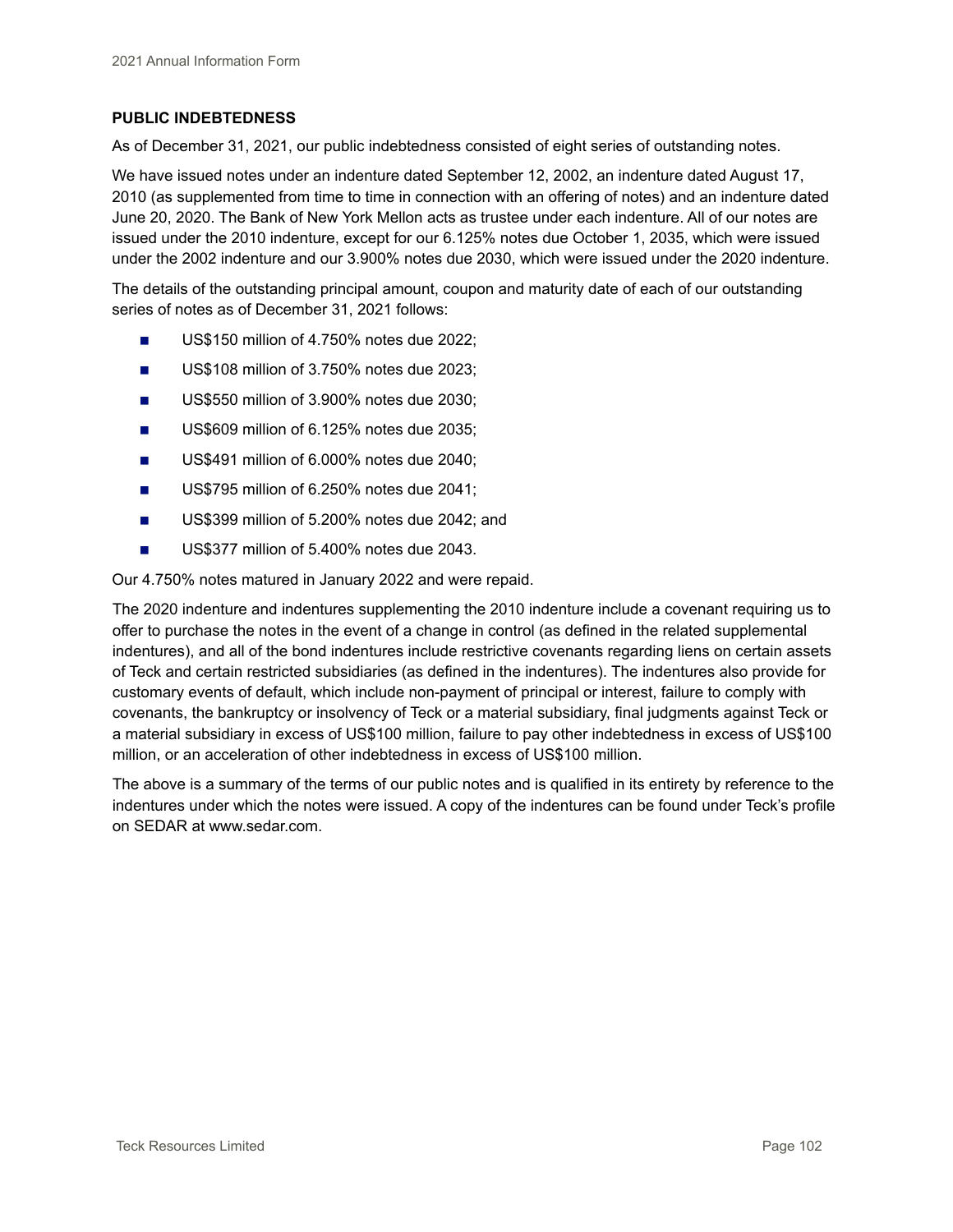## PUBLIC INDEBTEDNESS

As of December 31, 2021, our public indebtedness consisted of eight series of outstanding notes.

We have issued notes under an indenture dated September 12, 2002, an indenture dated August 17, 2010 (as supplemented from time to time in connection with an offering of notes) and an indenture dated June 20, 2020. The Bank of New York Mellon acts as trustee under each indenture. All of our notes are issued under the 2010 indenture, except for our 6.125% notes due October 1, 2035, which were issued under the 2002 indenture and our 3.900% notes due 2030, which were issued under the 2020 indenture.

The details of the outstanding principal amount, coupon and maturity date of each of our outstanding series of notes as of December 31, 2021 follows:

- US$150 million of 4.750% notes due 2022;
- US$108 million of 3.750% notes due 2023;
- US$550 million of 3.900% notes due 2030;
- US$609 million of 6.125% notes due 2035;
- US$491 million of 6.000% notes due 2040;
- US$795 million of 6.250% notes due 2041;
- US$399 million of 5.200% notes due 2042; and
- US$377 million of 5.400% notes due 2043.

Our 4.750% notes matured in January 2022 and were repaid.

The 2020 indenture and indentures supplementing the 2010 indenture include a covenant requiring us to offer to purchase the notes in the event of a change in control (as defined in the related supplemental indentures), and all of the bond indentures include restrictive covenants regarding liens on certain assets of Teck and certain restricted subsidiaries (as defined in the indentures). The indentures also provide for customary events of default, which include non-payment of principal or interest, failure to comply with covenants, the bankruptcy or insolvency of Teck or a material subsidiary, final judgments against Teck or a material subsidiary in excess of US$100 million, failure to pay other indebtedness in excess of US$100 million, or an acceleration of other indebtedness in excess of US$100 million.

The above is a summary of the terms of our public notes and is qualified in its entirety by reference to the indentures under which the notes were issued. A copy of the indentures can be found under Teck's profile on SEDAR at www.sedar.com.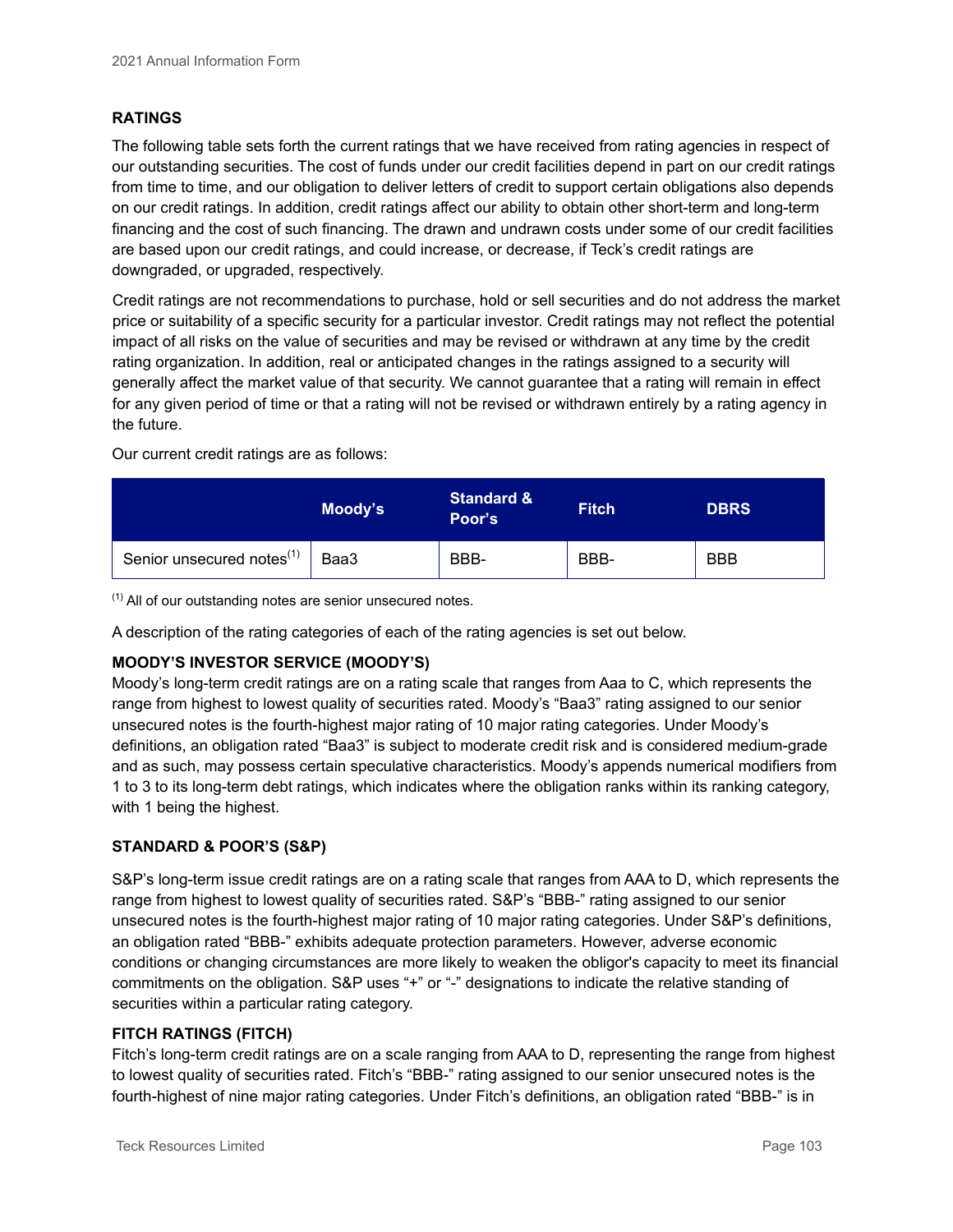## RATINGS

The following table sets forth the current ratings that we have received from rating agencies in respect of our outstanding securities. The cost of funds under our credit facilities depend in part on our credit ratings from time to time, and our obligation to deliver letters of credit to support certain obligations also depends on our credit ratings. In addition, credit ratings affect our ability to obtain other short-term and long-term financing and the cost of such financing. The drawn and undrawn costs under some of our credit facilities are based upon our credit ratings, and could increase, or decrease, if Teck's credit ratings are downgraded, or upgraded, respectively.

Credit ratings are not recommendations to purchase, hold or sell securities and do not address the market price or suitability of a specific security for a particular investor. Credit ratings may not reflect the potential impact of all risks on the value of securities and may be revised or withdrawn at any time by the credit rating organization. In addition, real or anticipated changes in the ratings assigned to a security will generally affect the market value of that security. We cannot guarantee that a rating will remain in effect for any given period of time or that a rating will not be revised or withdrawn entirely by a rating agency in the future.

Our current credit ratings are as follows:

| | Moody's | Standard & Poor's | Fitch | DBRS |
|---|---|---|---|---|
| Senior unsecured notes[1] | Baa3 | BBB- | BBB- | BBB |

[1] All of our outstanding notes are senior unsecured notes.

A description of the rating categories of each of the rating agencies is set out below.

### MOODY'S INVESTOR SERVICE (MOODY'S)

Moody's long-term credit ratings are on a rating scale that ranges from Aaa to C, which represents the range from highest to lowest quality of securities rated. Moody's "Baa3" rating assigned to our senior unsecured notes is the fourth-highest major rating of 10 major rating categories. Under Moody's definitions, an obligation rated "Baa3" is subject to moderate credit risk and is considered medium-grade and as such, may possess certain speculative characteristics. Moody's appends numerical modifiers from 1 to 3 to its long-term debt ratings, which indicates where the obligation ranks within its ranking category, with 1 being the highest.

### STANDARD & POOR'S (S&P)

S&P's long-term issue credit ratings are on a rating scale that ranges from AAA to D, which represents the range from highest to lowest quality of securities rated. S&P's "BBB-" rating assigned to our senior unsecured notes is the fourth-highest major rating of 10 major rating categories. Under S&P's definitions, an obligation rated "BBB-" exhibits adequate protection parameters. However, adverse economic conditions or changing circumstances are more likely to weaken the obligor's capacity to meet its financial commitments on the obligation. S&P uses "+" or "-" designations to indicate the relative standing of securities within a particular rating category.

### FITCH RATINGS (FITCH)

Fitch's long-term credit ratings are on a scale ranging from AAA to D, representing the range from highest to lowest quality of securities rated. Fitch's "BBB-" rating assigned to our senior unsecured notes is the fourth-highest of nine major rating categories. Under Fitch's definitions, an obligation rated "BBB-" is in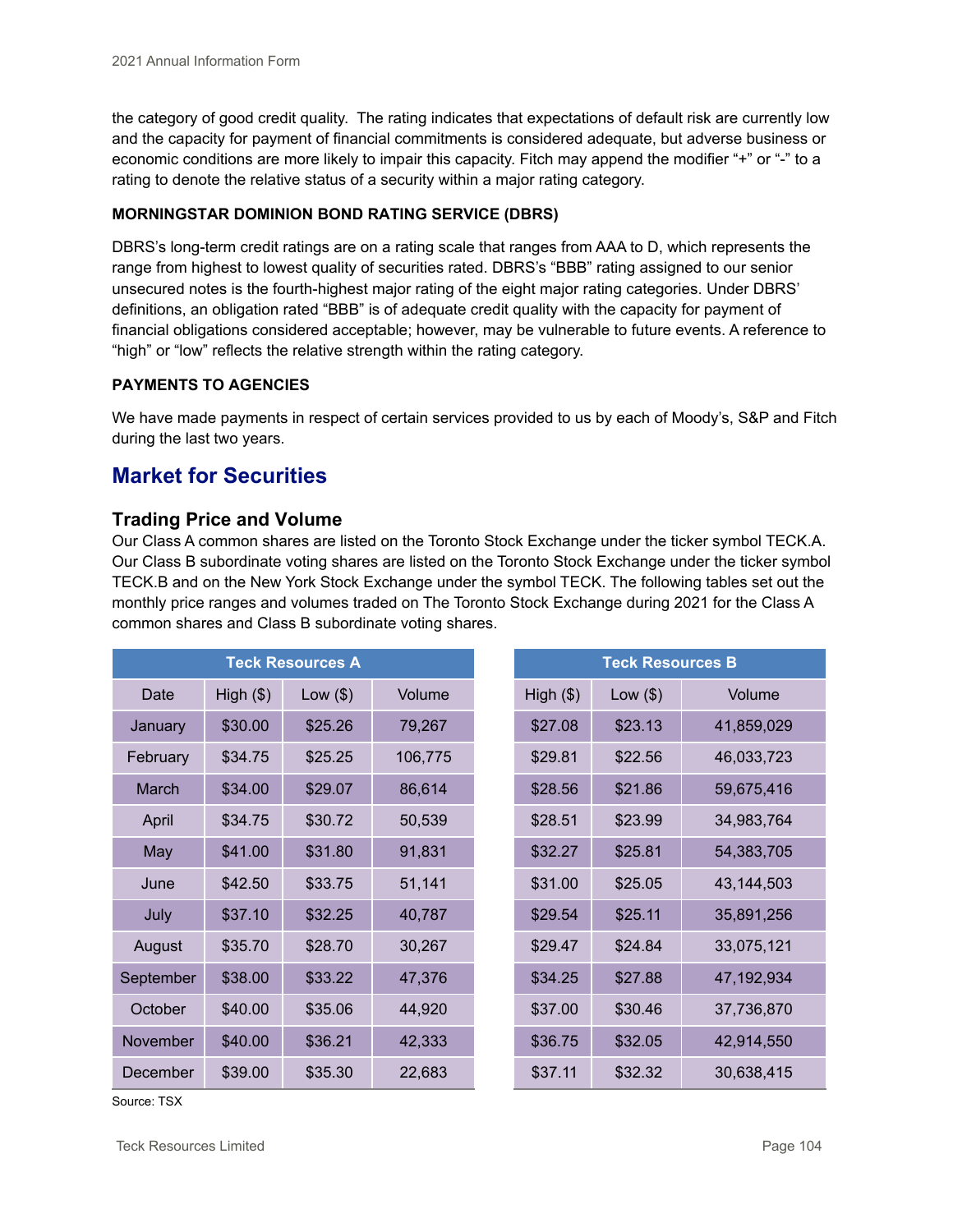the category of good credit quality. The rating indicates that expectations of default risk are currently low and the capacity for payment of financial commitments is considered adequate, but adverse business or economic conditions are more likely to impair this capacity. Fitch may append the modifier "+" or "-" to a rating to denote the relative status of a security within a major rating category.

**MORNINGSTAR DOMINION BOND RATING SERVICE (DBRS)**

DBRS's long-term credit ratings are on a rating scale that ranges from AAA to D, which represents the range from highest to lowest quality of securities rated. DBRS's "BBB" rating assigned to our senior unsecured notes is the fourth-highest major rating of the eight major rating categories. Under DBRS' definitions, an obligation rated "BBB" is of adequate credit quality with the capacity for payment of financial obligations considered acceptable; however, may be vulnerable to future events. A reference to "high" or "low" reflects the relative strength within the rating category.

**PAYMENTS TO AGENCIES**

We have made payments in respect of certain services provided to us by each of Moody's, S&P and Fitch during the last two years.

# Market for Securities

## Trading Price and Volume

Our Class A common shares are listed on the Toronto Stock Exchange under the ticker symbol TECK.A. Our Class B subordinate voting shares are listed on the Toronto Stock Exchange under the ticker symbol TECK.B and on the New York Stock Exchange under the symbol TECK. The following tables set out the monthly price ranges and volumes traded on The Toronto Stock Exchange during 2021 for the Class A common shares and Class B subordinate voting shares.

| | Teck Resources A | | | Teck Resources B | | |
|---|---|---|---|---|---|---|
| Date | High ($) | Low ($) | Volume | High ($) | Low ($) | Volume |
| January | $30.00 | $25.26 | 79,267 | $27.08 | $23.13 | 41,859,029 |
| February | $34.75 | $25.25 | 106,775 | $29.81 | $22.56 | 46,033,723 |
| March | $34.00 | $29.07 | 86,614 | $28.56 | $21.86 | 59,675,416 |
| April | $34.75 | $30.72 | 50,539 | $28.51 | $23.99 | 34,983,764 |
| May | $41.00 | $31.80 | 91,831 | $32.27 | $25.81 | 54,383,705 |
| June | $42.50 | $33.75 | 51,141 | $31.00 | $25.05 | 43,144,503 |
| July | $37.10 | $32.25 | 40,787 | $29.54 | $25.11 | 35,891,256 |
| August | $35.70 | $28.70 | 30,267 | $29.47 | $24.84 | 33,075,121 |
| September | $38.00 | $33.22 | 47,376 | $34.25 | $27.88 | 47,192,934 |
| October | $40.00 | $35.06 | 44,920 | $37.00 | $30.46 | 37,736,870 |
| November | $40.00 | $36.21 | 42,333 | $36.75 | $32.05 | 42,914,550 |
| December | $39.00 | $35.30 | 22,683 | $37.11 | $32.32 | 30,638,415 |

Source: TSX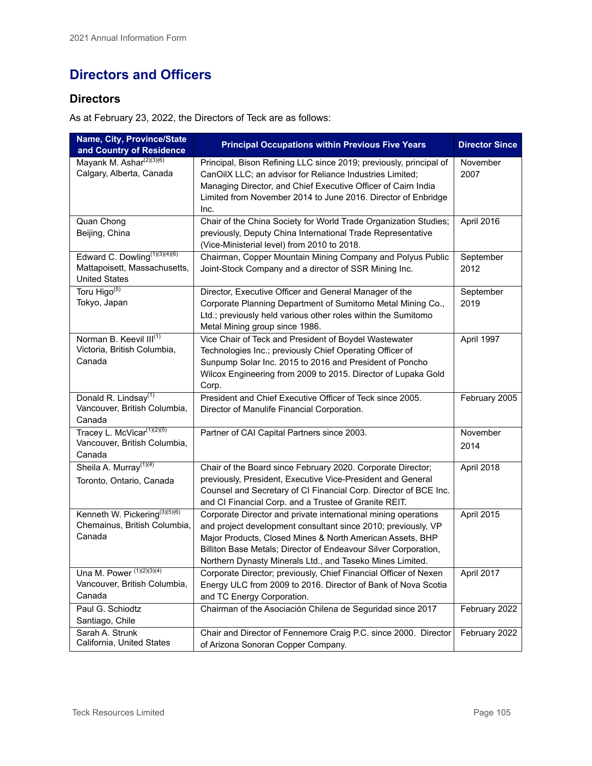# Directors and Officers

## Directors

As at February 23, 2022, the Directors of Teck are as follows:

| Name, City, Province/State and Country of Residence | Principal Occupations within Previous Five Years | Director Since |
|---|---|---|
| Mayank M. Ashar[(2)(3)(6)]<br>Calgary, Alberta, Canada | Principal, Bison Refining LLC since 2019; previously, principal of CanOilX LLC; an advisor for Reliance Industries Limited; Managing Director, and Chief Executive Officer of Cairn India Limited from November 2014 to June 2016. Director of Enbridge Inc. | November 2007 |
| Quan Chong<br>Beijing, China | Chair of the China Society for World Trade Organization Studies; previously, Deputy China International Trade Representative (Vice-Ministerial level) from 2010 to 2018. | April 2016 |
| Edward C. Dowling[(1)(3)(4)(6)]<br>Mattapoisett, Massachusetts, United States | Chairman, Copper Mountain Mining Company and Polyus Public Joint-Stock Company and a director of SSR Mining Inc. | September 2012 |
| Toru Higo[(5)]<br>Tokyo, Japan | Director, Executive Officer and General Manager of the Corporate Planning Department of Sumitomo Metal Mining Co., Ltd.; previously held various other roles within the Sumitomo Metal Mining group since 1986. | September 2019 |
| Norman B. Keevil III[(1)]<br>Victoria, British Columbia, Canada | Vice Chair of Teck and President of Boydel Wastewater Technologies Inc.; previously Chief Operating Officer of Sunpump Solar Inc. 2015 to 2016 and President of Poncho Wilcox Engineering from 2009 to 2015. Director of Lupaka Gold Corp. | April 1997 |
| Donald R. Lindsay[(1)]<br>Vancouver, British Columbia, Canada | President and Chief Executive Officer of Teck since 2005. Director of Manulife Financial Corporation. | February 2005 |
| Tracey L. McVicar[(1)(2)(5)]<br>Vancouver, British Columbia, Canada | Partner of CAI Capital Partners since 2003. | November 2014 |
| Sheila A. Murray[(1)(4)]<br>Toronto, Ontario, Canada | Chair of the Board since February 2020. Corporate Director; previously, President, Executive Vice-President and General Counsel and Secretary of CI Financial Corp. Director of BCE Inc. and CI Financial Corp. and a Trustee of Granite REIT. | April 2018 |
| Kenneth W. Pickering[(3)(5)(6)]<br>Chemainus, British Columbia, Canada | Corporate Director and private international mining operations and project development consultant since 2010; previously, VP Major Products, Closed Mines & North American Assets, BHP Billiton Base Metals; Director of Endeavour Silver Corporation, Northern Dynasty Minerals Ltd., and Taseko Mines Limited. | April 2015 |
| Una M. Power[(1)(2)(3)(4)]<br>Vancouver, British Columbia, Canada | Corporate Director; previously, Chief Financial Officer of Nexen Energy ULC from 2009 to 2016. Director of Bank of Nova Scotia and TC Energy Corporation. | April 2017 |
| Paul G. Schiodtz<br>Santiago, Chile | Chairman of the Asociación Chilena de Seguridad since 2017 | February 2022 |
| Sarah A. Strunk<br>California, United States | Chair and Director of Fennemore Craig P.C. since 2000. Director of Arizona Sonoran Copper Company. | February 2022 |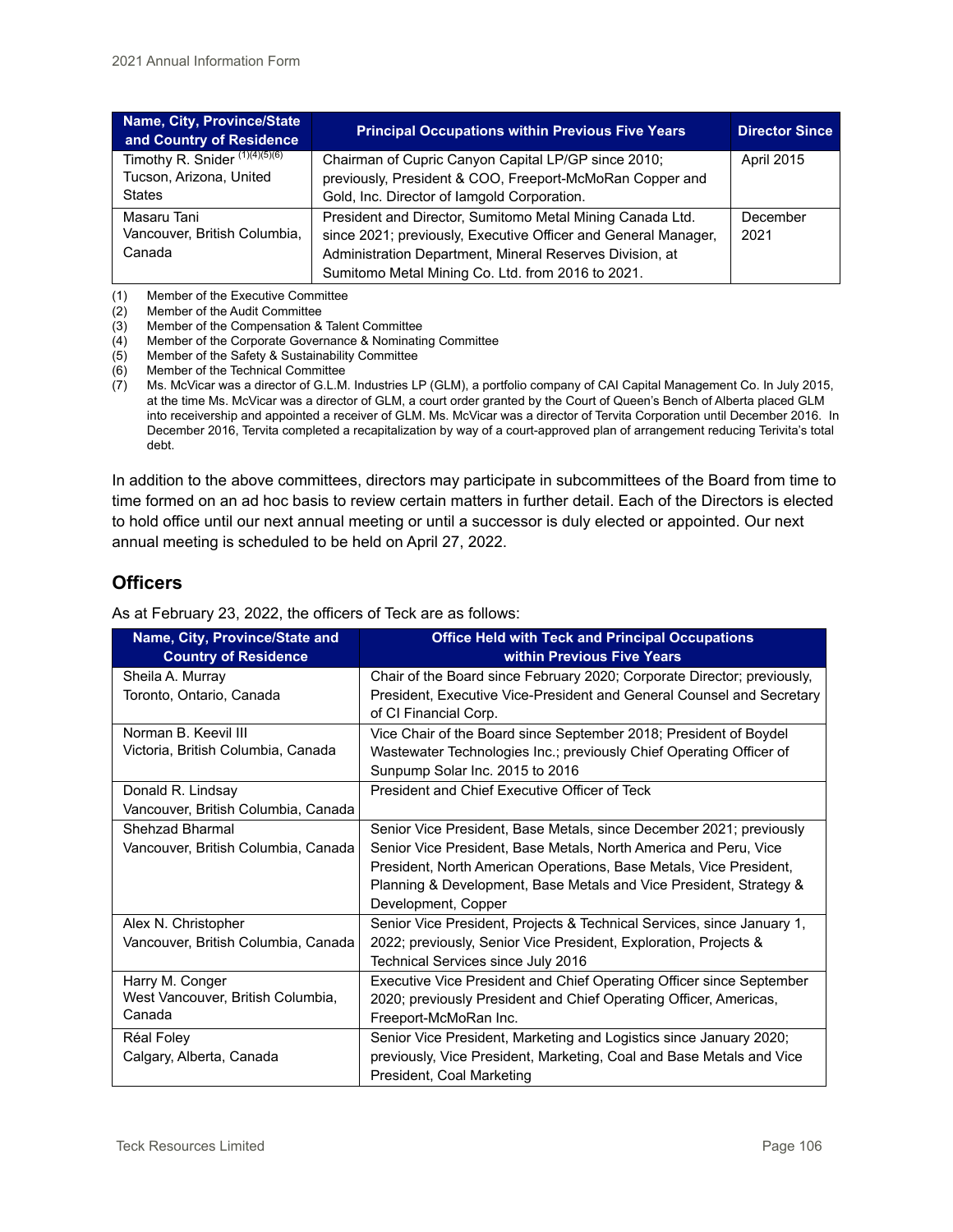| Name, City, Province/State and Country of Residence | Principal Occupations within Previous Five Years | Director Since |
|---|---|---|
| Timothy R. Snider [(1)(4)(5)(6)] Tucson, Arizona, United States | Chairman of Cupric Canyon Capital LP/GP since 2010; previously, President & COO, Freeport-McMoRan Copper and Gold, Inc. Director of Iamgold Corporation. | April 2015 |
| Masaru Tani Vancouver, British Columbia, Canada | President and Director, Sumitomo Metal Mining Canada Ltd. since 2021; previously, Executive Officer and General Manager, Administration Department, Mineral Reserves Division, at Sumitomo Metal Mining Co. Ltd. from 2016 to 2021. | December 2021 |

(1) Member of the Executive Committee
(2) Member of the Audit Committee
(3) Member of the Compensation & Talent Committee
(4) Member of the Corporate Governance & Nominating Committee
(5) Member of the Safety & Sustainability Committee
(6) Member of the Technical Committee
(7) Ms. McVicar was a director of G.L.M. Industries LP (GLM), a portfolio company of CAI Capital Management Co. In July 2015, at the time Ms. McVicar was a director of GLM, a court order granted by the Court of Queen's Bench of Alberta placed GLM into receivership and appointed a receiver of GLM. Ms. McVicar was a director of Tervita Corporation until December 2016. In December 2016, Tervita completed a recapitalization by way of a court-approved plan of arrangement reducing Terivita's total debt.

In addition to the above committees, directors may participate in subcommittees of the Board from time to time formed on an ad hoc basis to review certain matters in further detail. Each of the Directors is elected to hold office until our next annual meeting or until a successor is duly elected or appointed. Our next annual meeting is scheduled to be held on April 27, 2022.

## Officers

As at February 23, 2022, the officers of Teck are as follows:

| Name, City, Province/State and Country of Residence | Office Held with Teck and Principal Occupations within Previous Five Years |
|---|---|
| Sheila A. Murray Toronto, Ontario, Canada | Chair of the Board since February 2020; Corporate Director; previously, President, Executive Vice-President and General Counsel and Secretary of CI Financial Corp. |
| Norman B. Keevil III Victoria, British Columbia, Canada | Vice Chair of the Board since September 2018; President of Boydel Wastewater Technologies Inc.; previously Chief Operating Officer of Sunpump Solar Inc. 2015 to 2016 |
| Donald R. Lindsay Vancouver, British Columbia, Canada | President and Chief Executive Officer of Teck |
| Shehzad Bharmal Vancouver, British Columbia, Canada | Senior Vice President, Base Metals, since December 2021; previously Senior Vice President, Base Metals, North America and Peru, Vice President, North American Operations, Base Metals, Vice President, Planning & Development, Base Metals and Vice President, Strategy & Development, Copper |
| Alex N. Christopher Vancouver, British Columbia, Canada | Senior Vice President, Projects & Technical Services, since January 1, 2022; previously, Senior Vice President, Exploration, Projects & Technical Services since July 2016 |
| Harry M. Conger West Vancouver, British Columbia, Canada | Executive Vice President and Chief Operating Officer since September 2020; previously President and Chief Operating Officer, Americas, Freeport-McMoRan Inc. |
| Réal Foley Calgary, Alberta, Canada | Senior Vice President, Marketing and Logistics since January 2020; previously, Vice President, Marketing, Coal and Base Metals and Vice President, Coal Marketing |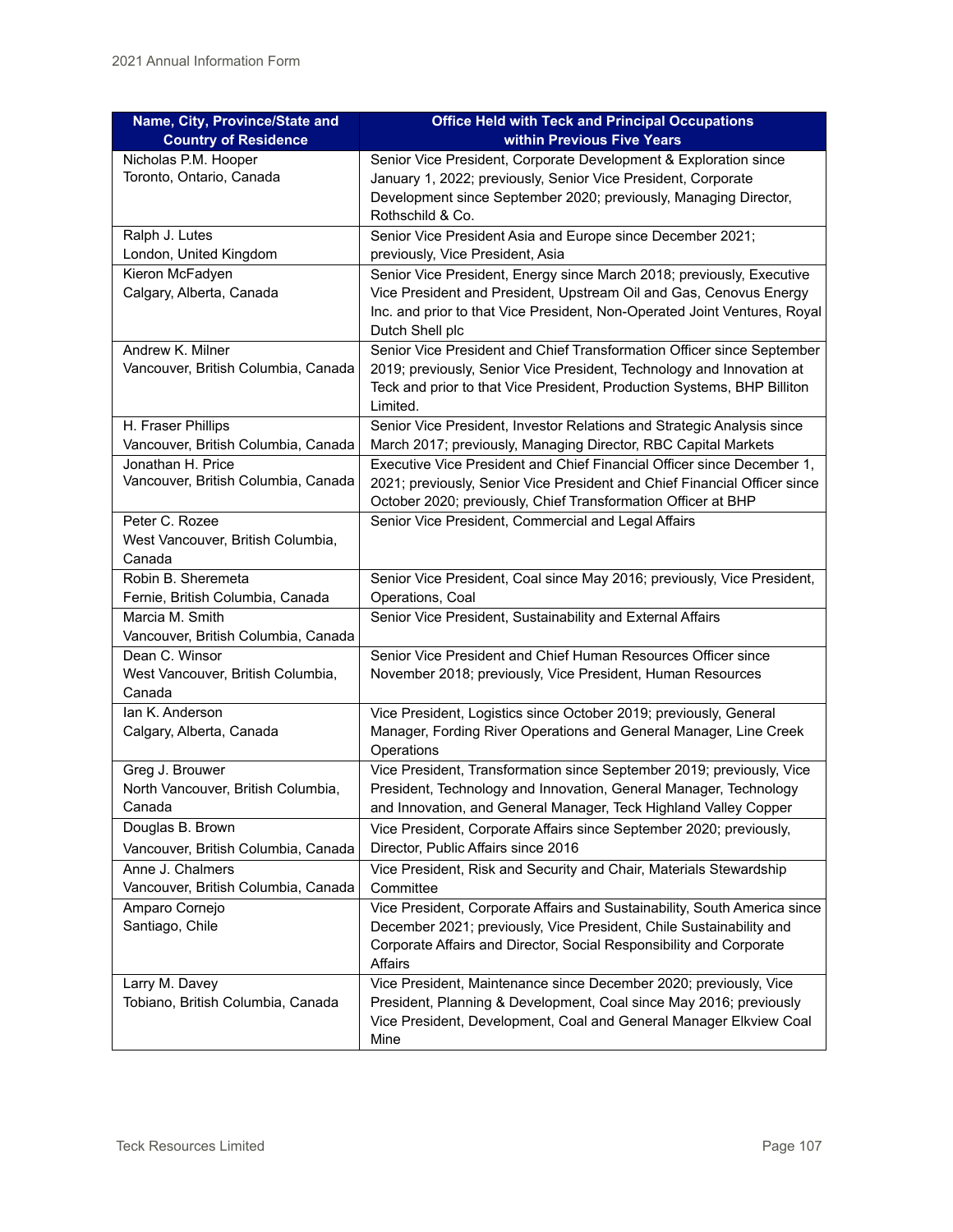| Name, City, Province/State and Country of Residence | Office Held with Teck and Principal Occupations within Previous Five Years |
|---|---|
| Nicholas P.M. Hooper<br>Toronto, Ontario, Canada | Senior Vice President, Corporate Development & Exploration since January 1, 2022; previously, Senior Vice President, Corporate Development since September 2020; previously, Managing Director, Rothschild & Co. |
| Ralph J. Lutes<br>London, United Kingdom | Senior Vice President Asia and Europe since December 2021; previously, Vice President, Asia |
| Kieron McFadyen<br>Calgary, Alberta, Canada | Senior Vice President, Energy since March 2018; previously, Executive Vice President and President, Upstream Oil and Gas, Cenovus Energy Inc. and prior to that Vice President, Non-Operated Joint Ventures, Royal Dutch Shell plc |
| Andrew K. Milner<br>Vancouver, British Columbia, Canada | Senior Vice President and Chief Transformation Officer since September 2019; previously, Senior Vice President, Technology and Innovation at Teck and prior to that Vice President, Production Systems, BHP Billiton Limited. |
| H. Fraser Phillips<br>Vancouver, British Columbia, Canada | Senior Vice President, Investor Relations and Strategic Analysis since March 2017; previously, Managing Director, RBC Capital Markets |
| Jonathan H. Price<br>Vancouver, British Columbia, Canada | Executive Vice President and Chief Financial Officer since December 1, 2021; previously, Senior Vice President and Chief Financial Officer since October 2020; previously, Chief Transformation Officer at BHP |
| Peter C. Rozee<br>West Vancouver, British Columbia, Canada | Senior Vice President, Commercial and Legal Affairs |
| Robin B. Sheremeta<br>Fernie, British Columbia, Canada | Senior Vice President, Coal since May 2016; previously, Vice President, Operations, Coal |
| Marcia M. Smith<br>Vancouver, British Columbia, Canada | Senior Vice President, Sustainability and External Affairs |
| Dean C. Winsor<br>West Vancouver, British Columbia, Canada | Senior Vice President and Chief Human Resources Officer since November 2018; previously, Vice President, Human Resources |
| Ian K. Anderson<br>Calgary, Alberta, Canada | Vice President, Logistics since October 2019; previously, General Manager, Fording River Operations and General Manager, Line Creek Operations |
| Greg J. Brouwer<br>North Vancouver, British Columbia, Canada | Vice President, Transformation since September 2019; previously, Vice President, Technology and Innovation, General Manager, Technology and Innovation, and General Manager, Teck Highland Valley Copper |
| Douglas B. Brown<br>Vancouver, British Columbia, Canada | Vice President, Corporate Affairs since September 2020; previously, Director, Public Affairs since 2016 |
| Anne J. Chalmers<br>Vancouver, British Columbia, Canada | Vice President, Risk and Security and Chair, Materials Stewardship Committee |
| Amparo Cornejo<br>Santiago, Chile | Vice President, Corporate Affairs and Sustainability, South America since December 2021; previously, Vice President, Chile Sustainability and Corporate Affairs and Director, Social Responsibility and Corporate Affairs |
| Larry M. Davey<br>Tobiano, British Columbia, Canada | Vice President, Maintenance since December 2020; previously, Vice President, Planning & Development, Coal since May 2016; previously Vice President, Development, Coal and General Manager Elkview Coal Mine |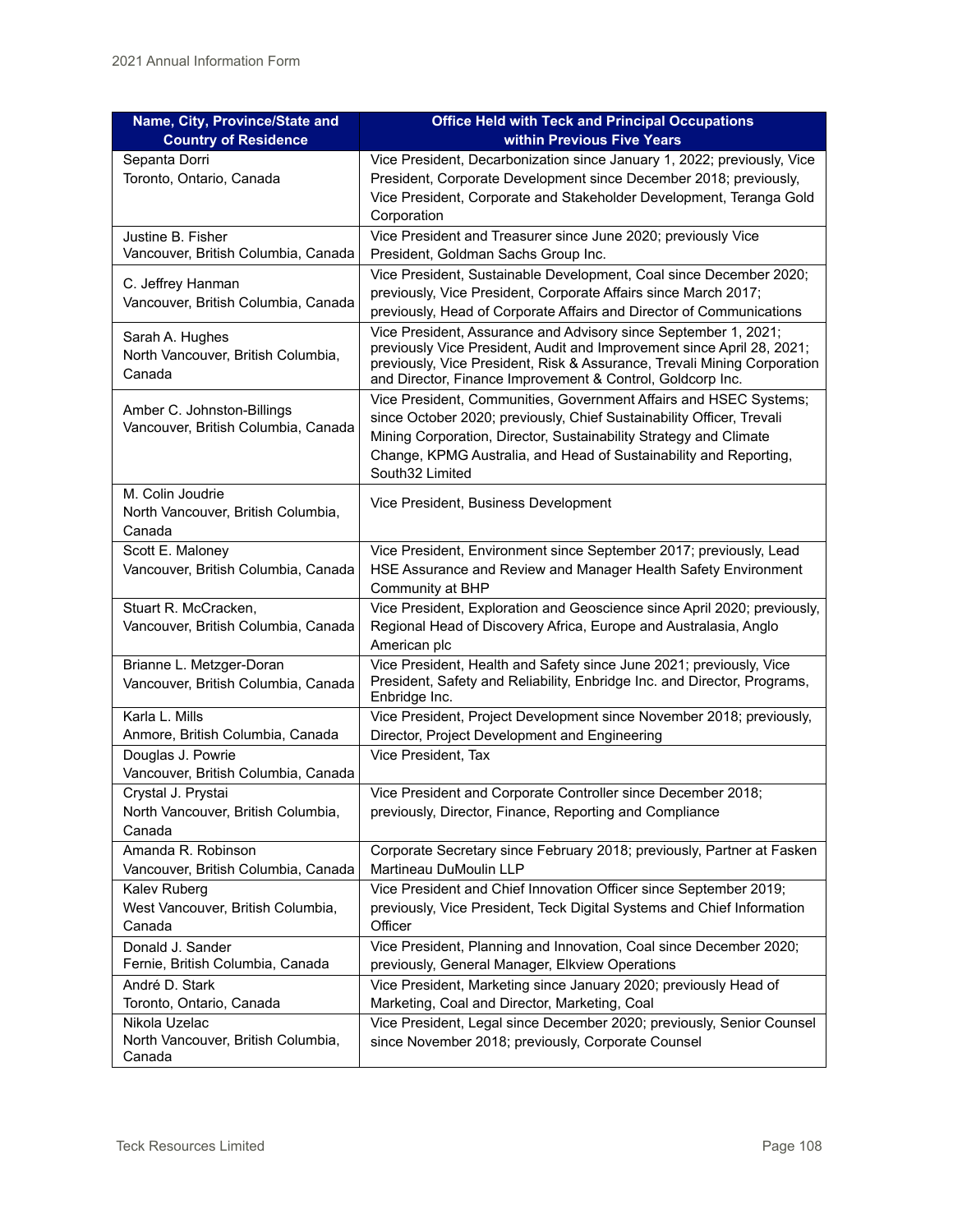| Name, City, Province/State and Country of Residence | Office Held with Teck and Principal Occupations within Previous Five Years |
|---|---|
| Sepanta Dorri<br>Toronto, Ontario, Canada | Vice President, Decarbonization since January 1, 2022; previously, Vice President, Corporate Development since December 2018; previously, Vice President, Corporate and Stakeholder Development, Teranga Gold Corporation |
| Justine B. Fisher<br>Vancouver, British Columbia, Canada | Vice President and Treasurer since June 2020; previously Vice President, Goldman Sachs Group Inc. |
| C. Jeffrey Hanman<br>Vancouver, British Columbia, Canada | Vice President, Sustainable Development, Coal since December 2020; previously, Vice President, Corporate Affairs since March 2017; previously, Head of Corporate Affairs and Director of Communications |
| Sarah A. Hughes<br>North Vancouver, British Columbia, Canada | Vice President, Assurance and Advisory since September 1, 2021; previously Vice President, Audit and Improvement since April 28, 2021; previously, Vice President, Risk & Assurance, Trevali Mining Corporation and Director, Finance Improvement & Control, Goldcorp Inc. |
| Amber C. Johnston-Billings<br>Vancouver, British Columbia, Canada | Vice President, Communities, Government Affairs and HSEC Systems; since October 2020; previously, Chief Sustainability Officer, Trevali Mining Corporation, Director, Sustainability Strategy and Climate Change, KPMG Australia, and Head of Sustainability and Reporting, South32 Limited |
| M. Colin Joudrie<br>North Vancouver, British Columbia, Canada | Vice President, Business Development |
| Scott E. Maloney<br>Vancouver, British Columbia, Canada | Vice President, Environment since September 2017; previously, Lead HSE Assurance and Review and Manager Health Safety Environment Community at BHP |
| Stuart R. McCracken,<br>Vancouver, British Columbia, Canada | Vice President, Exploration and Geoscience since April 2020; previously, Regional Head of Discovery Africa, Europe and Australasia, Anglo American plc |
| Brianne L. Metzger-Doran<br>Vancouver, British Columbia, Canada | Vice President, Health and Safety since June 2021; previously, Vice President, Safety and Reliability, Enbridge Inc. and Director, Programs, Enbridge Inc. |
| Karla L. Mills<br>Anmore, British Columbia, Canada | Vice President, Project Development since November 2018; previously, Director, Project Development and Engineering |
| Douglas J. Powrie<br>Vancouver, British Columbia, Canada | Vice President, Tax |
| Crystal J. Prystai<br>North Vancouver, British Columbia, Canada | Vice President and Corporate Controller since December 2018; previously, Director, Finance, Reporting and Compliance |
| Amanda R. Robinson<br>Vancouver, British Columbia, Canada | Corporate Secretary since February 2018; previously, Partner at Fasken Martineau DuMoulin LLP |
| Kalev Ruberg<br>West Vancouver, British Columbia, Canada | Vice President and Chief Innovation Officer since September 2019; previously, Vice President, Teck Digital Systems and Chief Information Officer |
| Donald J. Sander<br>Fernie, British Columbia, Canada | Vice President, Planning and Innovation, Coal since December 2020; previously, General Manager, Elkview Operations |
| André D. Stark<br>Toronto, Ontario, Canada | Vice President, Marketing since January 2020; previously Head of Marketing, Coal and Director, Marketing, Coal |
| Nikola Uzelac<br>North Vancouver, British Columbia, Canada | Vice President, Legal since December 2020; previously, Senior Counsel since November 2018; previously, Corporate Counsel |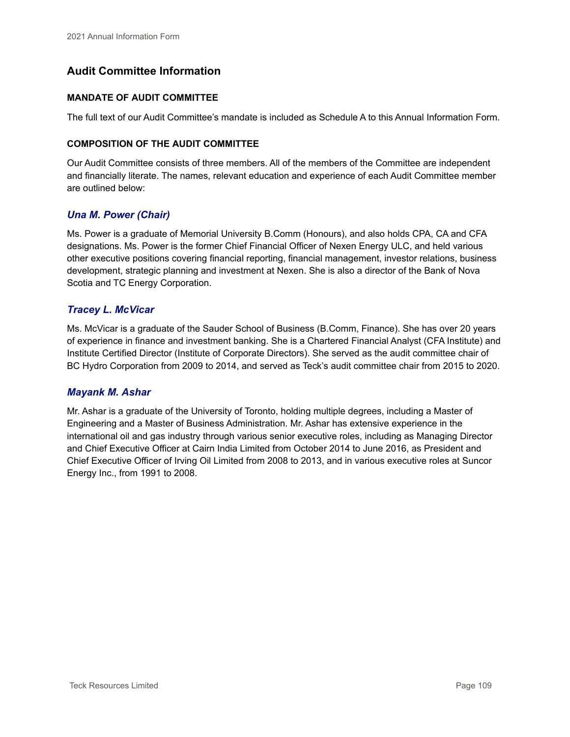# Audit Committee Information

### MANDATE OF AUDIT COMMITTEE

The full text of our Audit Committee's mandate is included as Schedule A to this Annual Information Form.

### COMPOSITION OF THE AUDIT COMMITTEE

Our Audit Committee consists of three members. All of the members of the Committee are independent and financially literate. The names, relevant education and experience of each Audit Committee member are outlined below:

## *Una M. Power (Chair)*

Ms. Power is a graduate of Memorial University B.Comm (Honours), and also holds CPA, CA and CFA designations. Ms. Power is the former Chief Financial Officer of Nexen Energy ULC, and held various other executive positions covering financial reporting, financial management, investor relations, business development, strategic planning and investment at Nexen. She is also a director of the Bank of Nova Scotia and TC Energy Corporation.

## *Tracey L. McVicar*

Ms. McVicar is a graduate of the Sauder School of Business (B.Comm, Finance). She has over 20 years of experience in finance and investment banking. She is a Chartered Financial Analyst (CFA Institute) and Institute Certified Director (Institute of Corporate Directors). She served as the audit committee chair of BC Hydro Corporation from 2009 to 2014, and served as Teck's audit committee chair from 2015 to 2020.

## *Mayank M. Ashar*

Mr. Ashar is a graduate of the University of Toronto, holding multiple degrees, including a Master of Engineering and a Master of Business Administration. Mr. Ashar has extensive experience in the international oil and gas industry through various senior executive roles, including as Managing Director and Chief Executive Officer at Cairn India Limited from October 2014 to June 2016, as President and Chief Executive Officer of Irving Oil Limited from 2008 to 2013, and in various executive roles at Suncor Energy Inc., from 1991 to 2008.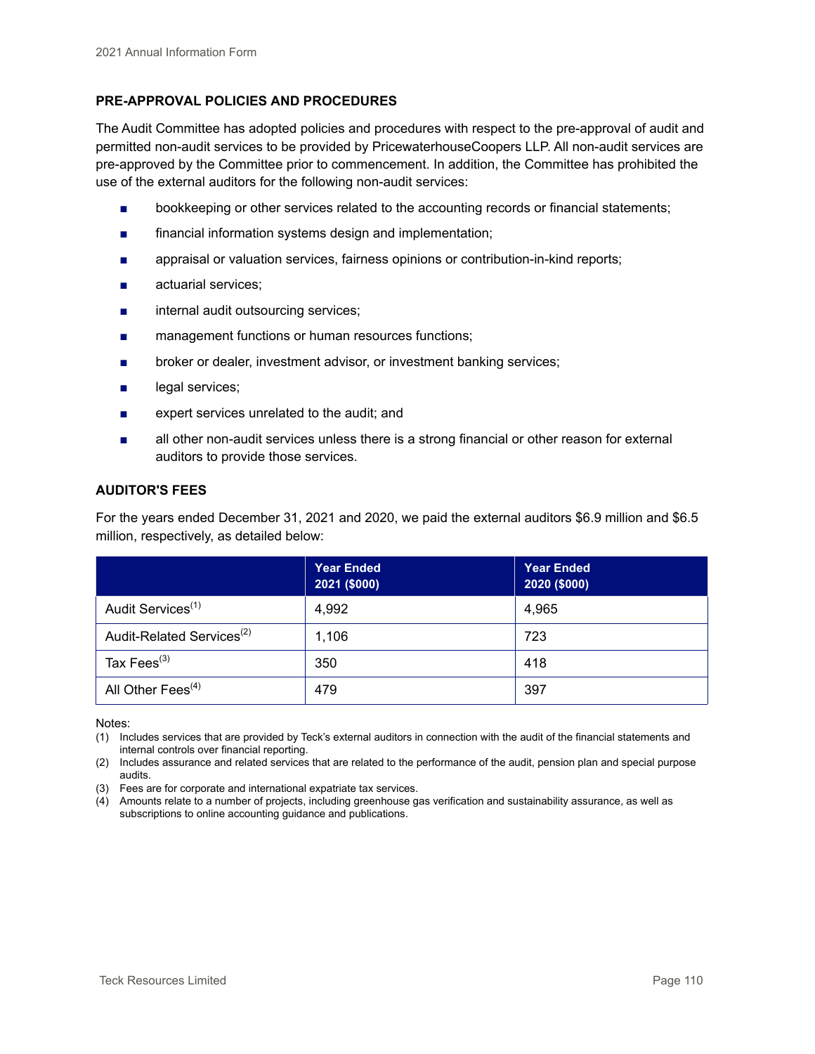## PRE-APPROVAL POLICIES AND PROCEDURES

The Audit Committee has adopted policies and procedures with respect to the pre-approval of audit and permitted non-audit services to be provided by PricewaterhouseCoopers LLP. All non-audit services are pre-approved by the Committee prior to commencement. In addition, the Committee has prohibited the use of the external auditors for the following non-audit services:

- bookkeeping or other services related to the accounting records or financial statements;
- financial information systems design and implementation;
- appraisal or valuation services, fairness opinions or contribution-in-kind reports;
- actuarial services;
- internal audit outsourcing services;
- management functions or human resources functions;
- broker or dealer, investment advisor, or investment banking services;
- legal services;
- expert services unrelated to the audit; and
- all other non-audit services unless there is a strong financial or other reason for external auditors to provide those services.

## AUDITOR'S FEES

For the years ended December 31, 2021 and 2020, we paid the external auditors $6.9 million and $6.5 million, respectively, as detailed below:

| | Year Ended 2021 ($000) | Year Ended 2020 ($000) |
|---|---|---|
| Audit Services[(1)] | 4,992 | 4,965 |
| Audit-Related Services[(2)] | 1,106 | 723 |
| Tax Fees[(3)] | 350 | 418 |
| All Other Fees[(4)] | 479 | 397 |

Notes:

(1) Includes services that are provided by Teck's external auditors in connection with the audit of the financial statements and internal controls over financial reporting.

(2) Includes assurance and related services that are related to the performance of the audit, pension plan and special purpose audits.

(3) Fees are for corporate and international expatriate tax services.

(4) Amounts relate to a number of projects, including greenhouse gas verification and sustainability assurance, as well as subscriptions to online accounting guidance and publications.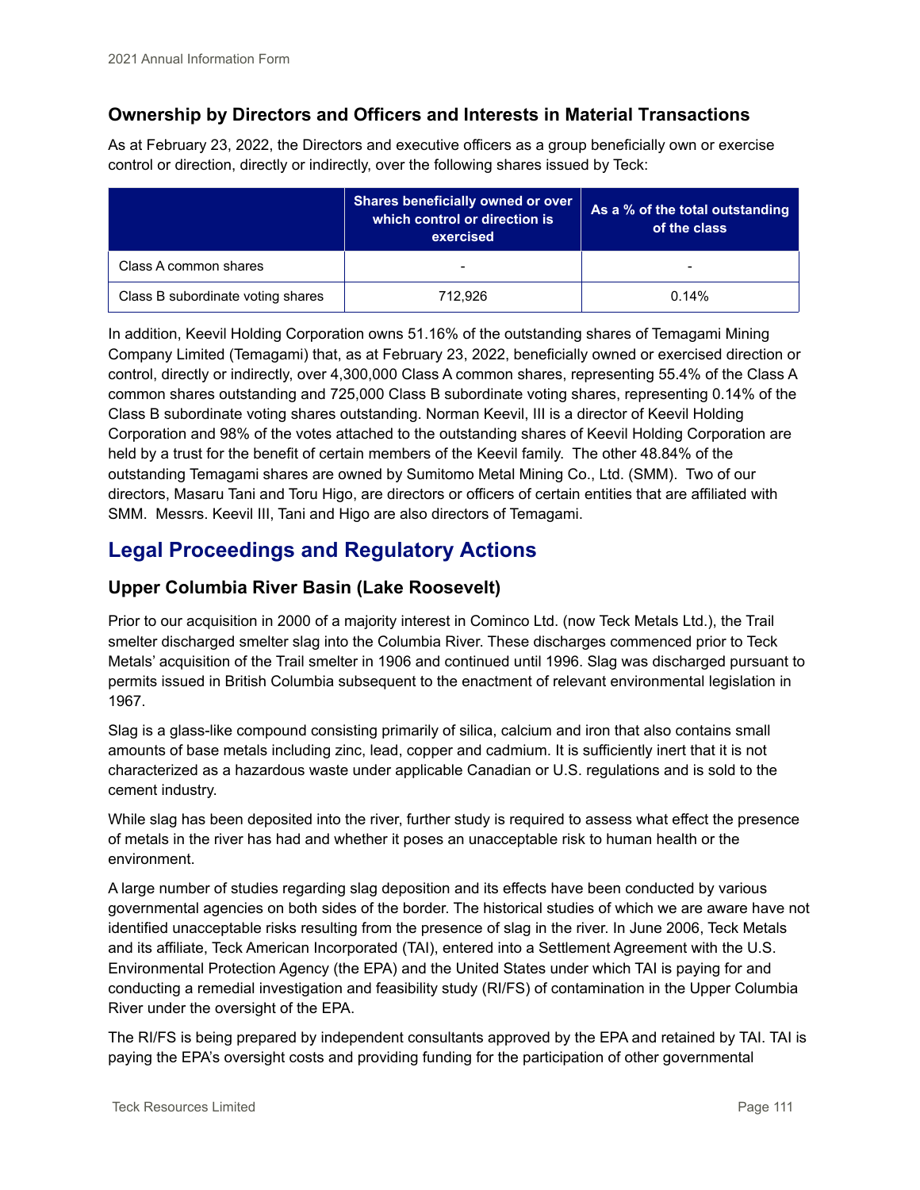### Ownership by Directors and Officers and Interests in Material Transactions

As at February 23, 2022, the Directors and executive officers as a group beneficially own or exercise control or direction, directly or indirectly, over the following shares issued by Teck:

| | Shares beneficially owned or over which control or direction is exercised | As a % of the total outstanding of the class |
|---|---|---|
| Class A common shares | - | - |
| Class B subordinate voting shares | 712,926 | 0.14% |

In addition, Keevil Holding Corporation owns 51.16% of the outstanding shares of Temagami Mining Company Limited (Temagami) that, as at February 23, 2022, beneficially owned or exercised direction or control, directly or indirectly, over 4,300,000 Class A common shares, representing 55.4% of the Class A common shares outstanding and 725,000 Class B subordinate voting shares, representing 0.14% of the Class B subordinate voting shares outstanding. Norman Keevil, III is a director of Keevil Holding Corporation and 98% of the votes attached to the outstanding shares of Keevil Holding Corporation are held by a trust for the benefit of certain members of the Keevil family. The other 48.84% of the outstanding Temagami shares are owned by Sumitomo Metal Mining Co., Ltd. (SMM). Two of our directors, Masaru Tani and Toru Higo, are directors or officers of certain entities that are affiliated with SMM. Messrs. Keevil III, Tani and Higo are also directors of Temagami.

## Legal Proceedings and Regulatory Actions

### Upper Columbia River Basin (Lake Roosevelt)

Prior to our acquisition in 2000 of a majority interest in Cominco Ltd. (now Teck Metals Ltd.), the Trail smelter discharged smelter slag into the Columbia River. These discharges commenced prior to Teck Metals' acquisition of the Trail smelter in 1906 and continued until 1996. Slag was discharged pursuant to permits issued in British Columbia subsequent to the enactment of relevant environmental legislation in 1967.

Slag is a glass-like compound consisting primarily of silica, calcium and iron that also contains small amounts of base metals including zinc, lead, copper and cadmium. It is sufficiently inert that it is not characterized as a hazardous waste under applicable Canadian or U.S. regulations and is sold to the cement industry.

While slag has been deposited into the river, further study is required to assess what effect the presence of metals in the river has had and whether it poses an unacceptable risk to human health or the environment.

A large number of studies regarding slag deposition and its effects have been conducted by various governmental agencies on both sides of the border. The historical studies of which we are aware have not identified unacceptable risks resulting from the presence of slag in the river. In June 2006, Teck Metals and its affiliate, Teck American Incorporated (TAI), entered into a Settlement Agreement with the U.S. Environmental Protection Agency (the EPA) and the United States under which TAI is paying for and conducting a remedial investigation and feasibility study (RI/FS) of contamination in the Upper Columbia River under the oversight of the EPA.

The RI/FS is being prepared by independent consultants approved by the EPA and retained by TAI. TAI is paying the EPA's oversight costs and providing funding for the participation of other governmental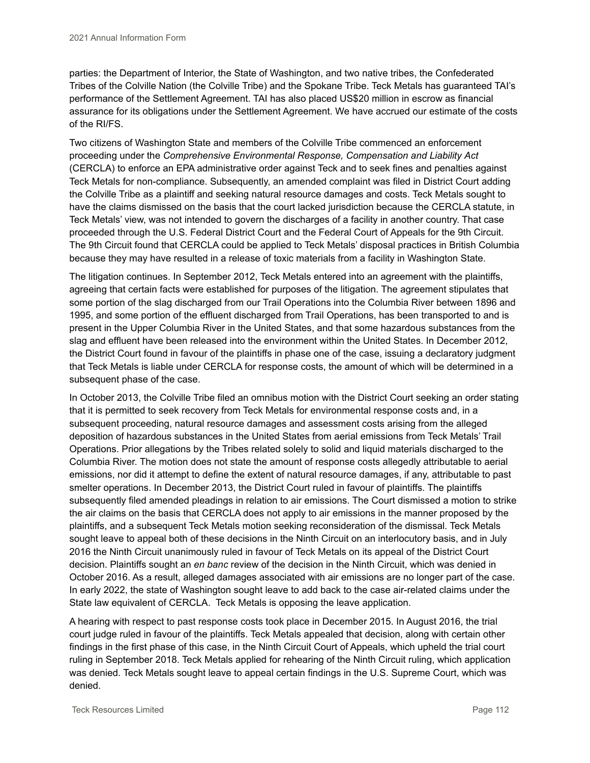parties: the Department of Interior, the State of Washington, and two native tribes, the Confederated Tribes of the Colville Nation (the Colville Tribe) and the Spokane Tribe. Teck Metals has guaranteed TAI's performance of the Settlement Agreement. TAI has also placed US$20 million in escrow as financial assurance for its obligations under the Settlement Agreement. We have accrued our estimate of the costs of the RI/FS.

Two citizens of Washington State and members of the Colville Tribe commenced an enforcement proceeding under the *Comprehensive Environmental Response, Compensation and Liability Act* (CERCLA) to enforce an EPA administrative order against Teck and to seek fines and penalties against Teck Metals for non-compliance. Subsequently, an amended complaint was filed in District Court adding the Colville Tribe as a plaintiff and seeking natural resource damages and costs. Teck Metals sought to have the claims dismissed on the basis that the court lacked jurisdiction because the CERCLA statute, in Teck Metals' view, was not intended to govern the discharges of a facility in another country. That case proceeded through the U.S. Federal District Court and the Federal Court of Appeals for the 9th Circuit. The 9th Circuit found that CERCLA could be applied to Teck Metals' disposal practices in British Columbia because they may have resulted in a release of toxic materials from a facility in Washington State.

The litigation continues. In September 2012, Teck Metals entered into an agreement with the plaintiffs, agreeing that certain facts were established for purposes of the litigation. The agreement stipulates that some portion of the slag discharged from our Trail Operations into the Columbia River between 1896 and 1995, and some portion of the effluent discharged from Trail Operations, has been transported to and is present in the Upper Columbia River in the United States, and that some hazardous substances from the slag and effluent have been released into the environment within the United States. In December 2012, the District Court found in favour of the plaintiffs in phase one of the case, issuing a declaratory judgment that Teck Metals is liable under CERCLA for response costs, the amount of which will be determined in a subsequent phase of the case.

In October 2013, the Colville Tribe filed an omnibus motion with the District Court seeking an order stating that it is permitted to seek recovery from Teck Metals for environmental response costs and, in a subsequent proceeding, natural resource damages and assessment costs arising from the alleged deposition of hazardous substances in the United States from aerial emissions from Teck Metals' Trail Operations. Prior allegations by the Tribes related solely to solid and liquid materials discharged to the Columbia River. The motion does not state the amount of response costs allegedly attributable to aerial emissions, nor did it attempt to define the extent of natural resource damages, if any, attributable to past smelter operations. In December 2013, the District Court ruled in favour of plaintiffs. The plaintiffs subsequently filed amended pleadings in relation to air emissions. The Court dismissed a motion to strike the air claims on the basis that CERCLA does not apply to air emissions in the manner proposed by the plaintiffs, and a subsequent Teck Metals motion seeking reconsideration of the dismissal. Teck Metals sought leave to appeal both of these decisions in the Ninth Circuit on an interlocutory basis, and in July 2016 the Ninth Circuit unanimously ruled in favour of Teck Metals on its appeal of the District Court decision. Plaintiffs sought an *en banc* review of the decision in the Ninth Circuit, which was denied in October 2016. As a result, alleged damages associated with air emissions are no longer part of the case. In early 2022, the state of Washington sought leave to add back to the case air-related claims under the State law equivalent of CERCLA. Teck Metals is opposing the leave application.

A hearing with respect to past response costs took place in December 2015. In August 2016, the trial court judge ruled in favour of the plaintiffs. Teck Metals appealed that decision, along with certain other findings in the first phase of this case, in the Ninth Circuit Court of Appeals, which upheld the trial court ruling in September 2018. Teck Metals applied for rehearing of the Ninth Circuit ruling, which application was denied. Teck Metals sought leave to appeal certain findings in the U.S. Supreme Court, which was denied.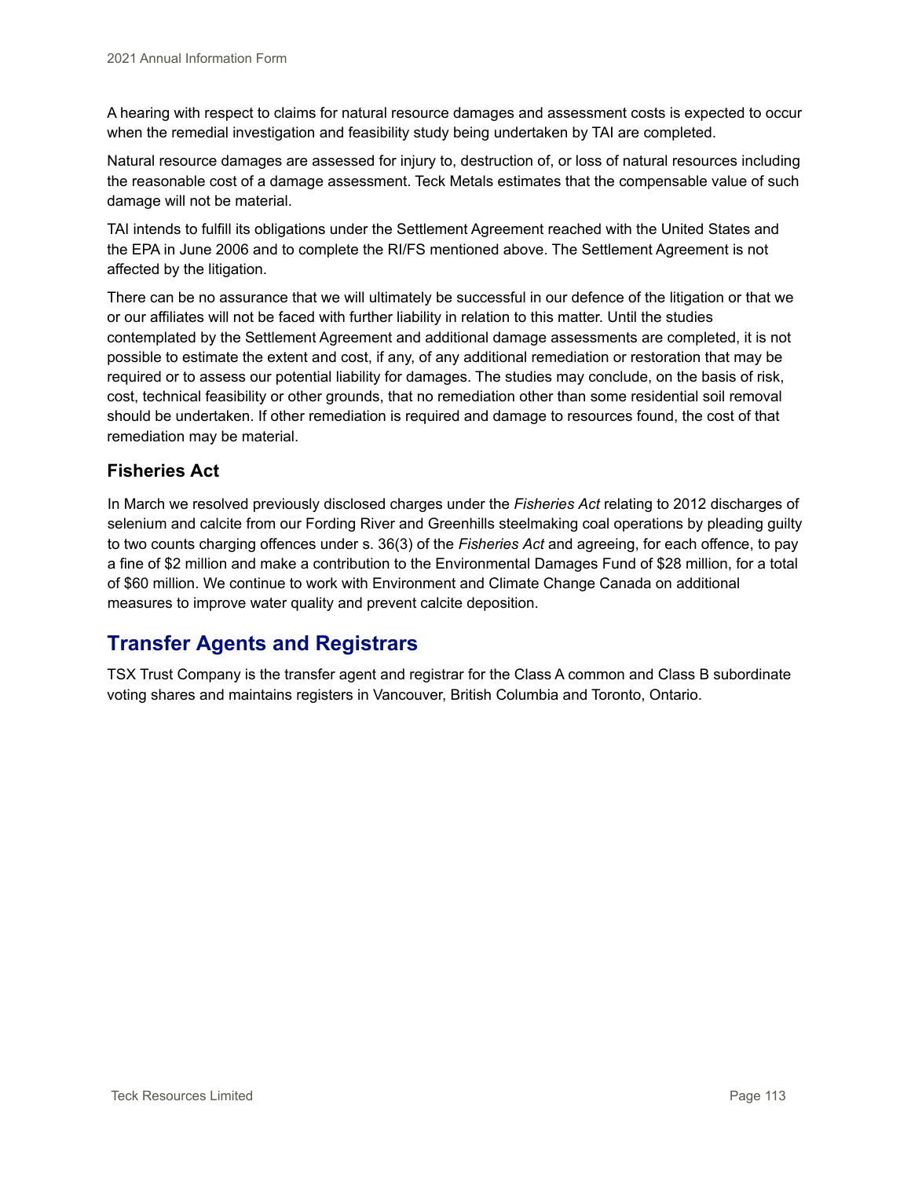A hearing with respect to claims for natural resource damages and assessment costs is expected to occur when the remedial investigation and feasibility study being undertaken by TAI are completed.

Natural resource damages are assessed for injury to, destruction of, or loss of natural resources including the reasonable cost of a damage assessment. Teck Metals estimates that the compensable value of such damage will not be material.

TAI intends to fulfill its obligations under the Settlement Agreement reached with the United States and the EPA in June 2006 and to complete the RI/FS mentioned above. The Settlement Agreement is not affected by the litigation.

There can be no assurance that we will ultimately be successful in our defence of the litigation or that we or our affiliates will not be faced with further liability in relation to this matter. Until the studies contemplated by the Settlement Agreement and additional damage assessments are completed, it is not possible to estimate the extent and cost, if any, of any additional remediation or restoration that may be required or to assess our potential liability for damages. The studies may conclude, on the basis of risk, cost, technical feasibility or other grounds, that no remediation other than some residential soil removal should be undertaken. If other remediation is required and damage to resources found, the cost of that remediation may be material.

### Fisheries Act

In March we resolved previously disclosed charges under the *Fisheries Act* relating to 2012 discharges of selenium and calcite from our Fording River and Greenhills steelmaking coal operations by pleading guilty to two counts charging offences under s. 36(3) of the *Fisheries Act* and agreeing, for each offence, to pay a fine of $2 million and make a contribution to the Environmental Damages Fund of $28 million, for a total of $60 million. We continue to work with Environment and Climate Change Canada on additional measures to improve water quality and prevent calcite deposition.

## Transfer Agents and Registrars

TSX Trust Company is the transfer agent and registrar for the Class A common and Class B subordinate voting shares and maintains registers in Vancouver, British Columbia and Toronto, Ontario.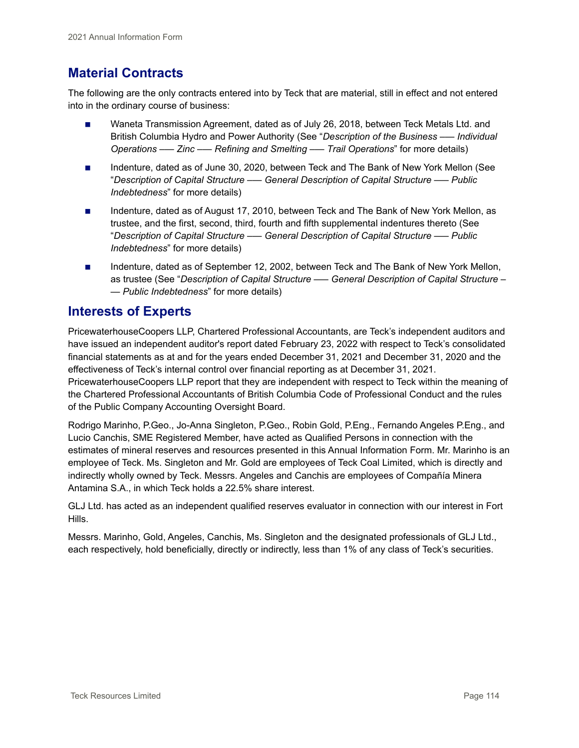## Material Contracts

The following are the only contracts entered into by Teck that are material, still in effect and not entered into in the ordinary course of business:

- Waneta Transmission Agreement, dated as of July 26, 2018, between Teck Metals Ltd. and British Columbia Hydro and Power Authority (See "*Description of the Business —– Individual Operations —– Zinc —– Refining and Smelting —– Trail Operations*" for more details)
- Indenture, dated as of June 30, 2020, between Teck and The Bank of New York Mellon (See "*Description of Capital Structure —– General Description of Capital Structure —– Public Indebtedness*" for more details)
- Indenture, dated as of August 17, 2010, between Teck and The Bank of New York Mellon, as trustee, and the first, second, third, fourth and fifth supplemental indentures thereto (See "*Description of Capital Structure —– General Description of Capital Structure —– Public Indebtedness*" for more details)
- Indenture, dated as of September 12, 2002, between Teck and The Bank of New York Mellon, as trustee (See "*Description of Capital Structure —– General Description of Capital Structure –— Public Indebtedness*" for more details)

## Interests of Experts

PricewaterhouseCoopers LLP, Chartered Professional Accountants, are Teck's independent auditors and have issued an independent auditor's report dated February 23, 2022 with respect to Teck's consolidated financial statements as at and for the years ended December 31, 2021 and December 31, 2020 and the effectiveness of Teck's internal control over financial reporting as at December 31, 2021. PricewaterhouseCoopers LLP report that they are independent with respect to Teck within the meaning of the Chartered Professional Accountants of British Columbia Code of Professional Conduct and the rules of the Public Company Accounting Oversight Board.

Rodrigo Marinho, P.Geo., Jo-Anna Singleton, P.Geo., Robin Gold, P.Eng., Fernando Angeles P.Eng., and Lucio Canchis, SME Registered Member, have acted as Qualified Persons in connection with the estimates of mineral reserves and resources presented in this Annual Information Form. Mr. Marinho is an employee of Teck. Ms. Singleton and Mr. Gold are employees of Teck Coal Limited, which is directly and indirectly wholly owned by Teck. Messrs. Angeles and Canchis are employees of Compañía Minera Antamina S.A., in which Teck holds a 22.5% share interest.

GLJ Ltd. has acted as an independent qualified reserves evaluator in connection with our interest in Fort Hills.

Messrs. Marinho, Gold, Angeles, Canchis, Ms. Singleton and the designated professionals of GLJ Ltd., each respectively, hold beneficially, directly or indirectly, less than 1% of any class of Teck's securities.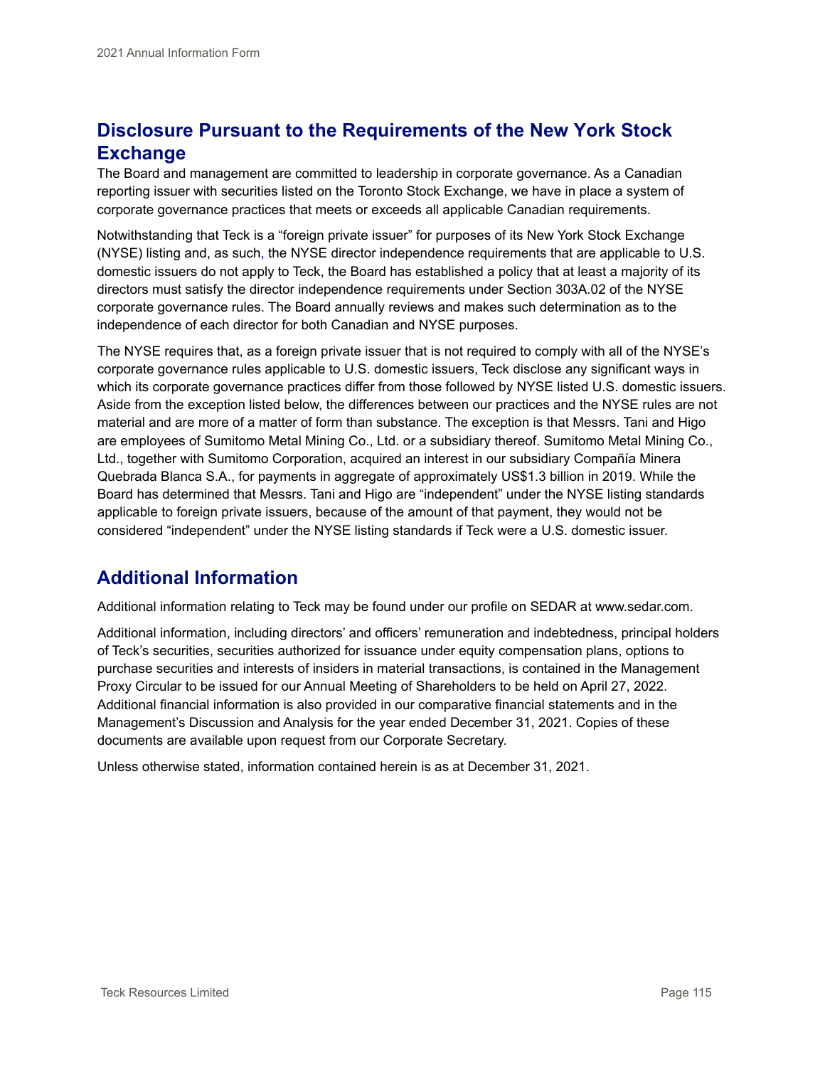## Disclosure Pursuant to the Requirements of the New York Stock Exchange

The Board and management are committed to leadership in corporate governance. As a Canadian reporting issuer with securities listed on the Toronto Stock Exchange, we have in place a system of corporate governance practices that meets or exceeds all applicable Canadian requirements.

Notwithstanding that Teck is a "foreign private issuer" for purposes of its New York Stock Exchange (NYSE) listing and, as such, the NYSE director independence requirements that are applicable to U.S. domestic issuers do not apply to Teck, the Board has established a policy that at least a majority of its directors must satisfy the director independence requirements under Section 303A.02 of the NYSE corporate governance rules. The Board annually reviews and makes such determination as to the independence of each director for both Canadian and NYSE purposes.

The NYSE requires that, as a foreign private issuer that is not required to comply with all of the NYSE's corporate governance rules applicable to U.S. domestic issuers, Teck disclose any significant ways in which its corporate governance practices differ from those followed by NYSE listed U.S. domestic issuers. Aside from the exception listed below, the differences between our practices and the NYSE rules are not material and are more of a matter of form than substance. The exception is that Messrs. Tani and Higo are employees of Sumitomo Metal Mining Co., Ltd. or a subsidiary thereof. Sumitomo Metal Mining Co., Ltd., together with Sumitomo Corporation, acquired an interest in our subsidiary Compañía Minera Quebrada Blanca S.A., for payments in aggregate of approximately US$1.3 billion in 2019. While the Board has determined that Messrs. Tani and Higo are "independent" under the NYSE listing standards applicable to foreign private issuers, because of the amount of that payment, they would not be considered "independent" under the NYSE listing standards if Teck were a U.S. domestic issuer.

## Additional Information

Additional information relating to Teck may be found under our profile on SEDAR at www.sedar.com.

Additional information, including directors' and officers' remuneration and indebtedness, principal holders of Teck's securities, securities authorized for issuance under equity compensation plans, options to purchase securities and interests of insiders in material transactions, is contained in the Management Proxy Circular to be issued for our Annual Meeting of Shareholders to be held on April 27, 2022. Additional financial information is also provided in our comparative financial statements and in the Management's Discussion and Analysis for the year ended December 31, 2021. Copies of these documents are available upon request from our Corporate Secretary.

Unless otherwise stated, information contained herein is as at December 31, 2021.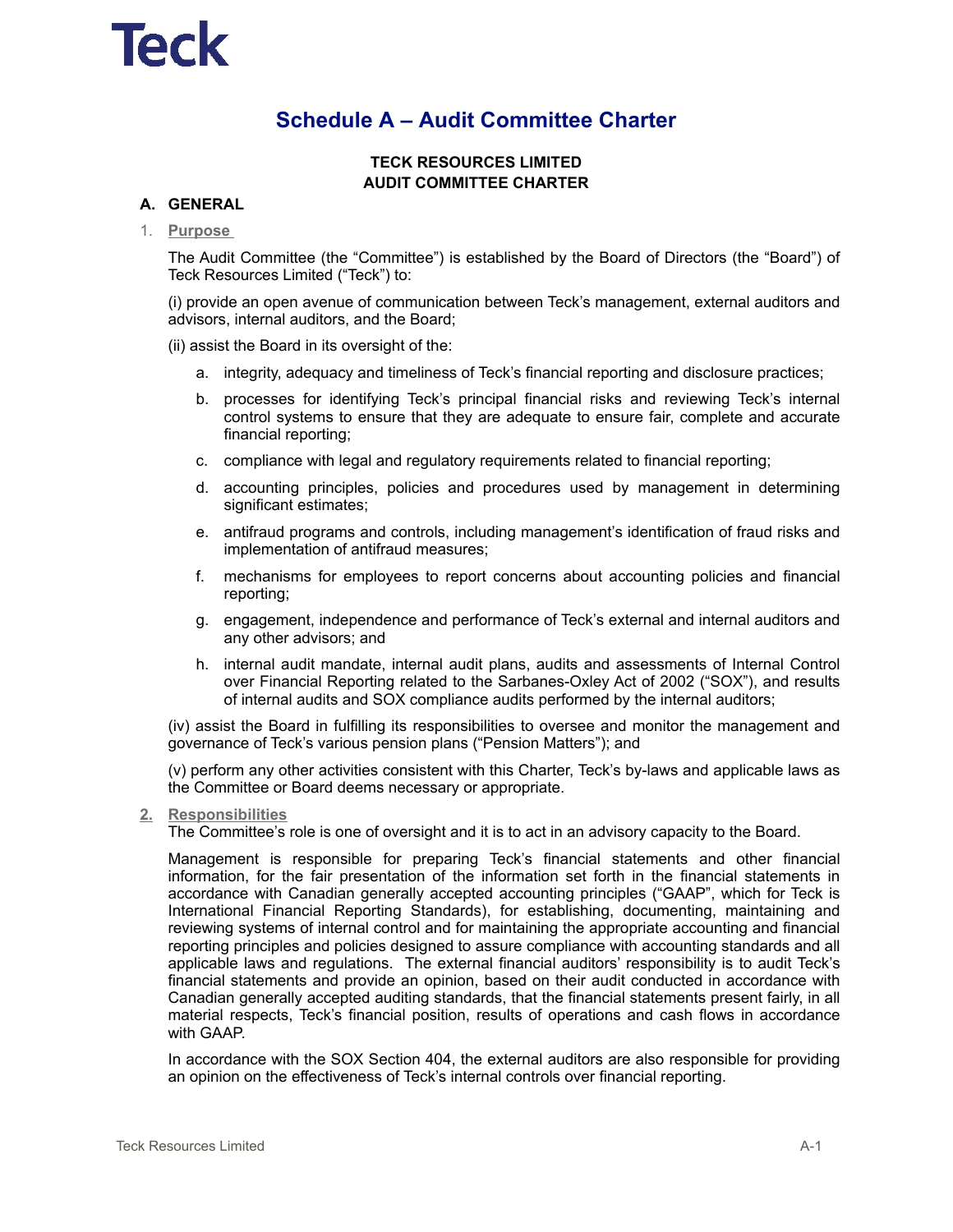# Schedule A – Audit Committee Charter

**TECK RESOURCES LIMITED**
**AUDIT COMMITTEE CHARTER**

## A. GENERAL

1. **Purpose**

The Audit Committee (the "Committee") is established by the Board of Directors (the "Board") of Teck Resources Limited ("Teck") to:

(i) provide an open avenue of communication between Teck's management, external auditors and advisors, internal auditors, and the Board;

(ii) assist the Board in its oversight of the:

a. integrity, adequacy and timeliness of Teck's financial reporting and disclosure practices;

b. processes for identifying Teck's principal financial risks and reviewing Teck's internal control systems to ensure that they are adequate to ensure fair, complete and accurate financial reporting;

c. compliance with legal and regulatory requirements related to financial reporting;

d. accounting principles, policies and procedures used by management in determining significant estimates;

e. antifraud programs and controls, including management's identification of fraud risks and implementation of antifraud measures;

f. mechanisms for employees to report concerns about accounting policies and financial reporting;

g. engagement, independence and performance of Teck's external and internal auditors and any other advisors; and

h. internal audit mandate, internal audit plans, audits and assessments of Internal Control over Financial Reporting related to the Sarbanes-Oxley Act of 2002 ("SOX"), and results of internal audits and SOX compliance audits performed by the internal auditors;

(iv) assist the Board in fulfilling its responsibilities to oversee and monitor the management and governance of Teck's various pension plans ("Pension Matters"); and

(v) perform any other activities consistent with this Charter, Teck's by-laws and applicable laws as the Committee or Board deems necessary or appropriate.

2. **Responsibilities**

The Committee's role is one of oversight and it is to act in an advisory capacity to the Board.

Management is responsible for preparing Teck's financial statements and other financial information, for the fair presentation of the information set forth in the financial statements in accordance with Canadian generally accepted accounting principles ("GAAP", which for Teck is International Financial Reporting Standards), for establishing, documenting, maintaining and reviewing systems of internal control and for maintaining the appropriate accounting and financial reporting principles and policies designed to assure compliance with accounting standards and all applicable laws and regulations. The external financial auditors' responsibility is to audit Teck's financial statements and provide an opinion, based on their audit conducted in accordance with Canadian generally accepted auditing standards, that the financial statements present fairly, in all material respects, Teck's financial position, results of operations and cash flows in accordance with GAAP.

In accordance with the SOX Section 404, the external auditors are also responsible for providing an opinion on the effectiveness of Teck's internal controls over financial reporting.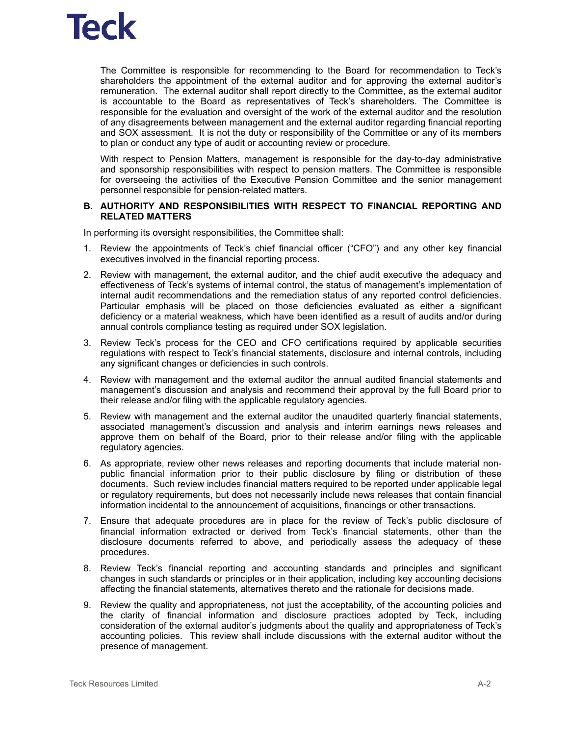The Committee is responsible for recommending to the Board for recommendation to Teck's shareholders the appointment of the external auditor and for approving the external auditor's remuneration. The external auditor shall report directly to the Committee, as the external auditor is accountable to the Board as representatives of Teck's shareholders. The Committee is responsible for the evaluation and oversight of the work of the external auditor and the resolution of any disagreements between management and the external auditor regarding financial reporting and SOX assessment. It is not the duty or responsibility of the Committee or any of its members to plan or conduct any type of audit or accounting review or procedure.

With respect to Pension Matters, management is responsible for the day-to-day administrative and sponsorship responsibilities with respect to pension matters. The Committee is responsible for overseeing the activities of the Executive Pension Committee and the senior management personnel responsible for pension-related matters.

### B. AUTHORITY AND RESPONSIBILITIES WITH RESPECT TO FINANCIAL REPORTING AND RELATED MATTERS

In performing its oversight responsibilities, the Committee shall:

1. Review the appointments of Teck's chief financial officer ("CFO") and any other key financial executives involved in the financial reporting process.
2. Review with management, the external auditor, and the chief audit executive the adequacy and effectiveness of Teck's systems of internal control, the status of management's implementation of internal audit recommendations and the remediation status of any reported control deficiencies. Particular emphasis will be placed on those deficiencies evaluated as either a significant deficiency or a material weakness, which have been identified as a result of audits and/or during annual controls compliance testing as required under SOX legislation.
3. Review Teck's process for the CEO and CFO certifications required by applicable securities regulations with respect to Teck's financial statements, disclosure and internal controls, including any significant changes or deficiencies in such controls.
4. Review with management and the external auditor the annual audited financial statements and management's discussion and analysis and recommend their approval by the full Board prior to their release and/or filing with the applicable regulatory agencies.
5. Review with management and the external auditor the unaudited quarterly financial statements, associated management's discussion and analysis and interim earnings news releases and approve them on behalf of the Board, prior to their release and/or filing with the applicable regulatory agencies.
6. As appropriate, review other news releases and reporting documents that include material non-public financial information prior to their public disclosure by filing or distribution of these documents. Such review includes financial matters required to be reported under applicable legal or regulatory requirements, but does not necessarily include news releases that contain financial information incidental to the announcement of acquisitions, financings or other transactions.
7. Ensure that adequate procedures are in place for the review of Teck's public disclosure of financial information extracted or derived from Teck's financial statements, other than the disclosure documents referred to above, and periodically assess the adequacy of these procedures.
8. Review Teck's financial reporting and accounting standards and principles and significant changes in such standards or principles or in their application, including key accounting decisions affecting the financial statements, alternatives thereto and the rationale for decisions made.
9. Review the quality and appropriateness, not just the acceptability, of the accounting policies and the clarity of financial information and disclosure practices adopted by Teck, including consideration of the external auditor's judgments about the quality and appropriateness of Teck's accounting policies. This review shall include discussions with the external auditor without the presence of management.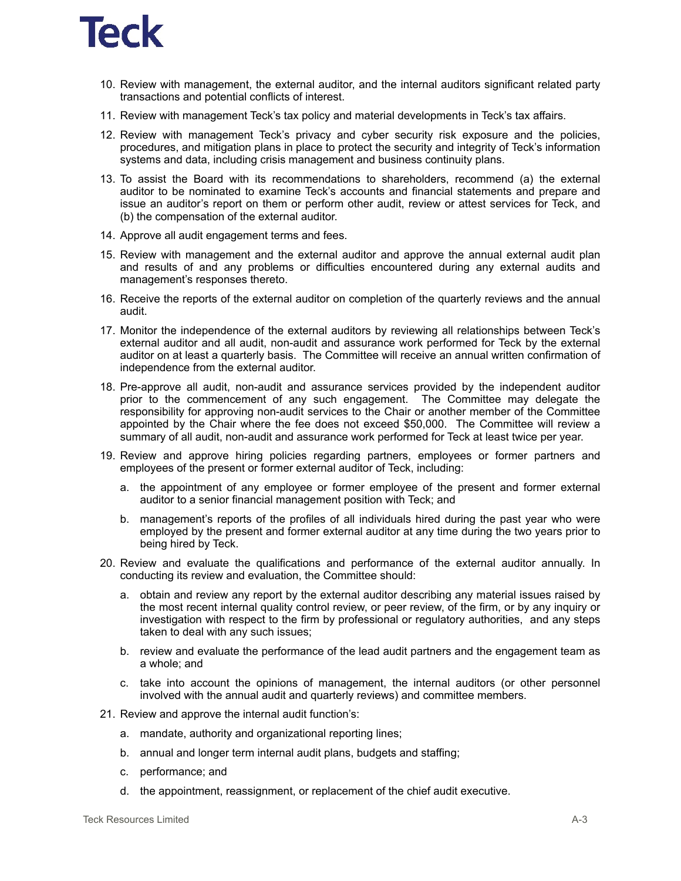10. Review with management, the external auditor, and the internal auditors significant related party transactions and potential conflicts of interest.
11. Review with management Teck's tax policy and material developments in Teck's tax affairs.
12. Review with management Teck's privacy and cyber security risk exposure and the policies, procedures, and mitigation plans in place to protect the security and integrity of Teck's information systems and data, including crisis management and business continuity plans.
13. To assist the Board with its recommendations to shareholders, recommend (a) the external auditor to be nominated to examine Teck's accounts and financial statements and prepare and issue an auditor's report on them or perform other audit, review or attest services for Teck, and (b) the compensation of the external auditor.
14. Approve all audit engagement terms and fees.
15. Review with management and the external auditor and approve the annual external audit plan and results of and any problems or difficulties encountered during any external audits and management's responses thereto.
16. Receive the reports of the external auditor on completion of the quarterly reviews and the annual audit.
17. Monitor the independence of the external auditors by reviewing all relationships between Teck's external auditor and all audit, non-audit and assurance work performed for Teck by the external auditor on at least a quarterly basis. The Committee will receive an annual written confirmation of independence from the external auditor.
18. Pre-approve all audit, non-audit and assurance services provided by the independent auditor prior to the commencement of any such engagement. The Committee may delegate the responsibility for approving non-audit services to the Chair or another member of the Committee appointed by the Chair where the fee does not exceed $50,000. The Committee will review a summary of all audit, non-audit and assurance work performed for Teck at least twice per year.
19. Review and approve hiring policies regarding partners, employees or former partners and employees of the present or former external auditor of Teck, including:
    a. the appointment of any employee or former employee of the present and former external auditor to a senior financial management position with Teck; and
    b. management's reports of the profiles of all individuals hired during the past year who were employed by the present and former external auditor at any time during the two years prior to being hired by Teck.
20. Review and evaluate the qualifications and performance of the external auditor annually. In conducting its review and evaluation, the Committee should:
    a. obtain and review any report by the external auditor describing any material issues raised by the most recent internal quality control review, or peer review, of the firm, or by any inquiry or investigation with respect to the firm by professional or regulatory authorities, and any steps taken to deal with any such issues;
    b. review and evaluate the performance of the lead audit partners and the engagement team as a whole; and
    c. take into account the opinions of management, the internal auditors (or other personnel involved with the annual audit and quarterly reviews) and committee members.
21. Review and approve the internal audit function's:
    a. mandate, authority and organizational reporting lines;
    b. annual and longer term internal audit plans, budgets and staffing;
    c. performance; and
    d. the appointment, reassignment, or replacement of the chief audit executive.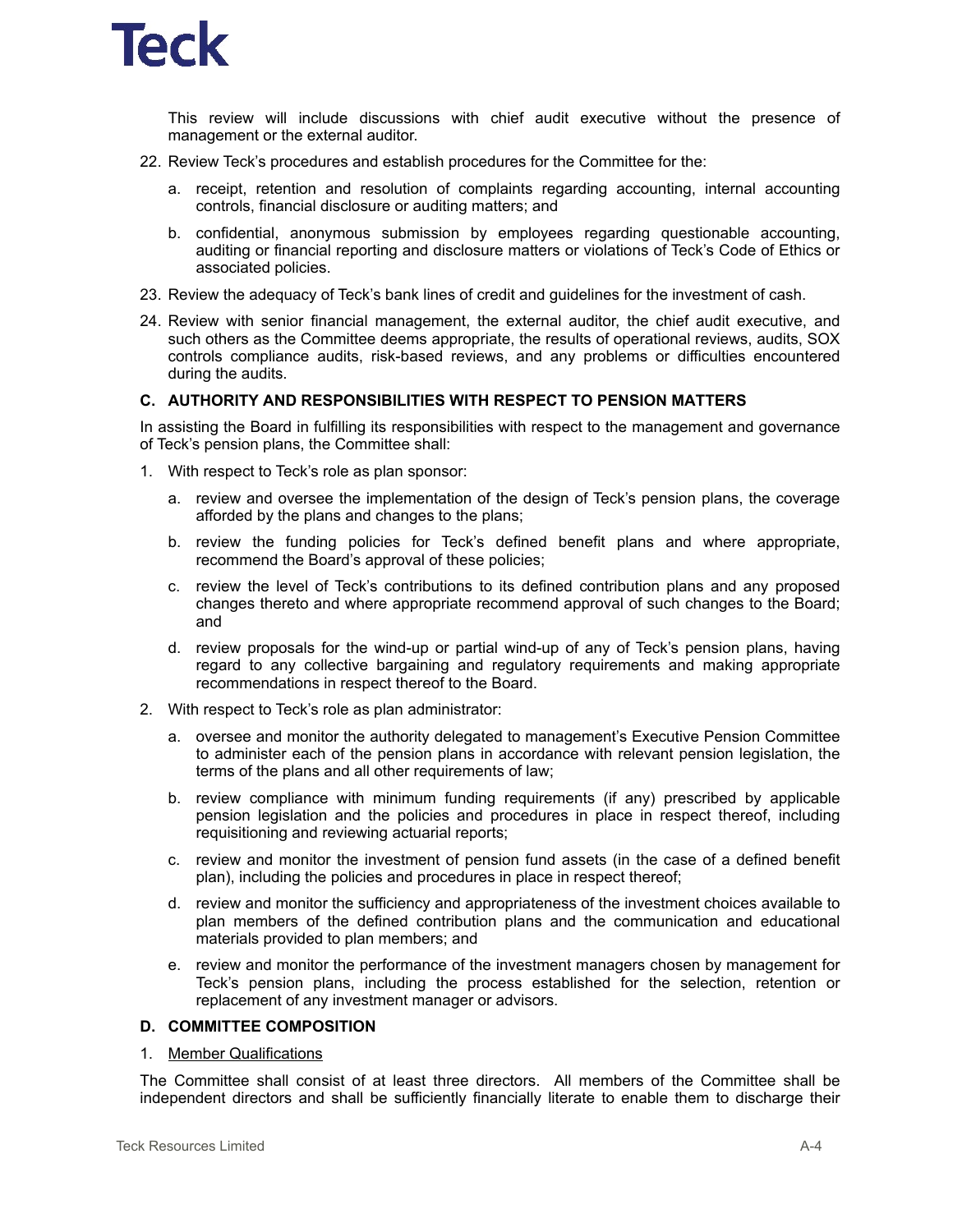This review will include discussions with chief audit executive without the presence of management or the external auditor.

22. Review Teck's procedures and establish procedures for the Committee for the:

    a. receipt, retention and resolution of complaints regarding accounting, internal accounting controls, financial disclosure or auditing matters; and

    b. confidential, anonymous submission by employees regarding questionable accounting, auditing or financial reporting and disclosure matters or violations of Teck's Code of Ethics or associated policies.

23. Review the adequacy of Teck's bank lines of credit and guidelines for the investment of cash.

24. Review with senior financial management, the external auditor, the chief audit executive, and such others as the Committee deems appropriate, the results of operational reviews, audits, SOX controls compliance audits, risk-based reviews, and any problems or difficulties encountered during the audits.

### C. AUTHORITY AND RESPONSIBILITIES WITH RESPECT TO PENSION MATTERS

In assisting the Board in fulfilling its responsibilities with respect to the management and governance of Teck's pension plans, the Committee shall:

1. With respect to Teck's role as plan sponsor:

    a. review and oversee the implementation of the design of Teck's pension plans, the coverage afforded by the plans and changes to the plans;

    b. review the funding policies for Teck's defined benefit plans and where appropriate, recommend the Board's approval of these policies;

    c. review the level of Teck's contributions to its defined contribution plans and any proposed changes thereto and where appropriate recommend approval of such changes to the Board; and

    d. review proposals for the wind-up or partial wind-up of any of Teck's pension plans, having regard to any collective bargaining and regulatory requirements and making appropriate recommendations in respect thereof to the Board.

2. With respect to Teck's role as plan administrator:

    a. oversee and monitor the authority delegated to management's Executive Pension Committee to administer each of the pension plans in accordance with relevant pension legislation, the terms of the plans and all other requirements of law;

    b. review compliance with minimum funding requirements (if any) prescribed by applicable pension legislation and the policies and procedures in place in respect thereof, including requisitioning and reviewing actuarial reports;

    c. review and monitor the investment of pension fund assets (in the case of a defined benefit plan), including the policies and procedures in place in respect thereof;

    d. review and monitor the sufficiency and appropriateness of the investment choices available to plan members of the defined contribution plans and the communication and educational materials provided to plan members; and

    e. review and monitor the performance of the investment managers chosen by management for Teck's pension plans, including the process established for the selection, retention or replacement of any investment manager or advisors.

### D. COMMITTEE COMPOSITION

1. <u>Member Qualifications</u>

The Committee shall consist of at least three directors. All members of the Committee shall be independent directors and shall be sufficiently financially literate to enable them to discharge their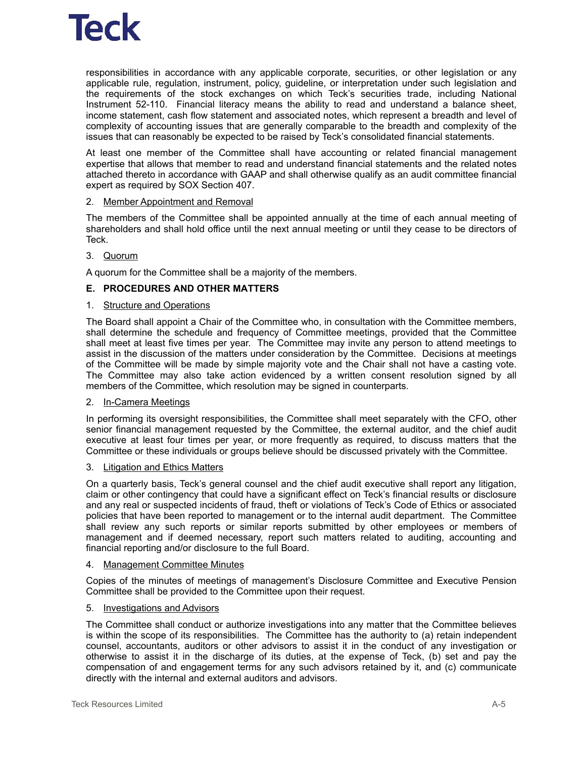responsibilities in accordance with any applicable corporate, securities, or other legislation or any applicable rule, regulation, instrument, policy, guideline, or interpretation under such legislation and the requirements of the stock exchanges on which Teck's securities trade, including National Instrument 52-110. Financial literacy means the ability to read and understand a balance sheet, income statement, cash flow statement and associated notes, which represent a breadth and level of complexity of accounting issues that are generally comparable to the breadth and complexity of the issues that can reasonably be expected to be raised by Teck's consolidated financial statements.

At least one member of the Committee shall have accounting or related financial management expertise that allows that member to read and understand financial statements and the related notes attached thereto in accordance with GAAP and shall otherwise qualify as an audit committee financial expert as required by SOX Section 407.

2. Member Appointment and Removal

The members of the Committee shall be appointed annually at the time of each annual meeting of shareholders and shall hold office until the next annual meeting or until they cease to be directors of Teck.

3. Quorum

A quorum for the Committee shall be a majority of the members.

## E. PROCEDURES AND OTHER MATTERS

1. Structure and Operations

The Board shall appoint a Chair of the Committee who, in consultation with the Committee members, shall determine the schedule and frequency of Committee meetings, provided that the Committee shall meet at least five times per year. The Committee may invite any person to attend meetings to assist in the discussion of the matters under consideration by the Committee. Decisions at meetings of the Committee will be made by simple majority vote and the Chair shall not have a casting vote. The Committee may also take action evidenced by a written consent resolution signed by all members of the Committee, which resolution may be signed in counterparts.

2. In-Camera Meetings

In performing its oversight responsibilities, the Committee shall meet separately with the CFO, other senior financial management requested by the Committee, the external auditor, and the chief audit executive at least four times per year, or more frequently as required, to discuss matters that the Committee or these individuals or groups believe should be discussed privately with the Committee.

3. Litigation and Ethics Matters

On a quarterly basis, Teck's general counsel and the chief audit executive shall report any litigation, claim or other contingency that could have a significant effect on Teck's financial results or disclosure and any real or suspected incidents of fraud, theft or violations of Teck's Code of Ethics or associated policies that have been reported to management or to the internal audit department. The Committee shall review any such reports or similar reports submitted by other employees or members of management and if deemed necessary, report such matters related to auditing, accounting and financial reporting and/or disclosure to the full Board.

4. Management Committee Minutes

Copies of the minutes of meetings of management's Disclosure Committee and Executive Pension Committee shall be provided to the Committee upon their request.

5. Investigations and Advisors

The Committee shall conduct or authorize investigations into any matter that the Committee believes is within the scope of its responsibilities. The Committee has the authority to (a) retain independent counsel, accountants, auditors or other advisors to assist it in the conduct of any investigation or otherwise to assist it in the discharge of its duties, at the expense of Teck, (b) set and pay the compensation of and engagement terms for any such advisors retained by it, and (c) communicate directly with the internal and external auditors and advisors.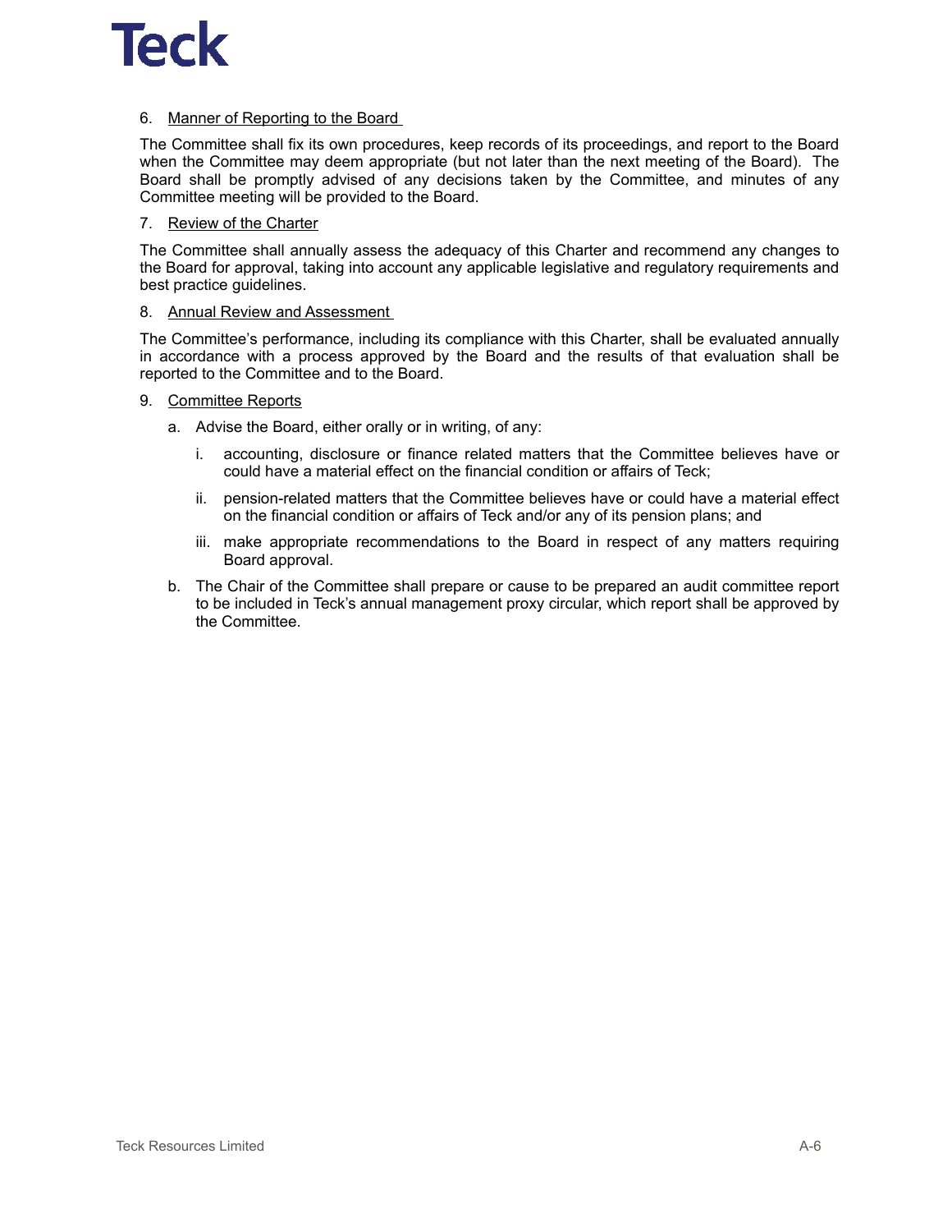6. Manner of Reporting to the Board

The Committee shall fix its own procedures, keep records of its proceedings, and report to the Board when the Committee may deem appropriate (but not later than the next meeting of the Board). The Board shall be promptly advised of any decisions taken by the Committee, and minutes of any Committee meeting will be provided to the Board.

7. Review of the Charter

The Committee shall annually assess the adequacy of this Charter and recommend any changes to the Board for approval, taking into account any applicable legislative and regulatory requirements and best practice guidelines.

8. Annual Review and Assessment

The Committee's performance, including its compliance with this Charter, shall be evaluated annually in accordance with a process approved by the Board and the results of that evaluation shall be reported to the Committee and to the Board.

9. Committee Reports

   a. Advise the Board, either orally or in writing, of any:

      i. accounting, disclosure or finance related matters that the Committee believes have or could have a material effect on the financial condition or affairs of Teck;

      ii. pension-related matters that the Committee believes have or could have a material effect on the financial condition or affairs of Teck and/or any of its pension plans; and

      iii. make appropriate recommendations to the Board in respect of any matters requiring Board approval.

   b. The Chair of the Committee shall prepare or cause to be prepared an audit committee report to be included in Teck's annual management proxy circular, which report shall be approved by the Committee.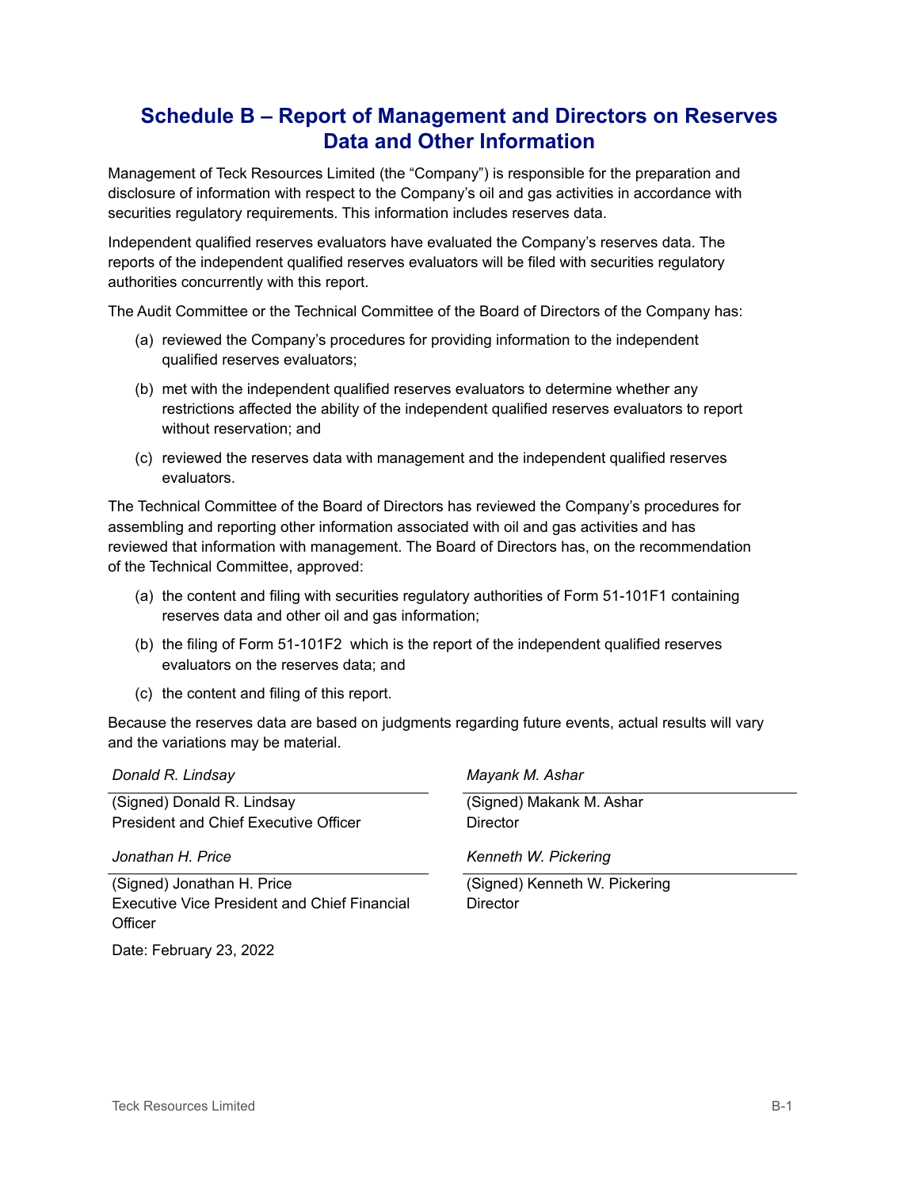# Schedule B – Report of Management and Directors on Reserves Data and Other Information

Management of Teck Resources Limited (the "Company") is responsible for the preparation and disclosure of information with respect to the Company's oil and gas activities in accordance with securities regulatory requirements. This information includes reserves data.

Independent qualified reserves evaluators have evaluated the Company's reserves data. The reports of the independent qualified reserves evaluators will be filed with securities regulatory authorities concurrently with this report.

The Audit Committee or the Technical Committee of the Board of Directors of the Company has:

(a) reviewed the Company's procedures for providing information to the independent qualified reserves evaluators;

(b) met with the independent qualified reserves evaluators to determine whether any restrictions affected the ability of the independent qualified reserves evaluators to report without reservation; and

(c) reviewed the reserves data with management and the independent qualified reserves evaluators.

The Technical Committee of the Board of Directors has reviewed the Company's procedures for assembling and reporting other information associated with oil and gas activities and has reviewed that information with management. The Board of Directors has, on the recommendation of the Technical Committee, approved:

(a) the content and filing with securities regulatory authorities of Form 51-101F1 containing reserves data and other oil and gas information;

(b) the filing of Form 51-101F2 which is the report of the independent qualified reserves evaluators on the reserves data; and

(c) the content and filing of this report.

Because the reserves data are based on judgments regarding future events, actual results will vary and the variations may be material.

*Donald R. Lindsay*

(Signed) Donald R. Lindsay
President and Chief Executive Officer

*Mayank M. Ashar*

(Signed) Makank M. Ashar
Director

*Jonathan H. Price*

(Signed) Jonathan H. Price
Executive Vice President and Chief Financial Officer

*Kenneth W. Pickering*

(Signed) Kenneth W. Pickering
Director

Date: February 23, 2022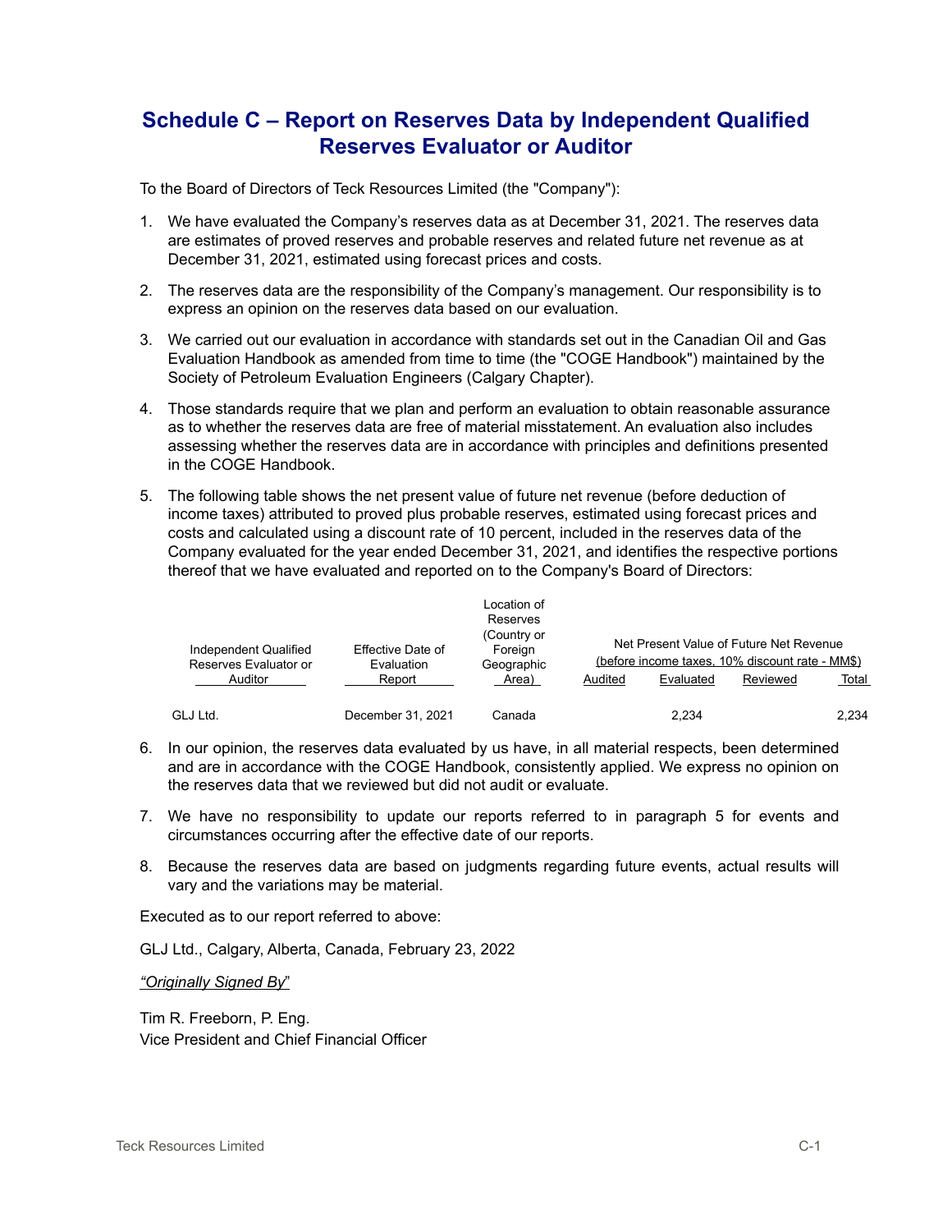# Schedule C – Report on Reserves Data by Independent Qualified Reserves Evaluator or Auditor

To the Board of Directors of Teck Resources Limited (the "Company"):

1. We have evaluated the Company's reserves data as at December 31, 2021. The reserves data are estimates of proved reserves and probable reserves and related future net revenue as at December 31, 2021, estimated using forecast prices and costs.

2. The reserves data are the responsibility of the Company's management. Our responsibility is to express an opinion on the reserves data based on our evaluation.

3. We carried out our evaluation in accordance with standards set out in the Canadian Oil and Gas Evaluation Handbook as amended from time to time (the "COGE Handbook") maintained by the Society of Petroleum Evaluation Engineers (Calgary Chapter).

4. Those standards require that we plan and perform an evaluation to obtain reasonable assurance as to whether the reserves data are free of material misstatement. An evaluation also includes assessing whether the reserves data are in accordance with principles and definitions presented in the COGE Handbook.

5. The following table shows the net present value of future net revenue (before deduction of income taxes) attributed to proved plus probable reserves, estimated using forecast prices and costs and calculated using a discount rate of 10 percent, included in the reserves data of the Company evaluated for the year ended December 31, 2021, and identifies the respective portions thereof that we have evaluated and reported on to the Company's Board of Directors:

| Independent Qualified Reserves Evaluator or Auditor | Effective Date of Evaluation Report | Location of Reserves (Country or Foreign Geographic Area) | Net Present Value of Future Net Revenue (before income taxes, 10% discount rate - MM$) | | | |
|---|---|---|---|---|---|---|
| | | | Audited | Evaluated | Reviewed | Total |
| GLJ Ltd. | December 31, 2021 | Canada | | 2,234 | | 2,234 |

6. In our opinion, the reserves data evaluated by us have, in all material respects, been determined and are in accordance with the COGE Handbook, consistently applied. We express no opinion on the reserves data that we reviewed but did not audit or evaluate.

7. We have no responsibility to update our reports referred to in paragraph 5 for events and circumstances occurring after the effective date of our reports.

8. Because the reserves data are based on judgments regarding future events, actual results will vary and the variations may be material.

Executed as to our report referred to above:

GLJ Ltd., Calgary, Alberta, Canada, February 23, 2022

*"Originally Signed By"*

Tim R. Freeborn, P. Eng.
Vice President and Chief Financial Officer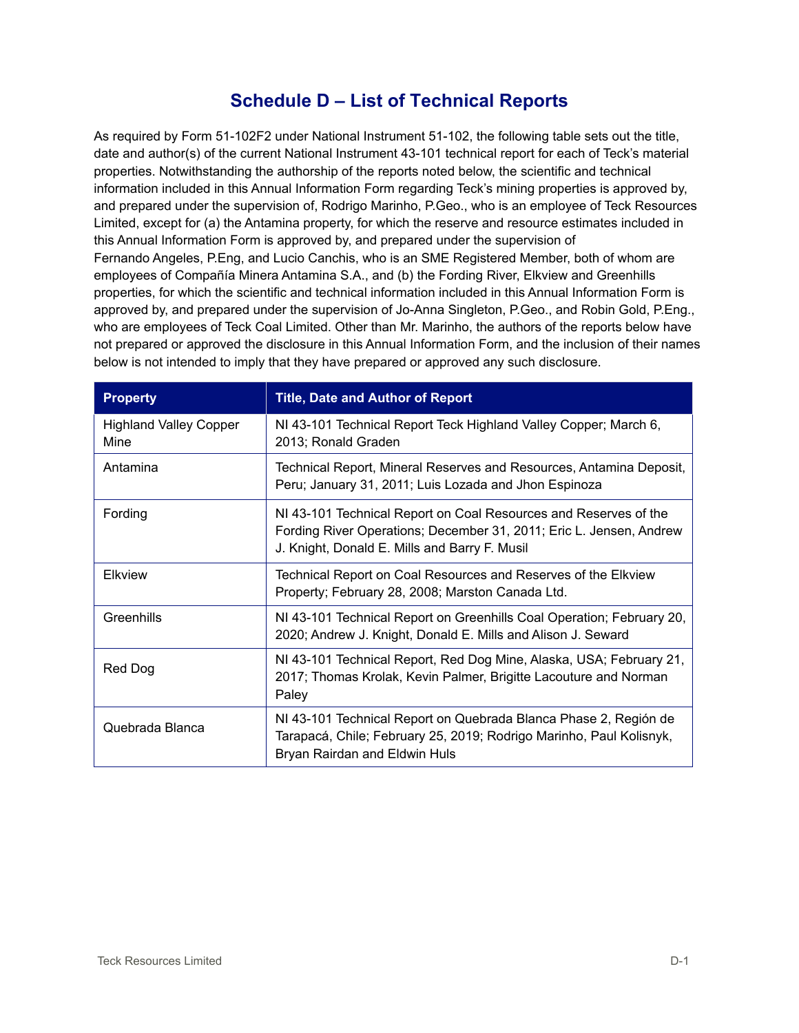# Schedule D – List of Technical Reports

As required by Form 51-102F2 under National Instrument 51-102, the following table sets out the title, date and author(s) of the current National Instrument 43-101 technical report for each of Teck's material properties. Notwithstanding the authorship of the reports noted below, the scientific and technical information included in this Annual Information Form regarding Teck's mining properties is approved by, and prepared under the supervision of, Rodrigo Marinho, P.Geo., who is an employee of Teck Resources Limited, except for (a) the Antamina property, for which the reserve and resource estimates included in this Annual Information Form is approved by, and prepared under the supervision of Fernando Angeles, P.Eng, and Lucio Canchis, who is an SME Registered Member, both of whom are employees of Compañía Minera Antamina S.A., and (b) the Fording River, Elkview and Greenhills properties, for which the scientific and technical information included in this Annual Information Form is approved by, and prepared under the supervision of Jo-Anna Singleton, P.Geo., and Robin Gold, P.Eng., who are employees of Teck Coal Limited. Other than Mr. Marinho, the authors of the reports below have not prepared or approved the disclosure in this Annual Information Form, and the inclusion of their names below is not intended to imply that they have prepared or approved any such disclosure.

| Property | Title, Date and Author of Report |
|---|---|
| Highland Valley Copper Mine | NI 43-101 Technical Report Teck Highland Valley Copper; March 6, 2013; Ronald Graden |
| Antamina | Technical Report, Mineral Reserves and Resources, Antamina Deposit, Peru; January 31, 2011; Luis Lozada and Jhon Espinoza |
| Fording | NI 43-101 Technical Report on Coal Resources and Reserves of the Fording River Operations; December 31, 2011; Eric L. Jensen, Andrew J. Knight, Donald E. Mills and Barry F. Musil |
| Elkview | Technical Report on Coal Resources and Reserves of the Elkview Property; February 28, 2008; Marston Canada Ltd. |
| Greenhills | NI 43-101 Technical Report on Greenhills Coal Operation; February 20, 2020; Andrew J. Knight, Donald E. Mills and Alison J. Seward |
| Red Dog | NI 43-101 Technical Report, Red Dog Mine, Alaska, USA; February 21, 2017; Thomas Krolak, Kevin Palmer, Brigitte Lacouture and Norman Paley |
| Quebrada Blanca | NI 43-101 Technical Report on Quebrada Blanca Phase 2, Región de Tarapacá, Chile; February 25, 2019; Rodrigo Marinho, Paul Kolisnyk, Bryan Rairdan and Eldwin Huls |